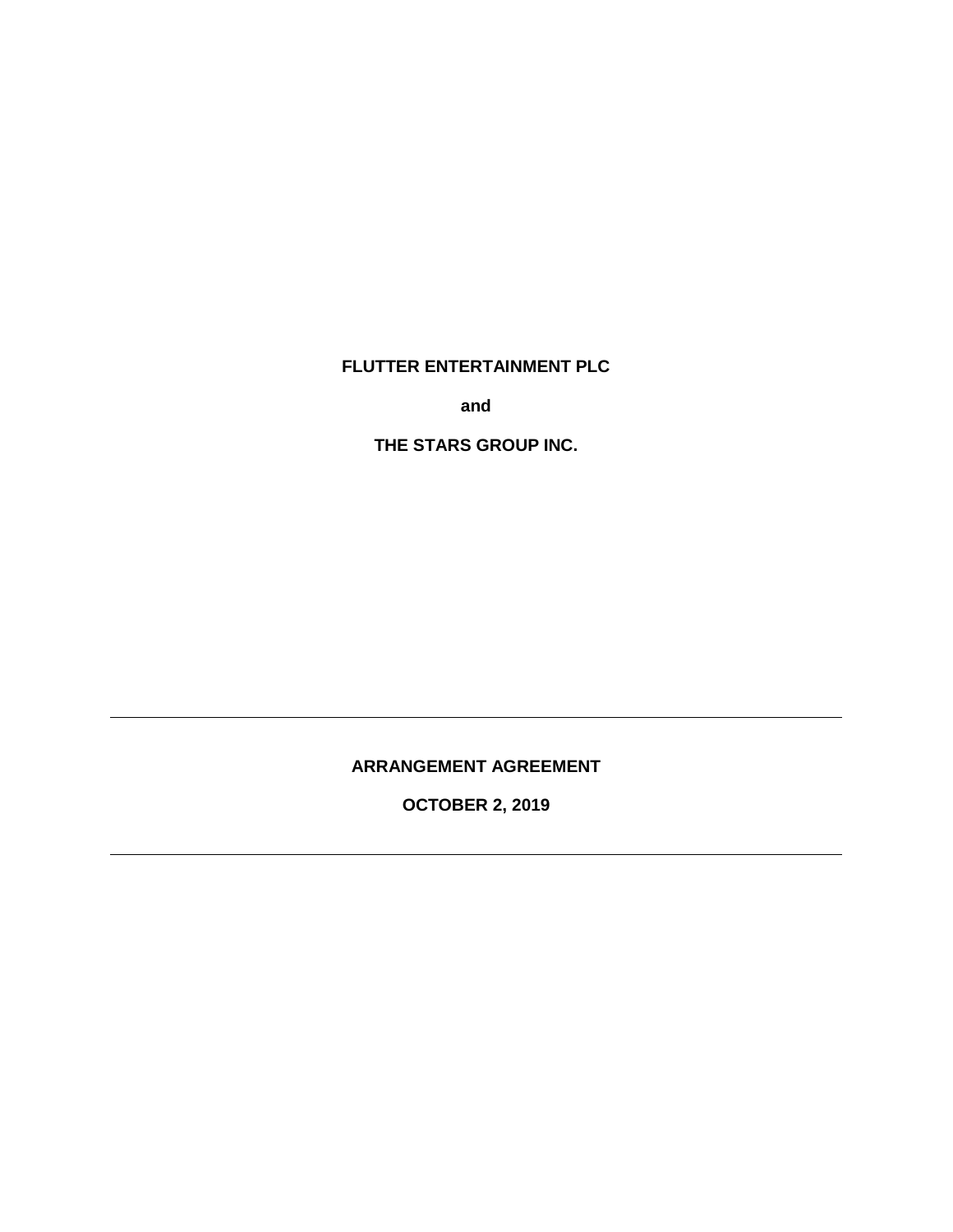**FLUTTER ENTERTAINMENT PLC**

**and**

**THE STARS GROUP INC.**

---

**ARRANGEMENT AGREEMENT**

**OCTOBER 2, 2019**

---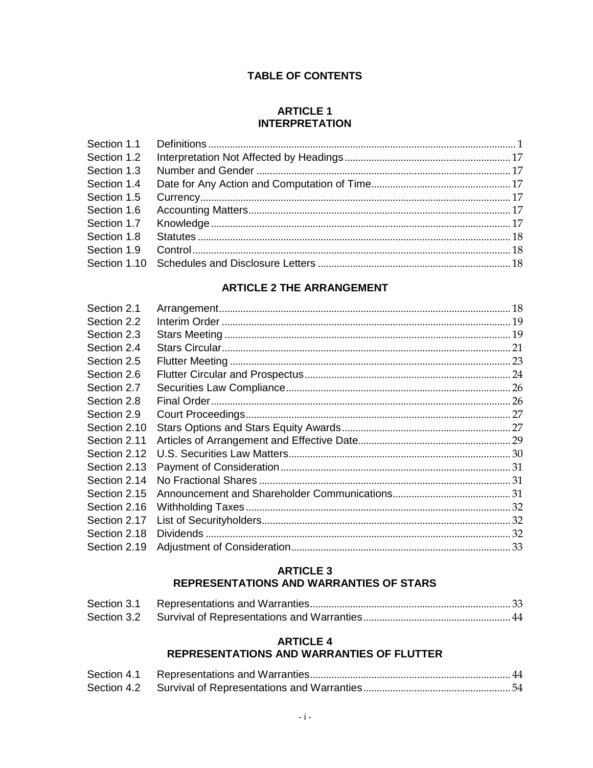# TABLE OF CONTENTS

## ARTICLE 1
## INTERPRETATION

| | | |
|---|---|---|
| Section 1.1 | Definitions | 1 |
| Section 1.2 | Interpretation Not Affected by Headings | 17 |
| Section 1.3 | Number and Gender | 17 |
| Section 1.4 | Date for Any Action and Computation of Time | 17 |
| Section 1.5 | Currency | 17 |
| Section 1.6 | Accounting Matters | 17 |
| Section 1.7 | Knowledge | 17 |
| Section 1.8 | Statutes | 18 |
| Section 1.9 | Control | 18 |
| Section 1.10 | Schedules and Disclosure Letters | 18 |

## ARTICLE 2 THE ARRANGEMENT

| | | |
|---|---|---|
| Section 2.1 | Arrangement | 18 |
| Section 2.2 | Interim Order | 19 |
| Section 2.3 | Stars Meeting | 19 |
| Section 2.4 | Stars Circular | 21 |
| Section 2.5 | Flutter Meeting | 23 |
| Section 2.6 | Flutter Circular and Prospectus | 24 |
| Section 2.7 | Securities Law Compliance | 26 |
| Section 2.8 | Final Order | 26 |
| Section 2.9 | Court Proceedings | 27 |
| Section 2.10 | Stars Options and Stars Equity Awards | 27 |
| Section 2.11 | Articles of Arrangement and Effective Date | 29 |
| Section 2.12 | U.S. Securities Law Matters | 30 |
| Section 2.13 | Payment of Consideration | 31 |
| Section 2.14 | No Fractional Shares | 31 |
| Section 2.15 | Announcement and Shareholder Communications | 31 |
| Section 2.16 | Withholding Taxes | 32 |
| Section 2.17 | List of Securityholders | 32 |
| Section 2.18 | Dividends | 32 |
| Section 2.19 | Adjustment of Consideration | 33 |

## ARTICLE 3
## REPRESENTATIONS AND WARRANTIES OF STARS

| | | |
|---|---|---|
| Section 3.1 | Representations and Warranties | 33 |
| Section 3.2 | Survival of Representations and Warranties | 44 |

## ARTICLE 4
## REPRESENTATIONS AND WARRANTIES OF FLUTTER

| | | |
|---|---|---|
| Section 4.1 | Representations and Warranties | 44 |
| Section 4.2 | Survival of Representations and Warranties | 54 |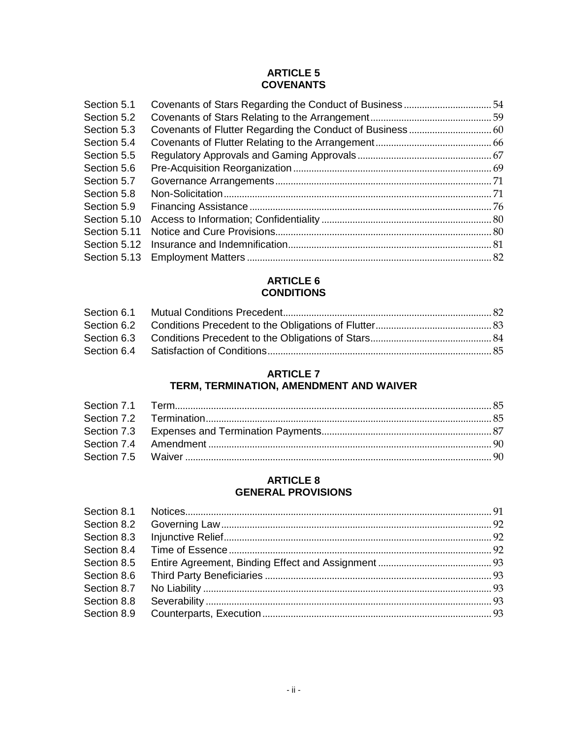## ARTICLE 5
## COVENANTS

| | | |
|---|---|---|
| Section 5.1 | Covenants of Stars Regarding the Conduct of Business | 54 |
| Section 5.2 | Covenants of Stars Relating to the Arrangement | 59 |
| Section 5.3 | Covenants of Flutter Regarding the Conduct of Business | 60 |
| Section 5.4 | Covenants of Flutter Relating to the Arrangement | 66 |
| Section 5.5 | Regulatory Approvals and Gaming Approvals | 67 |
| Section 5.6 | Pre-Acquisition Reorganization | 69 |
| Section 5.7 | Governance Arrangements | 71 |
| Section 5.8 | Non-Solicitation | 71 |
| Section 5.9 | Financing Assistance | 76 |
| Section 5.10 | Access to Information; Confidentiality | 80 |
| Section 5.11 | Notice and Cure Provisions | 80 |
| Section 5.12 | Insurance and Indemnification | 81 |
| Section 5.13 | Employment Matters | 82 |

## ARTICLE 6
## CONDITIONS

| | | |
|---|---|---|
| Section 6.1 | Mutual Conditions Precedent | 82 |
| Section 6.2 | Conditions Precedent to the Obligations of Flutter | 83 |
| Section 6.3 | Conditions Precedent to the Obligations of Stars | 84 |
| Section 6.4 | Satisfaction of Conditions | 85 |

## ARTICLE 7
## TERM, TERMINATION, AMENDMENT AND WAIVER

| | | |
|---|---|---|
| Section 7.1 | Term | 85 |
| Section 7.2 | Termination | 85 |
| Section 7.3 | Expenses and Termination Payments | 87 |
| Section 7.4 | Amendment | 90 |
| Section 7.5 | Waiver | 90 |

## ARTICLE 8
## GENERAL PROVISIONS

| | | |
|---|---|---|
| Section 8.1 | Notices | 91 |
| Section 8.2 | Governing Law | 92 |
| Section 8.3 | Injunctive Relief | 92 |
| Section 8.4 | Time of Essence | 92 |
| Section 8.5 | Entire Agreement, Binding Effect and Assignment | 93 |
| Section 8.6 | Third Party Beneficiaries | 93 |
| Section 8.7 | No Liability | 93 |
| Section 8.8 | Severability | 93 |
| Section 8.9 | Counterparts, Execution | 93 |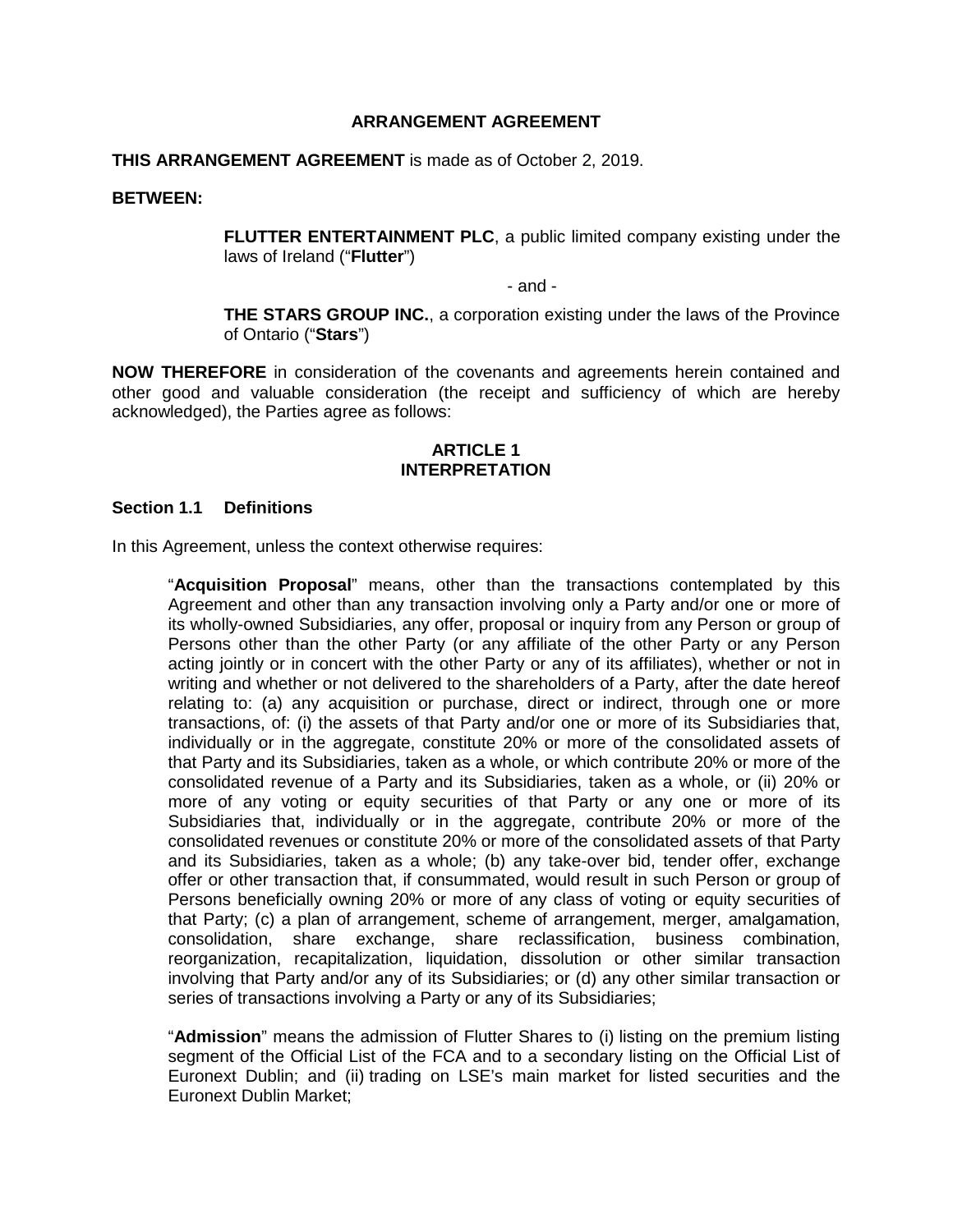# ARRANGEMENT AGREEMENT

**THIS ARRANGEMENT AGREEMENT** is made as of October 2, 2019.

**BETWEEN:**

> **FLUTTER ENTERTAINMENT PLC**, a public limited company existing under the laws of Ireland ("**Flutter**")
>
> \- and -
>
> **THE STARS GROUP INC.**, a corporation existing under the laws of the Province of Ontario ("**Stars**")

**NOW THEREFORE** in consideration of the covenants and agreements herein contained and other good and valuable consideration (the receipt and sufficiency of which are hereby acknowledged), the Parties agree as follows:

## ARTICLE 1
## INTERPRETATION

### Section 1.1 Definitions

In this Agreement, unless the context otherwise requires:

> "**Acquisition Proposal**" means, other than the transactions contemplated by this Agreement and other than any transaction involving only a Party and/or one or more of its wholly-owned Subsidiaries, any offer, proposal or inquiry from any Person or group of Persons other than the other Party (or any affiliate of the other Party or any Person acting jointly or in concert with the other Party or any of its affiliates), whether or not in writing and whether or not delivered to the shareholders of a Party, after the date hereof relating to: (a) any acquisition or purchase, direct or indirect, through one or more transactions, of: (i) the assets of that Party and/or one or more of its Subsidiaries that, individually or in the aggregate, constitute 20% or more of the consolidated assets of that Party and its Subsidiaries, taken as a whole, or which contribute 20% or more of the consolidated revenue of a Party and its Subsidiaries, taken as a whole, or (ii) 20% or more of any voting or equity securities of that Party or any one or more of its Subsidiaries that, individually or in the aggregate, contribute 20% or more of the consolidated revenues or constitute 20% or more of the consolidated assets of that Party and its Subsidiaries, taken as a whole; (b) any take-over bid, tender offer, exchange offer or other transaction that, if consummated, would result in such Person or group of Persons beneficially owning 20% or more of any class of voting or equity securities of that Party; (c) a plan of arrangement, scheme of arrangement, merger, amalgamation, consolidation, share exchange, share reclassification, business combination, reorganization, recapitalization, liquidation, dissolution or other similar transaction involving that Party and/or any of its Subsidiaries; or (d) any other similar transaction or series of transactions involving a Party or any of its Subsidiaries;
>
> "**Admission**" means the admission of Flutter Shares to (i) listing on the premium listing segment of the Official List of the FCA and to a secondary listing on the Official List of Euronext Dublin; and (ii) trading on LSE's main market for listed securities and the Euronext Dublin Market;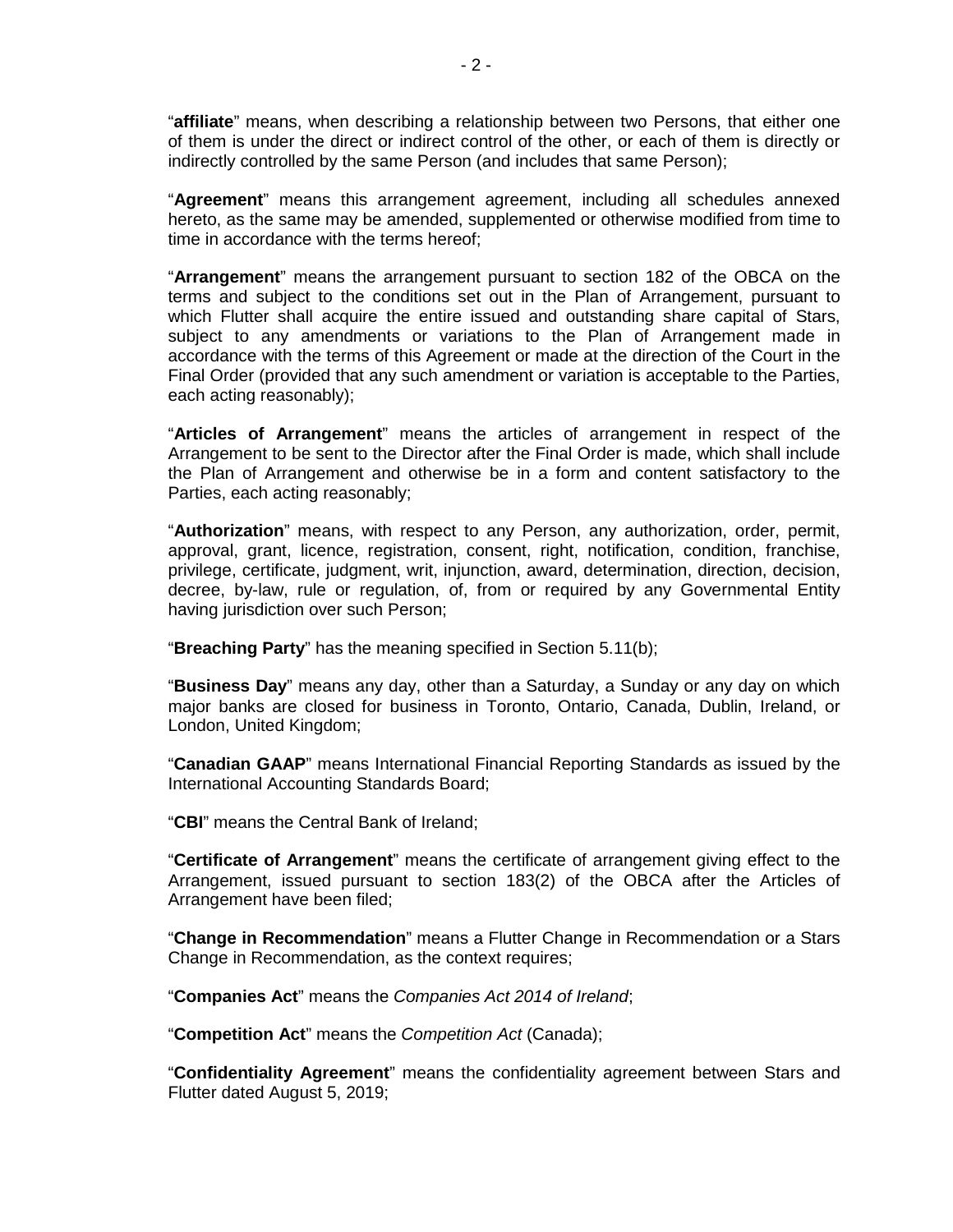“**affiliate**” means, when describing a relationship between two Persons, that either one of them is under the direct or indirect control of the other, or each of them is directly or indirectly controlled by the same Person (and includes that same Person);

“**Agreement**” means this arrangement agreement, including all schedules annexed hereto, as the same may be amended, supplemented or otherwise modified from time to time in accordance with the terms hereof;

“**Arrangement**” means the arrangement pursuant to section 182 of the OBCA on the terms and subject to the conditions set out in the Plan of Arrangement, pursuant to which Flutter shall acquire the entire issued and outstanding share capital of Stars, subject to any amendments or variations to the Plan of Arrangement made in accordance with the terms of this Agreement or made at the direction of the Court in the Final Order (provided that any such amendment or variation is acceptable to the Parties, each acting reasonably);

“**Articles of Arrangement**” means the articles of arrangement in respect of the Arrangement to be sent to the Director after the Final Order is made, which shall include the Plan of Arrangement and otherwise be in a form and content satisfactory to the Parties, each acting reasonably;

“**Authorization**” means, with respect to any Person, any authorization, order, permit, approval, grant, licence, registration, consent, right, notification, condition, franchise, privilege, certificate, judgment, writ, injunction, award, determination, direction, decision, decree, by-law, rule or regulation, of, from or required by any Governmental Entity having jurisdiction over such Person;

“**Breaching Party**” has the meaning specified in Section 5.11(b);

“**Business Day**” means any day, other than a Saturday, a Sunday or any day on which major banks are closed for business in Toronto, Ontario, Canada, Dublin, Ireland, or London, United Kingdom;

“**Canadian GAAP**” means International Financial Reporting Standards as issued by the International Accounting Standards Board;

“**CBI**” means the Central Bank of Ireland;

“**Certificate of Arrangement**” means the certificate of arrangement giving effect to the Arrangement, issued pursuant to section 183(2) of the OBCA after the Articles of Arrangement have been filed;

“**Change in Recommendation**” means a Flutter Change in Recommendation or a Stars Change in Recommendation, as the context requires;

“**Companies Act**” means the *Companies Act 2014 of Ireland*;

“**Competition Act**” means the *Competition Act* (Canada);

“**Confidentiality Agreement**” means the confidentiality agreement between Stars and Flutter dated August 5, 2019;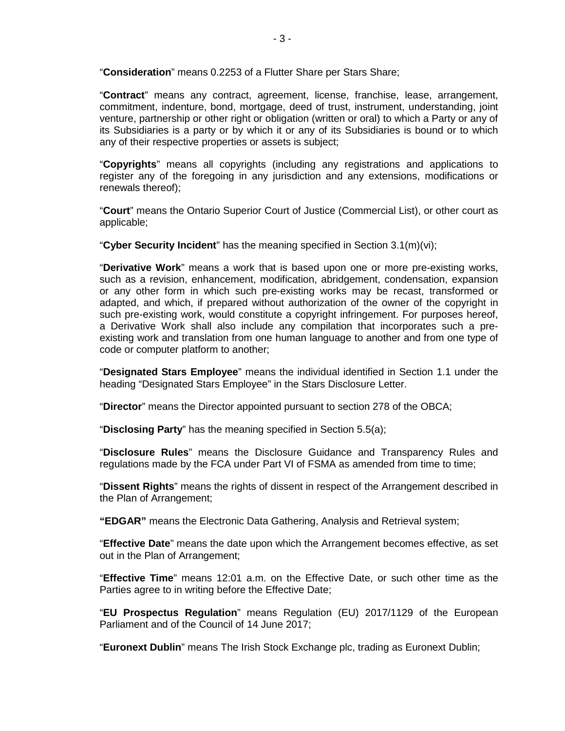“**Consideration**” means 0.2253 of a Flutter Share per Stars Share;

“**Contract**” means any contract, agreement, license, franchise, lease, arrangement, commitment, indenture, bond, mortgage, deed of trust, instrument, understanding, joint venture, partnership or other right or obligation (written or oral) to which a Party or any of its Subsidiaries is a party or by which it or any of its Subsidiaries is bound or to which any of their respective properties or assets is subject;

“**Copyrights**” means all copyrights (including any registrations and applications to register any of the foregoing in any jurisdiction and any extensions, modifications or renewals thereof);

“**Court**” means the Ontario Superior Court of Justice (Commercial List), or other court as applicable;

“**Cyber Security Incident**” has the meaning specified in Section 3.1(m)(vi);

“**Derivative Work**” means a work that is based upon one or more pre-existing works, such as a revision, enhancement, modification, abridgement, condensation, expansion or any other form in which such pre-existing works may be recast, transformed or adapted, and which, if prepared without authorization of the owner of the copyright in such pre-existing work, would constitute a copyright infringement. For purposes hereof, a Derivative Work shall also include any compilation that incorporates such a pre-existing work and translation from one human language to another and from one type of code or computer platform to another;

“**Designated Stars Employee**” means the individual identified in Section 1.1 under the heading “Designated Stars Employee” in the Stars Disclosure Letter.

“**Director**” means the Director appointed pursuant to section 278 of the OBCA;

“**Disclosing Party**” has the meaning specified in Section 5.5(a);

“**Disclosure Rules**” means the Disclosure Guidance and Transparency Rules and regulations made by the FCA under Part VI of FSMA as amended from time to time;

“**Dissent Rights**” means the rights of dissent in respect of the Arrangement described in the Plan of Arrangement;

**“EDGAR”** means the Electronic Data Gathering, Analysis and Retrieval system;

“**Effective Date**” means the date upon which the Arrangement becomes effective, as set out in the Plan of Arrangement;

“**Effective Time**” means 12:01 a.m. on the Effective Date, or such other time as the Parties agree to in writing before the Effective Date;

“**EU Prospectus Regulation**” means Regulation (EU) 2017/1129 of the European Parliament and of the Council of 14 June 2017;

“**Euronext Dublin**” means The Irish Stock Exchange plc, trading as Euronext Dublin;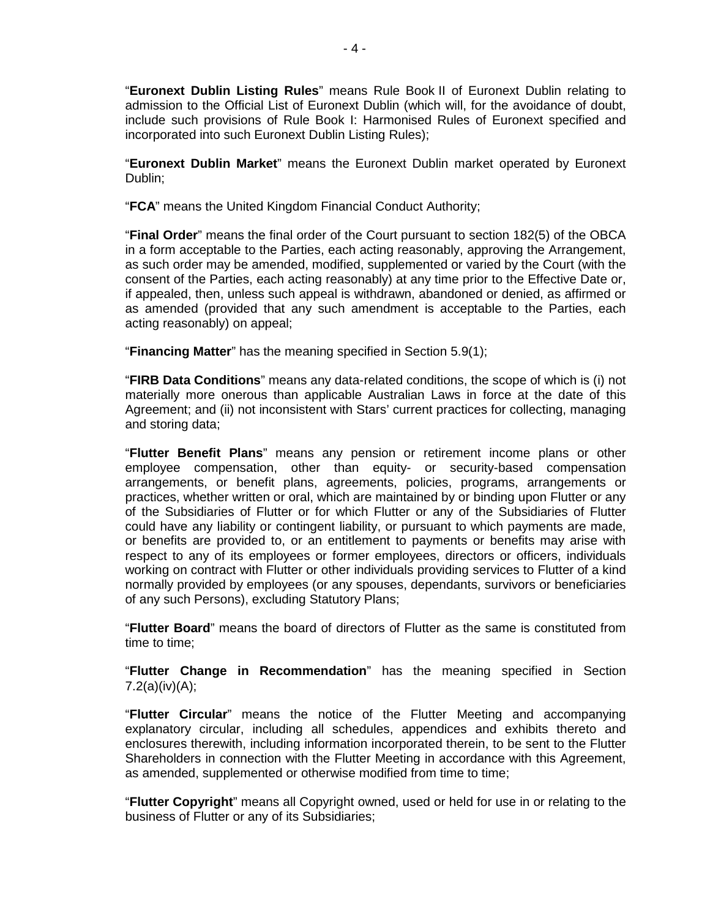"**Euronext Dublin Listing Rules**" means Rule Book II of Euronext Dublin relating to admission to the Official List of Euronext Dublin (which will, for the avoidance of doubt, include such provisions of Rule Book I: Harmonised Rules of Euronext specified and incorporated into such Euronext Dublin Listing Rules);

"**Euronext Dublin Market**" means the Euronext Dublin market operated by Euronext Dublin;

"**FCA**" means the United Kingdom Financial Conduct Authority;

"**Final Order**" means the final order of the Court pursuant to section 182(5) of the OBCA in a form acceptable to the Parties, each acting reasonably, approving the Arrangement, as such order may be amended, modified, supplemented or varied by the Court (with the consent of the Parties, each acting reasonably) at any time prior to the Effective Date or, if appealed, then, unless such appeal is withdrawn, abandoned or denied, as affirmed or as amended (provided that any such amendment is acceptable to the Parties, each acting reasonably) on appeal;

"**Financing Matter**" has the meaning specified in Section 5.9(1);

"**FIRB Data Conditions**" means any data-related conditions, the scope of which is (i) not materially more onerous than applicable Australian Laws in force at the date of this Agreement; and (ii) not inconsistent with Stars' current practices for collecting, managing and storing data;

"**Flutter Benefit Plans**" means any pension or retirement income plans or other employee compensation, other than equity- or security-based compensation arrangements, or benefit plans, agreements, policies, programs, arrangements or practices, whether written or oral, which are maintained by or binding upon Flutter or any of the Subsidiaries of Flutter or for which Flutter or any of the Subsidiaries of Flutter could have any liability or contingent liability, or pursuant to which payments are made, or benefits are provided to, or an entitlement to payments or benefits may arise with respect to any of its employees or former employees, directors or officers, individuals working on contract with Flutter or other individuals providing services to Flutter of a kind normally provided by employees (or any spouses, dependants, survivors or beneficiaries of any such Persons), excluding Statutory Plans;

"**Flutter Board**" means the board of directors of Flutter as the same is constituted from time to time;

"**Flutter Change in Recommendation**" has the meaning specified in Section 7.2(a)(iv)(A);

"**Flutter Circular**" means the notice of the Flutter Meeting and accompanying explanatory circular, including all schedules, appendices and exhibits thereto and enclosures therewith, including information incorporated therein, to be sent to the Flutter Shareholders in connection with the Flutter Meeting in accordance with this Agreement, as amended, supplemented or otherwise modified from time to time;

"**Flutter Copyright**" means all Copyright owned, used or held for use in or relating to the business of Flutter or any of its Subsidiaries;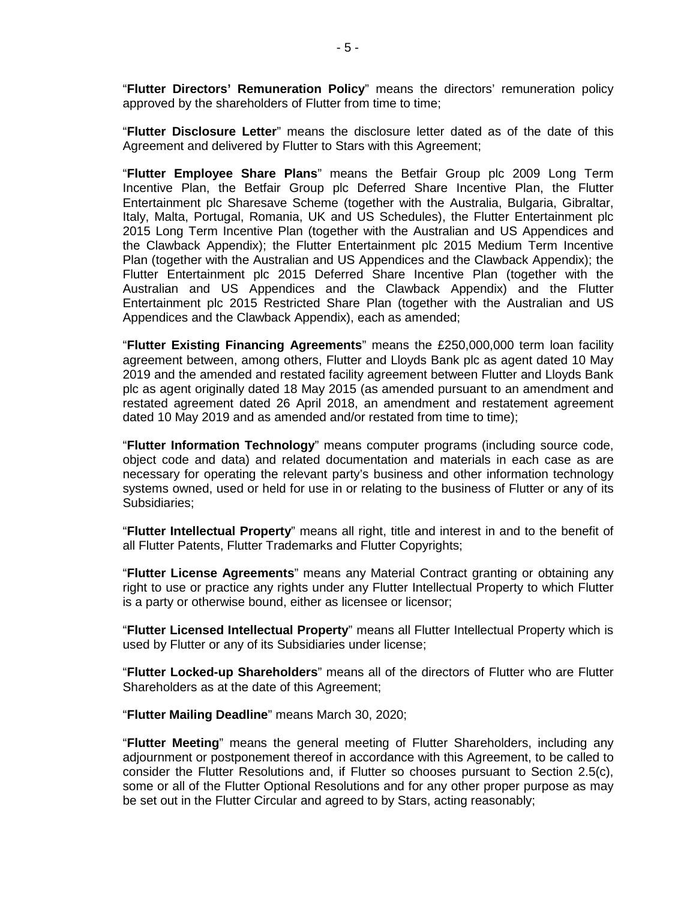"**Flutter Directors' Remuneration Policy**" means the directors' remuneration policy approved by the shareholders of Flutter from time to time;

"**Flutter Disclosure Letter**" means the disclosure letter dated as of the date of this Agreement and delivered by Flutter to Stars with this Agreement;

"**Flutter Employee Share Plans**" means the Betfair Group plc 2009 Long Term Incentive Plan, the Betfair Group plc Deferred Share Incentive Plan, the Flutter Entertainment plc Sharesave Scheme (together with the Australia, Bulgaria, Gibraltar, Italy, Malta, Portugal, Romania, UK and US Schedules), the Flutter Entertainment plc 2015 Long Term Incentive Plan (together with the Australian and US Appendices and the Clawback Appendix); the Flutter Entertainment plc 2015 Medium Term Incentive Plan (together with the Australian and US Appendices and the Clawback Appendix); the Flutter Entertainment plc 2015 Deferred Share Incentive Plan (together with the Australian and US Appendices and the Clawback Appendix) and the Flutter Entertainment plc 2015 Restricted Share Plan (together with the Australian and US Appendices and the Clawback Appendix), each as amended;

"**Flutter Existing Financing Agreements**" means the £250,000,000 term loan facility agreement between, among others, Flutter and Lloyds Bank plc as agent dated 10 May 2019 and the amended and restated facility agreement between Flutter and Lloyds Bank plc as agent originally dated 18 May 2015 (as amended pursuant to an amendment and restated agreement dated 26 April 2018, an amendment and restatement agreement dated 10 May 2019 and as amended and/or restated from time to time);

"**Flutter Information Technology**" means computer programs (including source code, object code and data) and related documentation and materials in each case as are necessary for operating the relevant party's business and other information technology systems owned, used or held for use in or relating to the business of Flutter or any of its Subsidiaries;

"**Flutter Intellectual Property**" means all right, title and interest in and to the benefit of all Flutter Patents, Flutter Trademarks and Flutter Copyrights;

"**Flutter License Agreements**" means any Material Contract granting or obtaining any right to use or practice any rights under any Flutter Intellectual Property to which Flutter is a party or otherwise bound, either as licensee or licensor;

"**Flutter Licensed Intellectual Property**" means all Flutter Intellectual Property which is used by Flutter or any of its Subsidiaries under license;

"**Flutter Locked-up Shareholders**" means all of the directors of Flutter who are Flutter Shareholders as at the date of this Agreement;

"**Flutter Mailing Deadline**" means March 30, 2020;

"**Flutter Meeting**" means the general meeting of Flutter Shareholders, including any adjournment or postponement thereof in accordance with this Agreement, to be called to consider the Flutter Resolutions and, if Flutter so chooses pursuant to Section 2.5(c), some or all of the Flutter Optional Resolutions and for any other proper purpose as may be set out in the Flutter Circular and agreed to by Stars, acting reasonably;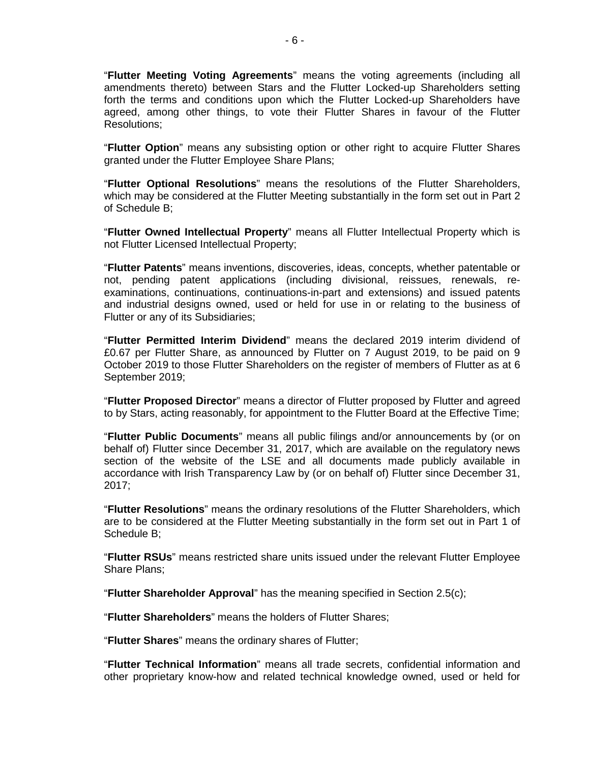"**Flutter Meeting Voting Agreements**" means the voting agreements (including all amendments thereto) between Stars and the Flutter Locked-up Shareholders setting forth the terms and conditions upon which the Flutter Locked-up Shareholders have agreed, among other things, to vote their Flutter Shares in favour of the Flutter Resolutions;

"**Flutter Option**" means any subsisting option or other right to acquire Flutter Shares granted under the Flutter Employee Share Plans;

"**Flutter Optional Resolutions**" means the resolutions of the Flutter Shareholders, which may be considered at the Flutter Meeting substantially in the form set out in Part 2 of Schedule B;

"**Flutter Owned Intellectual Property**" means all Flutter Intellectual Property which is not Flutter Licensed Intellectual Property;

"**Flutter Patents**" means inventions, discoveries, ideas, concepts, whether patentable or not, pending patent applications (including divisional, reissues, renewals, re-examinations, continuations, continuations-in-part and extensions) and issued patents and industrial designs owned, used or held for use in or relating to the business of Flutter or any of its Subsidiaries;

"**Flutter Permitted Interim Dividend**" means the declared 2019 interim dividend of £0.67 per Flutter Share, as announced by Flutter on 7 August 2019, to be paid on 9 October 2019 to those Flutter Shareholders on the register of members of Flutter as at 6 September 2019;

"**Flutter Proposed Director**" means a director of Flutter proposed by Flutter and agreed to by Stars, acting reasonably, for appointment to the Flutter Board at the Effective Time;

"**Flutter Public Documents**" means all public filings and/or announcements by (or on behalf of) Flutter since December 31, 2017, which are available on the regulatory news section of the website of the LSE and all documents made publicly available in accordance with Irish Transparency Law by (or on behalf of) Flutter since December 31, 2017;

"**Flutter Resolutions**" means the ordinary resolutions of the Flutter Shareholders, which are to be considered at the Flutter Meeting substantially in the form set out in Part 1 of Schedule B;

"**Flutter RSUs**" means restricted share units issued under the relevant Flutter Employee Share Plans;

"**Flutter Shareholder Approval**" has the meaning specified in Section 2.5(c);

"**Flutter Shareholders**" means the holders of Flutter Shares;

"**Flutter Shares**" means the ordinary shares of Flutter;

"**Flutter Technical Information**" means all trade secrets, confidential information and other proprietary know-how and related technical knowledge owned, used or held for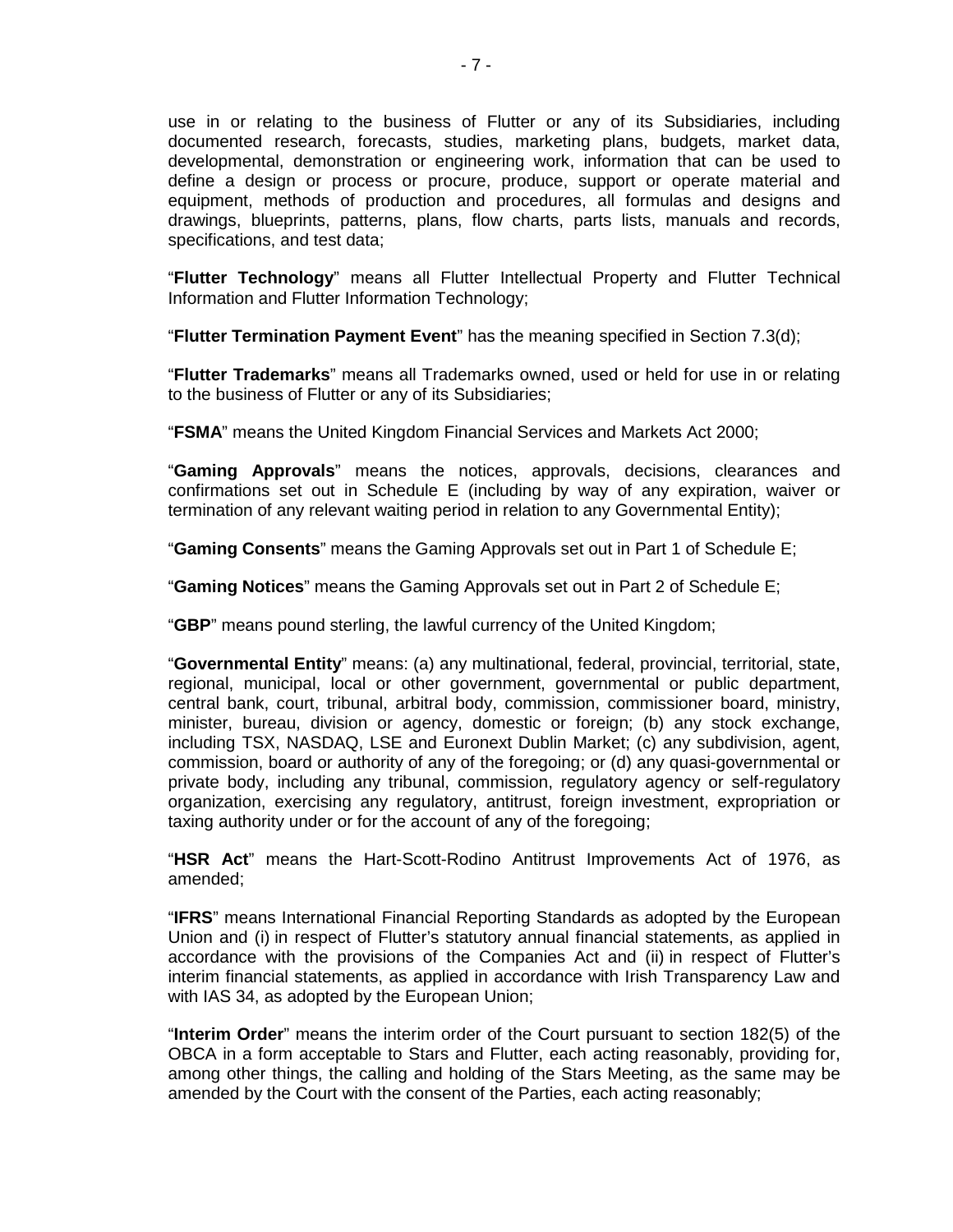use in or relating to the business of Flutter or any of its Subsidiaries, including documented research, forecasts, studies, marketing plans, budgets, market data, developmental, demonstration or engineering work, information that can be used to define a design or process or procure, produce, support or operate material and equipment, methods of production and procedures, all formulas and designs and drawings, blueprints, patterns, plans, flow charts, parts lists, manuals and records, specifications, and test data;

"**Flutter Technology**" means all Flutter Intellectual Property and Flutter Technical Information and Flutter Information Technology;

"**Flutter Termination Payment Event**" has the meaning specified in Section 7.3(d);

"**Flutter Trademarks**" means all Trademarks owned, used or held for use in or relating to the business of Flutter or any of its Subsidiaries;

"**FSMA**" means the United Kingdom Financial Services and Markets Act 2000;

"**Gaming Approvals**" means the notices, approvals, decisions, clearances and confirmations set out in Schedule E (including by way of any expiration, waiver or termination of any relevant waiting period in relation to any Governmental Entity);

"**Gaming Consents**" means the Gaming Approvals set out in Part 1 of Schedule E;

"**Gaming Notices**" means the Gaming Approvals set out in Part 2 of Schedule E;

"**GBP**" means pound sterling, the lawful currency of the United Kingdom;

"**Governmental Entity**" means: (a) any multinational, federal, provincial, territorial, state, regional, municipal, local or other government, governmental or public department, central bank, court, tribunal, arbitral body, commission, commissioner board, ministry, minister, bureau, division or agency, domestic or foreign; (b) any stock exchange, including TSX, NASDAQ, LSE and Euronext Dublin Market; (c) any subdivision, agent, commission, board or authority of any of the foregoing; or (d) any quasi-governmental or private body, including any tribunal, commission, regulatory agency or self-regulatory organization, exercising any regulatory, antitrust, foreign investment, expropriation or taxing authority under or for the account of any of the foregoing;

"**HSR Act**" means the Hart-Scott-Rodino Antitrust Improvements Act of 1976, as amended;

"**IFRS**" means International Financial Reporting Standards as adopted by the European Union and (i) in respect of Flutter's statutory annual financial statements, as applied in accordance with the provisions of the Companies Act and (ii) in respect of Flutter's interim financial statements, as applied in accordance with Irish Transparency Law and with IAS 34, as adopted by the European Union;

"**Interim Order**" means the interim order of the Court pursuant to section 182(5) of the OBCA in a form acceptable to Stars and Flutter, each acting reasonably, providing for, among other things, the calling and holding of the Stars Meeting, as the same may be amended by the Court with the consent of the Parties, each acting reasonably;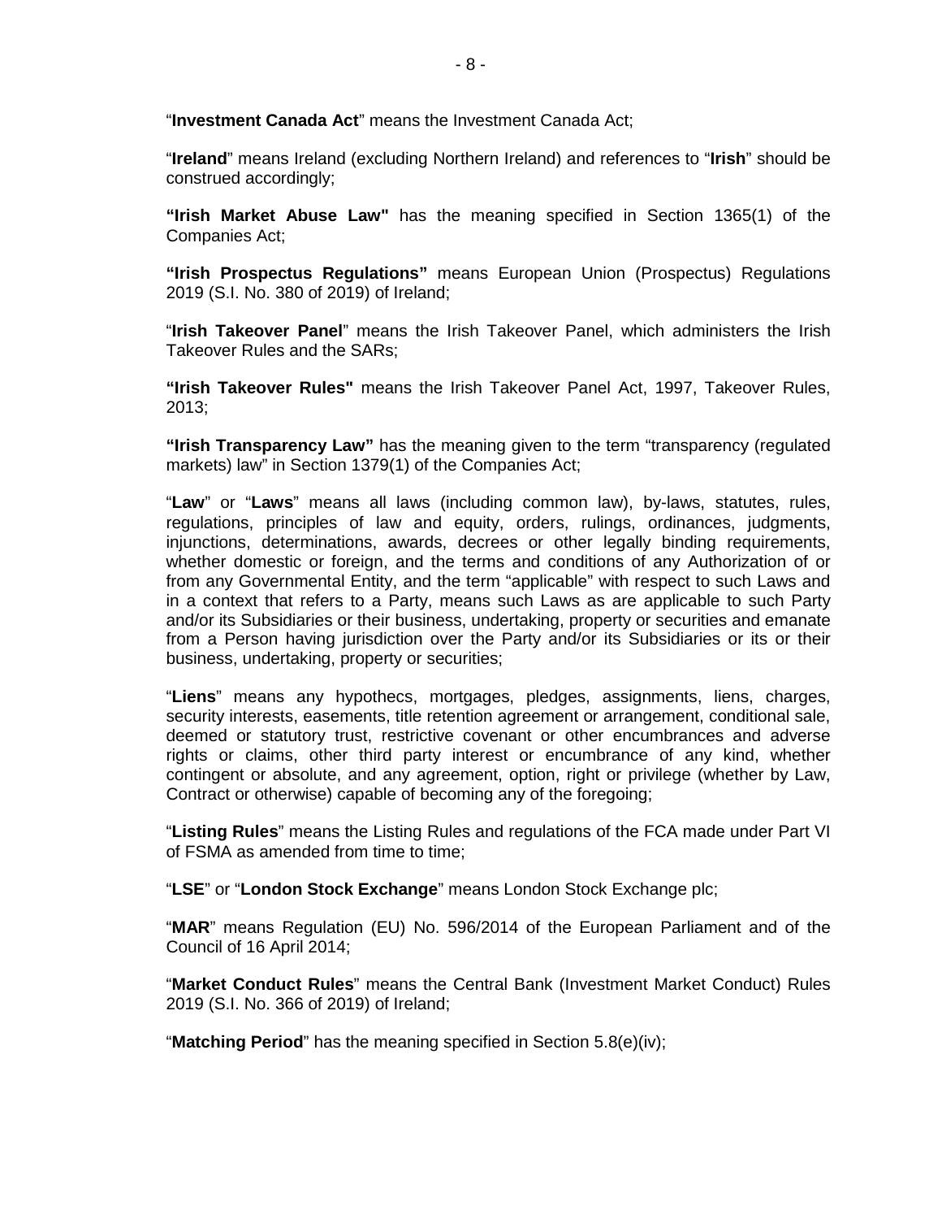"**Investment Canada Act**" means the Investment Canada Act;

"**Ireland**" means Ireland (excluding Northern Ireland) and references to "**Irish**" should be construed accordingly;

**"Irish Market Abuse Law"** has the meaning specified in Section 1365(1) of the Companies Act;

**"Irish Prospectus Regulations"** means European Union (Prospectus) Regulations 2019 (S.I. No. 380 of 2019) of Ireland;

"**Irish Takeover Panel**" means the Irish Takeover Panel, which administers the Irish Takeover Rules and the SARs;

**"Irish Takeover Rules"** means the Irish Takeover Panel Act, 1997, Takeover Rules, 2013;

**"Irish Transparency Law"** has the meaning given to the term "transparency (regulated markets) law" in Section 1379(1) of the Companies Act;

"**Law**" or "**Laws**" means all laws (including common law), by-laws, statutes, rules, regulations, principles of law and equity, orders, rulings, ordinances, judgments, injunctions, determinations, awards, decrees or other legally binding requirements, whether domestic or foreign, and the terms and conditions of any Authorization of or from any Governmental Entity, and the term "applicable" with respect to such Laws and in a context that refers to a Party, means such Laws as are applicable to such Party and/or its Subsidiaries or their business, undertaking, property or securities and emanate from a Person having jurisdiction over the Party and/or its Subsidiaries or its or their business, undertaking, property or securities;

"**Liens**" means any hypothecs, mortgages, pledges, assignments, liens, charges, security interests, easements, title retention agreement or arrangement, conditional sale, deemed or statutory trust, restrictive covenant or other encumbrances and adverse rights or claims, other third party interest or encumbrance of any kind, whether contingent or absolute, and any agreement, option, right or privilege (whether by Law, Contract or otherwise) capable of becoming any of the foregoing;

"**Listing Rules**" means the Listing Rules and regulations of the FCA made under Part VI of FSMA as amended from time to time;

"**LSE**" or "**London Stock Exchange**" means London Stock Exchange plc;

"**MAR**" means Regulation (EU) No. 596/2014 of the European Parliament and of the Council of 16 April 2014;

"**Market Conduct Rules**" means the Central Bank (Investment Market Conduct) Rules 2019 (S.I. No. 366 of 2019) of Ireland;

"**Matching Period**" has the meaning specified in Section 5.8(e)(iv);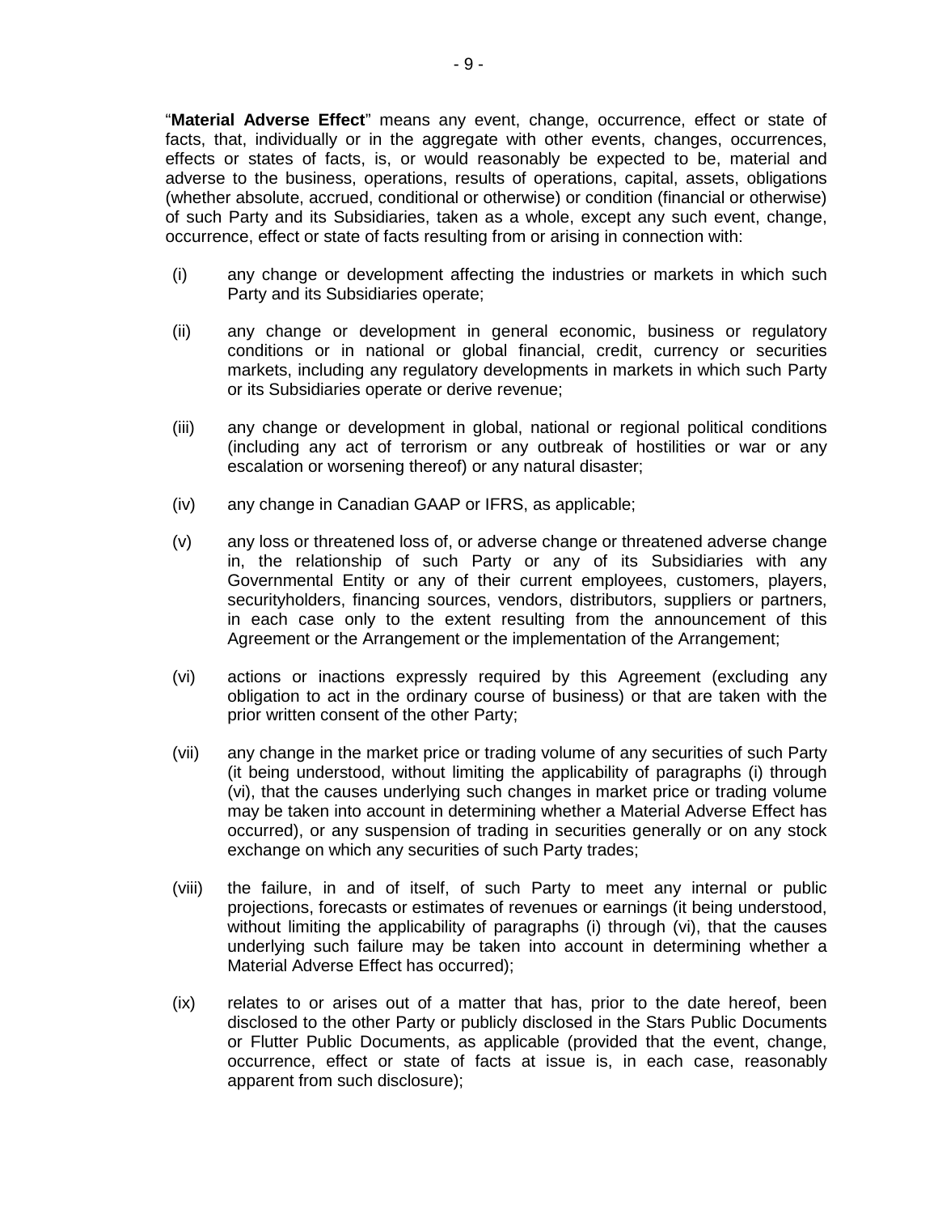"**Material Adverse Effect**" means any event, change, occurrence, effect or state of facts, that, individually or in the aggregate with other events, changes, occurrences, effects or states of facts, is, or would reasonably be expected to be, material and adverse to the business, operations, results of operations, capital, assets, obligations (whether absolute, accrued, conditional or otherwise) or condition (financial or otherwise) of such Party and its Subsidiaries, taken as a whole, except any such event, change, occurrence, effect or state of facts resulting from or arising in connection with:

(i) any change or development affecting the industries or markets in which such Party and its Subsidiaries operate;

(ii) any change or development in general economic, business or regulatory conditions or in national or global financial, credit, currency or securities markets, including any regulatory developments in markets in which such Party or its Subsidiaries operate or derive revenue;

(iii) any change or development in global, national or regional political conditions (including any act of terrorism or any outbreak of hostilities or war or any escalation or worsening thereof) or any natural disaster;

(iv) any change in Canadian GAAP or IFRS, as applicable;

(v) any loss or threatened loss of, or adverse change or threatened adverse change in, the relationship of such Party or any of its Subsidiaries with any Governmental Entity or any of their current employees, customers, players, securityholders, financing sources, vendors, distributors, suppliers or partners, in each case only to the extent resulting from the announcement of this Agreement or the Arrangement or the implementation of the Arrangement;

(vi) actions or inactions expressly required by this Agreement (excluding any obligation to act in the ordinary course of business) or that are taken with the prior written consent of the other Party;

(vii) any change in the market price or trading volume of any securities of such Party (it being understood, without limiting the applicability of paragraphs (i) through (vi), that the causes underlying such changes in market price or trading volume may be taken into account in determining whether a Material Adverse Effect has occurred), or any suspension of trading in securities generally or on any stock exchange on which any securities of such Party trades;

(viii) the failure, in and of itself, of such Party to meet any internal or public projections, forecasts or estimates of revenues or earnings (it being understood, without limiting the applicability of paragraphs (i) through (vi), that the causes underlying such failure may be taken into account in determining whether a Material Adverse Effect has occurred);

(ix) relates to or arises out of a matter that has, prior to the date hereof, been disclosed to the other Party or publicly disclosed in the Stars Public Documents or Flutter Public Documents, as applicable (provided that the event, change, occurrence, effect or state of facts at issue is, in each case, reasonably apparent from such disclosure);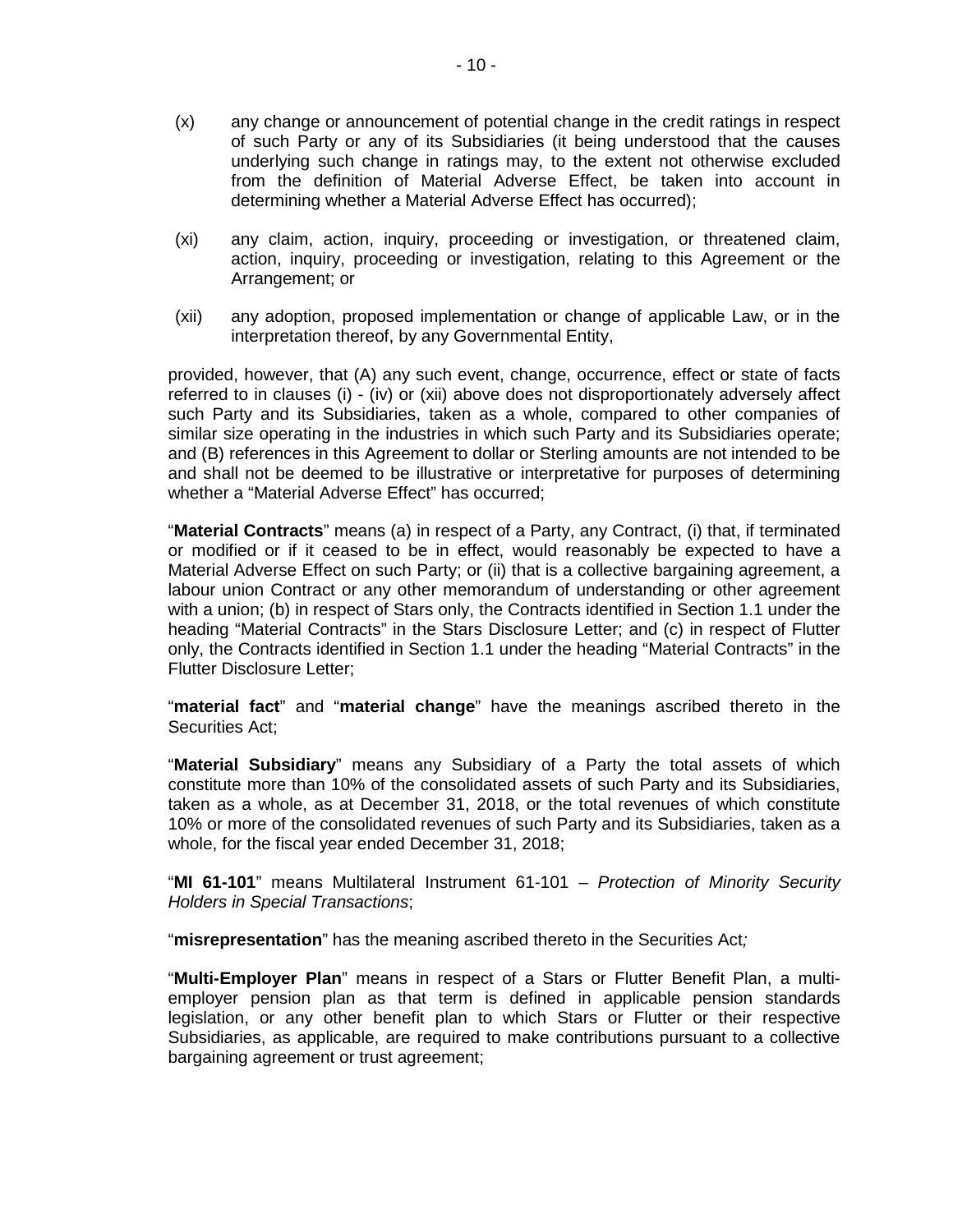(x) any change or announcement of potential change in the credit ratings in respect of such Party or any of its Subsidiaries (it being understood that the causes underlying such change in ratings may, to the extent not otherwise excluded from the definition of Material Adverse Effect, be taken into account in determining whether a Material Adverse Effect has occurred);

(xi) any claim, action, inquiry, proceeding or investigation, or threatened claim, action, inquiry, proceeding or investigation, relating to this Agreement or the Arrangement; or

(xii) any adoption, proposed implementation or change of applicable Law, or in the interpretation thereof, by any Governmental Entity,

provided, however, that (A) any such event, change, occurrence, effect or state of facts referred to in clauses (i) - (iv) or (xii) above does not disproportionately adversely affect such Party and its Subsidiaries, taken as a whole, compared to other companies of similar size operating in the industries in which such Party and its Subsidiaries operate; and (B) references in this Agreement to dollar or Sterling amounts are not intended to be and shall not be deemed to be illustrative or interpretative for purposes of determining whether a "Material Adverse Effect" has occurred;

"**Material Contracts**" means (a) in respect of a Party, any Contract, (i) that, if terminated or modified or if it ceased to be in effect, would reasonably be expected to have a Material Adverse Effect on such Party; or (ii) that is a collective bargaining agreement, a labour union Contract or any other memorandum of understanding or other agreement with a union; (b) in respect of Stars only, the Contracts identified in Section 1.1 under the heading "Material Contracts" in the Stars Disclosure Letter; and (c) in respect of Flutter only, the Contracts identified in Section 1.1 under the heading "Material Contracts" in the Flutter Disclosure Letter;

"**material fact**" and "**material change**" have the meanings ascribed thereto in the Securities Act;

"**Material Subsidiary**" means any Subsidiary of a Party the total assets of which constitute more than 10% of the consolidated assets of such Party and its Subsidiaries, taken as a whole, as at December 31, 2018, or the total revenues of which constitute 10% or more of the consolidated revenues of such Party and its Subsidiaries, taken as a whole, for the fiscal year ended December 31, 2018;

"**MI 61-101**" means Multilateral Instrument 61-101 – *Protection of Minority Security Holders in Special Transactions*;

"**misrepresentation**" has the meaning ascribed thereto in the Securities Act;

"**Multi-Employer Plan**" means in respect of a Stars or Flutter Benefit Plan, a multi-employer pension plan as that term is defined in applicable pension standards legislation, or any other benefit plan to which Stars or Flutter or their respective Subsidiaries, as applicable, are required to make contributions pursuant to a collective bargaining agreement or trust agreement;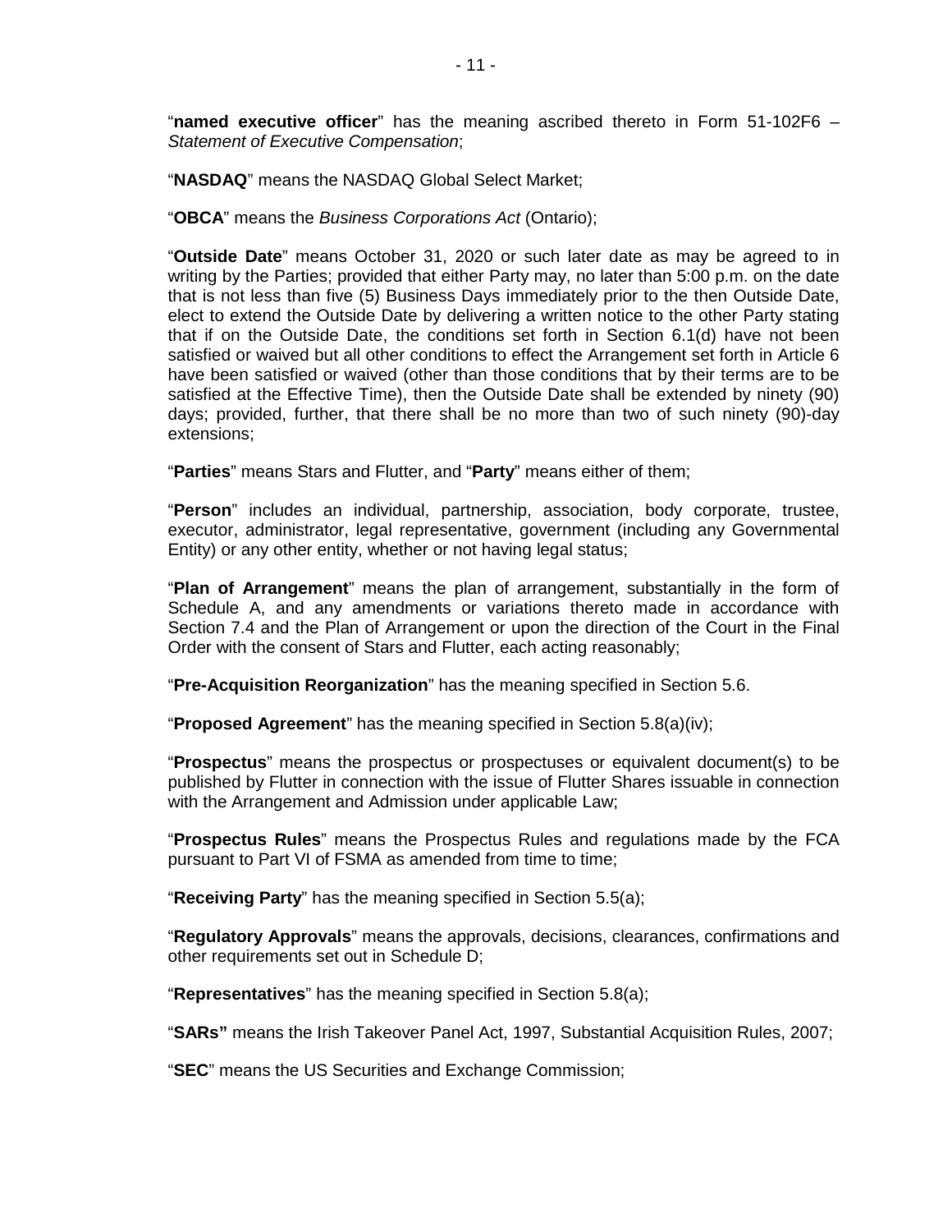"**named executive officer**" has the meaning ascribed thereto in Form 51-102F6 – *Statement of Executive Compensation*;

"**NASDAQ**" means the NASDAQ Global Select Market;

"**OBCA**" means the *Business Corporations Act* (Ontario);

"**Outside Date**" means October 31, 2020 or such later date as may be agreed to in writing by the Parties; provided that either Party may, no later than 5:00 p.m. on the date that is not less than five (5) Business Days immediately prior to the then Outside Date, elect to extend the Outside Date by delivering a written notice to the other Party stating that if on the Outside Date, the conditions set forth in Section 6.1(d) have not been satisfied or waived but all other conditions to effect the Arrangement set forth in Article 6 have been satisfied or waived (other than those conditions that by their terms are to be satisfied at the Effective Time), then the Outside Date shall be extended by ninety (90) days; provided, further, that there shall be no more than two of such ninety (90)-day extensions;

"**Parties**" means Stars and Flutter, and "**Party**" means either of them;

"**Person**" includes an individual, partnership, association, body corporate, trustee, executor, administrator, legal representative, government (including any Governmental Entity) or any other entity, whether or not having legal status;

"**Plan of Arrangement**" means the plan of arrangement, substantially in the form of Schedule A, and any amendments or variations thereto made in accordance with Section 7.4 and the Plan of Arrangement or upon the direction of the Court in the Final Order with the consent of Stars and Flutter, each acting reasonably;

"**Pre-Acquisition Reorganization**" has the meaning specified in Section 5.6.

"**Proposed Agreement**" has the meaning specified in Section 5.8(a)(iv);

"**Prospectus**" means the prospectus or prospectuses or equivalent document(s) to be published by Flutter in connection with the issue of Flutter Shares issuable in connection with the Arrangement and Admission under applicable Law;

"**Prospectus Rules**" means the Prospectus Rules and regulations made by the FCA pursuant to Part VI of FSMA as amended from time to time;

"**Receiving Party**" has the meaning specified in Section 5.5(a);

"**Regulatory Approvals**" means the approvals, decisions, clearances, confirmations and other requirements set out in Schedule D;

"**Representatives**" has the meaning specified in Section 5.8(a);

"**SARs"** means the Irish Takeover Panel Act, 1997, Substantial Acquisition Rules, 2007;

"**SEC**" means the US Securities and Exchange Commission;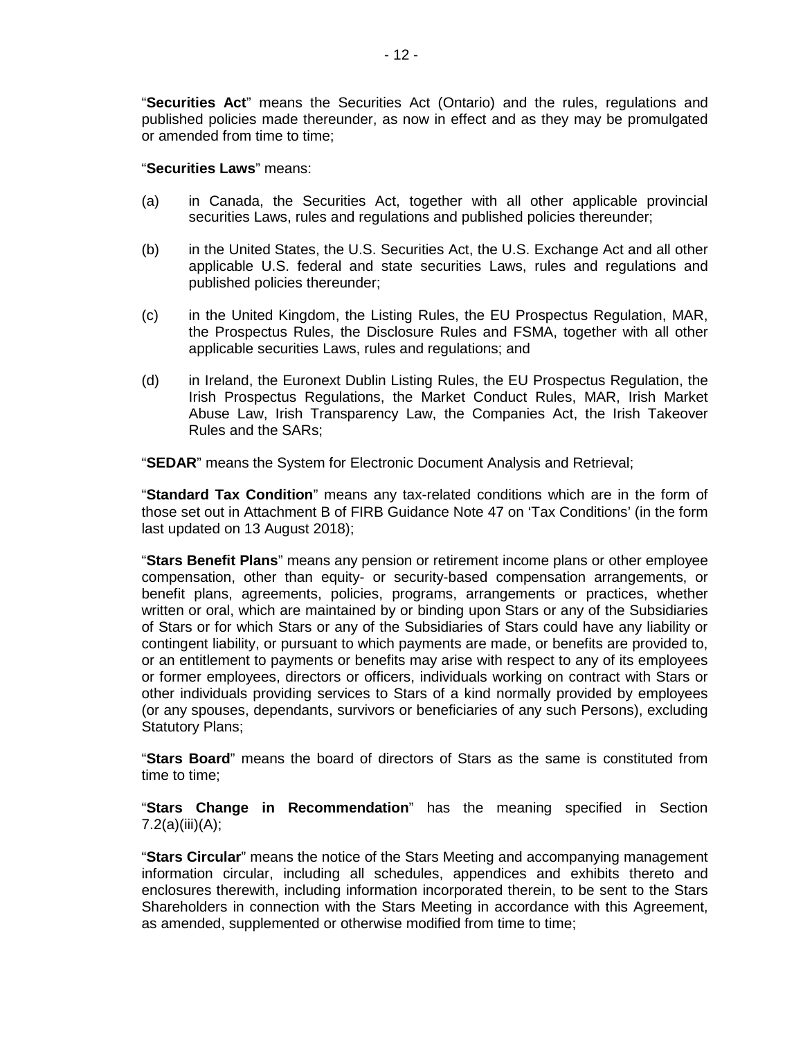"**Securities Act**" means the Securities Act (Ontario) and the rules, regulations and published policies made thereunder, as now in effect and as they may be promulgated or amended from time to time;

"**Securities Laws**" means:

(a) in Canada, the Securities Act, together with all other applicable provincial securities Laws, rules and regulations and published policies thereunder;

(b) in the United States, the U.S. Securities Act, the U.S. Exchange Act and all other applicable U.S. federal and state securities Laws, rules and regulations and published policies thereunder;

(c) in the United Kingdom, the Listing Rules, the EU Prospectus Regulation, MAR, the Prospectus Rules, the Disclosure Rules and FSMA, together with all other applicable securities Laws, rules and regulations; and

(d) in Ireland, the Euronext Dublin Listing Rules, the EU Prospectus Regulation, the Irish Prospectus Regulations, the Market Conduct Rules, MAR, Irish Market Abuse Law, Irish Transparency Law, the Companies Act, the Irish Takeover Rules and the SARs;

"**SEDAR**" means the System for Electronic Document Analysis and Retrieval;

"**Standard Tax Condition**" means any tax-related conditions which are in the form of those set out in Attachment B of FIRB Guidance Note 47 on 'Tax Conditions' (in the form last updated on 13 August 2018);

"**Stars Benefit Plans**" means any pension or retirement income plans or other employee compensation, other than equity- or security-based compensation arrangements, or benefit plans, agreements, policies, programs, arrangements or practices, whether written or oral, which are maintained by or binding upon Stars or any of the Subsidiaries of Stars or for which Stars or any of the Subsidiaries of Stars could have any liability or contingent liability, or pursuant to which payments are made, or benefits are provided to, or an entitlement to payments or benefits may arise with respect to any of its employees or former employees, directors or officers, individuals working on contract with Stars or other individuals providing services to Stars of a kind normally provided by employees (or any spouses, dependants, survivors or beneficiaries of any such Persons), excluding Statutory Plans;

"**Stars Board**" means the board of directors of Stars as the same is constituted from time to time;

"**Stars Change in Recommendation**" has the meaning specified in Section 7.2(a)(iii)(A);

"**Stars Circular**" means the notice of the Stars Meeting and accompanying management information circular, including all schedules, appendices and exhibits thereto and enclosures therewith, including information incorporated therein, to be sent to the Stars Shareholders in connection with the Stars Meeting in accordance with this Agreement, as amended, supplemented or otherwise modified from time to time;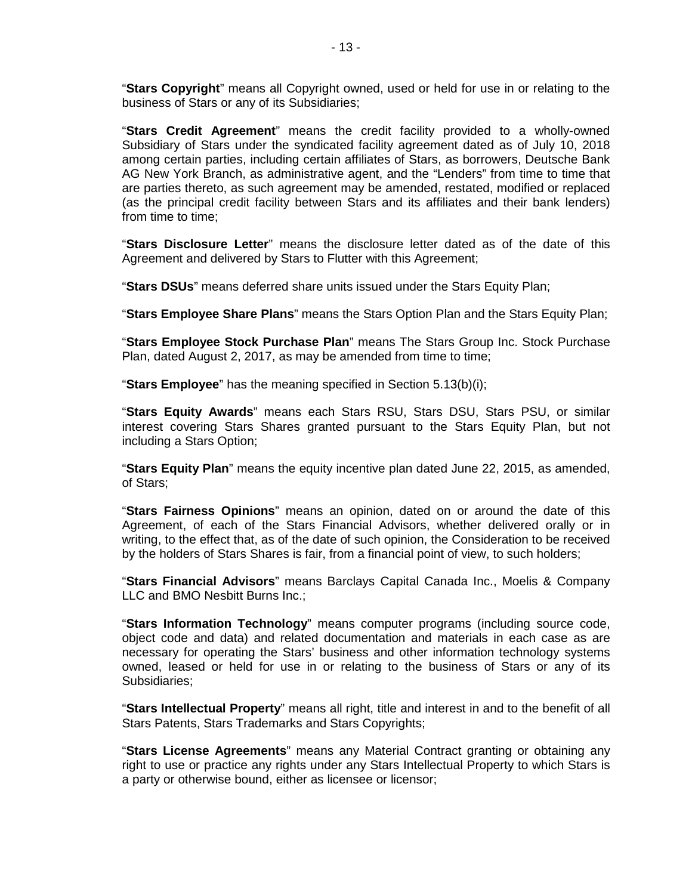"**Stars Copyright**" means all Copyright owned, used or held for use in or relating to the business of Stars or any of its Subsidiaries;

"**Stars Credit Agreement**" means the credit facility provided to a wholly-owned Subsidiary of Stars under the syndicated facility agreement dated as of July 10, 2018 among certain parties, including certain affiliates of Stars, as borrowers, Deutsche Bank AG New York Branch, as administrative agent, and the "Lenders" from time to time that are parties thereto, as such agreement may be amended, restated, modified or replaced (as the principal credit facility between Stars and its affiliates and their bank lenders) from time to time;

"**Stars Disclosure Letter**" means the disclosure letter dated as of the date of this Agreement and delivered by Stars to Flutter with this Agreement;

"**Stars DSUs**" means deferred share units issued under the Stars Equity Plan;

"**Stars Employee Share Plans**" means the Stars Option Plan and the Stars Equity Plan;

"**Stars Employee Stock Purchase Plan**" means The Stars Group Inc. Stock Purchase Plan, dated August 2, 2017, as may be amended from time to time;

"**Stars Employee**" has the meaning specified in Section 5.13(b)(i);

"**Stars Equity Awards**" means each Stars RSU, Stars DSU, Stars PSU, or similar interest covering Stars Shares granted pursuant to the Stars Equity Plan, but not including a Stars Option;

"**Stars Equity Plan**" means the equity incentive plan dated June 22, 2015, as amended, of Stars;

"**Stars Fairness Opinions**" means an opinion, dated on or around the date of this Agreement, of each of the Stars Financial Advisors, whether delivered orally or in writing, to the effect that, as of the date of such opinion, the Consideration to be received by the holders of Stars Shares is fair, from a financial point of view, to such holders;

"**Stars Financial Advisors**" means Barclays Capital Canada Inc., Moelis & Company LLC and BMO Nesbitt Burns Inc.;

"**Stars Information Technology**" means computer programs (including source code, object code and data) and related documentation and materials in each case as are necessary for operating the Stars' business and other information technology systems owned, leased or held for use in or relating to the business of Stars or any of its Subsidiaries;

"**Stars Intellectual Property**" means all right, title and interest in and to the benefit of all Stars Patents, Stars Trademarks and Stars Copyrights;

"**Stars License Agreements**" means any Material Contract granting or obtaining any right to use or practice any rights under any Stars Intellectual Property to which Stars is a party or otherwise bound, either as licensee or licensor;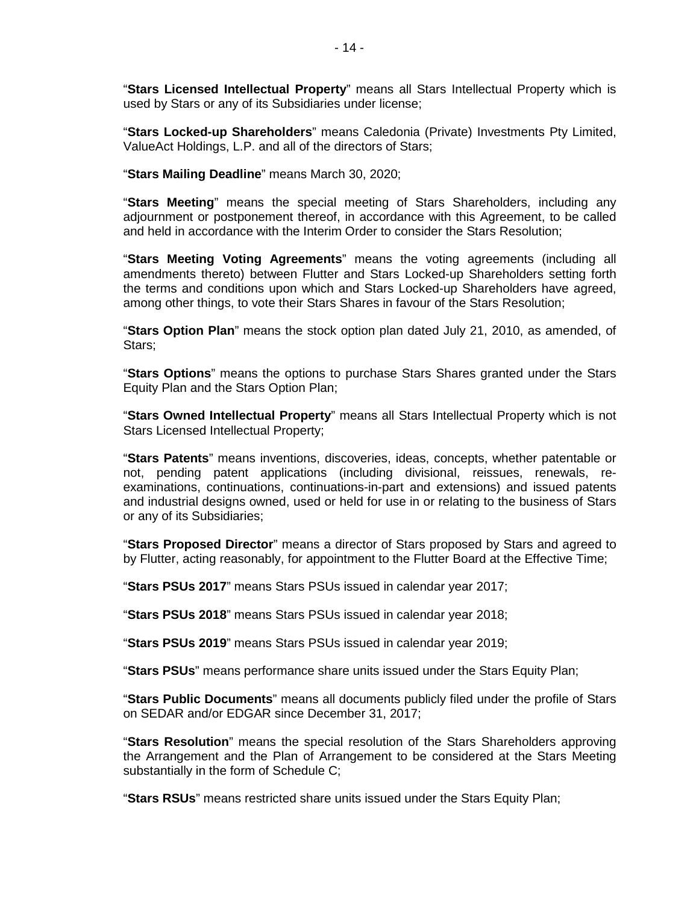"**Stars Licensed Intellectual Property**" means all Stars Intellectual Property which is used by Stars or any of its Subsidiaries under license;

"**Stars Locked-up Shareholders**" means Caledonia (Private) Investments Pty Limited, ValueAct Holdings, L.P. and all of the directors of Stars;

"**Stars Mailing Deadline**" means March 30, 2020;

"**Stars Meeting**" means the special meeting of Stars Shareholders, including any adjournment or postponement thereof, in accordance with this Agreement, to be called and held in accordance with the Interim Order to consider the Stars Resolution;

"**Stars Meeting Voting Agreements**" means the voting agreements (including all amendments thereto) between Flutter and Stars Locked-up Shareholders setting forth the terms and conditions upon which and Stars Locked-up Shareholders have agreed, among other things, to vote their Stars Shares in favour of the Stars Resolution;

"**Stars Option Plan**" means the stock option plan dated July 21, 2010, as amended, of Stars;

"**Stars Options**" means the options to purchase Stars Shares granted under the Stars Equity Plan and the Stars Option Plan;

"**Stars Owned Intellectual Property**" means all Stars Intellectual Property which is not Stars Licensed Intellectual Property;

"**Stars Patents**" means inventions, discoveries, ideas, concepts, whether patentable or not, pending patent applications (including divisional, reissues, renewals, re-examinations, continuations, continuations-in-part and extensions) and issued patents and industrial designs owned, used or held for use in or relating to the business of Stars or any of its Subsidiaries;

"**Stars Proposed Director**" means a director of Stars proposed by Stars and agreed to by Flutter, acting reasonably, for appointment to the Flutter Board at the Effective Time;

"**Stars PSUs 2017**" means Stars PSUs issued in calendar year 2017;

"**Stars PSUs 2018**" means Stars PSUs issued in calendar year 2018;

"**Stars PSUs 2019**" means Stars PSUs issued in calendar year 2019;

"**Stars PSUs**" means performance share units issued under the Stars Equity Plan;

"**Stars Public Documents**" means all documents publicly filed under the profile of Stars on SEDAR and/or EDGAR since December 31, 2017;

"**Stars Resolution**" means the special resolution of the Stars Shareholders approving the Arrangement and the Plan of Arrangement to be considered at the Stars Meeting substantially in the form of Schedule C;

"**Stars RSUs**" means restricted share units issued under the Stars Equity Plan;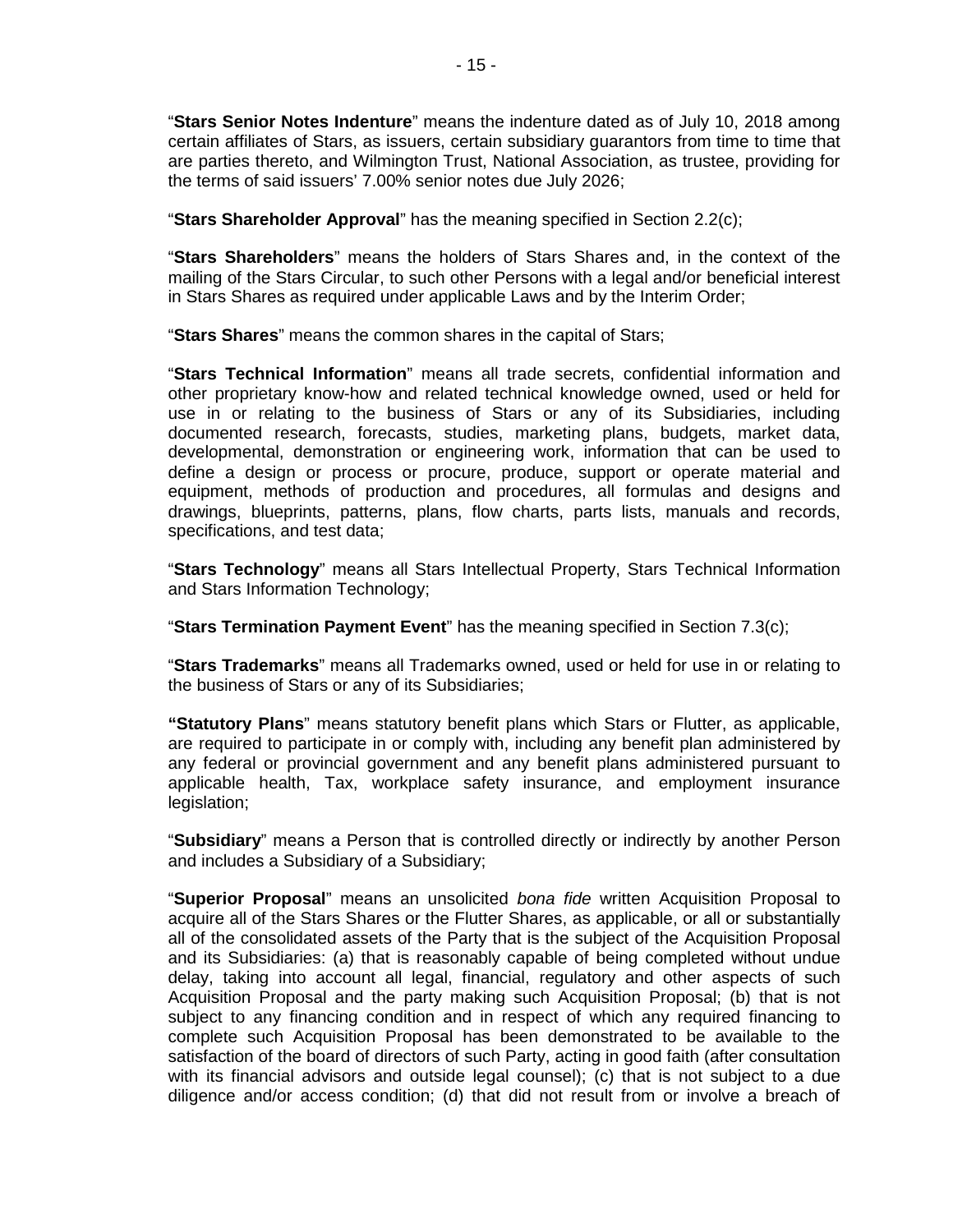"**Stars Senior Notes Indenture**" means the indenture dated as of July 10, 2018 among certain affiliates of Stars, as issuers, certain subsidiary guarantors from time to time that are parties thereto, and Wilmington Trust, National Association, as trustee, providing for the terms of said issuers' 7.00% senior notes due July 2026;

"**Stars Shareholder Approval**" has the meaning specified in Section 2.2(c);

"**Stars Shareholders**" means the holders of Stars Shares and, in the context of the mailing of the Stars Circular, to such other Persons with a legal and/or beneficial interest in Stars Shares as required under applicable Laws and by the Interim Order;

"**Stars Shares**" means the common shares in the capital of Stars;

"**Stars Technical Information**" means all trade secrets, confidential information and other proprietary know-how and related technical knowledge owned, used or held for use in or relating to the business of Stars or any of its Subsidiaries, including documented research, forecasts, studies, marketing plans, budgets, market data, developmental, demonstration or engineering work, information that can be used to define a design or process or procure, produce, support or operate material and equipment, methods of production and procedures, all formulas and designs and drawings, blueprints, patterns, plans, flow charts, parts lists, manuals and records, specifications, and test data;

"**Stars Technology**" means all Stars Intellectual Property, Stars Technical Information and Stars Information Technology;

"**Stars Termination Payment Event**" has the meaning specified in Section 7.3(c);

"**Stars Trademarks**" means all Trademarks owned, used or held for use in or relating to the business of Stars or any of its Subsidiaries;

"**Statutory Plans**" means statutory benefit plans which Stars or Flutter, as applicable, are required to participate in or comply with, including any benefit plan administered by any federal or provincial government and any benefit plans administered pursuant to applicable health, Tax, workplace safety insurance, and employment insurance legislation;

"**Subsidiary**" means a Person that is controlled directly or indirectly by another Person and includes a Subsidiary of a Subsidiary;

"**Superior Proposal**" means an unsolicited *bona fide* written Acquisition Proposal to acquire all of the Stars Shares or the Flutter Shares, as applicable, or all or substantially all of the consolidated assets of the Party that is the subject of the Acquisition Proposal and its Subsidiaries: (a) that is reasonably capable of being completed without undue delay, taking into account all legal, financial, regulatory and other aspects of such Acquisition Proposal and the party making such Acquisition Proposal; (b) that is not subject to any financing condition and in respect of which any required financing to complete such Acquisition Proposal has been demonstrated to be available to the satisfaction of the board of directors of such Party, acting in good faith (after consultation with its financial advisors and outside legal counsel); (c) that is not subject to a due diligence and/or access condition; (d) that did not result from or involve a breach of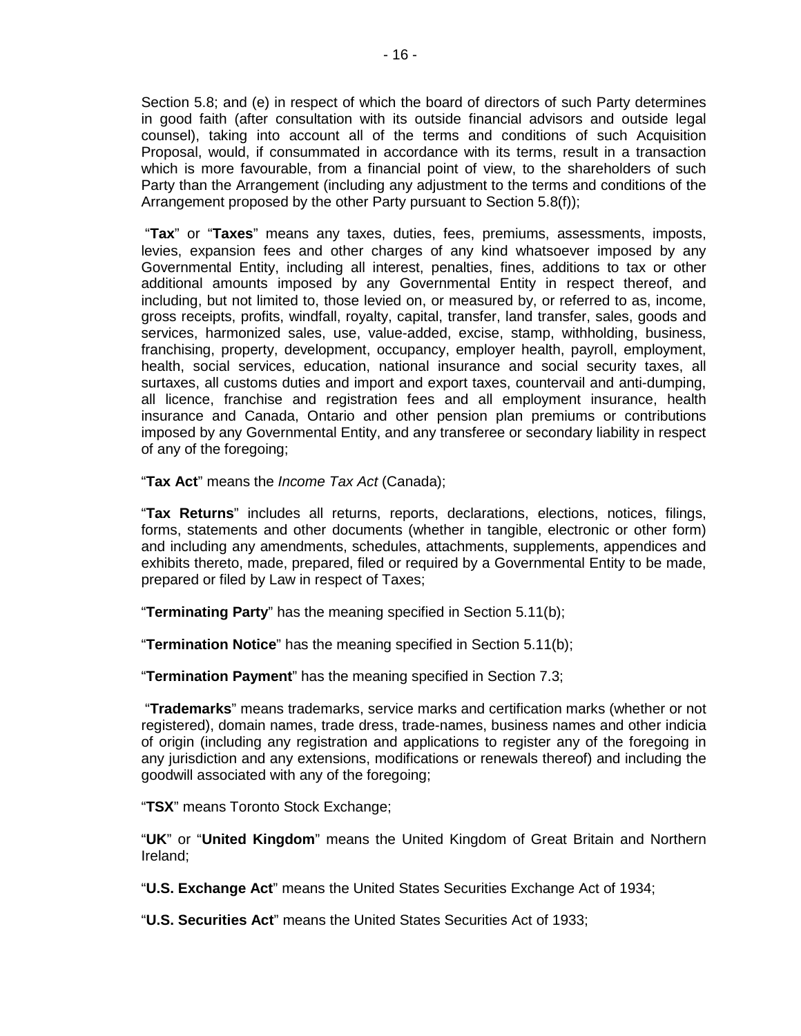Section 5.8; and (e) in respect of which the board of directors of such Party determines in good faith (after consultation with its outside financial advisors and outside legal counsel), taking into account all of the terms and conditions of such Acquisition Proposal, would, if consummated in accordance with its terms, result in a transaction which is more favourable, from a financial point of view, to the shareholders of such Party than the Arrangement (including any adjustment to the terms and conditions of the Arrangement proposed by the other Party pursuant to Section 5.8(f));

"**Tax**" or "**Taxes**" means any taxes, duties, fees, premiums, assessments, imposts, levies, expansion fees and other charges of any kind whatsoever imposed by any Governmental Entity, including all interest, penalties, fines, additions to tax or other additional amounts imposed by any Governmental Entity in respect thereof, and including, but not limited to, those levied on, or measured by, or referred to as, income, gross receipts, profits, windfall, royalty, capital, transfer, land transfer, sales, goods and services, harmonized sales, use, value-added, excise, stamp, withholding, business, franchising, property, development, occupancy, employer health, payroll, employment, health, social services, education, national insurance and social security taxes, all surtaxes, all customs duties and import and export taxes, countervail and anti-dumping, all licence, franchise and registration fees and all employment insurance, health insurance and Canada, Ontario and other pension plan premiums or contributions imposed by any Governmental Entity, and any transferee or secondary liability in respect of any of the foregoing;

"**Tax Act**" means the *Income Tax Act* (Canada);

"**Tax Returns**" includes all returns, reports, declarations, elections, notices, filings, forms, statements and other documents (whether in tangible, electronic or other form) and including any amendments, schedules, attachments, supplements, appendices and exhibits thereto, made, prepared, filed or required by a Governmental Entity to be made, prepared or filed by Law in respect of Taxes;

"**Terminating Party**" has the meaning specified in Section 5.11(b);

"**Termination Notice**" has the meaning specified in Section 5.11(b);

"**Termination Payment**" has the meaning specified in Section 7.3;

"**Trademarks**" means trademarks, service marks and certification marks (whether or not registered), domain names, trade dress, trade-names, business names and other indicia of origin (including any registration and applications to register any of the foregoing in any jurisdiction and any extensions, modifications or renewals thereof) and including the goodwill associated with any of the foregoing;

"**TSX**" means Toronto Stock Exchange;

"**UK**" or "**United Kingdom**" means the United Kingdom of Great Britain and Northern Ireland;

"**U.S. Exchange Act**" means the United States Securities Exchange Act of 1934;

"**U.S. Securities Act**" means the United States Securities Act of 1933;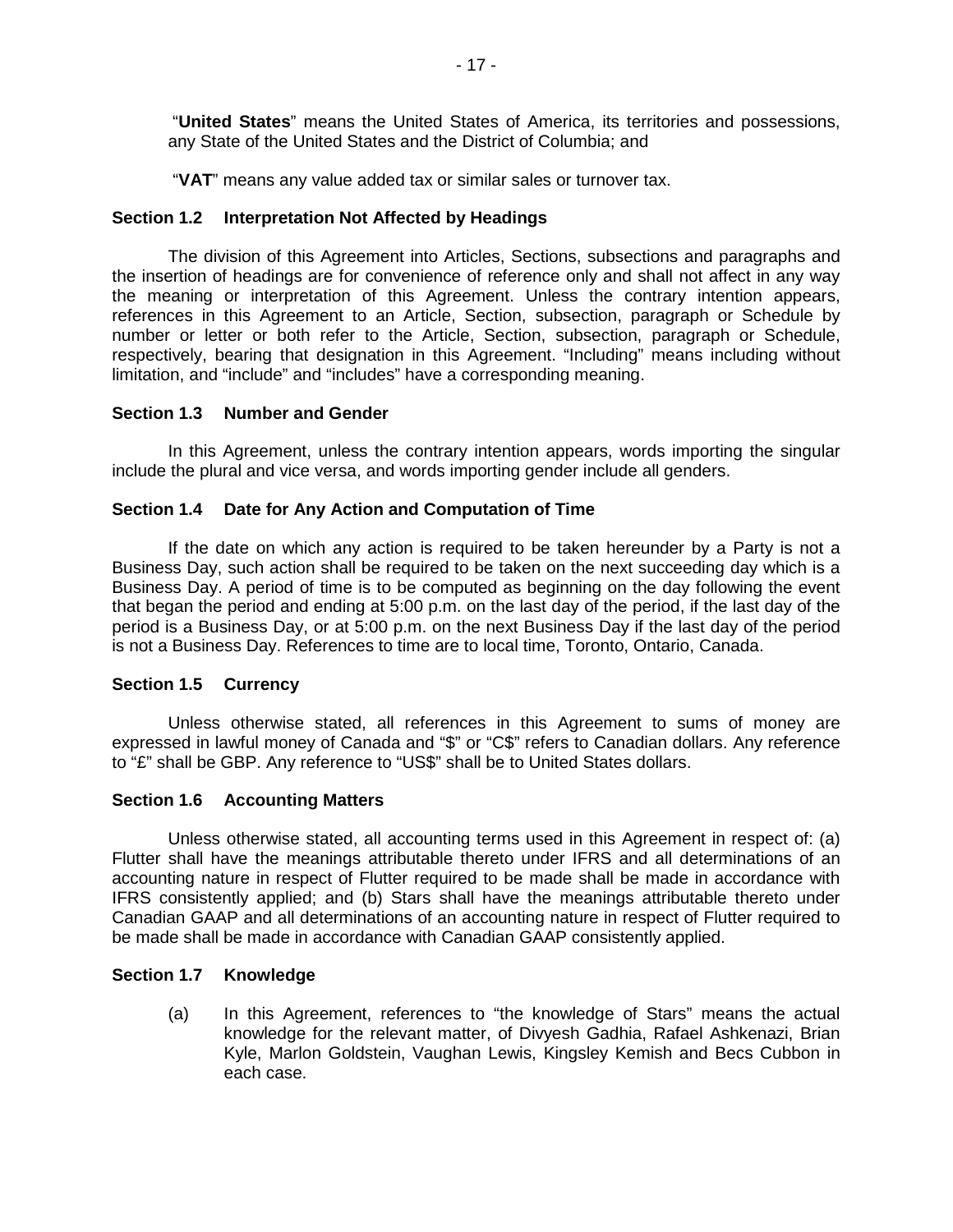"**United States**" means the United States of America, its territories and possessions, any State of the United States and the District of Columbia; and

"**VAT**" means any value added tax or similar sales or turnover tax.

### Section 1.2 Interpretation Not Affected by Headings

The division of this Agreement into Articles, Sections, subsections and paragraphs and the insertion of headings are for convenience of reference only and shall not affect in any way the meaning or interpretation of this Agreement. Unless the contrary intention appears, references in this Agreement to an Article, Section, subsection, paragraph or Schedule by number or letter or both refer to the Article, Section, subsection, paragraph or Schedule, respectively, bearing that designation in this Agreement. "Including" means including without limitation, and "include" and "includes" have a corresponding meaning.

### Section 1.3 Number and Gender

In this Agreement, unless the contrary intention appears, words importing the singular include the plural and vice versa, and words importing gender include all genders.

### Section 1.4 Date for Any Action and Computation of Time

If the date on which any action is required to be taken hereunder by a Party is not a Business Day, such action shall be required to be taken on the next succeeding day which is a Business Day. A period of time is to be computed as beginning on the day following the event that began the period and ending at 5:00 p.m. on the last day of the period, if the last day of the period is a Business Day, or at 5:00 p.m. on the next Business Day if the last day of the period is not a Business Day. References to time are to local time, Toronto, Ontario, Canada.

### Section 1.5 Currency

Unless otherwise stated, all references in this Agreement to sums of money are expressed in lawful money of Canada and "$" or "C$" refers to Canadian dollars. Any reference to "£" shall be GBP. Any reference to "US$" shall be to United States dollars.

### Section 1.6 Accounting Matters

Unless otherwise stated, all accounting terms used in this Agreement in respect of: (a) Flutter shall have the meanings attributable thereto under IFRS and all determinations of an accounting nature in respect of Flutter required to be made shall be made in accordance with IFRS consistently applied; and (b) Stars shall have the meanings attributable thereto under Canadian GAAP and all determinations of an accounting nature in respect of Flutter required to be made shall be made in accordance with Canadian GAAP consistently applied.

### Section 1.7 Knowledge

(a) In this Agreement, references to "the knowledge of Stars" means the actual knowledge for the relevant matter, of Divyesh Gadhia, Rafael Ashkenazi, Brian Kyle, Marlon Goldstein, Vaughan Lewis, Kingsley Kemish and Becs Cubbon in each case.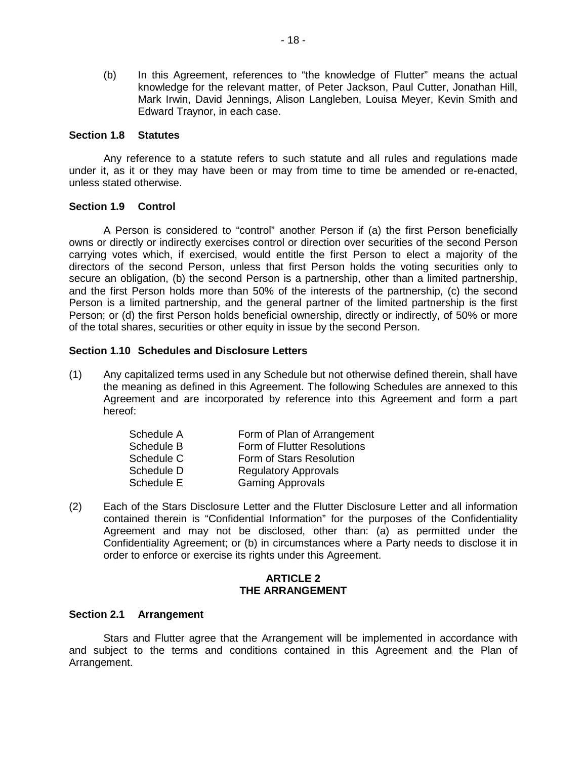(b) In this Agreement, references to "the knowledge of Flutter" means the actual knowledge for the relevant matter, of Peter Jackson, Paul Cutter, Jonathan Hill, Mark Irwin, David Jennings, Alison Langleben, Louisa Meyer, Kevin Smith and Edward Traynor, in each case.

**Section 1.8 Statutes**

Any reference to a statute refers to such statute and all rules and regulations made under it, as it or they may have been or may from time to time be amended or re-enacted, unless stated otherwise.

**Section 1.9 Control**

A Person is considered to "control" another Person if (a) the first Person beneficially owns or directly or indirectly exercises control or direction over securities of the second Person carrying votes which, if exercised, would entitle the first Person to elect a majority of the directors of the second Person, unless that first Person holds the voting securities only to secure an obligation, (b) the second Person is a partnership, other than a limited partnership, and the first Person holds more than 50% of the interests of the partnership, (c) the second Person is a limited partnership, and the general partner of the limited partnership is the first Person; or (d) the first Person holds beneficial ownership, directly or indirectly, of 50% or more of the total shares, securities or other equity in issue by the second Person.

**Section 1.10 Schedules and Disclosure Letters**

(1) Any capitalized terms used in any Schedule but not otherwise defined therein, shall have the meaning as defined in this Agreement. The following Schedules are annexed to this Agreement and are incorporated by reference into this Agreement and form a part hereof:

| | |
|---|---|
| Schedule A | Form of Plan of Arrangement |
| Schedule B | Form of Flutter Resolutions |
| Schedule C | Form of Stars Resolution |
| Schedule D | Regulatory Approvals |
| Schedule E | Gaming Approvals |

(2) Each of the Stars Disclosure Letter and the Flutter Disclosure Letter and all information contained therein is "Confidential Information" for the purposes of the Confidentiality Agreement and may not be disclosed, other than: (a) as permitted under the Confidentiality Agreement; or (b) in circumstances where a Party needs to disclose it in order to enforce or exercise its rights under this Agreement.

## ARTICLE 2
## THE ARRANGEMENT

**Section 2.1 Arrangement**

Stars and Flutter agree that the Arrangement will be implemented in accordance with and subject to the terms and conditions contained in this Agreement and the Plan of Arrangement.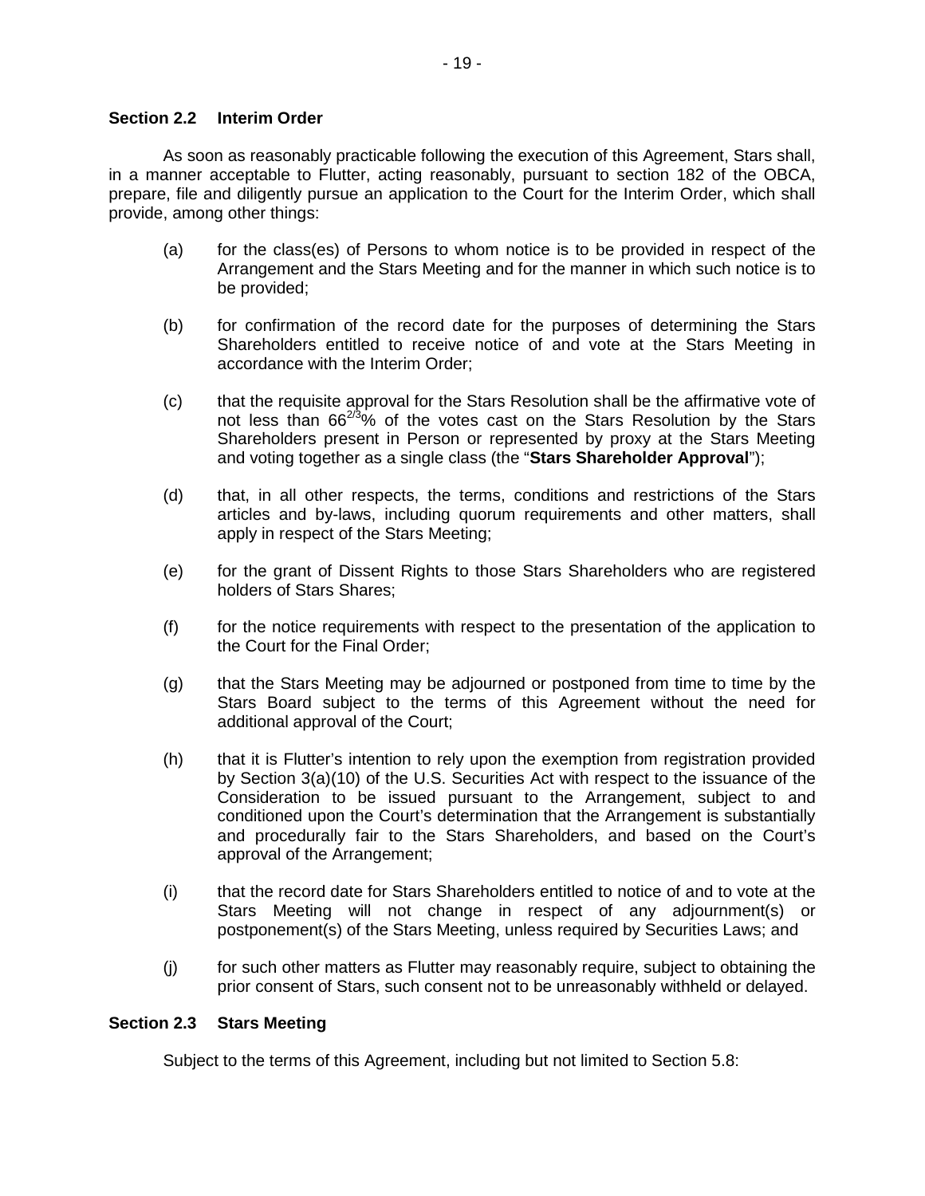**Section 2.2 Interim Order**

As soon as reasonably practicable following the execution of this Agreement, Stars shall, in a manner acceptable to Flutter, acting reasonably, pursuant to section 182 of the OBCA, prepare, file and diligently pursue an application to the Court for the Interim Order, which shall provide, among other things:

(a) for the class(es) of Persons to whom notice is to be provided in respect of the Arrangement and the Stars Meeting and for the manner in which such notice is to be provided;

(b) for confirmation of the record date for the purposes of determining the Stars Shareholders entitled to receive notice of and vote at the Stars Meeting in accordance with the Interim Order;

(c) that the requisite approval for the Stars Resolution shall be the affirmative vote of not less than $66^{2/3}$% of the votes cast on the Stars Resolution by the Stars Shareholders present in Person or represented by proxy at the Stars Meeting and voting together as a single class (the "**Stars Shareholder Approval**");

(d) that, in all other respects, the terms, conditions and restrictions of the Stars articles and by-laws, including quorum requirements and other matters, shall apply in respect of the Stars Meeting;

(e) for the grant of Dissent Rights to those Stars Shareholders who are registered holders of Stars Shares;

(f) for the notice requirements with respect to the presentation of the application to the Court for the Final Order;

(g) that the Stars Meeting may be adjourned or postponed from time to time by the Stars Board subject to the terms of this Agreement without the need for additional approval of the Court;

(h) that it is Flutter's intention to rely upon the exemption from registration provided by Section 3(a)(10) of the U.S. Securities Act with respect to the issuance of the Consideration to be issued pursuant to the Arrangement, subject to and conditioned upon the Court's determination that the Arrangement is substantially and procedurally fair to the Stars Shareholders, and based on the Court's approval of the Arrangement;

(i) that the record date for Stars Shareholders entitled to notice of and to vote at the Stars Meeting will not change in respect of any adjournment(s) or postponement(s) of the Stars Meeting, unless required by Securities Laws; and

(j) for such other matters as Flutter may reasonably require, subject to obtaining the prior consent of Stars, such consent not to be unreasonably withheld or delayed.

**Section 2.3 Stars Meeting**

Subject to the terms of this Agreement, including but not limited to Section 5.8: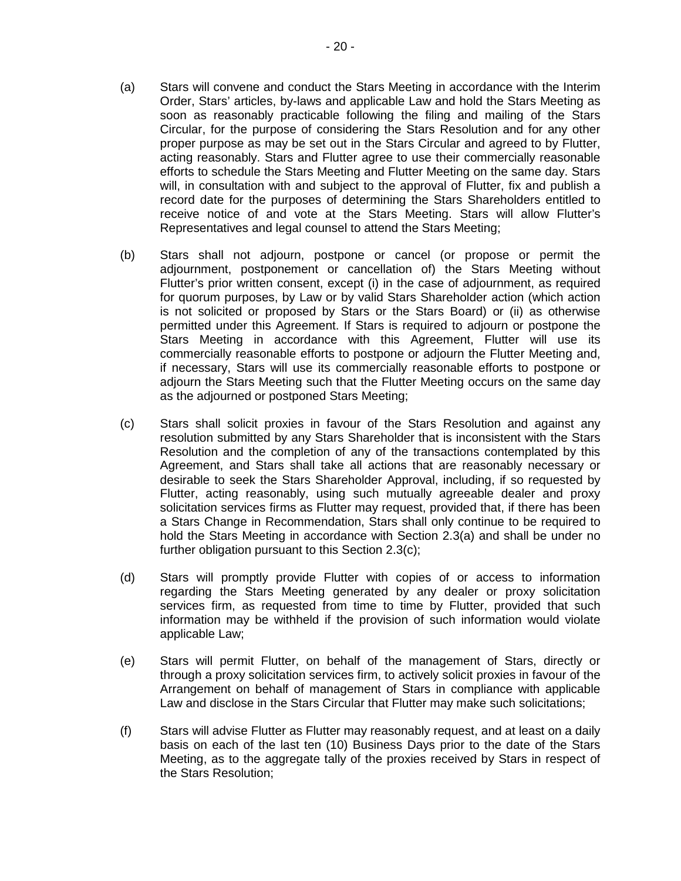(a) Stars will convene and conduct the Stars Meeting in accordance with the Interim Order, Stars' articles, by-laws and applicable Law and hold the Stars Meeting as soon as reasonably practicable following the filing and mailing of the Stars Circular, for the purpose of considering the Stars Resolution and for any other proper purpose as may be set out in the Stars Circular and agreed to by Flutter, acting reasonably. Stars and Flutter agree to use their commercially reasonable efforts to schedule the Stars Meeting and Flutter Meeting on the same day. Stars will, in consultation with and subject to the approval of Flutter, fix and publish a record date for the purposes of determining the Stars Shareholders entitled to receive notice of and vote at the Stars Meeting. Stars will allow Flutter's Representatives and legal counsel to attend the Stars Meeting;

(b) Stars shall not adjourn, postpone or cancel (or propose or permit the adjournment, postponement or cancellation of) the Stars Meeting without Flutter's prior written consent, except (i) in the case of adjournment, as required for quorum purposes, by Law or by valid Stars Shareholder action (which action is not solicited or proposed by Stars or the Stars Board) or (ii) as otherwise permitted under this Agreement. If Stars is required to adjourn or postpone the Stars Meeting in accordance with this Agreement, Flutter will use its commercially reasonable efforts to postpone or adjourn the Flutter Meeting and, if necessary, Stars will use its commercially reasonable efforts to postpone or adjourn the Stars Meeting such that the Flutter Meeting occurs on the same day as the adjourned or postponed Stars Meeting;

(c) Stars shall solicit proxies in favour of the Stars Resolution and against any resolution submitted by any Stars Shareholder that is inconsistent with the Stars Resolution and the completion of any of the transactions contemplated by this Agreement, and Stars shall take all actions that are reasonably necessary or desirable to seek the Stars Shareholder Approval, including, if so requested by Flutter, acting reasonably, using such mutually agreeable dealer and proxy solicitation services firms as Flutter may request, provided that, if there has been a Stars Change in Recommendation, Stars shall only continue to be required to hold the Stars Meeting in accordance with Section 2.3(a) and shall be under no further obligation pursuant to this Section 2.3(c);

(d) Stars will promptly provide Flutter with copies of or access to information regarding the Stars Meeting generated by any dealer or proxy solicitation services firm, as requested from time to time by Flutter, provided that such information may be withheld if the provision of such information would violate applicable Law;

(e) Stars will permit Flutter, on behalf of the management of Stars, directly or through a proxy solicitation services firm, to actively solicit proxies in favour of the Arrangement on behalf of management of Stars in compliance with applicable Law and disclose in the Stars Circular that Flutter may make such solicitations;

(f) Stars will advise Flutter as Flutter may reasonably request, and at least on a daily basis on each of the last ten (10) Business Days prior to the date of the Stars Meeting, as to the aggregate tally of the proxies received by Stars in respect of the Stars Resolution;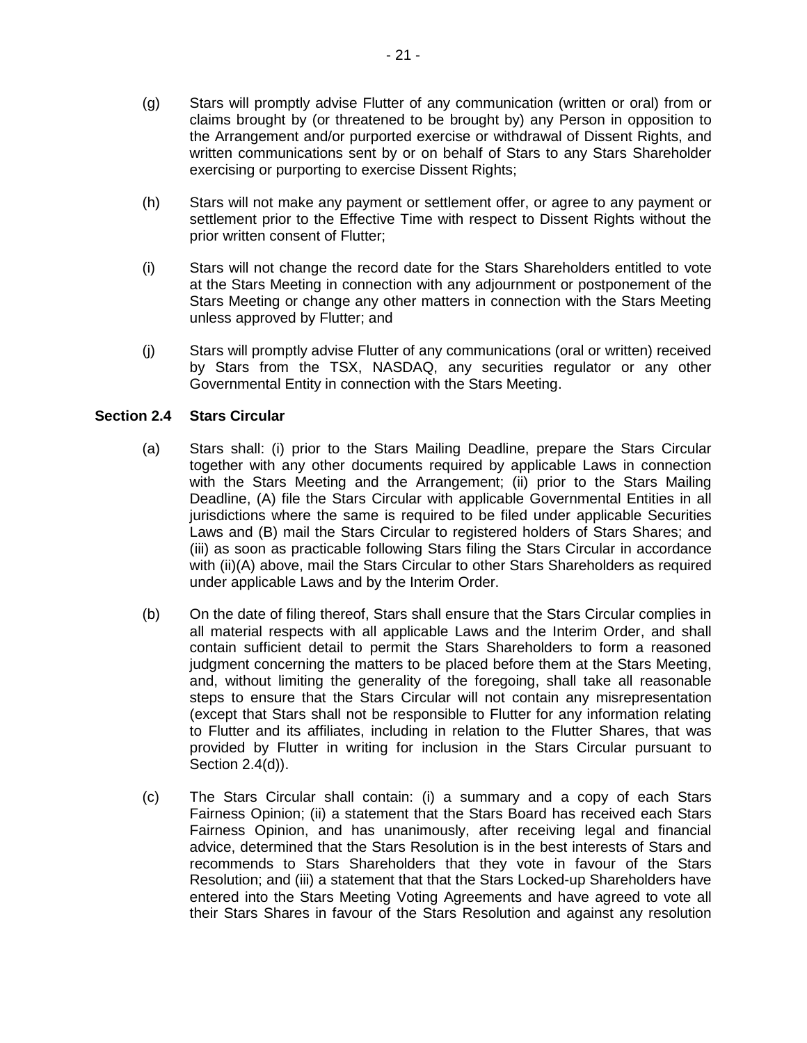(g) Stars will promptly advise Flutter of any communication (written or oral) from or claims brought by (or threatened to be brought by) any Person in opposition to the Arrangement and/or purported exercise or withdrawal of Dissent Rights, and written communications sent by or on behalf of Stars to any Stars Shareholder exercising or purporting to exercise Dissent Rights;

(h) Stars will not make any payment or settlement offer, or agree to any payment or settlement prior to the Effective Time with respect to Dissent Rights without the prior written consent of Flutter;

(i) Stars will not change the record date for the Stars Shareholders entitled to vote at the Stars Meeting in connection with any adjournment or postponement of the Stars Meeting or change any other matters in connection with the Stars Meeting unless approved by Flutter; and

(j) Stars will promptly advise Flutter of any communications (oral or written) received by Stars from the TSX, NASDAQ, any securities regulator or any other Governmental Entity in connection with the Stars Meeting.

### Section 2.4 Stars Circular

(a) Stars shall: (i) prior to the Stars Mailing Deadline, prepare the Stars Circular together with any other documents required by applicable Laws in connection with the Stars Meeting and the Arrangement; (ii) prior to the Stars Mailing Deadline, (A) file the Stars Circular with applicable Governmental Entities in all jurisdictions where the same is required to be filed under applicable Securities Laws and (B) mail the Stars Circular to registered holders of Stars Shares; and (iii) as soon as practicable following Stars filing the Stars Circular in accordance with (ii)(A) above, mail the Stars Circular to other Stars Shareholders as required under applicable Laws and by the Interim Order.

(b) On the date of filing thereof, Stars shall ensure that the Stars Circular complies in all material respects with all applicable Laws and the Interim Order, and shall contain sufficient detail to permit the Stars Shareholders to form a reasoned judgment concerning the matters to be placed before them at the Stars Meeting, and, without limiting the generality of the foregoing, shall take all reasonable steps to ensure that the Stars Circular will not contain any misrepresentation (except that Stars shall not be responsible to Flutter for any information relating to Flutter and its affiliates, including in relation to the Flutter Shares, that was provided by Flutter in writing for inclusion in the Stars Circular pursuant to Section 2.4(d)).

(c) The Stars Circular shall contain: (i) a summary and a copy of each Stars Fairness Opinion; (ii) a statement that the Stars Board has received each Stars Fairness Opinion, and has unanimously, after receiving legal and financial advice, determined that the Stars Resolution is in the best interests of Stars and recommends to Stars Shareholders that they vote in favour of the Stars Resolution; and (iii) a statement that that the Stars Locked-up Shareholders have entered into the Stars Meeting Voting Agreements and have agreed to vote all their Stars Shares in favour of the Stars Resolution and against any resolution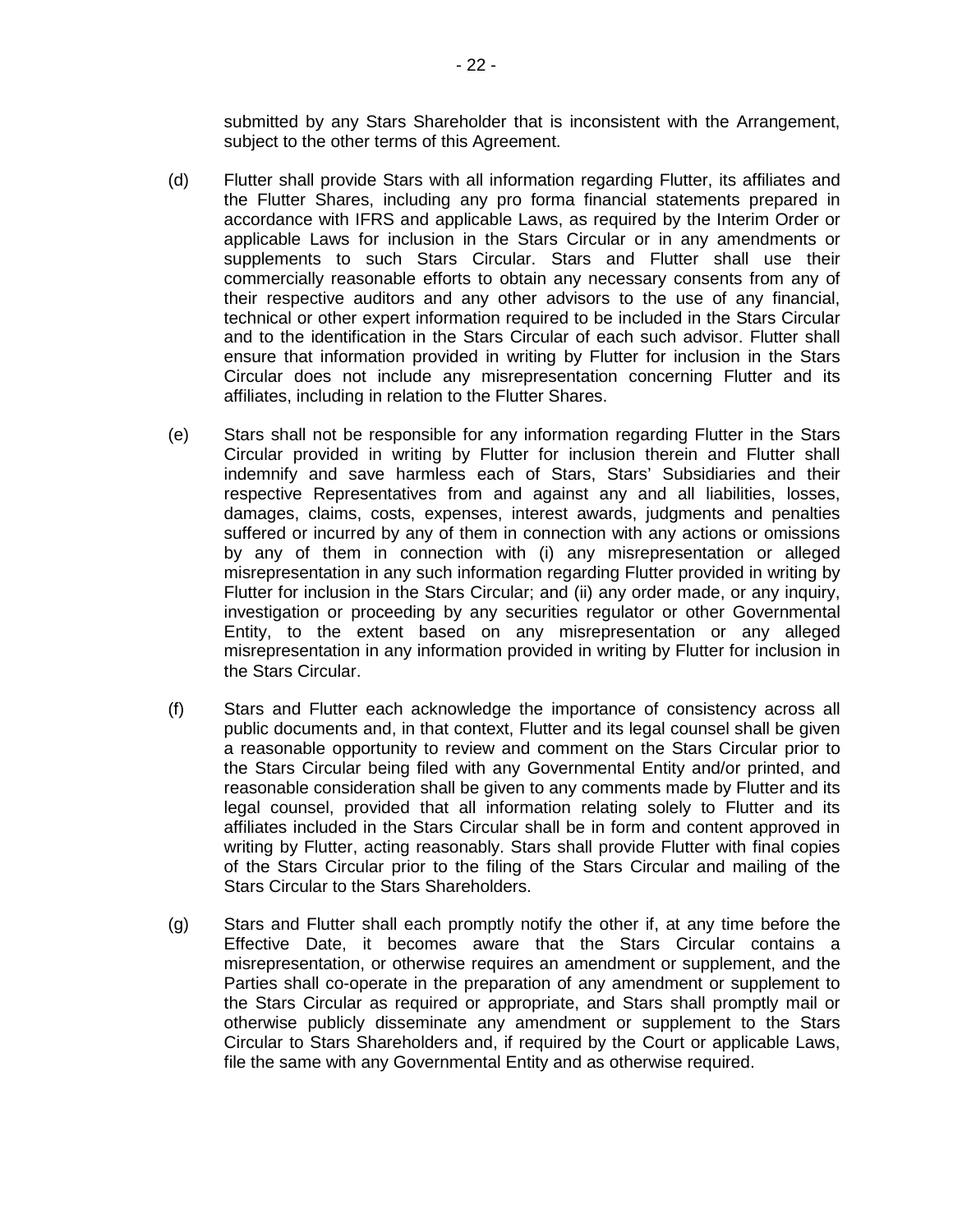submitted by any Stars Shareholder that is inconsistent with the Arrangement, subject to the other terms of this Agreement.

(d) Flutter shall provide Stars with all information regarding Flutter, its affiliates and the Flutter Shares, including any pro forma financial statements prepared in accordance with IFRS and applicable Laws, as required by the Interim Order or applicable Laws for inclusion in the Stars Circular or in any amendments or supplements to such Stars Circular. Stars and Flutter shall use their commercially reasonable efforts to obtain any necessary consents from any of their respective auditors and any other advisors to the use of any financial, technical or other expert information required to be included in the Stars Circular and to the identification in the Stars Circular of each such advisor. Flutter shall ensure that information provided in writing by Flutter for inclusion in the Stars Circular does not include any misrepresentation concerning Flutter and its affiliates, including in relation to the Flutter Shares.

(e) Stars shall not be responsible for any information regarding Flutter in the Stars Circular provided in writing by Flutter for inclusion therein and Flutter shall indemnify and save harmless each of Stars, Stars' Subsidiaries and their respective Representatives from and against any and all liabilities, losses, damages, claims, costs, expenses, interest awards, judgments and penalties suffered or incurred by any of them in connection with any actions or omissions by any of them in connection with (i) any misrepresentation or alleged misrepresentation in any such information regarding Flutter provided in writing by Flutter for inclusion in the Stars Circular; and (ii) any order made, or any inquiry, investigation or proceeding by any securities regulator or other Governmental Entity, to the extent based on any misrepresentation or any alleged misrepresentation in any information provided in writing by Flutter for inclusion in the Stars Circular.

(f) Stars and Flutter each acknowledge the importance of consistency across all public documents and, in that context, Flutter and its legal counsel shall be given a reasonable opportunity to review and comment on the Stars Circular prior to the Stars Circular being filed with any Governmental Entity and/or printed, and reasonable consideration shall be given to any comments made by Flutter and its legal counsel, provided that all information relating solely to Flutter and its affiliates included in the Stars Circular shall be in form and content approved in writing by Flutter, acting reasonably. Stars shall provide Flutter with final copies of the Stars Circular prior to the filing of the Stars Circular and mailing of the Stars Circular to the Stars Shareholders.

(g) Stars and Flutter shall each promptly notify the other if, at any time before the Effective Date, it becomes aware that the Stars Circular contains a misrepresentation, or otherwise requires an amendment or supplement, and the Parties shall co-operate in the preparation of any amendment or supplement to the Stars Circular as required or appropriate, and Stars shall promptly mail or otherwise publicly disseminate any amendment or supplement to the Stars Circular to Stars Shareholders and, if required by the Court or applicable Laws, file the same with any Governmental Entity and as otherwise required.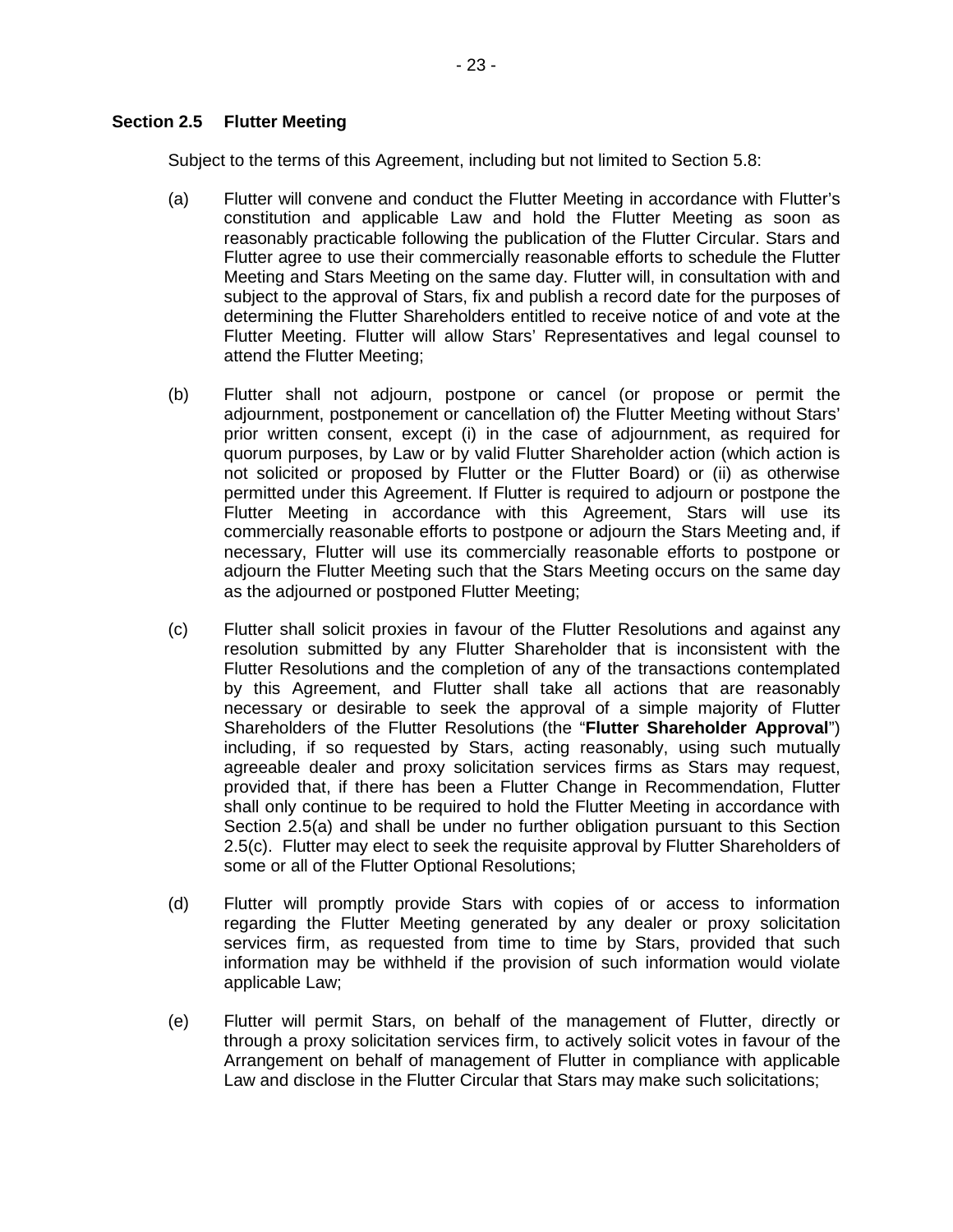### Section 2.5 Flutter Meeting

Subject to the terms of this Agreement, including but not limited to Section 5.8:

(a) Flutter will convene and conduct the Flutter Meeting in accordance with Flutter's constitution and applicable Law and hold the Flutter Meeting as soon as reasonably practicable following the publication of the Flutter Circular. Stars and Flutter agree to use their commercially reasonable efforts to schedule the Flutter Meeting and Stars Meeting on the same day. Flutter will, in consultation with and subject to the approval of Stars, fix and publish a record date for the purposes of determining the Flutter Shareholders entitled to receive notice of and vote at the Flutter Meeting. Flutter will allow Stars' Representatives and legal counsel to attend the Flutter Meeting;

(b) Flutter shall not adjourn, postpone or cancel (or propose or permit the adjournment, postponement or cancellation of) the Flutter Meeting without Stars' prior written consent, except (i) in the case of adjournment, as required for quorum purposes, by Law or by valid Flutter Shareholder action (which action is not solicited or proposed by Flutter or the Flutter Board) or (ii) as otherwise permitted under this Agreement. If Flutter is required to adjourn or postpone the Flutter Meeting in accordance with this Agreement, Stars will use its commercially reasonable efforts to postpone or adjourn the Stars Meeting and, if necessary, Flutter will use its commercially reasonable efforts to postpone or adjourn the Flutter Meeting such that the Stars Meeting occurs on the same day as the adjourned or postponed Flutter Meeting;

(c) Flutter shall solicit proxies in favour of the Flutter Resolutions and against any resolution submitted by any Flutter Shareholder that is inconsistent with the Flutter Resolutions and the completion of any of the transactions contemplated by this Agreement, and Flutter shall take all actions that are reasonably necessary or desirable to seek the approval of a simple majority of Flutter Shareholders of the Flutter Resolutions (the "**Flutter Shareholder Approval**") including, if so requested by Stars, acting reasonably, using such mutually agreeable dealer and proxy solicitation services firms as Stars may request, provided that, if there has been a Flutter Change in Recommendation, Flutter shall only continue to be required to hold the Flutter Meeting in accordance with Section 2.5(a) and shall be under no further obligation pursuant to this Section 2.5(c). Flutter may elect to seek the requisite approval by Flutter Shareholders of some or all of the Flutter Optional Resolutions;

(d) Flutter will promptly provide Stars with copies of or access to information regarding the Flutter Meeting generated by any dealer or proxy solicitation services firm, as requested from time to time by Stars, provided that such information may be withheld if the provision of such information would violate applicable Law;

(e) Flutter will permit Stars, on behalf of the management of Flutter, directly or through a proxy solicitation services firm, to actively solicit votes in favour of the Arrangement on behalf of management of Flutter in compliance with applicable Law and disclose in the Flutter Circular that Stars may make such solicitations;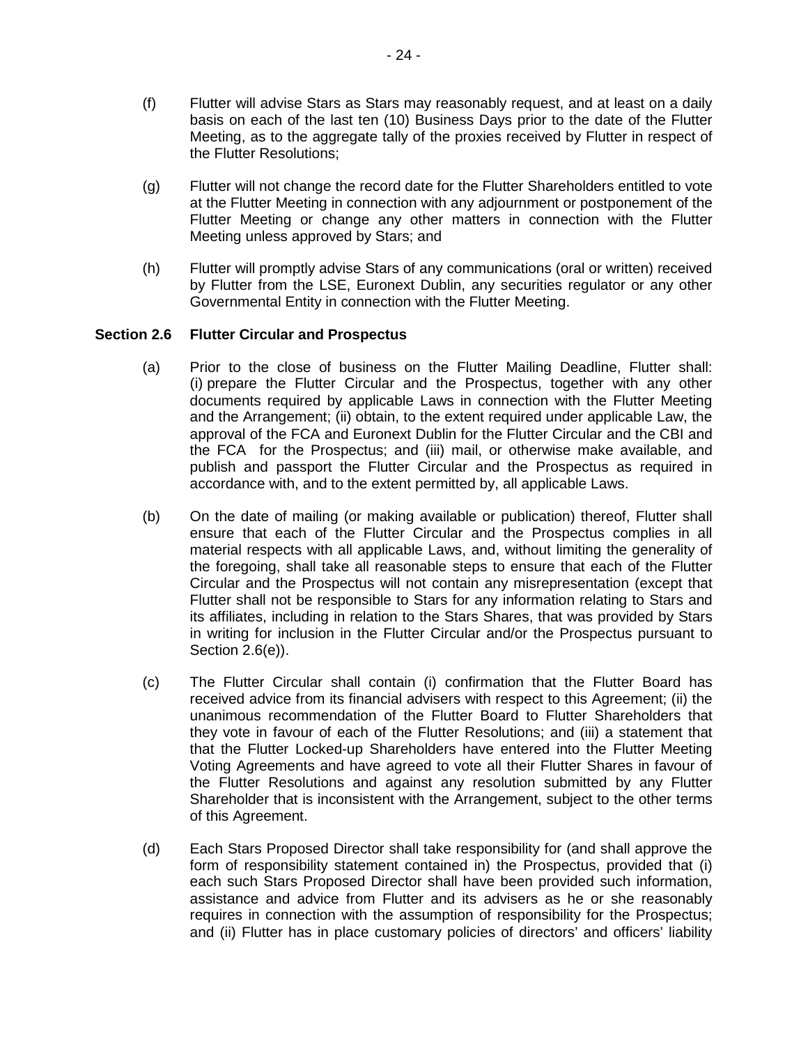(f) Flutter will advise Stars as Stars may reasonably request, and at least on a daily basis on each of the last ten (10) Business Days prior to the date of the Flutter Meeting, as to the aggregate tally of the proxies received by Flutter in respect of the Flutter Resolutions;

(g) Flutter will not change the record date for the Flutter Shareholders entitled to vote at the Flutter Meeting in connection with any adjournment or postponement of the Flutter Meeting or change any other matters in connection with the Flutter Meeting unless approved by Stars; and

(h) Flutter will promptly advise Stars of any communications (oral or written) received by Flutter from the LSE, Euronext Dublin, any securities regulator or any other Governmental Entity in connection with the Flutter Meeting.

**Section 2.6 Flutter Circular and Prospectus**

(a) Prior to the close of business on the Flutter Mailing Deadline, Flutter shall: (i) prepare the Flutter Circular and the Prospectus, together with any other documents required by applicable Laws in connection with the Flutter Meeting and the Arrangement; (ii) obtain, to the extent required under applicable Law, the approval of the FCA and Euronext Dublin for the Flutter Circular and the CBI and the FCA for the Prospectus; and (iii) mail, or otherwise make available, and publish and passport the Flutter Circular and the Prospectus as required in accordance with, and to the extent permitted by, all applicable Laws.

(b) On the date of mailing (or making available or publication) thereof, Flutter shall ensure that each of the Flutter Circular and the Prospectus complies in all material respects with all applicable Laws, and, without limiting the generality of the foregoing, shall take all reasonable steps to ensure that each of the Flutter Circular and the Prospectus will not contain any misrepresentation (except that Flutter shall not be responsible to Stars for any information relating to Stars and its affiliates, including in relation to the Stars Shares, that was provided by Stars in writing for inclusion in the Flutter Circular and/or the Prospectus pursuant to Section 2.6(e)).

(c) The Flutter Circular shall contain (i) confirmation that the Flutter Board has received advice from its financial advisers with respect to this Agreement; (ii) the unanimous recommendation of the Flutter Board to Flutter Shareholders that they vote in favour of each of the Flutter Resolutions; and (iii) a statement that that the Flutter Locked-up Shareholders have entered into the Flutter Meeting Voting Agreements and have agreed to vote all their Flutter Shares in favour of the Flutter Resolutions and against any resolution submitted by any Flutter Shareholder that is inconsistent with the Arrangement, subject to the other terms of this Agreement.

(d) Each Stars Proposed Director shall take responsibility for (and shall approve the form of responsibility statement contained in) the Prospectus, provided that (i) each such Stars Proposed Director shall have been provided such information, assistance and advice from Flutter and its advisers as he or she reasonably requires in connection with the assumption of responsibility for the Prospectus; and (ii) Flutter has in place customary policies of directors' and officers' liability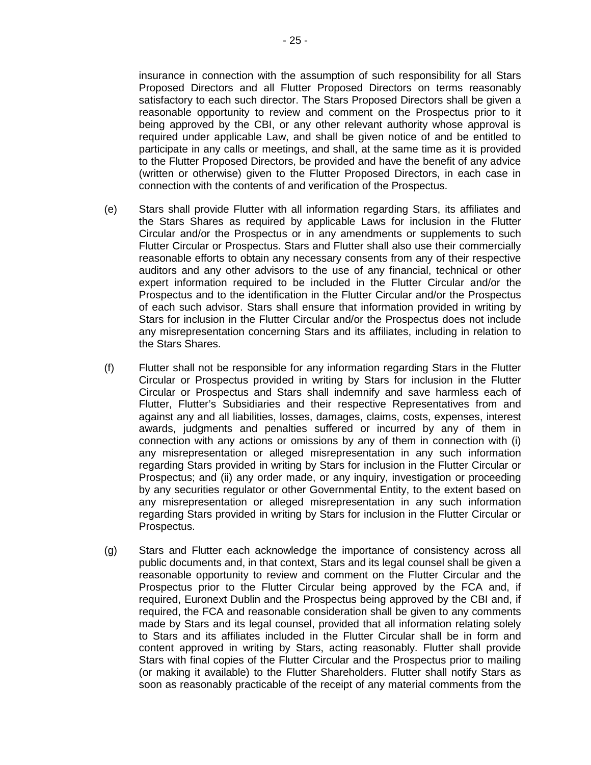insurance in connection with the assumption of such responsibility for all Stars Proposed Directors and all Flutter Proposed Directors on terms reasonably satisfactory to each such director. The Stars Proposed Directors shall be given a reasonable opportunity to review and comment on the Prospectus prior to it being approved by the CBI, or any other relevant authority whose approval is required under applicable Law, and shall be given notice of and be entitled to participate in any calls or meetings, and shall, at the same time as it is provided to the Flutter Proposed Directors, be provided and have the benefit of any advice (written or otherwise) given to the Flutter Proposed Directors, in each case in connection with the contents of and verification of the Prospectus.

(e) Stars shall provide Flutter with all information regarding Stars, its affiliates and the Stars Shares as required by applicable Laws for inclusion in the Flutter Circular and/or the Prospectus or in any amendments or supplements to such Flutter Circular or Prospectus. Stars and Flutter shall also use their commercially reasonable efforts to obtain any necessary consents from any of their respective auditors and any other advisors to the use of any financial, technical or other expert information required to be included in the Flutter Circular and/or the Prospectus and to the identification in the Flutter Circular and/or the Prospectus of each such advisor. Stars shall ensure that information provided in writing by Stars for inclusion in the Flutter Circular and/or the Prospectus does not include any misrepresentation concerning Stars and its affiliates, including in relation to the Stars Shares.

(f) Flutter shall not be responsible for any information regarding Stars in the Flutter Circular or Prospectus provided in writing by Stars for inclusion in the Flutter Circular or Prospectus and Stars shall indemnify and save harmless each of Flutter, Flutter's Subsidiaries and their respective Representatives from and against any and all liabilities, losses, damages, claims, costs, expenses, interest awards, judgments and penalties suffered or incurred by any of them in connection with any actions or omissions by any of them in connection with (i) any misrepresentation or alleged misrepresentation in any such information regarding Stars provided in writing by Stars for inclusion in the Flutter Circular or Prospectus; and (ii) any order made, or any inquiry, investigation or proceeding by any securities regulator or other Governmental Entity, to the extent based on any misrepresentation or alleged misrepresentation in any such information regarding Stars provided in writing by Stars for inclusion in the Flutter Circular or Prospectus.

(g) Stars and Flutter each acknowledge the importance of consistency across all public documents and, in that context, Stars and its legal counsel shall be given a reasonable opportunity to review and comment on the Flutter Circular and the Prospectus prior to the Flutter Circular being approved by the FCA and, if required, Euronext Dublin and the Prospectus being approved by the CBI and, if required, the FCA and reasonable consideration shall be given to any comments made by Stars and its legal counsel, provided that all information relating solely to Stars and its affiliates included in the Flutter Circular shall be in form and content approved in writing by Stars, acting reasonably. Flutter shall provide Stars with final copies of the Flutter Circular and the Prospectus prior to mailing (or making it available) to the Flutter Shareholders. Flutter shall notify Stars as soon as reasonably practicable of the receipt of any material comments from the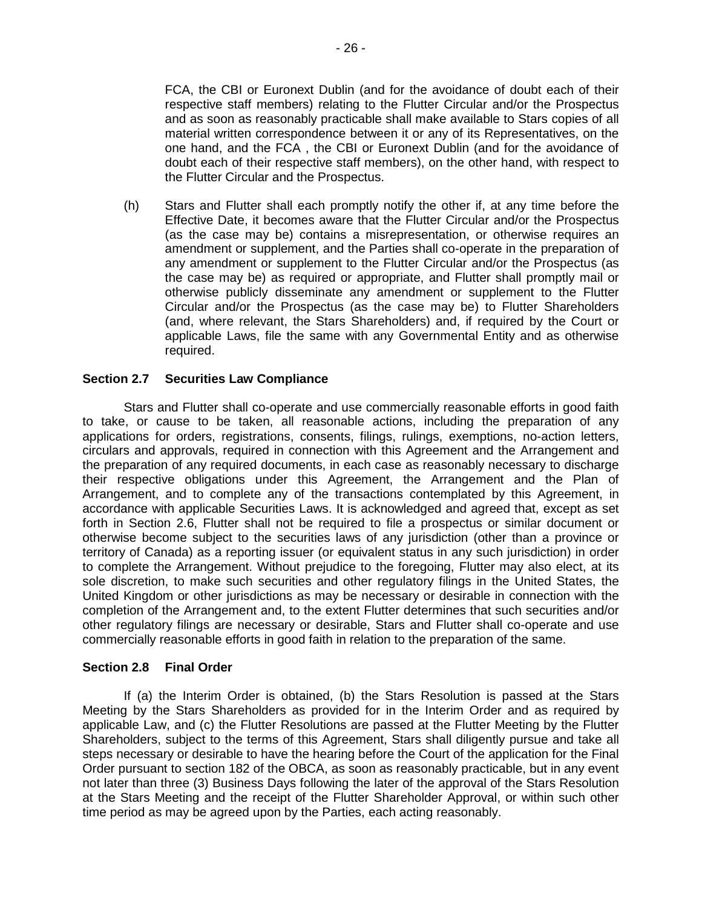FCA, the CBI or Euronext Dublin (and for the avoidance of doubt each of their respective staff members) relating to the Flutter Circular and/or the Prospectus and as soon as reasonably practicable shall make available to Stars copies of all material written correspondence between it or any of its Representatives, on the one hand, and the FCA , the CBI or Euronext Dublin (and for the avoidance of doubt each of their respective staff members), on the other hand, with respect to the Flutter Circular and the Prospectus.

(h) Stars and Flutter shall each promptly notify the other if, at any time before the Effective Date, it becomes aware that the Flutter Circular and/or the Prospectus (as the case may be) contains a misrepresentation, or otherwise requires an amendment or supplement, and the Parties shall co-operate in the preparation of any amendment or supplement to the Flutter Circular and/or the Prospectus (as the case may be) as required or appropriate, and Flutter shall promptly mail or otherwise publicly disseminate any amendment or supplement to the Flutter Circular and/or the Prospectus (as the case may be) to Flutter Shareholders (and, where relevant, the Stars Shareholders) and, if required by the Court or applicable Laws, file the same with any Governmental Entity and as otherwise required.

**Section 2.7 Securities Law Compliance**

Stars and Flutter shall co-operate and use commercially reasonable efforts in good faith to take, or cause to be taken, all reasonable actions, including the preparation of any applications for orders, registrations, consents, filings, rulings, exemptions, no-action letters, circulars and approvals, required in connection with this Agreement and the Arrangement and the preparation of any required documents, in each case as reasonably necessary to discharge their respective obligations under this Agreement, the Arrangement and the Plan of Arrangement, and to complete any of the transactions contemplated by this Agreement, in accordance with applicable Securities Laws. It is acknowledged and agreed that, except as set forth in Section 2.6, Flutter shall not be required to file a prospectus or similar document or otherwise become subject to the securities laws of any jurisdiction (other than a province or territory of Canada) as a reporting issuer (or equivalent status in any such jurisdiction) in order to complete the Arrangement. Without prejudice to the foregoing, Flutter may also elect, at its sole discretion, to make such securities and other regulatory filings in the United States, the United Kingdom or other jurisdictions as may be necessary or desirable in connection with the completion of the Arrangement and, to the extent Flutter determines that such securities and/or other regulatory filings are necessary or desirable, Stars and Flutter shall co-operate and use commercially reasonable efforts in good faith in relation to the preparation of the same.

**Section 2.8 Final Order**

If (a) the Interim Order is obtained, (b) the Stars Resolution is passed at the Stars Meeting by the Stars Shareholders as provided for in the Interim Order and as required by applicable Law, and (c) the Flutter Resolutions are passed at the Flutter Meeting by the Flutter Shareholders, subject to the terms of this Agreement, Stars shall diligently pursue and take all steps necessary or desirable to have the hearing before the Court of the application for the Final Order pursuant to section 182 of the OBCA, as soon as reasonably practicable, but in any event not later than three (3) Business Days following the later of the approval of the Stars Resolution at the Stars Meeting and the receipt of the Flutter Shareholder Approval, or within such other time period as may be agreed upon by the Parties, each acting reasonably.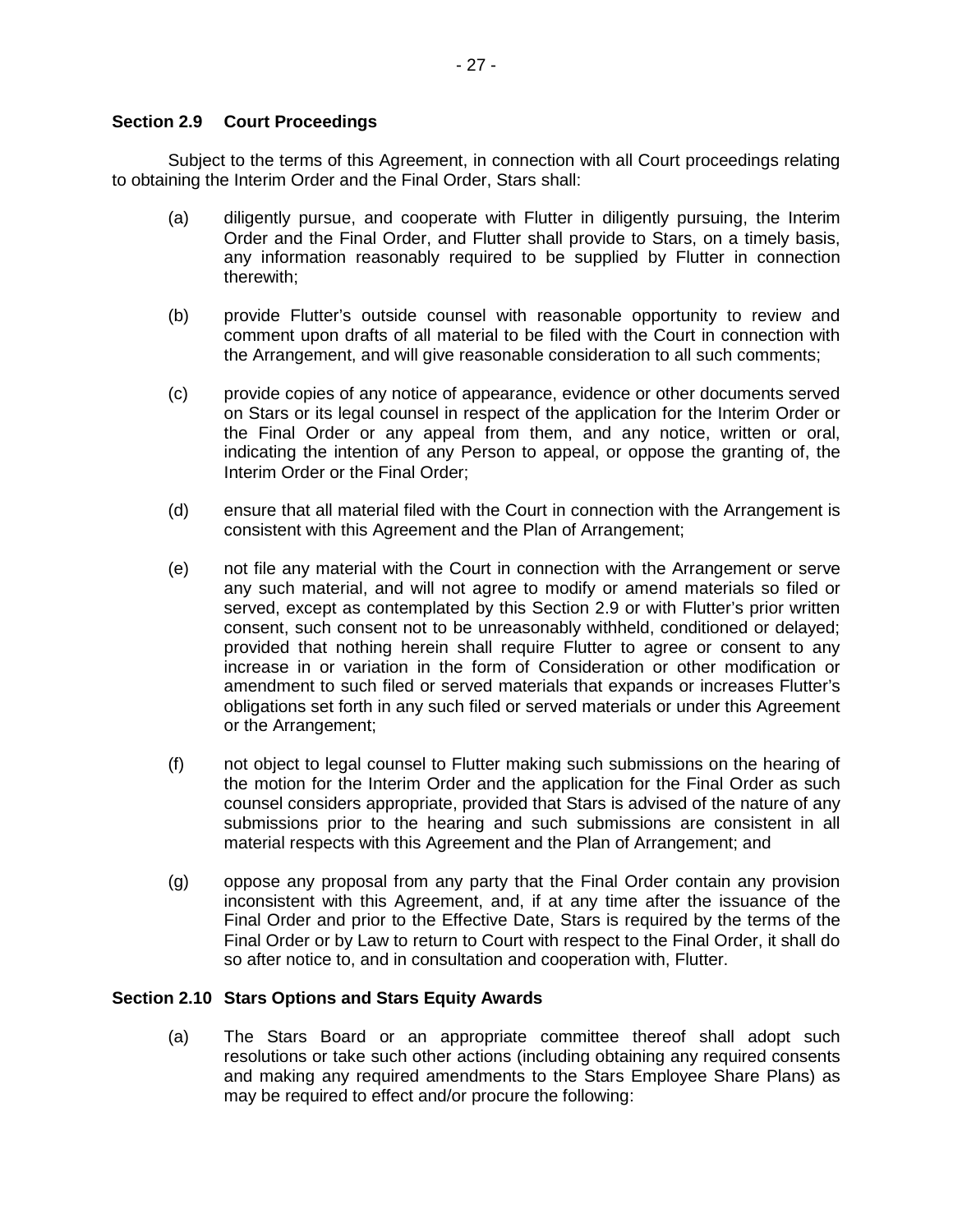### Section 2.9 Court Proceedings

Subject to the terms of this Agreement, in connection with all Court proceedings relating to obtaining the Interim Order and the Final Order, Stars shall:

(a) diligently pursue, and cooperate with Flutter in diligently pursuing, the Interim Order and the Final Order, and Flutter shall provide to Stars, on a timely basis, any information reasonably required to be supplied by Flutter in connection therewith;

(b) provide Flutter's outside counsel with reasonable opportunity to review and comment upon drafts of all material to be filed with the Court in connection with the Arrangement, and will give reasonable consideration to all such comments;

(c) provide copies of any notice of appearance, evidence or other documents served on Stars or its legal counsel in respect of the application for the Interim Order or the Final Order or any appeal from them, and any notice, written or oral, indicating the intention of any Person to appeal, or oppose the granting of, the Interim Order or the Final Order;

(d) ensure that all material filed with the Court in connection with the Arrangement is consistent with this Agreement and the Plan of Arrangement;

(e) not file any material with the Court in connection with the Arrangement or serve any such material, and will not agree to modify or amend materials so filed or served, except as contemplated by this Section 2.9 or with Flutter's prior written consent, such consent not to be unreasonably withheld, conditioned or delayed; provided that nothing herein shall require Flutter to agree or consent to any increase in or variation in the form of Consideration or other modification or amendment to such filed or served materials that expands or increases Flutter's obligations set forth in any such filed or served materials or under this Agreement or the Arrangement;

(f) not object to legal counsel to Flutter making such submissions on the hearing of the motion for the Interim Order and the application for the Final Order as such counsel considers appropriate, provided that Stars is advised of the nature of any submissions prior to the hearing and such submissions are consistent in all material respects with this Agreement and the Plan of Arrangement; and

(g) oppose any proposal from any party that the Final Order contain any provision inconsistent with this Agreement, and, if at any time after the issuance of the Final Order and prior to the Effective Date, Stars is required by the terms of the Final Order or by Law to return to Court with respect to the Final Order, it shall do so after notice to, and in consultation and cooperation with, Flutter.

### Section 2.10 Stars Options and Stars Equity Awards

(a) The Stars Board or an appropriate committee thereof shall adopt such resolutions or take such other actions (including obtaining any required consents and making any required amendments to the Stars Employee Share Plans) as may be required to effect and/or procure the following: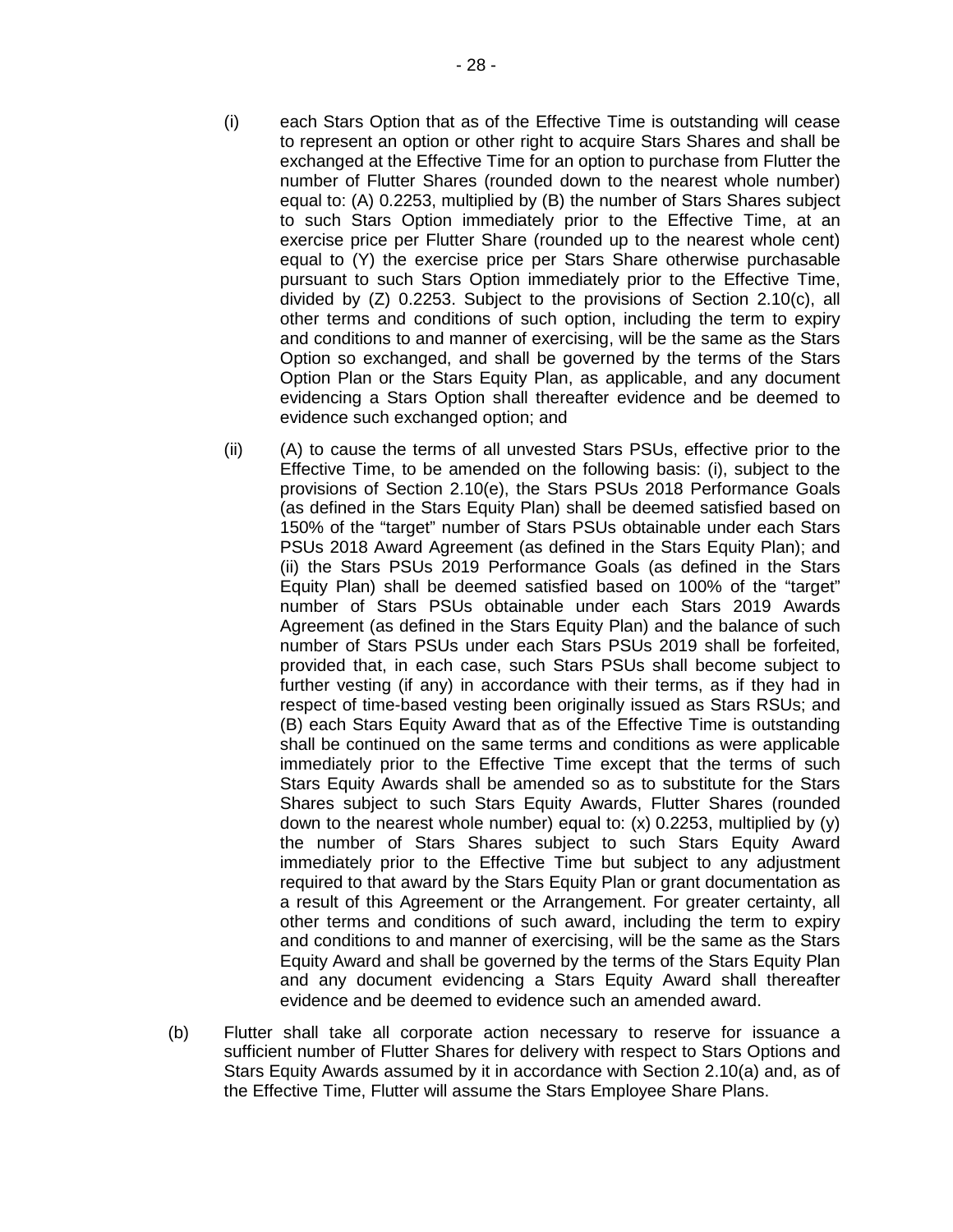(i) each Stars Option that as of the Effective Time is outstanding will cease to represent an option or other right to acquire Stars Shares and shall be exchanged at the Effective Time for an option to purchase from Flutter the number of Flutter Shares (rounded down to the nearest whole number) equal to: (A) 0.2253, multiplied by (B) the number of Stars Shares subject to such Stars Option immediately prior to the Effective Time, at an exercise price per Flutter Share (rounded up to the nearest whole cent) equal to (Y) the exercise price per Stars Share otherwise purchasable pursuant to such Stars Option immediately prior to the Effective Time, divided by (Z) 0.2253. Subject to the provisions of Section 2.10(c), all other terms and conditions of such option, including the term to expiry and conditions to and manner of exercising, will be the same as the Stars Option so exchanged, and shall be governed by the terms of the Stars Option Plan or the Stars Equity Plan, as applicable, and any document evidencing a Stars Option shall thereafter evidence and be deemed to evidence such exchanged option; and

(ii) (A) to cause the terms of all unvested Stars PSUs, effective prior to the Effective Time, to be amended on the following basis: (i), subject to the provisions of Section 2.10(e), the Stars PSUs 2018 Performance Goals (as defined in the Stars Equity Plan) shall be deemed satisfied based on 150% of the "target" number of Stars PSUs obtainable under each Stars PSUs 2018 Award Agreement (as defined in the Stars Equity Plan); and (ii) the Stars PSUs 2019 Performance Goals (as defined in the Stars Equity Plan) shall be deemed satisfied based on 100% of the "target" number of Stars PSUs obtainable under each Stars 2019 Awards Agreement (as defined in the Stars Equity Plan) and the balance of such number of Stars PSUs under each Stars PSUs 2019 shall be forfeited, provided that, in each case, such Stars PSUs shall become subject to further vesting (if any) in accordance with their terms, as if they had in respect of time-based vesting been originally issued as Stars RSUs; and (B) each Stars Equity Award that as of the Effective Time is outstanding shall be continued on the same terms and conditions as were applicable immediately prior to the Effective Time except that the terms of such Stars Equity Awards shall be amended so as to substitute for the Stars Shares subject to such Stars Equity Awards, Flutter Shares (rounded down to the nearest whole number) equal to: (x) 0.2253, multiplied by (y) the number of Stars Shares subject to such Stars Equity Award immediately prior to the Effective Time but subject to any adjustment required to that award by the Stars Equity Plan or grant documentation as a result of this Agreement or the Arrangement. For greater certainty, all other terms and conditions of such award, including the term to expiry and conditions to and manner of exercising, will be the same as the Stars Equity Award and shall be governed by the terms of the Stars Equity Plan and any document evidencing a Stars Equity Award shall thereafter evidence and be deemed to evidence such an amended award.

(b) Flutter shall take all corporate action necessary to reserve for issuance a sufficient number of Flutter Shares for delivery with respect to Stars Options and Stars Equity Awards assumed by it in accordance with Section 2.10(a) and, as of the Effective Time, Flutter will assume the Stars Employee Share Plans.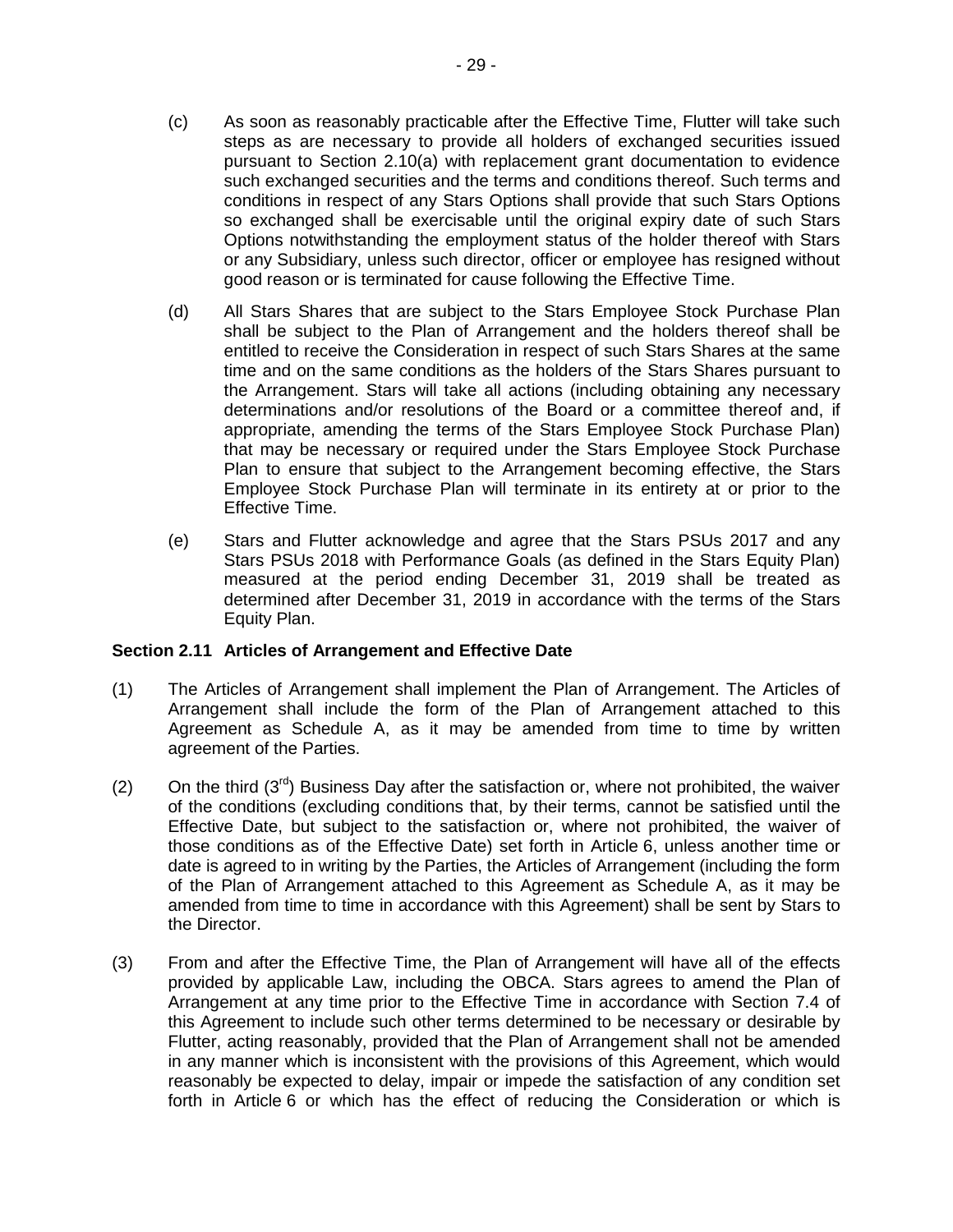(c) As soon as reasonably practicable after the Effective Time, Flutter will take such steps as are necessary to provide all holders of exchanged securities issued pursuant to Section 2.10(a) with replacement grant documentation to evidence such exchanged securities and the terms and conditions thereof. Such terms and conditions in respect of any Stars Options shall provide that such Stars Options so exchanged shall be exercisable until the original expiry date of such Stars Options notwithstanding the employment status of the holder thereof with Stars or any Subsidiary, unless such director, officer or employee has resigned without good reason or is terminated for cause following the Effective Time.

(d) All Stars Shares that are subject to the Stars Employee Stock Purchase Plan shall be subject to the Plan of Arrangement and the holders thereof shall be entitled to receive the Consideration in respect of such Stars Shares at the same time and on the same conditions as the holders of the Stars Shares pursuant to the Arrangement. Stars will take all actions (including obtaining any necessary determinations and/or resolutions of the Board or a committee thereof and, if appropriate, amending the terms of the Stars Employee Stock Purchase Plan) that may be necessary or required under the Stars Employee Stock Purchase Plan to ensure that subject to the Arrangement becoming effective, the Stars Employee Stock Purchase Plan will terminate in its entirety at or prior to the Effective Time.

(e) Stars and Flutter acknowledge and agree that the Stars PSUs 2017 and any Stars PSUs 2018 with Performance Goals (as defined in the Stars Equity Plan) measured at the period ending December 31, 2019 shall be treated as determined after December 31, 2019 in accordance with the terms of the Stars Equity Plan.

**Section 2.11 Articles of Arrangement and Effective Date**

(1) The Articles of Arrangement shall implement the Plan of Arrangement. The Articles of Arrangement shall include the form of the Plan of Arrangement attached to this Agreement as Schedule A, as it may be amended from time to time by written agreement of the Parties.

(2) On the third (3rd) Business Day after the satisfaction or, where not prohibited, the waiver of the conditions (excluding conditions that, by their terms, cannot be satisfied until the Effective Date, but subject to the satisfaction or, where not prohibited, the waiver of those conditions as of the Effective Date) set forth in Article 6, unless another time or date is agreed to in writing by the Parties, the Articles of Arrangement (including the form of the Plan of Arrangement attached to this Agreement as Schedule A, as it may be amended from time to time in accordance with this Agreement) shall be sent by Stars to the Director.

(3) From and after the Effective Time, the Plan of Arrangement will have all of the effects provided by applicable Law, including the OBCA. Stars agrees to amend the Plan of Arrangement at any time prior to the Effective Time in accordance with Section 7.4 of this Agreement to include such other terms determined to be necessary or desirable by Flutter, acting reasonably, provided that the Plan of Arrangement shall not be amended in any manner which is inconsistent with the provisions of this Agreement, which would reasonably be expected to delay, impair or impede the satisfaction of any condition set forth in Article 6 or which has the effect of reducing the Consideration or which is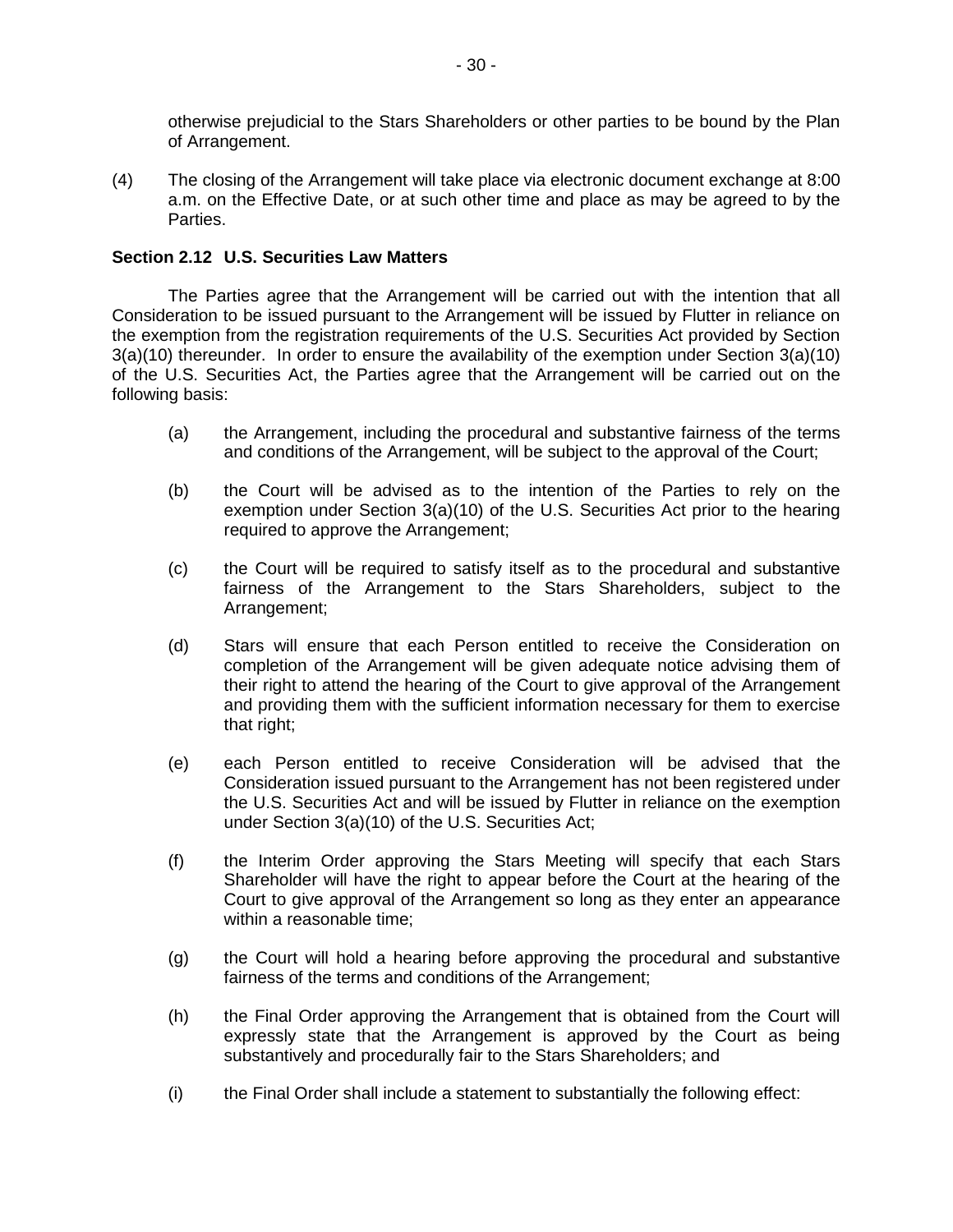otherwise prejudicial to the Stars Shareholders or other parties to be bound by the Plan of Arrangement.

(4) The closing of the Arrangement will take place via electronic document exchange at 8:00 a.m. on the Effective Date, or at such other time and place as may be agreed to by the Parties.

**Section 2.12 U.S. Securities Law Matters**

The Parties agree that the Arrangement will be carried out with the intention that all Consideration to be issued pursuant to the Arrangement will be issued by Flutter in reliance on the exemption from the registration requirements of the U.S. Securities Act provided by Section 3(a)(10) thereunder. In order to ensure the availability of the exemption under Section 3(a)(10) of the U.S. Securities Act, the Parties agree that the Arrangement will be carried out on the following basis:

(a) the Arrangement, including the procedural and substantive fairness of the terms and conditions of the Arrangement, will be subject to the approval of the Court;

(b) the Court will be advised as to the intention of the Parties to rely on the exemption under Section 3(a)(10) of the U.S. Securities Act prior to the hearing required to approve the Arrangement;

(c) the Court will be required to satisfy itself as to the procedural and substantive fairness of the Arrangement to the Stars Shareholders, subject to the Arrangement;

(d) Stars will ensure that each Person entitled to receive the Consideration on completion of the Arrangement will be given adequate notice advising them of their right to attend the hearing of the Court to give approval of the Arrangement and providing them with the sufficient information necessary for them to exercise that right;

(e) each Person entitled to receive Consideration will be advised that the Consideration issued pursuant to the Arrangement has not been registered under the U.S. Securities Act and will be issued by Flutter in reliance on the exemption under Section 3(a)(10) of the U.S. Securities Act;

(f) the Interim Order approving the Stars Meeting will specify that each Stars Shareholder will have the right to appear before the Court at the hearing of the Court to give approval of the Arrangement so long as they enter an appearance within a reasonable time;

(g) the Court will hold a hearing before approving the procedural and substantive fairness of the terms and conditions of the Arrangement;

(h) the Final Order approving the Arrangement that is obtained from the Court will expressly state that the Arrangement is approved by the Court as being substantively and procedurally fair to the Stars Shareholders; and

(i) the Final Order shall include a statement to substantially the following effect: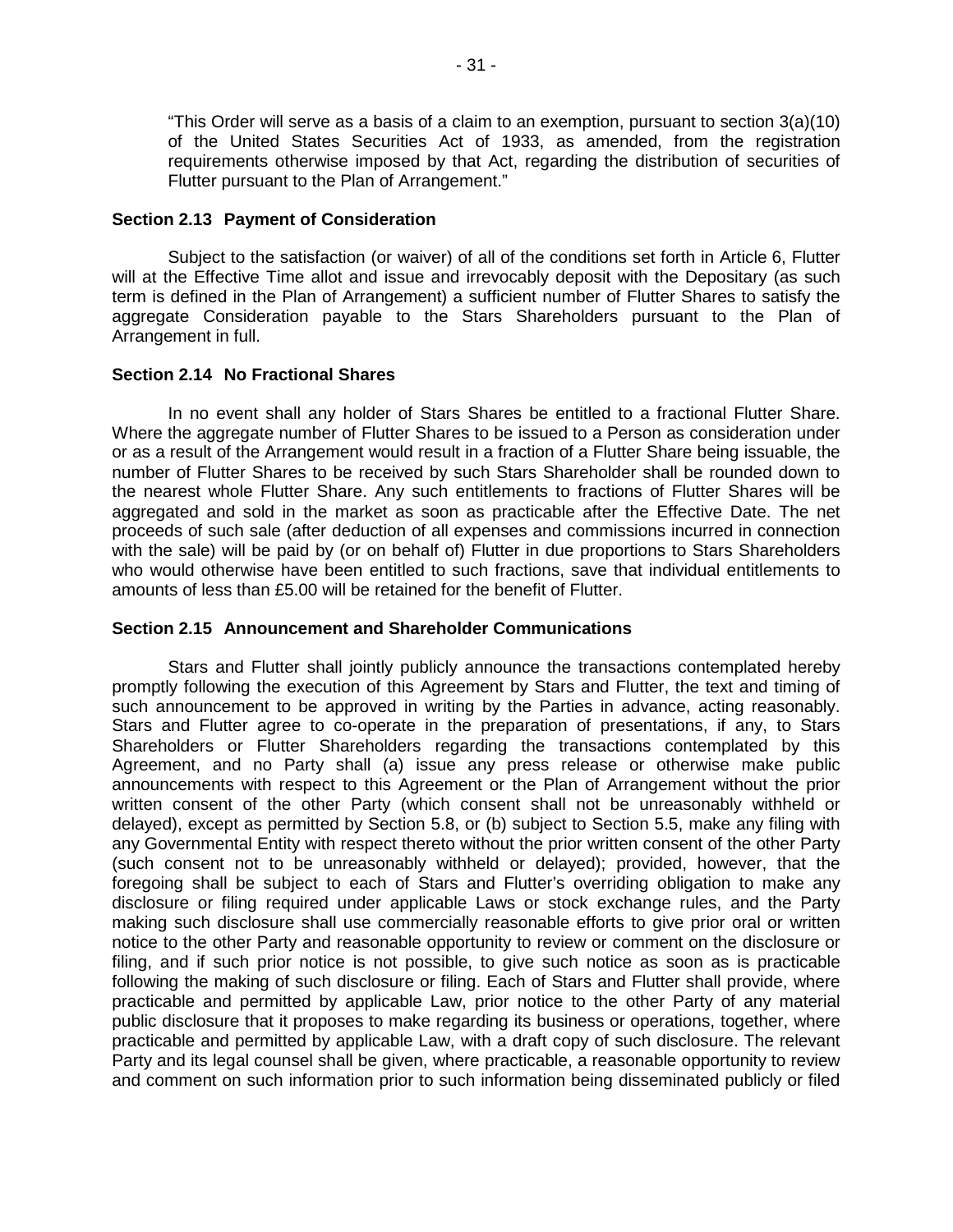"This Order will serve as a basis of a claim to an exemption, pursuant to section 3(a)(10) of the United States Securities Act of 1933, as amended, from the registration requirements otherwise imposed by that Act, regarding the distribution of securities of Flutter pursuant to the Plan of Arrangement."

### Section 2.13 Payment of Consideration

Subject to the satisfaction (or waiver) of all of the conditions set forth in Article 6, Flutter will at the Effective Time allot and issue and irrevocably deposit with the Depositary (as such term is defined in the Plan of Arrangement) a sufficient number of Flutter Shares to satisfy the aggregate Consideration payable to the Stars Shareholders pursuant to the Plan of Arrangement in full.

### Section 2.14 No Fractional Shares

In no event shall any holder of Stars Shares be entitled to a fractional Flutter Share. Where the aggregate number of Flutter Shares to be issued to a Person as consideration under or as a result of the Arrangement would result in a fraction of a Flutter Share being issuable, the number of Flutter Shares to be received by such Stars Shareholder shall be rounded down to the nearest whole Flutter Share. Any such entitlements to fractions of Flutter Shares will be aggregated and sold in the market as soon as practicable after the Effective Date. The net proceeds of such sale (after deduction of all expenses and commissions incurred in connection with the sale) will be paid by (or on behalf of) Flutter in due proportions to Stars Shareholders who would otherwise have been entitled to such fractions, save that individual entitlements to amounts of less than £5.00 will be retained for the benefit of Flutter.

### Section 2.15 Announcement and Shareholder Communications

Stars and Flutter shall jointly publicly announce the transactions contemplated hereby promptly following the execution of this Agreement by Stars and Flutter, the text and timing of such announcement to be approved in writing by the Parties in advance, acting reasonably. Stars and Flutter agree to co-operate in the preparation of presentations, if any, to Stars Shareholders or Flutter Shareholders regarding the transactions contemplated by this Agreement, and no Party shall (a) issue any press release or otherwise make public announcements with respect to this Agreement or the Plan of Arrangement without the prior written consent of the other Party (which consent shall not be unreasonably withheld or delayed), except as permitted by Section 5.8, or (b) subject to Section 5.5, make any filing with any Governmental Entity with respect thereto without the prior written consent of the other Party (such consent not to be unreasonably withheld or delayed); provided, however, that the foregoing shall be subject to each of Stars and Flutter's overriding obligation to make any disclosure or filing required under applicable Laws or stock exchange rules, and the Party making such disclosure shall use commercially reasonable efforts to give prior oral or written notice to the other Party and reasonable opportunity to review or comment on the disclosure or filing, and if such prior notice is not possible, to give such notice as soon as is practicable following the making of such disclosure or filing. Each of Stars and Flutter shall provide, where practicable and permitted by applicable Law, prior notice to the other Party of any material public disclosure that it proposes to make regarding its business or operations, together, where practicable and permitted by applicable Law, with a draft copy of such disclosure. The relevant Party and its legal counsel shall be given, where practicable, a reasonable opportunity to review and comment on such information prior to such information being disseminated publicly or filed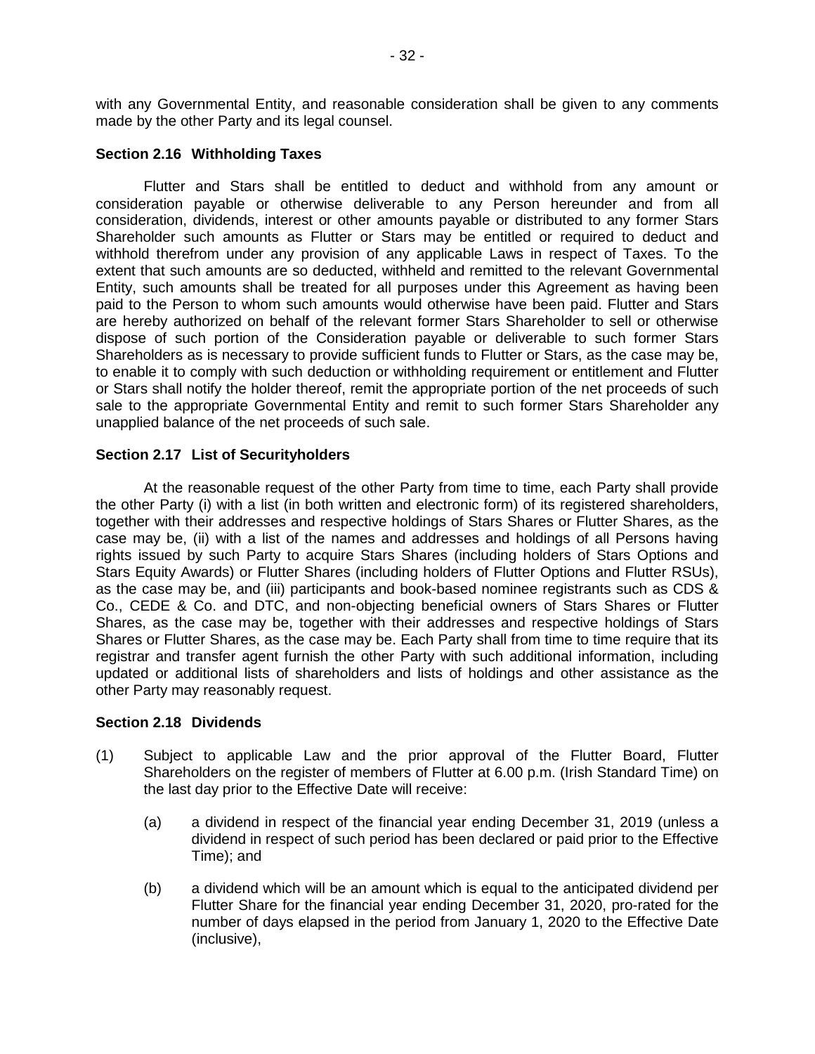with any Governmental Entity, and reasonable consideration shall be given to any comments made by the other Party and its legal counsel.

### Section 2.16 Withholding Taxes

Flutter and Stars shall be entitled to deduct and withhold from any amount or consideration payable or otherwise deliverable to any Person hereunder and from all consideration, dividends, interest or other amounts payable or distributed to any former Stars Shareholder such amounts as Flutter or Stars may be entitled or required to deduct and withhold therefrom under any provision of any applicable Laws in respect of Taxes. To the extent that such amounts are so deducted, withheld and remitted to the relevant Governmental Entity, such amounts shall be treated for all purposes under this Agreement as having been paid to the Person to whom such amounts would otherwise have been paid. Flutter and Stars are hereby authorized on behalf of the relevant former Stars Shareholder to sell or otherwise dispose of such portion of the Consideration payable or deliverable to such former Stars Shareholders as is necessary to provide sufficient funds to Flutter or Stars, as the case may be, to enable it to comply with such deduction or withholding requirement or entitlement and Flutter or Stars shall notify the holder thereof, remit the appropriate portion of the net proceeds of such sale to the appropriate Governmental Entity and remit to such former Stars Shareholder any unapplied balance of the net proceeds of such sale.

### Section 2.17 List of Securityholders

At the reasonable request of the other Party from time to time, each Party shall provide the other Party (i) with a list (in both written and electronic form) of its registered shareholders, together with their addresses and respective holdings of Stars Shares or Flutter Shares, as the case may be, (ii) with a list of the names and addresses and holdings of all Persons having rights issued by such Party to acquire Stars Shares (including holders of Stars Options and Stars Equity Awards) or Flutter Shares (including holders of Flutter Options and Flutter RSUs), as the case may be, and (iii) participants and book-based nominee registrants such as CDS & Co., CEDE & Co. and DTC, and non-objecting beneficial owners of Stars Shares or Flutter Shares, as the case may be, together with their addresses and respective holdings of Stars Shares or Flutter Shares, as the case may be. Each Party shall from time to time require that its registrar and transfer agent furnish the other Party with such additional information, including updated or additional lists of shareholders and lists of holdings and other assistance as the other Party may reasonably request.

### Section 2.18 Dividends

(1) Subject to applicable Law and the prior approval of the Flutter Board, Flutter Shareholders on the register of members of Flutter at 6.00 p.m. (Irish Standard Time) on the last day prior to the Effective Date will receive:

(a) a dividend in respect of the financial year ending December 31, 2019 (unless a dividend in respect of such period has been declared or paid prior to the Effective Time); and

(b) a dividend which will be an amount which is equal to the anticipated dividend per Flutter Share for the financial year ending December 31, 2020, pro-rated for the number of days elapsed in the period from January 1, 2020 to the Effective Date (inclusive),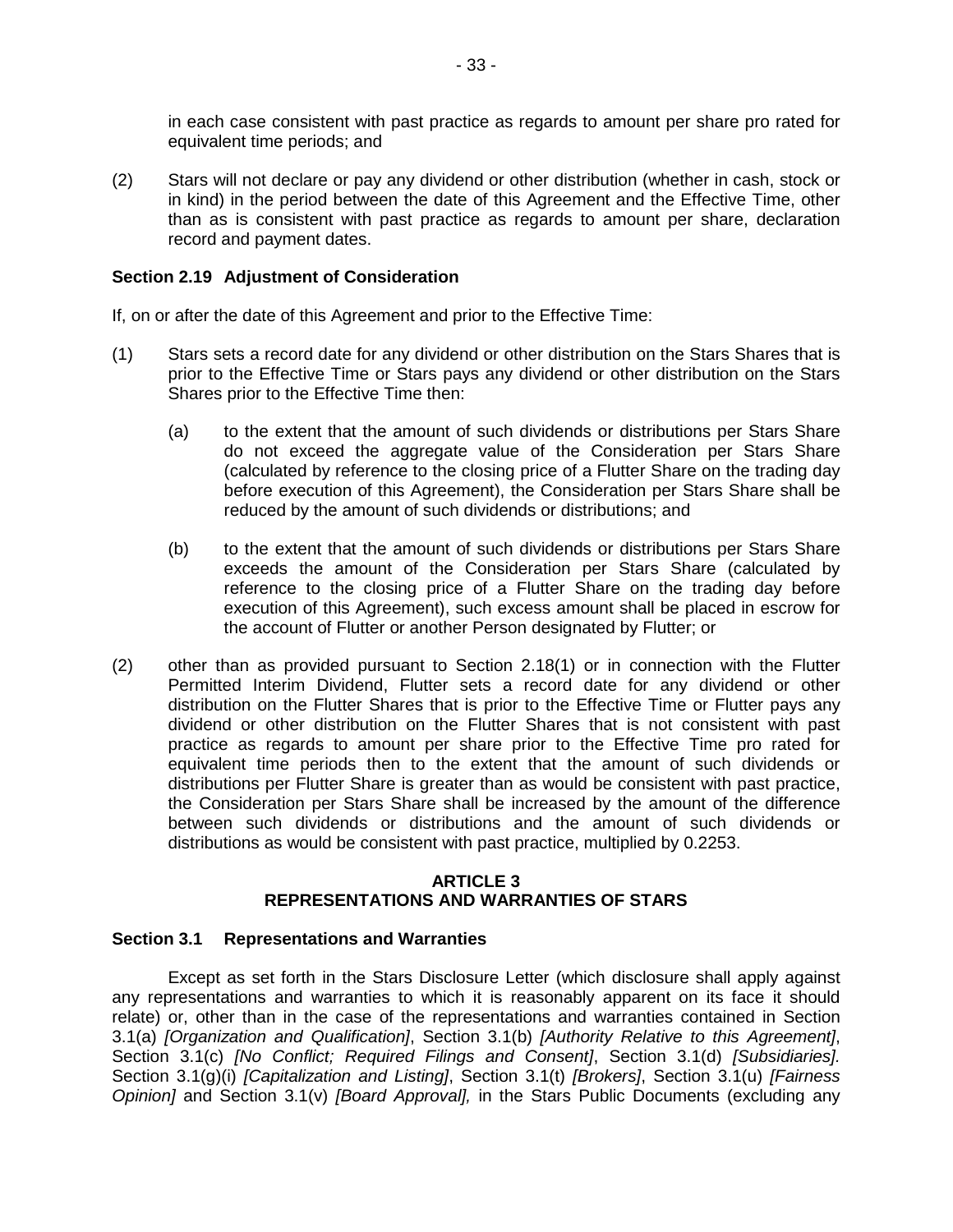in each case consistent with past practice as regards to amount per share pro rated for equivalent time periods; and

(2) Stars will not declare or pay any dividend or other distribution (whether in cash, stock or in kind) in the period between the date of this Agreement and the Effective Time, other than as is consistent with past practice as regards to amount per share, declaration record and payment dates.

**Section 2.19 Adjustment of Consideration**

If, on or after the date of this Agreement and prior to the Effective Time:

(1) Stars sets a record date for any dividend or other distribution on the Stars Shares that is prior to the Effective Time or Stars pays any dividend or other distribution on the Stars Shares prior to the Effective Time then:

(a) to the extent that the amount of such dividends or distributions per Stars Share do not exceed the aggregate value of the Consideration per Stars Share (calculated by reference to the closing price of a Flutter Share on the trading day before execution of this Agreement), the Consideration per Stars Share shall be reduced by the amount of such dividends or distributions; and

(b) to the extent that the amount of such dividends or distributions per Stars Share exceeds the amount of the Consideration per Stars Share (calculated by reference to the closing price of a Flutter Share on the trading day before execution of this Agreement), such excess amount shall be placed in escrow for the account of Flutter or another Person designated by Flutter; or

(2) other than as provided pursuant to Section 2.18(1) or in connection with the Flutter Permitted Interim Dividend, Flutter sets a record date for any dividend or other distribution on the Flutter Shares that is prior to the Effective Time or Flutter pays any dividend or other distribution on the Flutter Shares that is not consistent with past practice as regards to amount per share prior to the Effective Time pro rated for equivalent time periods then to the extent that the amount of such dividends or distributions per Flutter Share is greater than as would be consistent with past practice, the Consideration per Stars Share shall be increased by the amount of the difference between such dividends or distributions and the amount of such dividends or distributions as would be consistent with past practice, multiplied by 0.2253.

## ARTICLE 3
## REPRESENTATIONS AND WARRANTIES OF STARS

**Section 3.1 Representations and Warranties**

Except as set forth in the Stars Disclosure Letter (which disclosure shall apply against any representations and warranties to which it is reasonably apparent on its face it should relate) or, other than in the case of the representations and warranties contained in Section 3.1(a) *[Organization and Qualification]*, Section 3.1(b) *[Authority Relative to this Agreement]*, Section 3.1(c) *[No Conflict; Required Filings and Consent]*, Section 3.1(d) *[Subsidiaries]*. Section 3.1(g)(i) *[Capitalization and Listing]*, Section 3.1(t) *[Brokers]*, Section 3.1(u) *[Fairness Opinion]* and Section 3.1(v) *[Board Approval],* in the Stars Public Documents (excluding any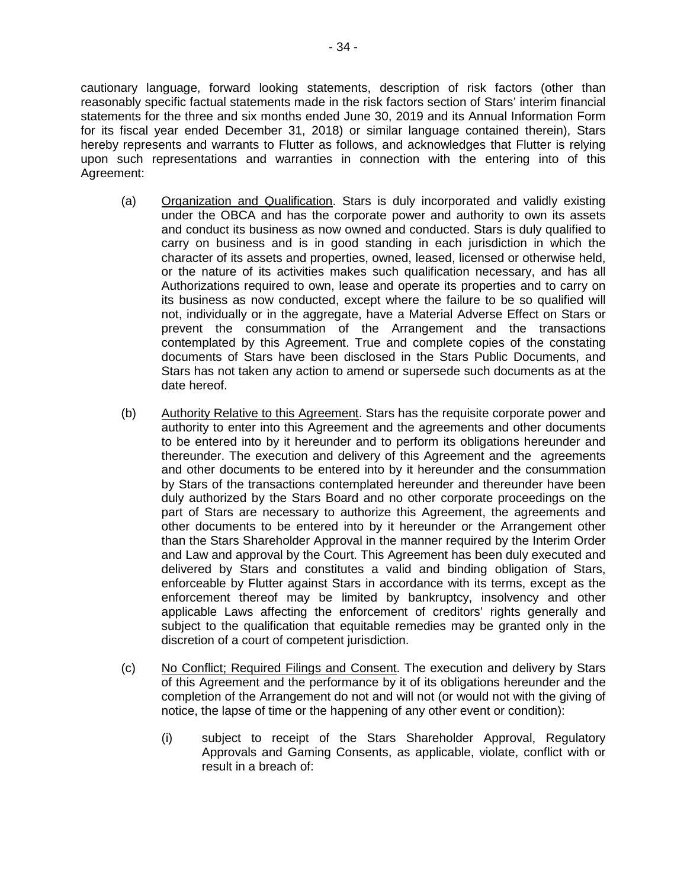cautionary language, forward looking statements, description of risk factors (other than reasonably specific factual statements made in the risk factors section of Stars' interim financial statements for the three and six months ended June 30, 2019 and its Annual Information Form for its fiscal year ended December 31, 2018) or similar language contained therein), Stars hereby represents and warrants to Flutter as follows, and acknowledges that Flutter is relying upon such representations and warranties in connection with the entering into of this Agreement:

(a) Organization and Qualification. Stars is duly incorporated and validly existing under the OBCA and has the corporate power and authority to own its assets and conduct its business as now owned and conducted. Stars is duly qualified to carry on business and is in good standing in each jurisdiction in which the character of its assets and properties, owned, leased, licensed or otherwise held, or the nature of its activities makes such qualification necessary, and has all Authorizations required to own, lease and operate its properties and to carry on its business as now conducted, except where the failure to be so qualified will not, individually or in the aggregate, have a Material Adverse Effect on Stars or prevent the consummation of the Arrangement and the transactions contemplated by this Agreement. True and complete copies of the constating documents of Stars have been disclosed in the Stars Public Documents, and Stars has not taken any action to amend or supersede such documents as at the date hereof.

(b) Authority Relative to this Agreement. Stars has the requisite corporate power and authority to enter into this Agreement and the agreements and other documents to be entered into by it hereunder and to perform its obligations hereunder and thereunder. The execution and delivery of this Agreement and the agreements and other documents to be entered into by it hereunder and the consummation by Stars of the transactions contemplated hereunder and thereunder have been duly authorized by the Stars Board and no other corporate proceedings on the part of Stars are necessary to authorize this Agreement, the agreements and other documents to be entered into by it hereunder or the Arrangement other than the Stars Shareholder Approval in the manner required by the Interim Order and Law and approval by the Court. This Agreement has been duly executed and delivered by Stars and constitutes a valid and binding obligation of Stars, enforceable by Flutter against Stars in accordance with its terms, except as the enforcement thereof may be limited by bankruptcy, insolvency and other applicable Laws affecting the enforcement of creditors' rights generally and subject to the qualification that equitable remedies may be granted only in the discretion of a court of competent jurisdiction.

(c) No Conflict; Required Filings and Consent. The execution and delivery by Stars of this Agreement and the performance by it of its obligations hereunder and the completion of the Arrangement do not and will not (or would not with the giving of notice, the lapse of time or the happening of any other event or condition):

(i) subject to receipt of the Stars Shareholder Approval, Regulatory Approvals and Gaming Consents, as applicable, violate, conflict with or result in a breach of: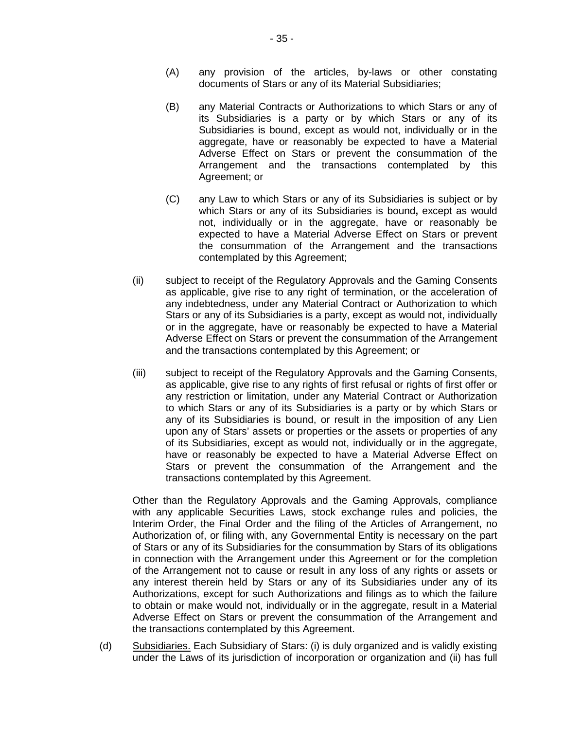(A) any provision of the articles, by-laws or other constating documents of Stars or any of its Material Subsidiaries;

(B) any Material Contracts or Authorizations to which Stars or any of its Subsidiaries is a party or by which Stars or any of its Subsidiaries is bound, except as would not, individually or in the aggregate, have or reasonably be expected to have a Material Adverse Effect on Stars or prevent the consummation of the Arrangement and the transactions contemplated by this Agreement; or

(C) any Law to which Stars or any of its Subsidiaries is subject or by which Stars or any of its Subsidiaries is bound**,** except as would not, individually or in the aggregate, have or reasonably be expected to have a Material Adverse Effect on Stars or prevent the consummation of the Arrangement and the transactions contemplated by this Agreement;

(ii) subject to receipt of the Regulatory Approvals and the Gaming Consents as applicable, give rise to any right of termination, or the acceleration of any indebtedness, under any Material Contract or Authorization to which Stars or any of its Subsidiaries is a party, except as would not, individually or in the aggregate, have or reasonably be expected to have a Material Adverse Effect on Stars or prevent the consummation of the Arrangement and the transactions contemplated by this Agreement; or

(iii) subject to receipt of the Regulatory Approvals and the Gaming Consents, as applicable, give rise to any rights of first refusal or rights of first offer or any restriction or limitation, under any Material Contract or Authorization to which Stars or any of its Subsidiaries is a party or by which Stars or any of its Subsidiaries is bound, or result in the imposition of any Lien upon any of Stars' assets or properties or the assets or properties of any of its Subsidiaries, except as would not, individually or in the aggregate, have or reasonably be expected to have a Material Adverse Effect on Stars or prevent the consummation of the Arrangement and the transactions contemplated by this Agreement.

Other than the Regulatory Approvals and the Gaming Approvals, compliance with any applicable Securities Laws, stock exchange rules and policies, the Interim Order, the Final Order and the filing of the Articles of Arrangement, no Authorization of, or filing with, any Governmental Entity is necessary on the part of Stars or any of its Subsidiaries for the consummation by Stars of its obligations in connection with the Arrangement under this Agreement or for the completion of the Arrangement not to cause or result in any loss of any rights or assets or any interest therein held by Stars or any of its Subsidiaries under any of its Authorizations, except for such Authorizations and filings as to which the failure to obtain or make would not, individually or in the aggregate, result in a Material Adverse Effect on Stars or prevent the consummation of the Arrangement and the transactions contemplated by this Agreement.

(d) Subsidiaries. Each Subsidiary of Stars: (i) is duly organized and is validly existing under the Laws of its jurisdiction of incorporation or organization and (ii) has full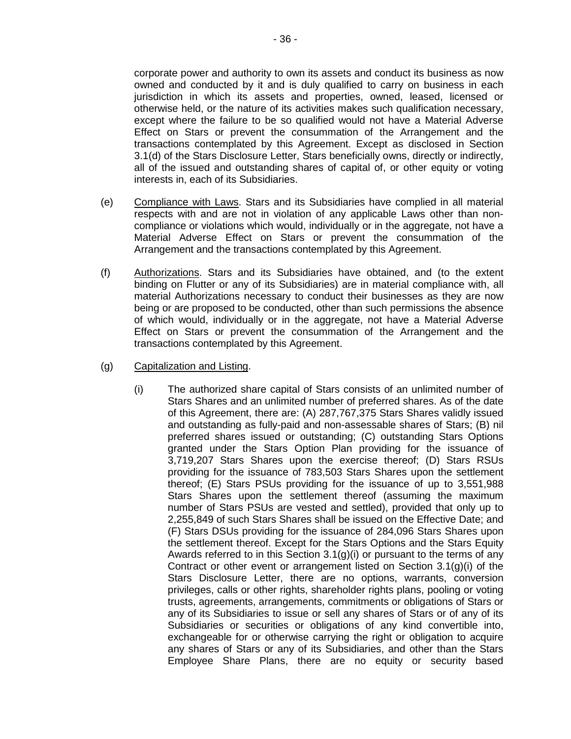corporate power and authority to own its assets and conduct its business as now owned and conducted by it and is duly qualified to carry on business in each jurisdiction in which its assets and properties, owned, leased, licensed or otherwise held, or the nature of its activities makes such qualification necessary, except where the failure to be so qualified would not have a Material Adverse Effect on Stars or prevent the consummation of the Arrangement and the transactions contemplated by this Agreement. Except as disclosed in Section 3.1(d) of the Stars Disclosure Letter, Stars beneficially owns, directly or indirectly, all of the issued and outstanding shares of capital of, or other equity or voting interests in, each of its Subsidiaries.

(e) Compliance with Laws. Stars and its Subsidiaries have complied in all material respects with and are not in violation of any applicable Laws other than non-compliance or violations which would, individually or in the aggregate, not have a Material Adverse Effect on Stars or prevent the consummation of the Arrangement and the transactions contemplated by this Agreement.

(f) Authorizations. Stars and its Subsidiaries have obtained, and (to the extent binding on Flutter or any of its Subsidiaries) are in material compliance with, all material Authorizations necessary to conduct their businesses as they are now being or are proposed to be conducted, other than such permissions the absence of which would, individually or in the aggregate, not have a Material Adverse Effect on Stars or prevent the consummation of the Arrangement and the transactions contemplated by this Agreement.

(g) Capitalization and Listing.

(i) The authorized share capital of Stars consists of an unlimited number of Stars Shares and an unlimited number of preferred shares. As of the date of this Agreement, there are: (A) 287,767,375 Stars Shares validly issued and outstanding as fully-paid and non-assessable shares of Stars; (B) nil preferred shares issued or outstanding; (C) outstanding Stars Options granted under the Stars Option Plan providing for the issuance of 3,719,207 Stars Shares upon the exercise thereof; (D) Stars RSUs providing for the issuance of 783,503 Stars Shares upon the settlement thereof; (E) Stars PSUs providing for the issuance of up to 3,551,988 Stars Shares upon the settlement thereof (assuming the maximum number of Stars PSUs are vested and settled), provided that only up to 2,255,849 of such Stars Shares shall be issued on the Effective Date; and (F) Stars DSUs providing for the issuance of 284,096 Stars Shares upon the settlement thereof. Except for the Stars Options and the Stars Equity Awards referred to in this Section 3.1(g)(i) or pursuant to the terms of any Contract or other event or arrangement listed on Section 3.1(g)(i) of the Stars Disclosure Letter, there are no options, warrants, conversion privileges, calls or other rights, shareholder rights plans, pooling or voting trusts, agreements, arrangements, commitments or obligations of Stars or any of its Subsidiaries to issue or sell any shares of Stars or of any of its Subsidiaries or securities or obligations of any kind convertible into, exchangeable for or otherwise carrying the right or obligation to acquire any shares of Stars or any of its Subsidiaries, and other than the Stars Employee Share Plans, there are no equity or security based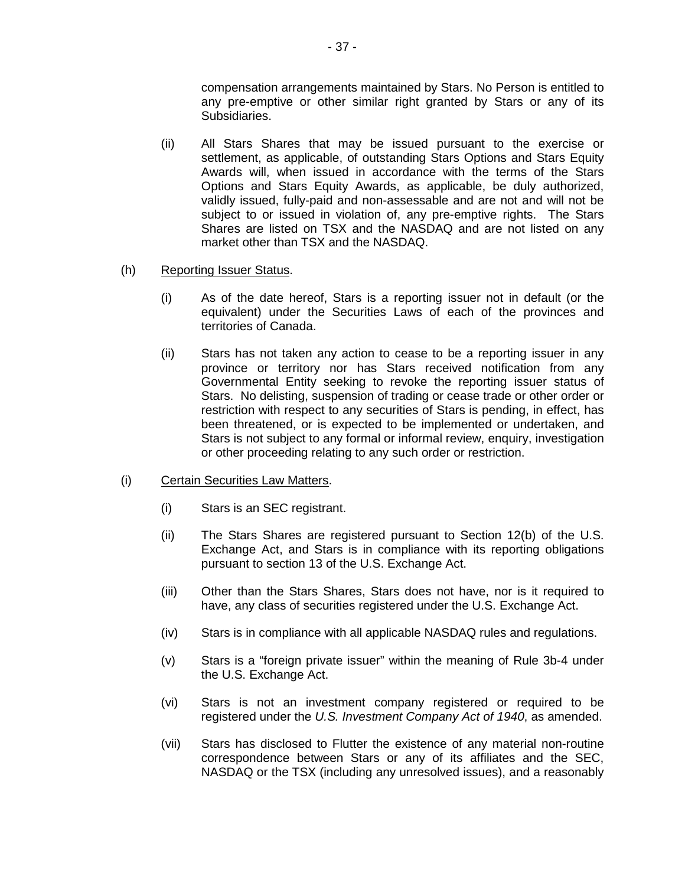compensation arrangements maintained by Stars. No Person is entitled to any pre-emptive or other similar right granted by Stars or any of its Subsidiaries.

(ii) All Stars Shares that may be issued pursuant to the exercise or settlement, as applicable, of outstanding Stars Options and Stars Equity Awards will, when issued in accordance with the terms of the Stars Options and Stars Equity Awards, as applicable, be duly authorized, validly issued, fully-paid and non-assessable and are not and will not be subject to or issued in violation of, any pre-emptive rights. The Stars Shares are listed on TSX and the NASDAQ and are not listed on any market other than TSX and the NASDAQ.

(h) Reporting Issuer Status.

(i) As of the date hereof, Stars is a reporting issuer not in default (or the equivalent) under the Securities Laws of each of the provinces and territories of Canada.

(ii) Stars has not taken any action to cease to be a reporting issuer in any province or territory nor has Stars received notification from any Governmental Entity seeking to revoke the reporting issuer status of Stars. No delisting, suspension of trading or cease trade or other order or restriction with respect to any securities of Stars is pending, in effect, has been threatened, or is expected to be implemented or undertaken, and Stars is not subject to any formal or informal review, enquiry, investigation or other proceeding relating to any such order or restriction.

(i) Certain Securities Law Matters.

(i) Stars is an SEC registrant.

(ii) The Stars Shares are registered pursuant to Section 12(b) of the U.S. Exchange Act, and Stars is in compliance with its reporting obligations pursuant to section 13 of the U.S. Exchange Act.

(iii) Other than the Stars Shares, Stars does not have, nor is it required to have, any class of securities registered under the U.S. Exchange Act.

(iv) Stars is in compliance with all applicable NASDAQ rules and regulations.

(v) Stars is a "foreign private issuer" within the meaning of Rule 3b-4 under the U.S. Exchange Act.

(vi) Stars is not an investment company registered or required to be registered under the *U.S. Investment Company Act of 1940*, as amended.

(vii) Stars has disclosed to Flutter the existence of any material non-routine correspondence between Stars or any of its affiliates and the SEC, NASDAQ or the TSX (including any unresolved issues), and a reasonably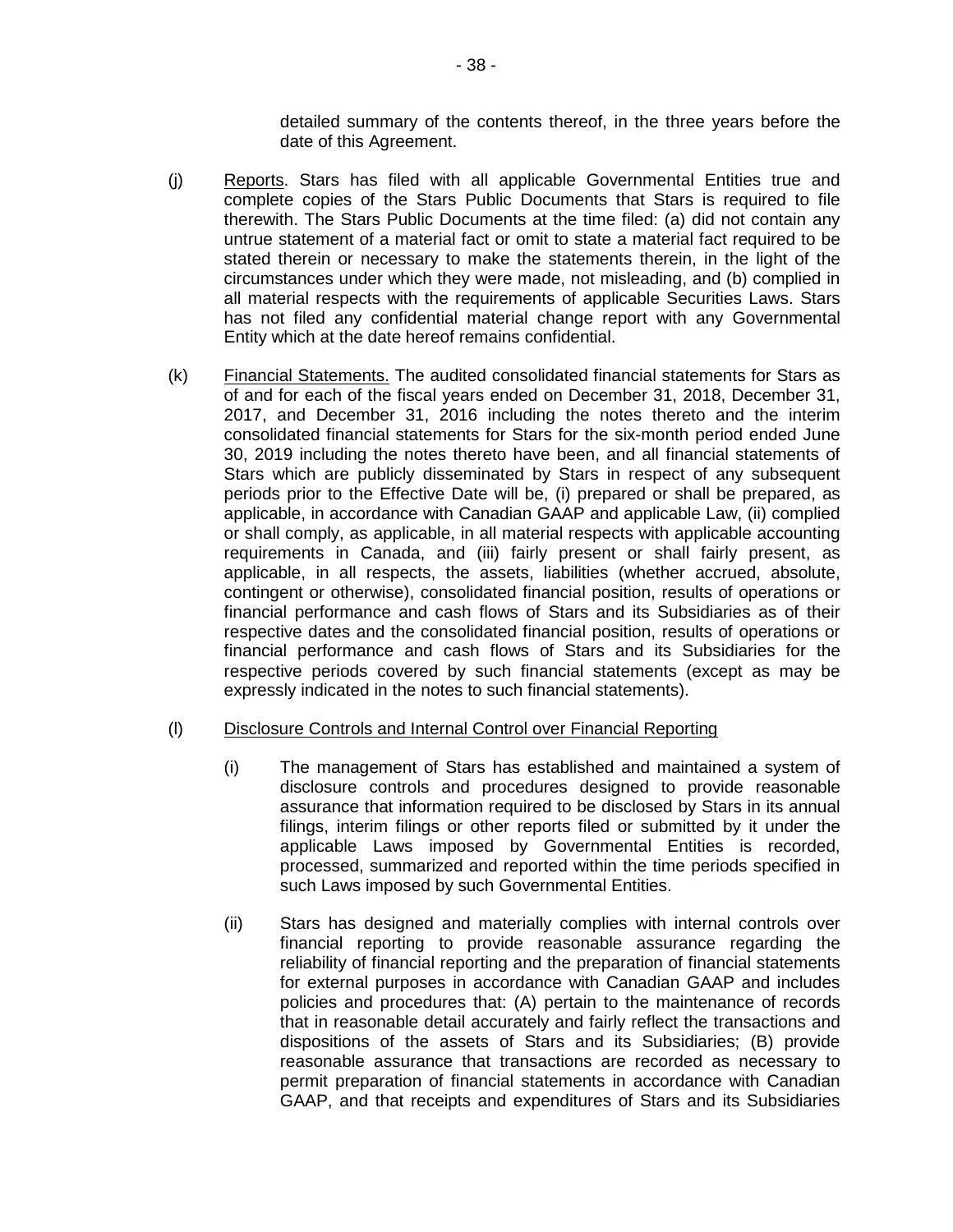detailed summary of the contents thereof, in the three years before the date of this Agreement.

(j) Reports. Stars has filed with all applicable Governmental Entities true and complete copies of the Stars Public Documents that Stars is required to file therewith. The Stars Public Documents at the time filed: (a) did not contain any untrue statement of a material fact or omit to state a material fact required to be stated therein or necessary to make the statements therein, in the light of the circumstances under which they were made, not misleading, and (b) complied in all material respects with the requirements of applicable Securities Laws. Stars has not filed any confidential material change report with any Governmental Entity which at the date hereof remains confidential.

(k) Financial Statements. The audited consolidated financial statements for Stars as of and for each of the fiscal years ended on December 31, 2018, December 31, 2017, and December 31, 2016 including the notes thereto and the interim consolidated financial statements for Stars for the six-month period ended June 30, 2019 including the notes thereto have been, and all financial statements of Stars which are publicly disseminated by Stars in respect of any subsequent periods prior to the Effective Date will be, (i) prepared or shall be prepared, as applicable, in accordance with Canadian GAAP and applicable Law, (ii) complied or shall comply, as applicable, in all material respects with applicable accounting requirements in Canada, and (iii) fairly present or shall fairly present, as applicable, in all respects, the assets, liabilities (whether accrued, absolute, contingent or otherwise), consolidated financial position, results of operations or financial performance and cash flows of Stars and its Subsidiaries as of their respective dates and the consolidated financial position, results of operations or financial performance and cash flows of Stars and its Subsidiaries for the respective periods covered by such financial statements (except as may be expressly indicated in the notes to such financial statements).

(l) Disclosure Controls and Internal Control over Financial Reporting

(i) The management of Stars has established and maintained a system of disclosure controls and procedures designed to provide reasonable assurance that information required to be disclosed by Stars in its annual filings, interim filings or other reports filed or submitted by it under the applicable Laws imposed by Governmental Entities is recorded, processed, summarized and reported within the time periods specified in such Laws imposed by such Governmental Entities.

(ii) Stars has designed and materially complies with internal controls over financial reporting to provide reasonable assurance regarding the reliability of financial reporting and the preparation of financial statements for external purposes in accordance with Canadian GAAP and includes policies and procedures that: (A) pertain to the maintenance of records that in reasonable detail accurately and fairly reflect the transactions and dispositions of the assets of Stars and its Subsidiaries; (B) provide reasonable assurance that transactions are recorded as necessary to permit preparation of financial statements in accordance with Canadian GAAP, and that receipts and expenditures of Stars and its Subsidiaries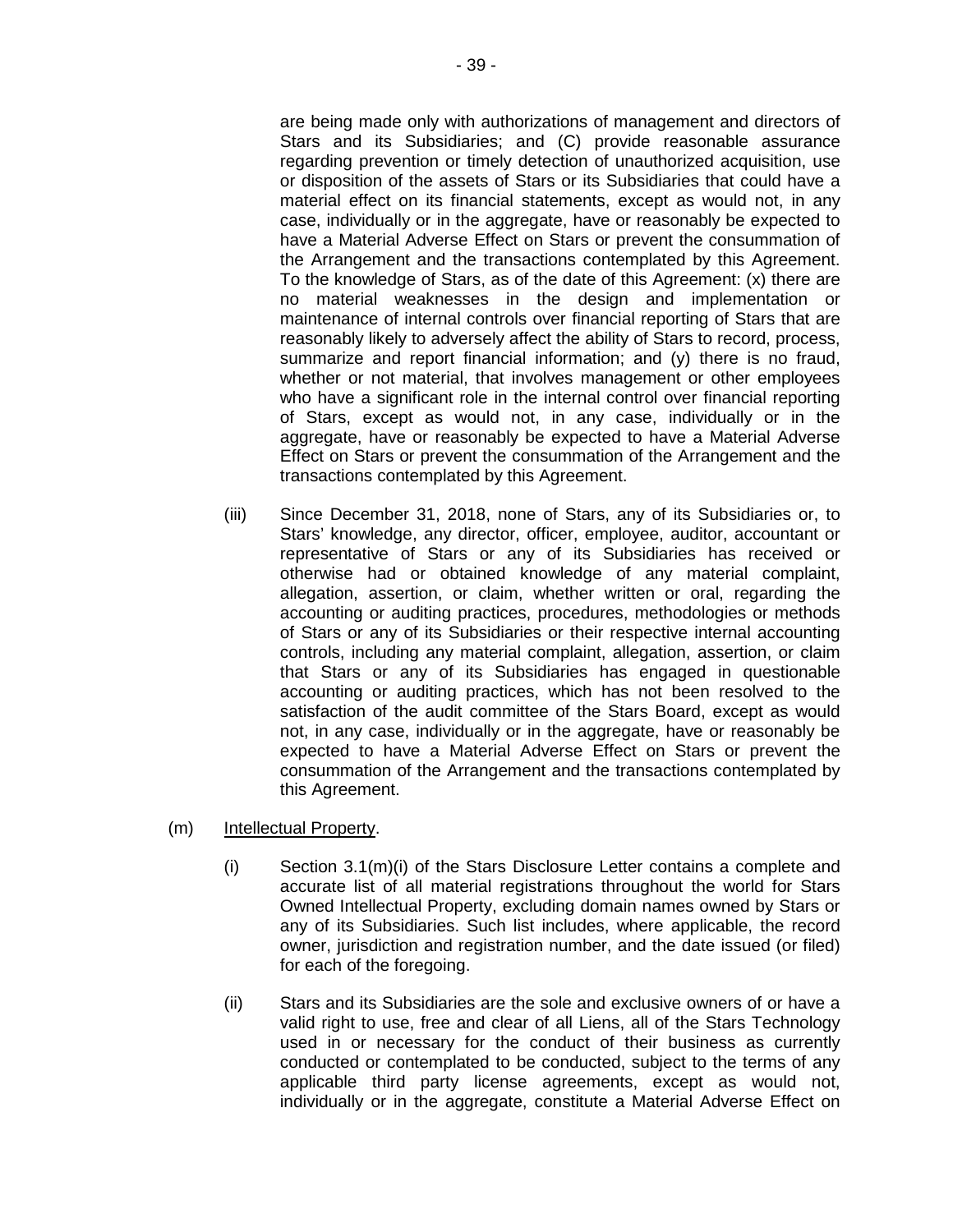are being made only with authorizations of management and directors of Stars and its Subsidiaries; and (C) provide reasonable assurance regarding prevention or timely detection of unauthorized acquisition, use or disposition of the assets of Stars or its Subsidiaries that could have a material effect on its financial statements, except as would not, in any case, individually or in the aggregate, have or reasonably be expected to have a Material Adverse Effect on Stars or prevent the consummation of the Arrangement and the transactions contemplated by this Agreement. To the knowledge of Stars, as of the date of this Agreement: (x) there are no material weaknesses in the design and implementation or maintenance of internal controls over financial reporting of Stars that are reasonably likely to adversely affect the ability of Stars to record, process, summarize and report financial information; and (y) there is no fraud, whether or not material, that involves management or other employees who have a significant role in the internal control over financial reporting of Stars, except as would not, in any case, individually or in the aggregate, have or reasonably be expected to have a Material Adverse Effect on Stars or prevent the consummation of the Arrangement and the transactions contemplated by this Agreement.

(iii) Since December 31, 2018, none of Stars, any of its Subsidiaries or, to Stars' knowledge, any director, officer, employee, auditor, accountant or representative of Stars or any of its Subsidiaries has received or otherwise had or obtained knowledge of any material complaint, allegation, assertion, or claim, whether written or oral, regarding the accounting or auditing practices, procedures, methodologies or methods of Stars or any of its Subsidiaries or their respective internal accounting controls, including any material complaint, allegation, assertion, or claim that Stars or any of its Subsidiaries has engaged in questionable accounting or auditing practices, which has not been resolved to the satisfaction of the audit committee of the Stars Board, except as would not, in any case, individually or in the aggregate, have or reasonably be expected to have a Material Adverse Effect on Stars or prevent the consummation of the Arrangement and the transactions contemplated by this Agreement.

(m) Intellectual Property.

(i) Section 3.1(m)(i) of the Stars Disclosure Letter contains a complete and accurate list of all material registrations throughout the world for Stars Owned Intellectual Property, excluding domain names owned by Stars or any of its Subsidiaries. Such list includes, where applicable, the record owner, jurisdiction and registration number, and the date issued (or filed) for each of the foregoing.

(ii) Stars and its Subsidiaries are the sole and exclusive owners of or have a valid right to use, free and clear of all Liens, all of the Stars Technology used in or necessary for the conduct of their business as currently conducted or contemplated to be conducted, subject to the terms of any applicable third party license agreements, except as would not, individually or in the aggregate, constitute a Material Adverse Effect on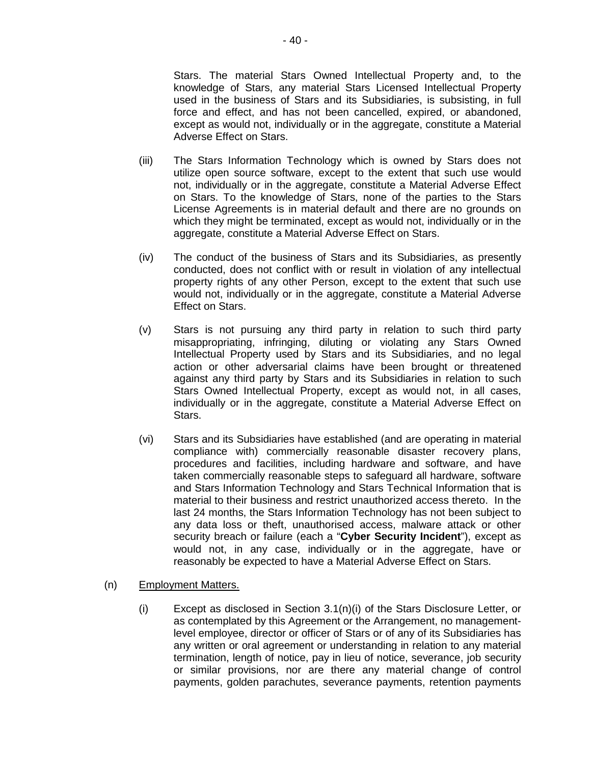Stars. The material Stars Owned Intellectual Property and, to the knowledge of Stars, any material Stars Licensed Intellectual Property used in the business of Stars and its Subsidiaries, is subsisting, in full force and effect, and has not been cancelled, expired, or abandoned, except as would not, individually or in the aggregate, constitute a Material Adverse Effect on Stars.

(iii) The Stars Information Technology which is owned by Stars does not utilize open source software, except to the extent that such use would not, individually or in the aggregate, constitute a Material Adverse Effect on Stars. To the knowledge of Stars, none of the parties to the Stars License Agreements is in material default and there are no grounds on which they might be terminated, except as would not, individually or in the aggregate, constitute a Material Adverse Effect on Stars.

(iv) The conduct of the business of Stars and its Subsidiaries, as presently conducted, does not conflict with or result in violation of any intellectual property rights of any other Person, except to the extent that such use would not, individually or in the aggregate, constitute a Material Adverse Effect on Stars.

(v) Stars is not pursuing any third party in relation to such third party misappropriating, infringing, diluting or violating any Stars Owned Intellectual Property used by Stars and its Subsidiaries, and no legal action or other adversarial claims have been brought or threatened against any third party by Stars and its Subsidiaries in relation to such Stars Owned Intellectual Property, except as would not, in all cases, individually or in the aggregate, constitute a Material Adverse Effect on Stars.

(vi) Stars and its Subsidiaries have established (and are operating in material compliance with) commercially reasonable disaster recovery plans, procedures and facilities, including hardware and software, and have taken commercially reasonable steps to safeguard all hardware, software and Stars Information Technology and Stars Technical Information that is material to their business and restrict unauthorized access thereto. In the last 24 months, the Stars Information Technology has not been subject to any data loss or theft, unauthorised access, malware attack or other security breach or failure (each a "**Cyber Security Incident**"), except as would not, in any case, individually or in the aggregate, have or reasonably be expected to have a Material Adverse Effect on Stars.

(n) Employment Matters.

(i) Except as disclosed in Section 3.1(n)(i) of the Stars Disclosure Letter, or as contemplated by this Agreement or the Arrangement, no management-level employee, director or officer of Stars or of any of its Subsidiaries has any written or oral agreement or understanding in relation to any material termination, length of notice, pay in lieu of notice, severance, job security or similar provisions, nor are there any material change of control payments, golden parachutes, severance payments, retention payments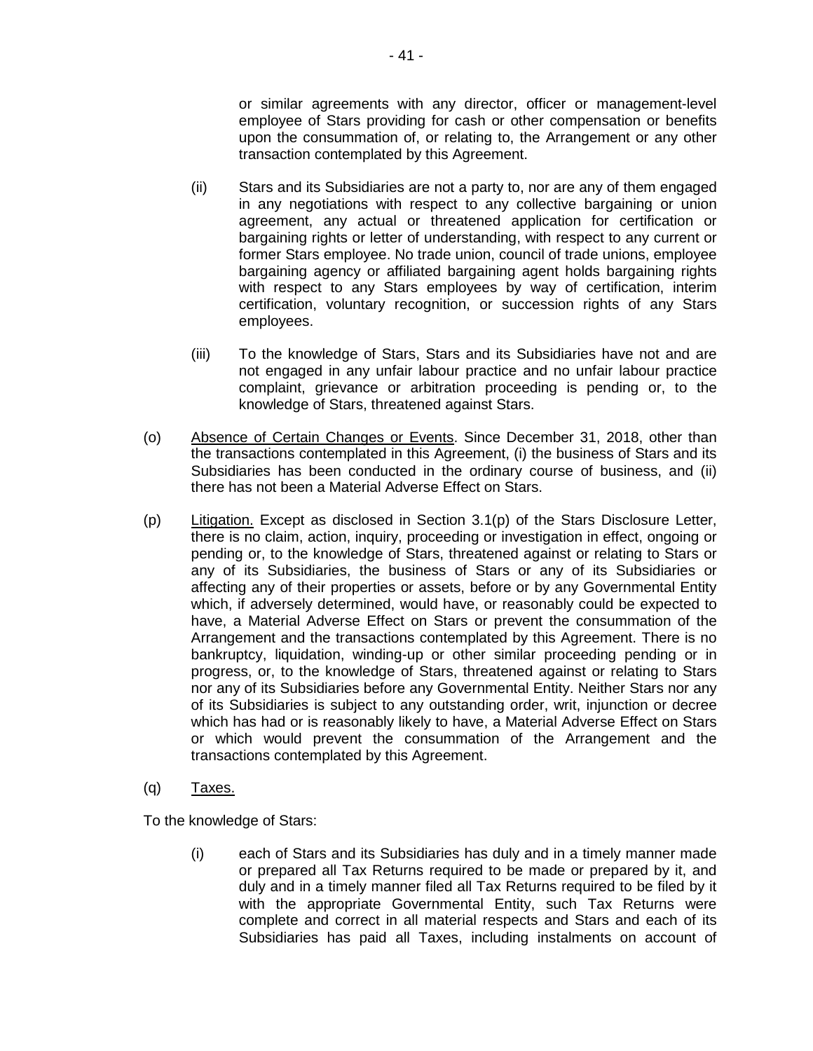or similar agreements with any director, officer or management-level employee of Stars providing for cash or other compensation or benefits upon the consummation of, or relating to, the Arrangement or any other transaction contemplated by this Agreement.

(ii) Stars and its Subsidiaries are not a party to, nor are any of them engaged in any negotiations with respect to any collective bargaining or union agreement, any actual or threatened application for certification or bargaining rights or letter of understanding, with respect to any current or former Stars employee. No trade union, council of trade unions, employee bargaining agency or affiliated bargaining agent holds bargaining rights with respect to any Stars employees by way of certification, interim certification, voluntary recognition, or succession rights of any Stars employees.

(iii) To the knowledge of Stars, Stars and its Subsidiaries have not and are not engaged in any unfair labour practice and no unfair labour practice complaint, grievance or arbitration proceeding is pending or, to the knowledge of Stars, threatened against Stars.

(o) Absence of Certain Changes or Events. Since December 31, 2018, other than the transactions contemplated in this Agreement, (i) the business of Stars and its Subsidiaries has been conducted in the ordinary course of business, and (ii) there has not been a Material Adverse Effect on Stars.

(p) Litigation. Except as disclosed in Section 3.1(p) of the Stars Disclosure Letter, there is no claim, action, inquiry, proceeding or investigation in effect, ongoing or pending or, to the knowledge of Stars, threatened against or relating to Stars or any of its Subsidiaries, the business of Stars or any of its Subsidiaries or affecting any of their properties or assets, before or by any Governmental Entity which, if adversely determined, would have, or reasonably could be expected to have, a Material Adverse Effect on Stars or prevent the consummation of the Arrangement and the transactions contemplated by this Agreement. There is no bankruptcy, liquidation, winding-up or other similar proceeding pending or in progress, or, to the knowledge of Stars, threatened against or relating to Stars nor any of its Subsidiaries before any Governmental Entity. Neither Stars nor any of its Subsidiaries is subject to any outstanding order, writ, injunction or decree which has had or is reasonably likely to have, a Material Adverse Effect on Stars or which would prevent the consummation of the Arrangement and the transactions contemplated by this Agreement.

(q) Taxes.

To the knowledge of Stars:

(i) each of Stars and its Subsidiaries has duly and in a timely manner made or prepared all Tax Returns required to be made or prepared by it, and duly and in a timely manner filed all Tax Returns required to be filed by it with the appropriate Governmental Entity, such Tax Returns were complete and correct in all material respects and Stars and each of its Subsidiaries has paid all Taxes, including instalments on account of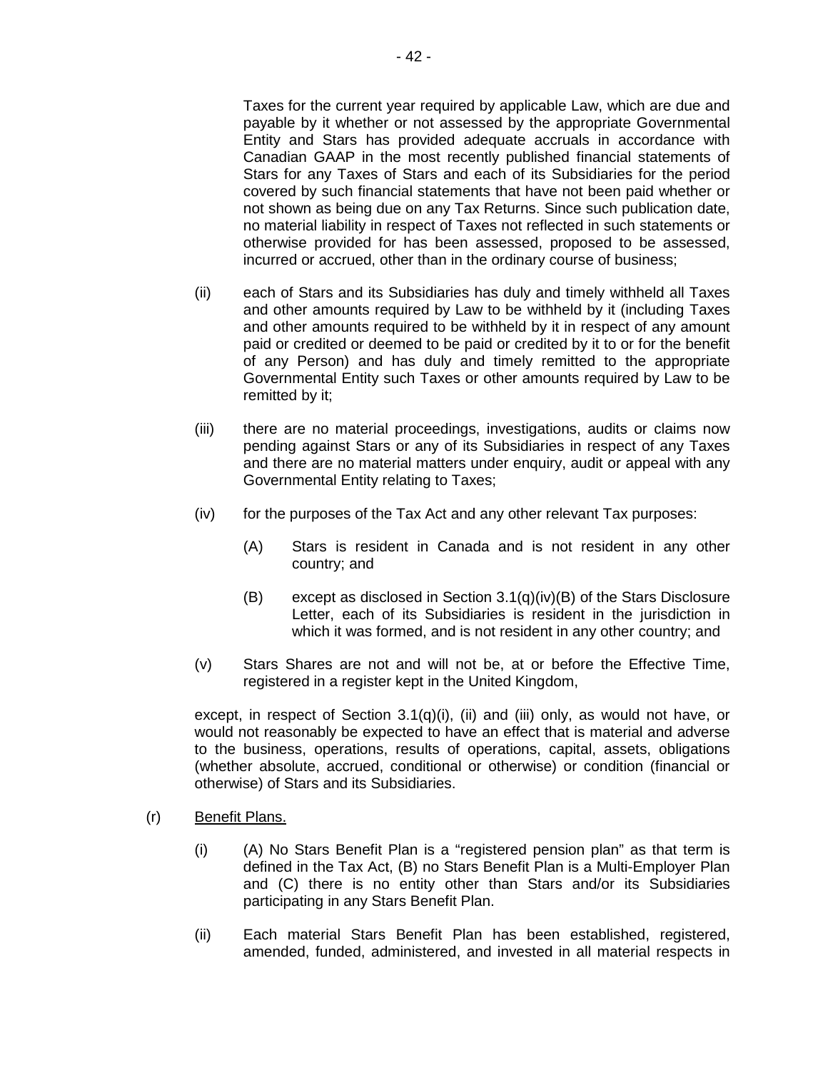Taxes for the current year required by applicable Law, which are due and payable by it whether or not assessed by the appropriate Governmental Entity and Stars has provided adequate accruals in accordance with Canadian GAAP in the most recently published financial statements of Stars for any Taxes of Stars and each of its Subsidiaries for the period covered by such financial statements that have not been paid whether or not shown as being due on any Tax Returns. Since such publication date, no material liability in respect of Taxes not reflected in such statements or otherwise provided for has been assessed, proposed to be assessed, incurred or accrued, other than in the ordinary course of business;

(ii) each of Stars and its Subsidiaries has duly and timely withheld all Taxes and other amounts required by Law to be withheld by it (including Taxes and other amounts required to be withheld by it in respect of any amount paid or credited or deemed to be paid or credited by it to or for the benefit of any Person) and has duly and timely remitted to the appropriate Governmental Entity such Taxes or other amounts required by Law to be remitted by it;

(iii) there are no material proceedings, investigations, audits or claims now pending against Stars or any of its Subsidiaries in respect of any Taxes and there are no material matters under enquiry, audit or appeal with any Governmental Entity relating to Taxes;

(iv) for the purposes of the Tax Act and any other relevant Tax purposes:

(A) Stars is resident in Canada and is not resident in any other country; and

(B) except as disclosed in Section 3.1(q)(iv)(B) of the Stars Disclosure Letter, each of its Subsidiaries is resident in the jurisdiction in which it was formed, and is not resident in any other country; and

(v) Stars Shares are not and will not be, at or before the Effective Time, registered in a register kept in the United Kingdom,

except, in respect of Section 3.1(q)(i), (ii) and (iii) only, as would not have, or would not reasonably be expected to have an effect that is material and adverse to the business, operations, results of operations, capital, assets, obligations (whether absolute, accrued, conditional or otherwise) or condition (financial or otherwise) of Stars and its Subsidiaries.

(r) Benefit Plans.

(i) (A) No Stars Benefit Plan is a "registered pension plan" as that term is defined in the Tax Act, (B) no Stars Benefit Plan is a Multi-Employer Plan and (C) there is no entity other than Stars and/or its Subsidiaries participating in any Stars Benefit Plan.

(ii) Each material Stars Benefit Plan has been established, registered, amended, funded, administered, and invested in all material respects in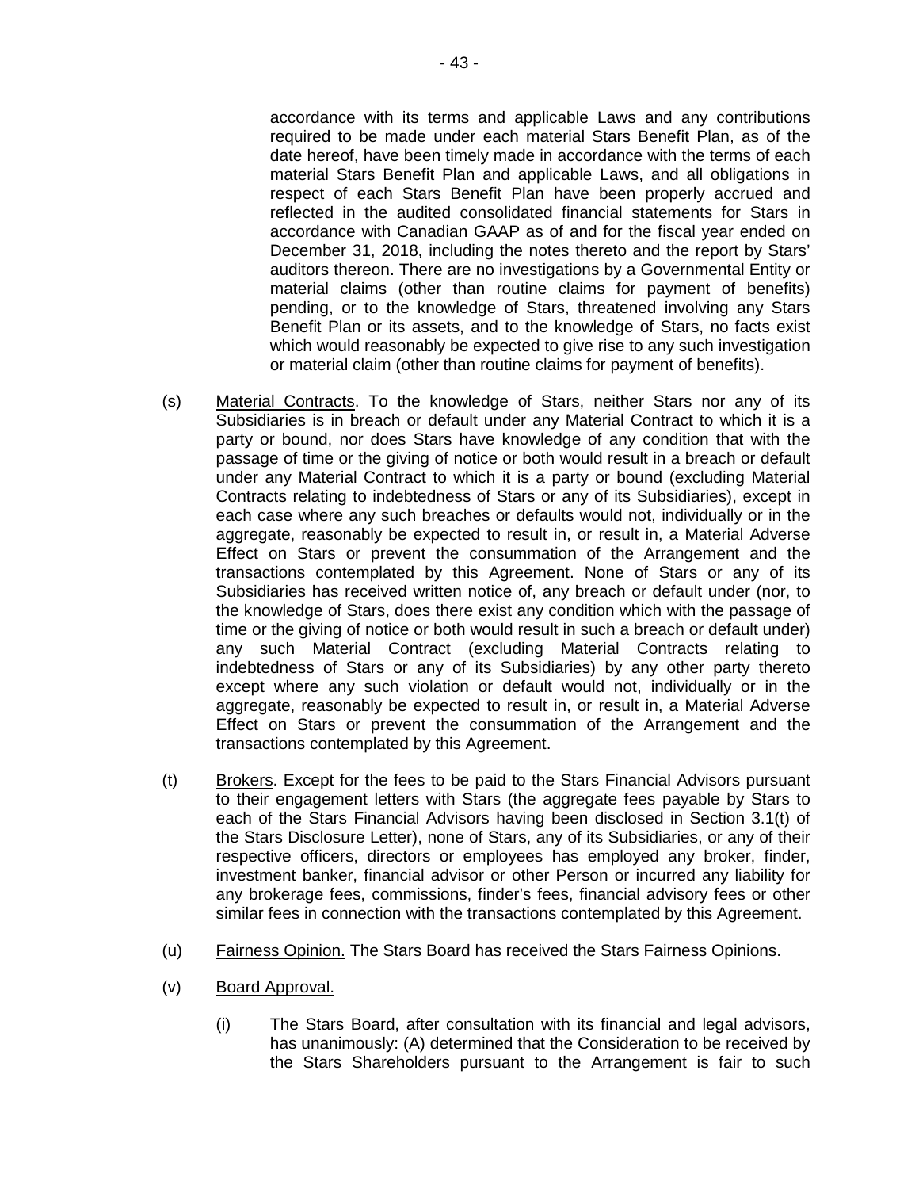accordance with its terms and applicable Laws and any contributions required to be made under each material Stars Benefit Plan, as of the date hereof, have been timely made in accordance with the terms of each material Stars Benefit Plan and applicable Laws, and all obligations in respect of each Stars Benefit Plan have been properly accrued and reflected in the audited consolidated financial statements for Stars in accordance with Canadian GAAP as of and for the fiscal year ended on December 31, 2018, including the notes thereto and the report by Stars' auditors thereon. There are no investigations by a Governmental Entity or material claims (other than routine claims for payment of benefits) pending, or to the knowledge of Stars, threatened involving any Stars Benefit Plan or its assets, and to the knowledge of Stars, no facts exist which would reasonably be expected to give rise to any such investigation or material claim (other than routine claims for payment of benefits).

(s) Material Contracts. To the knowledge of Stars, neither Stars nor any of its Subsidiaries is in breach or default under any Material Contract to which it is a party or bound, nor does Stars have knowledge of any condition that with the passage of time or the giving of notice or both would result in a breach or default under any Material Contract to which it is a party or bound (excluding Material Contracts relating to indebtedness of Stars or any of its Subsidiaries), except in each case where any such breaches or defaults would not, individually or in the aggregate, reasonably be expected to result in, or result in, a Material Adverse Effect on Stars or prevent the consummation of the Arrangement and the transactions contemplated by this Agreement. None of Stars or any of its Subsidiaries has received written notice of, any breach or default under (nor, to the knowledge of Stars, does there exist any condition which with the passage of time or the giving of notice or both would result in such a breach or default under) any such Material Contract (excluding Material Contracts relating to indebtedness of Stars or any of its Subsidiaries) by any other party thereto except where any such violation or default would not, individually or in the aggregate, reasonably be expected to result in, or result in, a Material Adverse Effect on Stars or prevent the consummation of the Arrangement and the transactions contemplated by this Agreement.

(t) Brokers. Except for the fees to be paid to the Stars Financial Advisors pursuant to their engagement letters with Stars (the aggregate fees payable by Stars to each of the Stars Financial Advisors having been disclosed in Section 3.1(t) of the Stars Disclosure Letter), none of Stars, any of its Subsidiaries, or any of their respective officers, directors or employees has employed any broker, finder, investment banker, financial advisor or other Person or incurred any liability for any brokerage fees, commissions, finder's fees, financial advisory fees or other similar fees in connection with the transactions contemplated by this Agreement.

(u) Fairness Opinion. The Stars Board has received the Stars Fairness Opinions.

(v) Board Approval.

(i) The Stars Board, after consultation with its financial and legal advisors, has unanimously: (A) determined that the Consideration to be received by the Stars Shareholders pursuant to the Arrangement is fair to such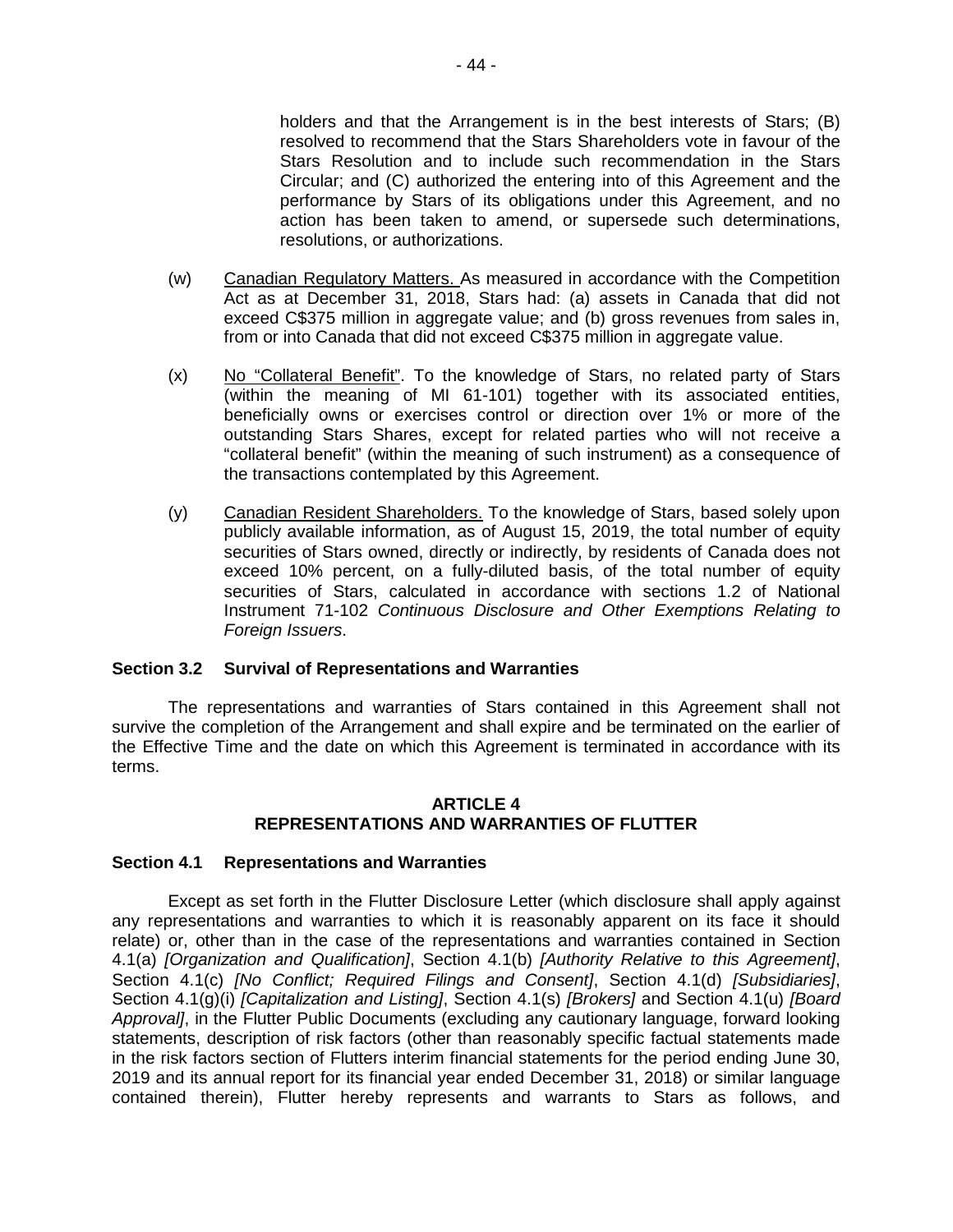holders and that the Arrangement is in the best interests of Stars; (B) resolved to recommend that the Stars Shareholders vote in favour of the Stars Resolution and to include such recommendation in the Stars Circular; and (C) authorized the entering into of this Agreement and the performance by Stars of its obligations under this Agreement, and no action has been taken to amend, or supersede such determinations, resolutions, or authorizations.

(w) Canadian Regulatory Matters. As measured in accordance with the Competition Act as at December 31, 2018, Stars had: (a) assets in Canada that did not exceed C$375 million in aggregate value; and (b) gross revenues from sales in, from or into Canada that did not exceed C$375 million in aggregate value.

(x) No "Collateral Benefit". To the knowledge of Stars, no related party of Stars (within the meaning of MI 61-101) together with its associated entities, beneficially owns or exercises control or direction over 1% or more of the outstanding Stars Shares, except for related parties who will not receive a "collateral benefit" (within the meaning of such instrument) as a consequence of the transactions contemplated by this Agreement.

(y) Canadian Resident Shareholders. To the knowledge of Stars, based solely upon publicly available information, as of August 15, 2019, the total number of equity securities of Stars owned, directly or indirectly, by residents of Canada does not exceed 10% percent, on a fully-diluted basis, of the total number of equity securities of Stars, calculated in accordance with sections 1.2 of National Instrument 71-102 *Continuous Disclosure and Other Exemptions Relating to Foreign Issuers*.

### Section 3.2 Survival of Representations and Warranties

The representations and warranties of Stars contained in this Agreement shall not survive the completion of the Arrangement and shall expire and be terminated on the earlier of the Effective Time and the date on which this Agreement is terminated in accordance with its terms.

## ARTICLE 4
## REPRESENTATIONS AND WARRANTIES OF FLUTTER

### Section 4.1 Representations and Warranties

Except as set forth in the Flutter Disclosure Letter (which disclosure shall apply against any representations and warranties to which it is reasonably apparent on its face it should relate) or, other than in the case of the representations and warranties contained in Section 4.1(a) *[Organization and Qualification]*, Section 4.1(b) *[Authority Relative to this Agreement]*, Section 4.1(c) *[No Conflict; Required Filings and Consent]*, Section 4.1(d) *[Subsidiaries]*, Section 4.1(g)(i) *[Capitalization and Listing]*, Section 4.1(s) *[Brokers]* and Section 4.1(u) *[Board Approval]*, in the Flutter Public Documents (excluding any cautionary language, forward looking statements, description of risk factors (other than reasonably specific factual statements made in the risk factors section of Flutters interim financial statements for the period ending June 30, 2019 and its annual report for its financial year ended December 31, 2018) or similar language contained therein), Flutter hereby represents and warrants to Stars as follows, and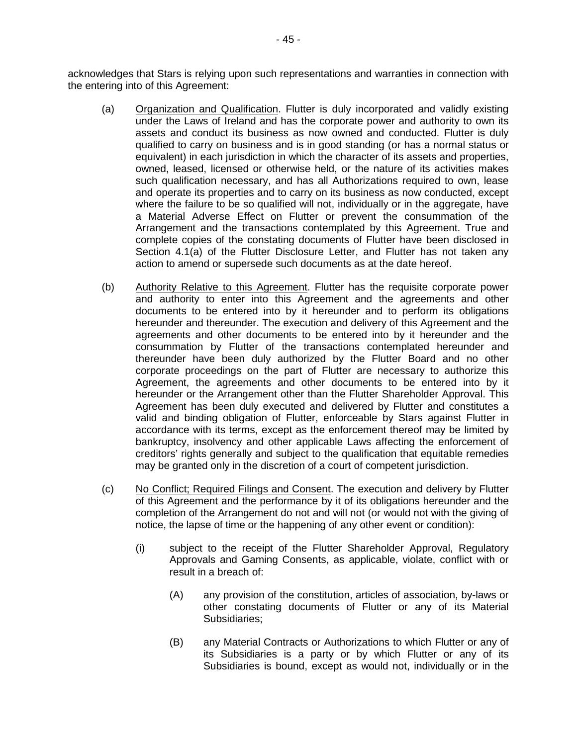acknowledges that Stars is relying upon such representations and warranties in connection with the entering into of this Agreement:

(a) Organization and Qualification. Flutter is duly incorporated and validly existing under the Laws of Ireland and has the corporate power and authority to own its assets and conduct its business as now owned and conducted. Flutter is duly qualified to carry on business and is in good standing (or has a normal status or equivalent) in each jurisdiction in which the character of its assets and properties, owned, leased, licensed or otherwise held, or the nature of its activities makes such qualification necessary, and has all Authorizations required to own, lease and operate its properties and to carry on its business as now conducted, except where the failure to be so qualified will not, individually or in the aggregate, have a Material Adverse Effect on Flutter or prevent the consummation of the Arrangement and the transactions contemplated by this Agreement. True and complete copies of the constating documents of Flutter have been disclosed in Section 4.1(a) of the Flutter Disclosure Letter, and Flutter has not taken any action to amend or supersede such documents as at the date hereof.

(b) Authority Relative to this Agreement. Flutter has the requisite corporate power and authority to enter into this Agreement and the agreements and other documents to be entered into by it hereunder and to perform its obligations hereunder and thereunder. The execution and delivery of this Agreement and the agreements and other documents to be entered into by it hereunder and the consummation by Flutter of the transactions contemplated hereunder and thereunder have been duly authorized by the Flutter Board and no other corporate proceedings on the part of Flutter are necessary to authorize this Agreement, the agreements and other documents to be entered into by it hereunder or the Arrangement other than the Flutter Shareholder Approval. This Agreement has been duly executed and delivered by Flutter and constitutes a valid and binding obligation of Flutter, enforceable by Stars against Flutter in accordance with its terms, except as the enforcement thereof may be limited by bankruptcy, insolvency and other applicable Laws affecting the enforcement of creditors' rights generally and subject to the qualification that equitable remedies may be granted only in the discretion of a court of competent jurisdiction.

(c) No Conflict; Required Filings and Consent. The execution and delivery by Flutter of this Agreement and the performance by it of its obligations hereunder and the completion of the Arrangement do not and will not (or would not with the giving of notice, the lapse of time or the happening of any other event or condition):

   (i) subject to the receipt of the Flutter Shareholder Approval, Regulatory Approvals and Gaming Consents, as applicable, violate, conflict with or result in a breach of:

      (A) any provision of the constitution, articles of association, by-laws or other constating documents of Flutter or any of its Material Subsidiaries;

      (B) any Material Contracts or Authorizations to which Flutter or any of its Subsidiaries is a party or by which Flutter or any of its Subsidiaries is bound, except as would not, individually or in the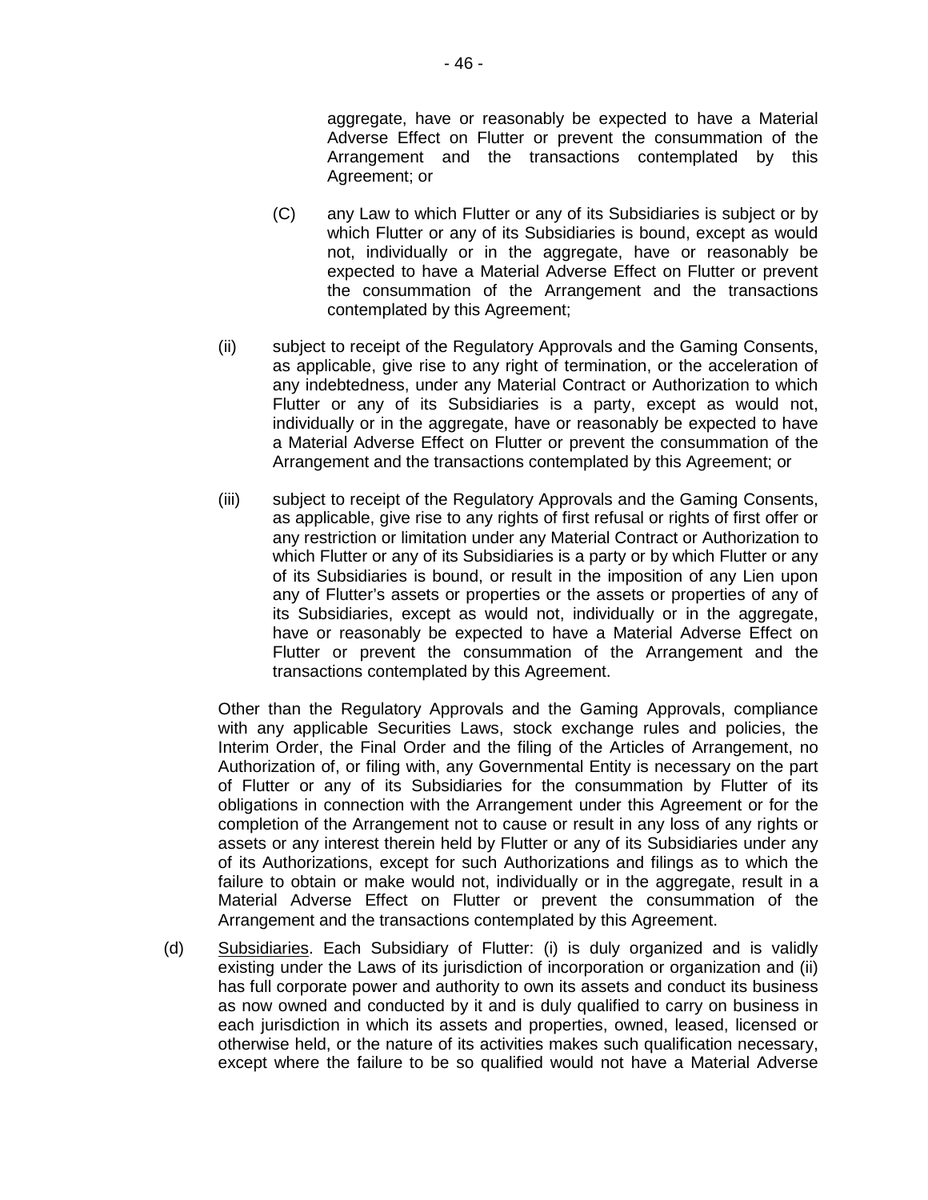aggregate, have or reasonably be expected to have a Material Adverse Effect on Flutter or prevent the consummation of the Arrangement and the transactions contemplated by this Agreement; or

(C) any Law to which Flutter or any of its Subsidiaries is subject or by which Flutter or any of its Subsidiaries is bound, except as would not, individually or in the aggregate, have or reasonably be expected to have a Material Adverse Effect on Flutter or prevent the consummation of the Arrangement and the transactions contemplated by this Agreement;

(ii) subject to receipt of the Regulatory Approvals and the Gaming Consents, as applicable, give rise to any right of termination, or the acceleration of any indebtedness, under any Material Contract or Authorization to which Flutter or any of its Subsidiaries is a party, except as would not, individually or in the aggregate, have or reasonably be expected to have a Material Adverse Effect on Flutter or prevent the consummation of the Arrangement and the transactions contemplated by this Agreement; or

(iii) subject to receipt of the Regulatory Approvals and the Gaming Consents, as applicable, give rise to any rights of first refusal or rights of first offer or any restriction or limitation under any Material Contract or Authorization to which Flutter or any of its Subsidiaries is a party or by which Flutter or any of its Subsidiaries is bound, or result in the imposition of any Lien upon any of Flutter's assets or properties or the assets or properties of any of its Subsidiaries, except as would not, individually or in the aggregate, have or reasonably be expected to have a Material Adverse Effect on Flutter or prevent the consummation of the Arrangement and the transactions contemplated by this Agreement.

Other than the Regulatory Approvals and the Gaming Approvals, compliance with any applicable Securities Laws, stock exchange rules and policies, the Interim Order, the Final Order and the filing of the Articles of Arrangement, no Authorization of, or filing with, any Governmental Entity is necessary on the part of Flutter or any of its Subsidiaries for the consummation by Flutter of its obligations in connection with the Arrangement under this Agreement or for the completion of the Arrangement not to cause or result in any loss of any rights or assets or any interest therein held by Flutter or any of its Subsidiaries under any of its Authorizations, except for such Authorizations and filings as to which the failure to obtain or make would not, individually or in the aggregate, result in a Material Adverse Effect on Flutter or prevent the consummation of the Arrangement and the transactions contemplated by this Agreement.

(d) Subsidiaries. Each Subsidiary of Flutter: (i) is duly organized and is validly existing under the Laws of its jurisdiction of incorporation or organization and (ii) has full corporate power and authority to own its assets and conduct its business as now owned and conducted by it and is duly qualified to carry on business in each jurisdiction in which its assets and properties, owned, leased, licensed or otherwise held, or the nature of its activities makes such qualification necessary, except where the failure to be so qualified would not have a Material Adverse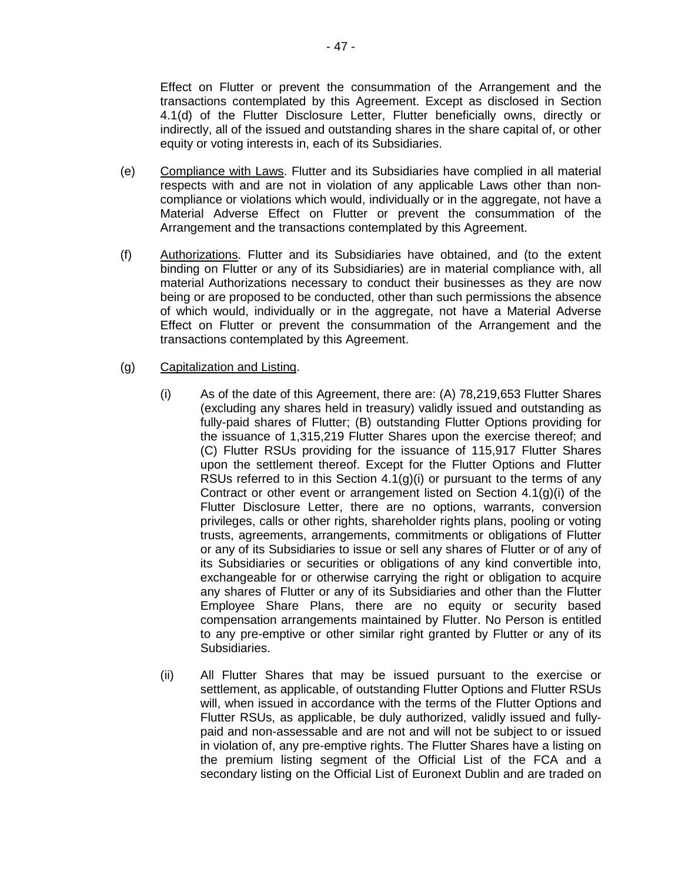Effect on Flutter or prevent the consummation of the Arrangement and the transactions contemplated by this Agreement. Except as disclosed in Section 4.1(d) of the Flutter Disclosure Letter, Flutter beneficially owns, directly or indirectly, all of the issued and outstanding shares in the share capital of, or other equity or voting interests in, each of its Subsidiaries.

(e) Compliance with Laws. Flutter and its Subsidiaries have complied in all material respects with and are not in violation of any applicable Laws other than non-compliance or violations which would, individually or in the aggregate, not have a Material Adverse Effect on Flutter or prevent the consummation of the Arrangement and the transactions contemplated by this Agreement.

(f) Authorizations. Flutter and its Subsidiaries have obtained, and (to the extent binding on Flutter or any of its Subsidiaries) are in material compliance with, all material Authorizations necessary to conduct their businesses as they are now being or are proposed to be conducted, other than such permissions the absence of which would, individually or in the aggregate, not have a Material Adverse Effect on Flutter or prevent the consummation of the Arrangement and the transactions contemplated by this Agreement.

(g) Capitalization and Listing.

(i) As of the date of this Agreement, there are: (A) 78,219,653 Flutter Shares (excluding any shares held in treasury) validly issued and outstanding as fully-paid shares of Flutter; (B) outstanding Flutter Options providing for the issuance of 1,315,219 Flutter Shares upon the exercise thereof; and (C) Flutter RSUs providing for the issuance of 115,917 Flutter Shares upon the settlement thereof. Except for the Flutter Options and Flutter RSUs referred to in this Section 4.1(g)(i) or pursuant to the terms of any Contract or other event or arrangement listed on Section 4.1(g)(i) of the Flutter Disclosure Letter, there are no options, warrants, conversion privileges, calls or other rights, shareholder rights plans, pooling or voting trusts, agreements, arrangements, commitments or obligations of Flutter or any of its Subsidiaries to issue or sell any shares of Flutter or of any of its Subsidiaries or securities or obligations of any kind convertible into, exchangeable for or otherwise carrying the right or obligation to acquire any shares of Flutter or any of its Subsidiaries and other than the Flutter Employee Share Plans, there are no equity or security based compensation arrangements maintained by Flutter. No Person is entitled to any pre-emptive or other similar right granted by Flutter or any of its Subsidiaries.

(ii) All Flutter Shares that may be issued pursuant to the exercise or settlement, as applicable, of outstanding Flutter Options and Flutter RSUs will, when issued in accordance with the terms of the Flutter Options and Flutter RSUs, as applicable, be duly authorized, validly issued and fully-paid and non-assessable and are not and will not be subject to or issued in violation of, any pre-emptive rights. The Flutter Shares have a listing on the premium listing segment of the Official List of the FCA and a secondary listing on the Official List of Euronext Dublin and are traded on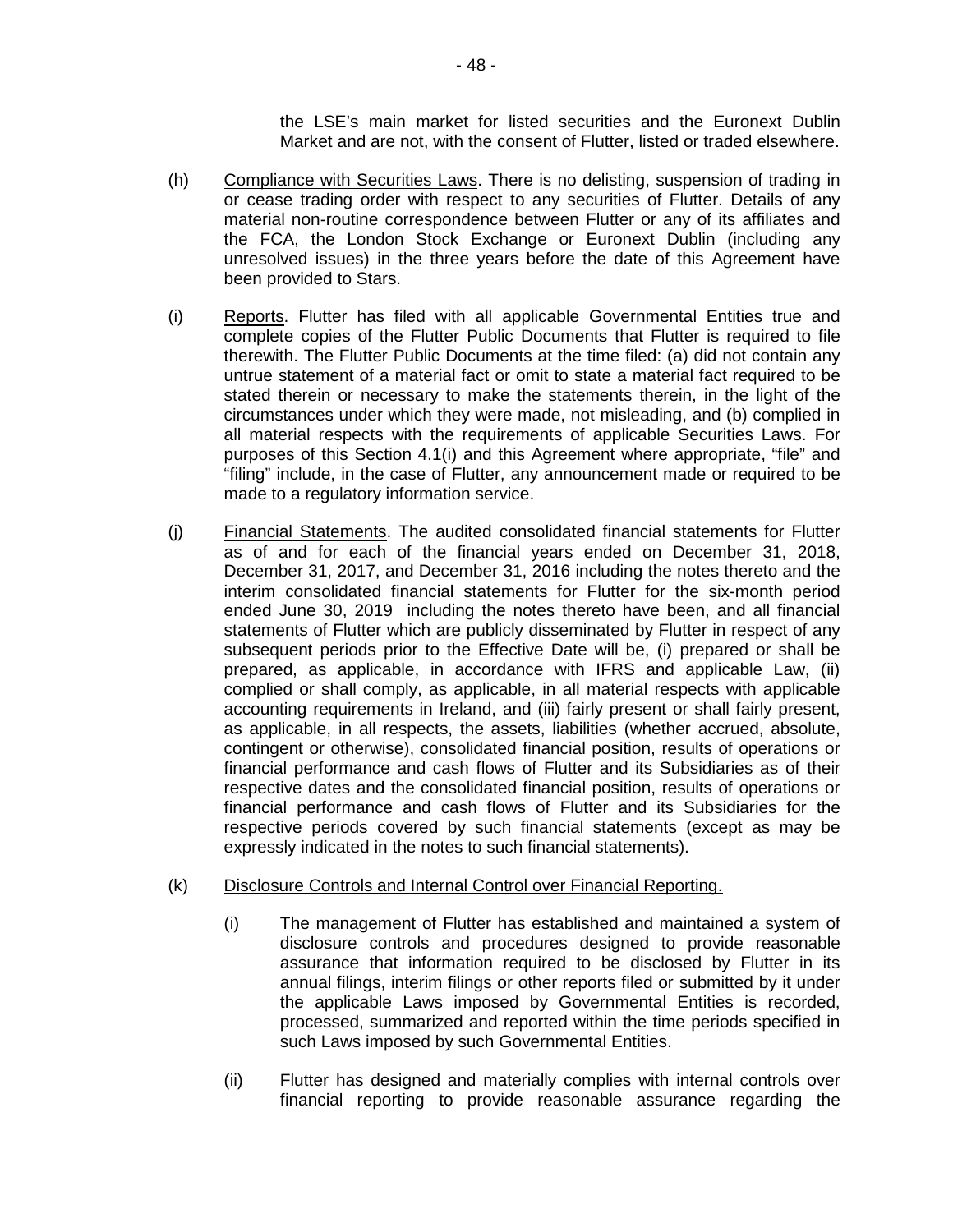the LSE's main market for listed securities and the Euronext Dublin Market and are not, with the consent of Flutter, listed or traded elsewhere.

(h) Compliance with Securities Laws. There is no delisting, suspension of trading in or cease trading order with respect to any securities of Flutter. Details of any material non-routine correspondence between Flutter or any of its affiliates and the FCA, the London Stock Exchange or Euronext Dublin (including any unresolved issues) in the three years before the date of this Agreement have been provided to Stars.

(i) Reports. Flutter has filed with all applicable Governmental Entities true and complete copies of the Flutter Public Documents that Flutter is required to file therewith. The Flutter Public Documents at the time filed: (a) did not contain any untrue statement of a material fact or omit to state a material fact required to be stated therein or necessary to make the statements therein, in the light of the circumstances under which they were made, not misleading, and (b) complied in all material respects with the requirements of applicable Securities Laws. For purposes of this Section 4.1(i) and this Agreement where appropriate, "file" and "filing" include, in the case of Flutter, any announcement made or required to be made to a regulatory information service.

(j) Financial Statements. The audited consolidated financial statements for Flutter as of and for each of the financial years ended on December 31, 2018, December 31, 2017, and December 31, 2016 including the notes thereto and the interim consolidated financial statements for Flutter for the six-month period ended June 30, 2019 including the notes thereto have been, and all financial statements of Flutter which are publicly disseminated by Flutter in respect of any subsequent periods prior to the Effective Date will be, (i) prepared or shall be prepared, as applicable, in accordance with IFRS and applicable Law, (ii) complied or shall comply, as applicable, in all material respects with applicable accounting requirements in Ireland, and (iii) fairly present or shall fairly present, as applicable, in all respects, the assets, liabilities (whether accrued, absolute, contingent or otherwise), consolidated financial position, results of operations or financial performance and cash flows of Flutter and its Subsidiaries as of their respective dates and the consolidated financial position, results of operations or financial performance and cash flows of Flutter and its Subsidiaries for the respective periods covered by such financial statements (except as may be expressly indicated in the notes to such financial statements).

(k) Disclosure Controls and Internal Control over Financial Reporting.

(i) The management of Flutter has established and maintained a system of disclosure controls and procedures designed to provide reasonable assurance that information required to be disclosed by Flutter in its annual filings, interim filings or other reports filed or submitted by it under the applicable Laws imposed by Governmental Entities is recorded, processed, summarized and reported within the time periods specified in such Laws imposed by such Governmental Entities.

(ii) Flutter has designed and materially complies with internal controls over financial reporting to provide reasonable assurance regarding the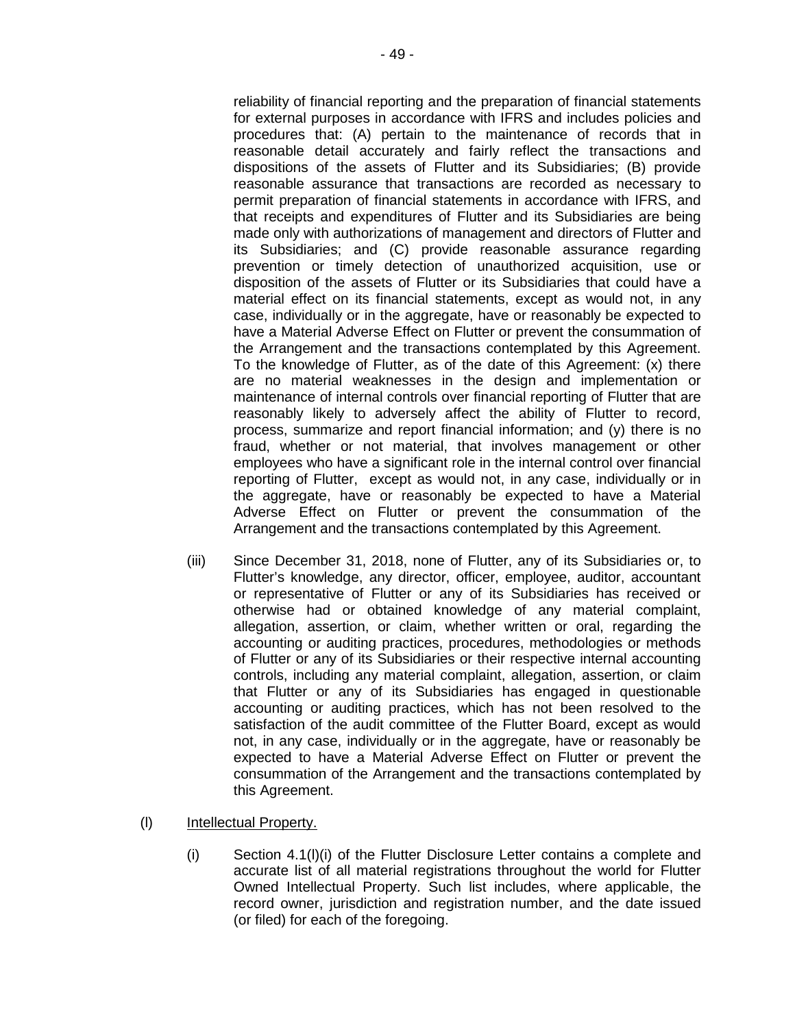reliability of financial reporting and the preparation of financial statements for external purposes in accordance with IFRS and includes policies and procedures that: (A) pertain to the maintenance of records that in reasonable detail accurately and fairly reflect the transactions and dispositions of the assets of Flutter and its Subsidiaries; (B) provide reasonable assurance that transactions are recorded as necessary to permit preparation of financial statements in accordance with IFRS, and that receipts and expenditures of Flutter and its Subsidiaries are being made only with authorizations of management and directors of Flutter and its Subsidiaries; and (C) provide reasonable assurance regarding prevention or timely detection of unauthorized acquisition, use or disposition of the assets of Flutter or its Subsidiaries that could have a material effect on its financial statements, except as would not, in any case, individually or in the aggregate, have or reasonably be expected to have a Material Adverse Effect on Flutter or prevent the consummation of the Arrangement and the transactions contemplated by this Agreement. To the knowledge of Flutter, as of the date of this Agreement: (x) there are no material weaknesses in the design and implementation or maintenance of internal controls over financial reporting of Flutter that are reasonably likely to adversely affect the ability of Flutter to record, process, summarize and report financial information; and (y) there is no fraud, whether or not material, that involves management or other employees who have a significant role in the internal control over financial reporting of Flutter, except as would not, in any case, individually or in the aggregate, have or reasonably be expected to have a Material Adverse Effect on Flutter or prevent the consummation of the Arrangement and the transactions contemplated by this Agreement.

(iii) Since December 31, 2018, none of Flutter, any of its Subsidiaries or, to Flutter's knowledge, any director, officer, employee, auditor, accountant or representative of Flutter or any of its Subsidiaries has received or otherwise had or obtained knowledge of any material complaint, allegation, assertion, or claim, whether written or oral, regarding the accounting or auditing practices, procedures, methodologies or methods of Flutter or any of its Subsidiaries or their respective internal accounting controls, including any material complaint, allegation, assertion, or claim that Flutter or any of its Subsidiaries has engaged in questionable accounting or auditing practices, which has not been resolved to the satisfaction of the audit committee of the Flutter Board, except as would not, in any case, individually or in the aggregate, have or reasonably be expected to have a Material Adverse Effect on Flutter or prevent the consummation of the Arrangement and the transactions contemplated by this Agreement.

(l) Intellectual Property.

(i) Section 4.1(l)(i) of the Flutter Disclosure Letter contains a complete and accurate list of all material registrations throughout the world for Flutter Owned Intellectual Property. Such list includes, where applicable, the record owner, jurisdiction and registration number, and the date issued (or filed) for each of the foregoing.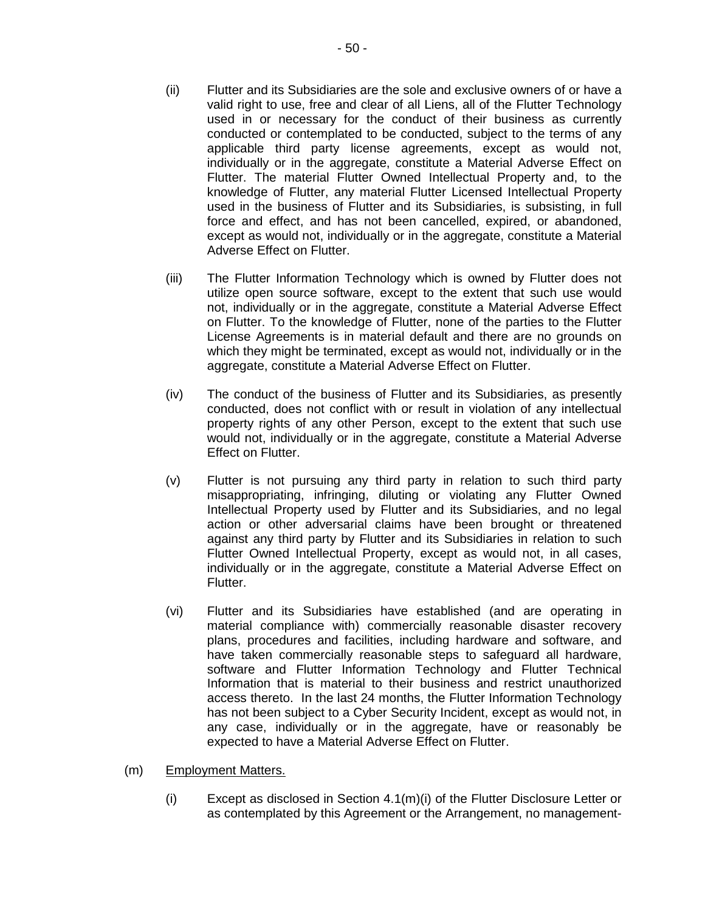(ii) Flutter and its Subsidiaries are the sole and exclusive owners of or have a valid right to use, free and clear of all Liens, all of the Flutter Technology used in or necessary for the conduct of their business as currently conducted or contemplated to be conducted, subject to the terms of any applicable third party license agreements, except as would not, individually or in the aggregate, constitute a Material Adverse Effect on Flutter. The material Flutter Owned Intellectual Property and, to the knowledge of Flutter, any material Flutter Licensed Intellectual Property used in the business of Flutter and its Subsidiaries, is subsisting, in full force and effect, and has not been cancelled, expired, or abandoned, except as would not, individually or in the aggregate, constitute a Material Adverse Effect on Flutter.

(iii) The Flutter Information Technology which is owned by Flutter does not utilize open source software, except to the extent that such use would not, individually or in the aggregate, constitute a Material Adverse Effect on Flutter. To the knowledge of Flutter, none of the parties to the Flutter License Agreements is in material default and there are no grounds on which they might be terminated, except as would not, individually or in the aggregate, constitute a Material Adverse Effect on Flutter.

(iv) The conduct of the business of Flutter and its Subsidiaries, as presently conducted, does not conflict with or result in violation of any intellectual property rights of any other Person, except to the extent that such use would not, individually or in the aggregate, constitute a Material Adverse Effect on Flutter.

(v) Flutter is not pursuing any third party in relation to such third party misappropriating, infringing, diluting or violating any Flutter Owned Intellectual Property used by Flutter and its Subsidiaries, and no legal action or other adversarial claims have been brought or threatened against any third party by Flutter and its Subsidiaries in relation to such Flutter Owned Intellectual Property, except as would not, in all cases, individually or in the aggregate, constitute a Material Adverse Effect on Flutter.

(vi) Flutter and its Subsidiaries have established (and are operating in material compliance with) commercially reasonable disaster recovery plans, procedures and facilities, including hardware and software, and have taken commercially reasonable steps to safeguard all hardware, software and Flutter Information Technology and Flutter Technical Information that is material to their business and restrict unauthorized access thereto. In the last 24 months, the Flutter Information Technology has not been subject to a Cyber Security Incident, except as would not, in any case, individually or in the aggregate, have or reasonably be expected to have a Material Adverse Effect on Flutter.

(m) Employment Matters.

(i) Except as disclosed in Section 4.1(m)(i) of the Flutter Disclosure Letter or as contemplated by this Agreement or the Arrangement, no management-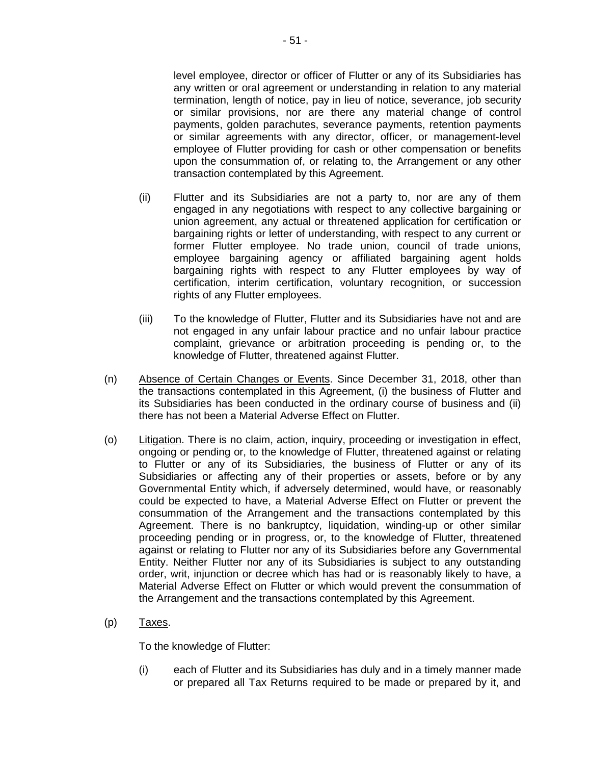level employee, director or officer of Flutter or any of its Subsidiaries has any written or oral agreement or understanding in relation to any material termination, length of notice, pay in lieu of notice, severance, job security or similar provisions, nor are there any material change of control payments, golden parachutes, severance payments, retention payments or similar agreements with any director, officer, or management-level employee of Flutter providing for cash or other compensation or benefits upon the consummation of, or relating to, the Arrangement or any other transaction contemplated by this Agreement.

(ii) Flutter and its Subsidiaries are not a party to, nor are any of them engaged in any negotiations with respect to any collective bargaining or union agreement, any actual or threatened application for certification or bargaining rights or letter of understanding, with respect to any current or former Flutter employee. No trade union, council of trade unions, employee bargaining agency or affiliated bargaining agent holds bargaining rights with respect to any Flutter employees by way of certification, interim certification, voluntary recognition, or succession rights of any Flutter employees.

(iii) To the knowledge of Flutter, Flutter and its Subsidiaries have not and are not engaged in any unfair labour practice and no unfair labour practice complaint, grievance or arbitration proceeding is pending or, to the knowledge of Flutter, threatened against Flutter.

(n) Absence of Certain Changes or Events. Since December 31, 2018, other than the transactions contemplated in this Agreement, (i) the business of Flutter and its Subsidiaries has been conducted in the ordinary course of business and (ii) there has not been a Material Adverse Effect on Flutter.

(o) Litigation. There is no claim, action, inquiry, proceeding or investigation in effect, ongoing or pending or, to the knowledge of Flutter, threatened against or relating to Flutter or any of its Subsidiaries, the business of Flutter or any of its Subsidiaries or affecting any of their properties or assets, before or by any Governmental Entity which, if adversely determined, would have, or reasonably could be expected to have, a Material Adverse Effect on Flutter or prevent the consummation of the Arrangement and the transactions contemplated by this Agreement. There is no bankruptcy, liquidation, winding-up or other similar proceeding pending or in progress, or, to the knowledge of Flutter, threatened against or relating to Flutter nor any of its Subsidiaries before any Governmental Entity. Neither Flutter nor any of its Subsidiaries is subject to any outstanding order, writ, injunction or decree which has had or is reasonably likely to have, a Material Adverse Effect on Flutter or which would prevent the consummation of the Arrangement and the transactions contemplated by this Agreement.

(p) Taxes.

To the knowledge of Flutter:

(i) each of Flutter and its Subsidiaries has duly and in a timely manner made or prepared all Tax Returns required to be made or prepared by it, and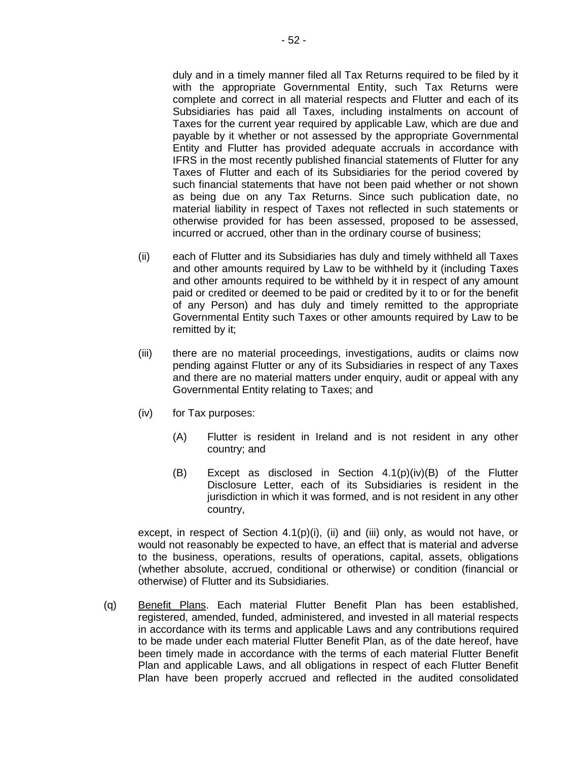duly and in a timely manner filed all Tax Returns required to be filed by it with the appropriate Governmental Entity, such Tax Returns were complete and correct in all material respects and Flutter and each of its Subsidiaries has paid all Taxes, including instalments on account of Taxes for the current year required by applicable Law, which are due and payable by it whether or not assessed by the appropriate Governmental Entity and Flutter has provided adequate accruals in accordance with IFRS in the most recently published financial statements of Flutter for any Taxes of Flutter and each of its Subsidiaries for the period covered by such financial statements that have not been paid whether or not shown as being due on any Tax Returns. Since such publication date, no material liability in respect of Taxes not reflected in such statements or otherwise provided for has been assessed, proposed to be assessed, incurred or accrued, other than in the ordinary course of business;

(ii) each of Flutter and its Subsidiaries has duly and timely withheld all Taxes and other amounts required by Law to be withheld by it (including Taxes and other amounts required to be withheld by it in respect of any amount paid or credited or deemed to be paid or credited by it to or for the benefit of any Person) and has duly and timely remitted to the appropriate Governmental Entity such Taxes or other amounts required by Law to be remitted by it;

(iii) there are no material proceedings, investigations, audits or claims now pending against Flutter or any of its Subsidiaries in respect of any Taxes and there are no material matters under enquiry, audit or appeal with any Governmental Entity relating to Taxes; and

(iv) for Tax purposes:

(A) Flutter is resident in Ireland and is not resident in any other country; and

(B) Except as disclosed in Section 4.1(p)(iv)(B) of the Flutter Disclosure Letter, each of its Subsidiaries is resident in the jurisdiction in which it was formed, and is not resident in any other country,

except, in respect of Section 4.1(p)(i), (ii) and (iii) only, as would not have, or would not reasonably be expected to have, an effect that is material and adverse to the business, operations, results of operations, capital, assets, obligations (whether absolute, accrued, conditional or otherwise) or condition (financial or otherwise) of Flutter and its Subsidiaries.

(q) Benefit Plans. Each material Flutter Benefit Plan has been established, registered, amended, funded, administered, and invested in all material respects in accordance with its terms and applicable Laws and any contributions required to be made under each material Flutter Benefit Plan, as of the date hereof, have been timely made in accordance with the terms of each material Flutter Benefit Plan and applicable Laws, and all obligations in respect of each Flutter Benefit Plan have been properly accrued and reflected in the audited consolidated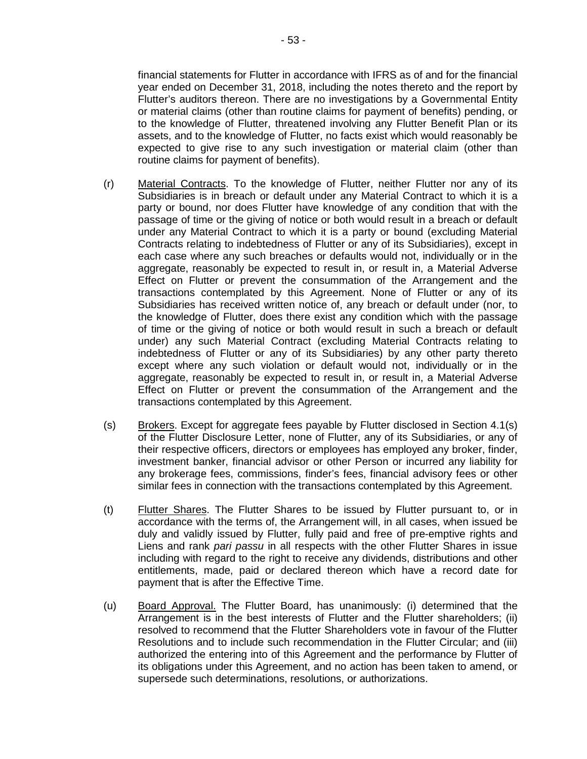financial statements for Flutter in accordance with IFRS as of and for the financial year ended on December 31, 2018, including the notes thereto and the report by Flutter's auditors thereon. There are no investigations by a Governmental Entity or material claims (other than routine claims for payment of benefits) pending, or to the knowledge of Flutter, threatened involving any Flutter Benefit Plan or its assets, and to the knowledge of Flutter, no facts exist which would reasonably be expected to give rise to any such investigation or material claim (other than routine claims for payment of benefits).

(r) Material Contracts. To the knowledge of Flutter, neither Flutter nor any of its Subsidiaries is in breach or default under any Material Contract to which it is a party or bound, nor does Flutter have knowledge of any condition that with the passage of time or the giving of notice or both would result in a breach or default under any Material Contract to which it is a party or bound (excluding Material Contracts relating to indebtedness of Flutter or any of its Subsidiaries), except in each case where any such breaches or defaults would not, individually or in the aggregate, reasonably be expected to result in, or result in, a Material Adverse Effect on Flutter or prevent the consummation of the Arrangement and the transactions contemplated by this Agreement. None of Flutter or any of its Subsidiaries has received written notice of, any breach or default under (nor, to the knowledge of Flutter, does there exist any condition which with the passage of time or the giving of notice or both would result in such a breach or default under) any such Material Contract (excluding Material Contracts relating to indebtedness of Flutter or any of its Subsidiaries) by any other party thereto except where any such violation or default would not, individually or in the aggregate, reasonably be expected to result in, or result in, a Material Adverse Effect on Flutter or prevent the consummation of the Arrangement and the transactions contemplated by this Agreement.

(s) Brokers. Except for aggregate fees payable by Flutter disclosed in Section 4.1(s) of the Flutter Disclosure Letter, none of Flutter, any of its Subsidiaries, or any of their respective officers, directors or employees has employed any broker, finder, investment banker, financial advisor or other Person or incurred any liability for any brokerage fees, commissions, finder's fees, financial advisory fees or other similar fees in connection with the transactions contemplated by this Agreement.

(t) Flutter Shares. The Flutter Shares to be issued by Flutter pursuant to, or in accordance with the terms of, the Arrangement will, in all cases, when issued be duly and validly issued by Flutter, fully paid and free of pre-emptive rights and Liens and rank *pari passu* in all respects with the other Flutter Shares in issue including with regard to the right to receive any dividends, distributions and other entitlements, made, paid or declared thereon which have a record date for payment that is after the Effective Time.

(u) Board Approval. The Flutter Board, has unanimously: (i) determined that the Arrangement is in the best interests of Flutter and the Flutter shareholders; (ii) resolved to recommend that the Flutter Shareholders vote in favour of the Flutter Resolutions and to include such recommendation in the Flutter Circular; and (iii) authorized the entering into of this Agreement and the performance by Flutter of its obligations under this Agreement, and no action has been taken to amend, or supersede such determinations, resolutions, or authorizations.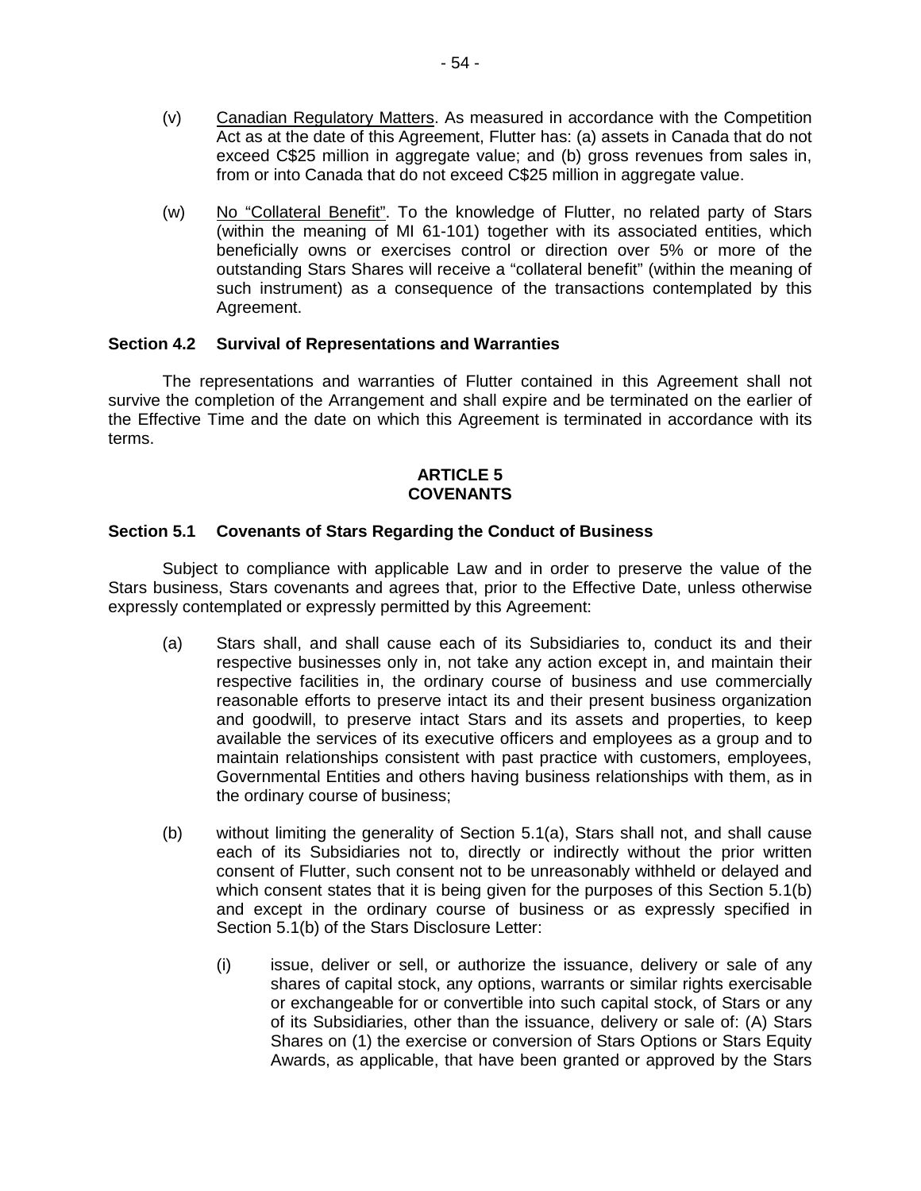(v) Canadian Regulatory Matters. As measured in accordance with the Competition Act as at the date of this Agreement, Flutter has: (a) assets in Canada that do not exceed C$25 million in aggregate value; and (b) gross revenues from sales in, from or into Canada that do not exceed C$25 million in aggregate value.

(w) No "Collateral Benefit". To the knowledge of Flutter, no related party of Stars (within the meaning of MI 61-101) together with its associated entities, which beneficially owns or exercises control or direction over 5% or more of the outstanding Stars Shares will receive a "collateral benefit" (within the meaning of such instrument) as a consequence of the transactions contemplated by this Agreement.

**Section 4.2 Survival of Representations and Warranties**

The representations and warranties of Flutter contained in this Agreement shall not survive the completion of the Arrangement and shall expire and be terminated on the earlier of the Effective Time and the date on which this Agreement is terminated in accordance with its terms.

## ARTICLE 5
## COVENANTS

**Section 5.1 Covenants of Stars Regarding the Conduct of Business**

Subject to compliance with applicable Law and in order to preserve the value of the Stars business, Stars covenants and agrees that, prior to the Effective Date, unless otherwise expressly contemplated or expressly permitted by this Agreement:

(a) Stars shall, and shall cause each of its Subsidiaries to, conduct its and their respective businesses only in, not take any action except in, and maintain their respective facilities in, the ordinary course of business and use commercially reasonable efforts to preserve intact its and their present business organization and goodwill, to preserve intact Stars and its assets and properties, to keep available the services of its executive officers and employees as a group and to maintain relationships consistent with past practice with customers, employees, Governmental Entities and others having business relationships with them, as in the ordinary course of business;

(b) without limiting the generality of Section 5.1(a), Stars shall not, and shall cause each of its Subsidiaries not to, directly or indirectly without the prior written consent of Flutter, such consent not to be unreasonably withheld or delayed and which consent states that it is being given for the purposes of this Section 5.1(b) and except in the ordinary course of business or as expressly specified in Section 5.1(b) of the Stars Disclosure Letter:

(i) issue, deliver or sell, or authorize the issuance, delivery or sale of any shares of capital stock, any options, warrants or similar rights exercisable or exchangeable for or convertible into such capital stock, of Stars or any of its Subsidiaries, other than the issuance, delivery or sale of: (A) Stars Shares on (1) the exercise or conversion of Stars Options or Stars Equity Awards, as applicable, that have been granted or approved by the Stars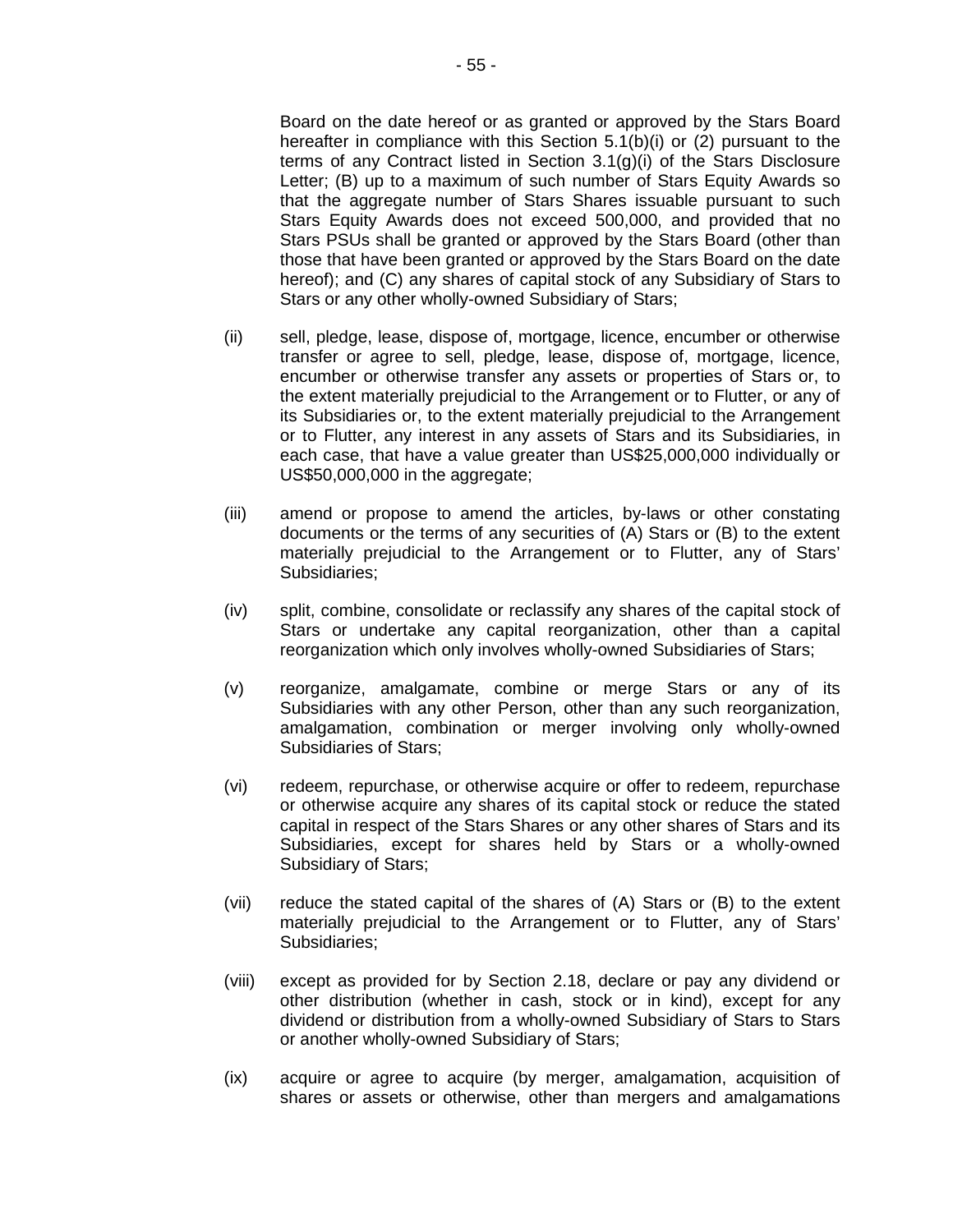Board on the date hereof or as granted or approved by the Stars Board hereafter in compliance with this Section 5.1(b)(i) or (2) pursuant to the terms of any Contract listed in Section 3.1(g)(i) of the Stars Disclosure Letter; (B) up to a maximum of such number of Stars Equity Awards so that the aggregate number of Stars Shares issuable pursuant to such Stars Equity Awards does not exceed 500,000, and provided that no Stars PSUs shall be granted or approved by the Stars Board (other than those that have been granted or approved by the Stars Board on the date hereof); and (C) any shares of capital stock of any Subsidiary of Stars to Stars or any other wholly-owned Subsidiary of Stars;

(ii) sell, pledge, lease, dispose of, mortgage, licence, encumber or otherwise transfer or agree to sell, pledge, lease, dispose of, mortgage, licence, encumber or otherwise transfer any assets or properties of Stars or, to the extent materially prejudicial to the Arrangement or to Flutter, or any of its Subsidiaries or, to the extent materially prejudicial to the Arrangement or to Flutter, any interest in any assets of Stars and its Subsidiaries, in each case, that have a value greater than US$25,000,000 individually or US$50,000,000 in the aggregate;

(iii) amend or propose to amend the articles, by-laws or other constating documents or the terms of any securities of (A) Stars or (B) to the extent materially prejudicial to the Arrangement or to Flutter, any of Stars' Subsidiaries;

(iv) split, combine, consolidate or reclassify any shares of the capital stock of Stars or undertake any capital reorganization, other than a capital reorganization which only involves wholly-owned Subsidiaries of Stars;

(v) reorganize, amalgamate, combine or merge Stars or any of its Subsidiaries with any other Person, other than any such reorganization, amalgamation, combination or merger involving only wholly-owned Subsidiaries of Stars;

(vi) redeem, repurchase, or otherwise acquire or offer to redeem, repurchase or otherwise acquire any shares of its capital stock or reduce the stated capital in respect of the Stars Shares or any other shares of Stars and its Subsidiaries, except for shares held by Stars or a wholly-owned Subsidiary of Stars;

(vii) reduce the stated capital of the shares of (A) Stars or (B) to the extent materially prejudicial to the Arrangement or to Flutter, any of Stars' Subsidiaries;

(viii) except as provided for by Section 2.18, declare or pay any dividend or other distribution (whether in cash, stock or in kind), except for any dividend or distribution from a wholly-owned Subsidiary of Stars to Stars or another wholly-owned Subsidiary of Stars;

(ix) acquire or agree to acquire (by merger, amalgamation, acquisition of shares or assets or otherwise, other than mergers and amalgamations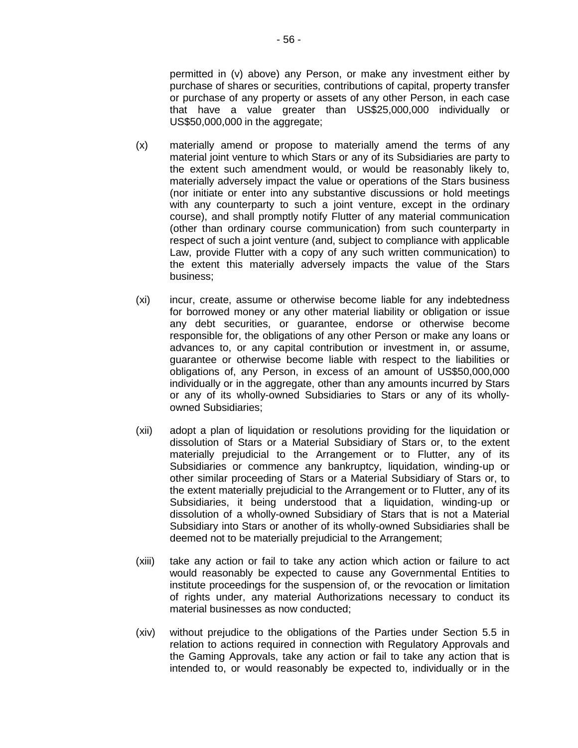permitted in (v) above) any Person, or make any investment either by purchase of shares or securities, contributions of capital, property transfer or purchase of any property or assets of any other Person, in each case that have a value greater than US$25,000,000 individually or US$50,000,000 in the aggregate;

(x) materially amend or propose to materially amend the terms of any material joint venture to which Stars or any of its Subsidiaries are party to the extent such amendment would, or would be reasonably likely to, materially adversely impact the value or operations of the Stars business (nor initiate or enter into any substantive discussions or hold meetings with any counterparty to such a joint venture, except in the ordinary course), and shall promptly notify Flutter of any material communication (other than ordinary course communication) from such counterparty in respect of such a joint venture (and, subject to compliance with applicable Law, provide Flutter with a copy of any such written communication) to the extent this materially adversely impacts the value of the Stars business;

(xi) incur, create, assume or otherwise become liable for any indebtedness for borrowed money or any other material liability or obligation or issue any debt securities, or guarantee, endorse or otherwise become responsible for, the obligations of any other Person or make any loans or advances to, or any capital contribution or investment in, or assume, guarantee or otherwise become liable with respect to the liabilities or obligations of, any Person, in excess of an amount of US$50,000,000 individually or in the aggregate, other than any amounts incurred by Stars or any of its wholly-owned Subsidiaries to Stars or any of its wholly-owned Subsidiaries;

(xii) adopt a plan of liquidation or resolutions providing for the liquidation or dissolution of Stars or a Material Subsidiary of Stars or, to the extent materially prejudicial to the Arrangement or to Flutter, any of its Subsidiaries or commence any bankruptcy, liquidation, winding-up or other similar proceeding of Stars or a Material Subsidiary of Stars or, to the extent materially prejudicial to the Arrangement or to Flutter, any of its Subsidiaries, it being understood that a liquidation, winding-up or dissolution of a wholly-owned Subsidiary of Stars that is not a Material Subsidiary into Stars or another of its wholly-owned Subsidiaries shall be deemed not to be materially prejudicial to the Arrangement;

(xiii) take any action or fail to take any action which action or failure to act would reasonably be expected to cause any Governmental Entities to institute proceedings for the suspension of, or the revocation or limitation of rights under, any material Authorizations necessary to conduct its material businesses as now conducted;

(xiv) without prejudice to the obligations of the Parties under Section 5.5 in relation to actions required in connection with Regulatory Approvals and the Gaming Approvals, take any action or fail to take any action that is intended to, or would reasonably be expected to, individually or in the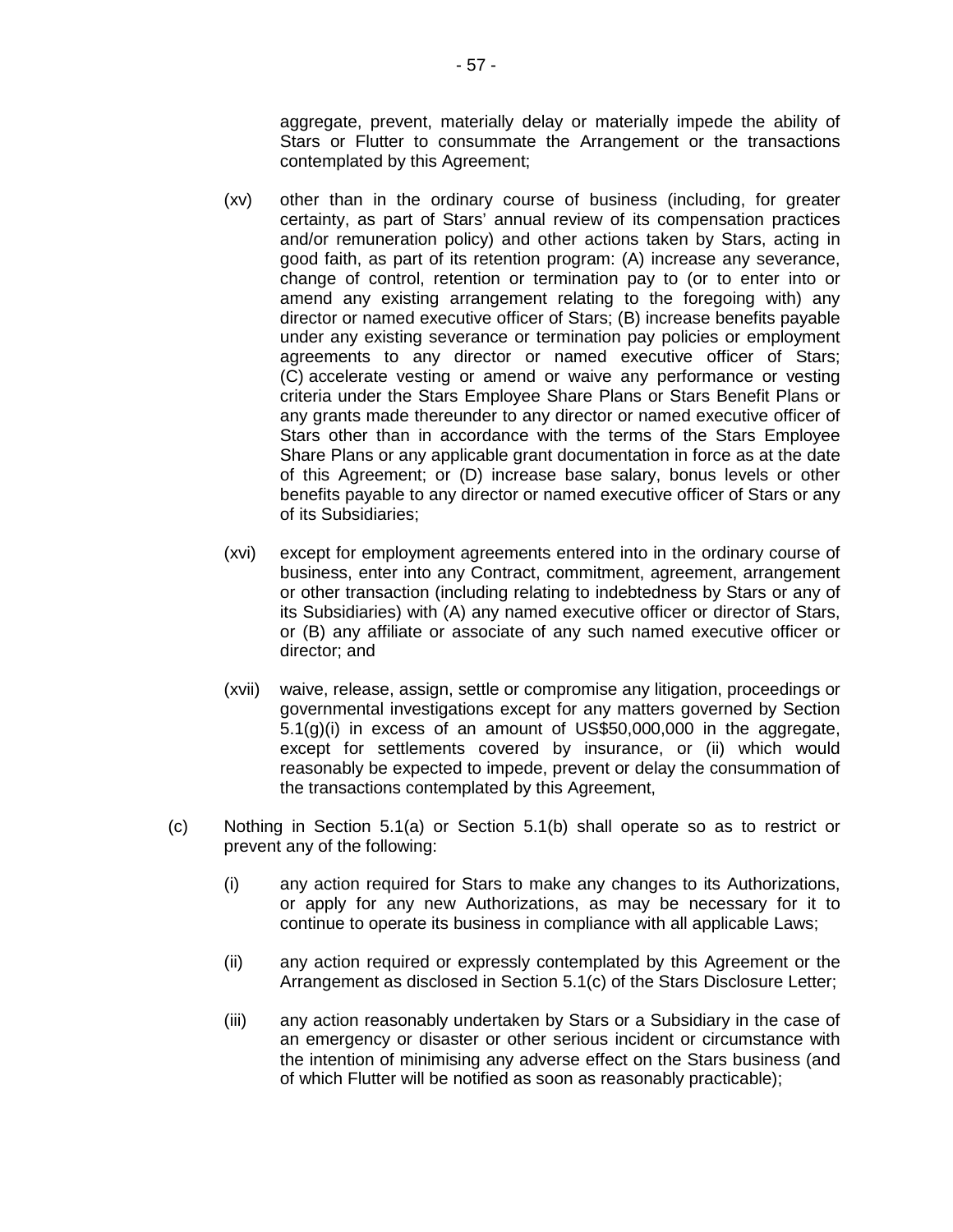aggregate, prevent, materially delay or materially impede the ability of Stars or Flutter to consummate the Arrangement or the transactions contemplated by this Agreement;

(xv) other than in the ordinary course of business (including, for greater certainty, as part of Stars' annual review of its compensation practices and/or remuneration policy) and other actions taken by Stars, acting in good faith, as part of its retention program: (A) increase any severance, change of control, retention or termination pay to (or to enter into or amend any existing arrangement relating to the foregoing with) any director or named executive officer of Stars; (B) increase benefits payable under any existing severance or termination pay policies or employment agreements to any director or named executive officer of Stars; (C) accelerate vesting or amend or waive any performance or vesting criteria under the Stars Employee Share Plans or Stars Benefit Plans or any grants made thereunder to any director or named executive officer of Stars other than in accordance with the terms of the Stars Employee Share Plans or any applicable grant documentation in force as at the date of this Agreement; or (D) increase base salary, bonus levels or other benefits payable to any director or named executive officer of Stars or any of its Subsidiaries;

(xvi) except for employment agreements entered into in the ordinary course of business, enter into any Contract, commitment, agreement, arrangement or other transaction (including relating to indebtedness by Stars or any of its Subsidiaries) with (A) any named executive officer or director of Stars, or (B) any affiliate or associate of any such named executive officer or director; and

(xvii) waive, release, assign, settle or compromise any litigation, proceedings or governmental investigations except for any matters governed by Section 5.1(g)(i) in excess of an amount of US$50,000,000 in the aggregate, except for settlements covered by insurance, or (ii) which would reasonably be expected to impede, prevent or delay the consummation of the transactions contemplated by this Agreement,

(c) Nothing in Section 5.1(a) or Section 5.1(b) shall operate so as to restrict or prevent any of the following:

(i) any action required for Stars to make any changes to its Authorizations, or apply for any new Authorizations, as may be necessary for it to continue to operate its business in compliance with all applicable Laws;

(ii) any action required or expressly contemplated by this Agreement or the Arrangement as disclosed in Section 5.1(c) of the Stars Disclosure Letter;

(iii) any action reasonably undertaken by Stars or a Subsidiary in the case of an emergency or disaster or other serious incident or circumstance with the intention of minimising any adverse effect on the Stars business (and of which Flutter will be notified as soon as reasonably practicable);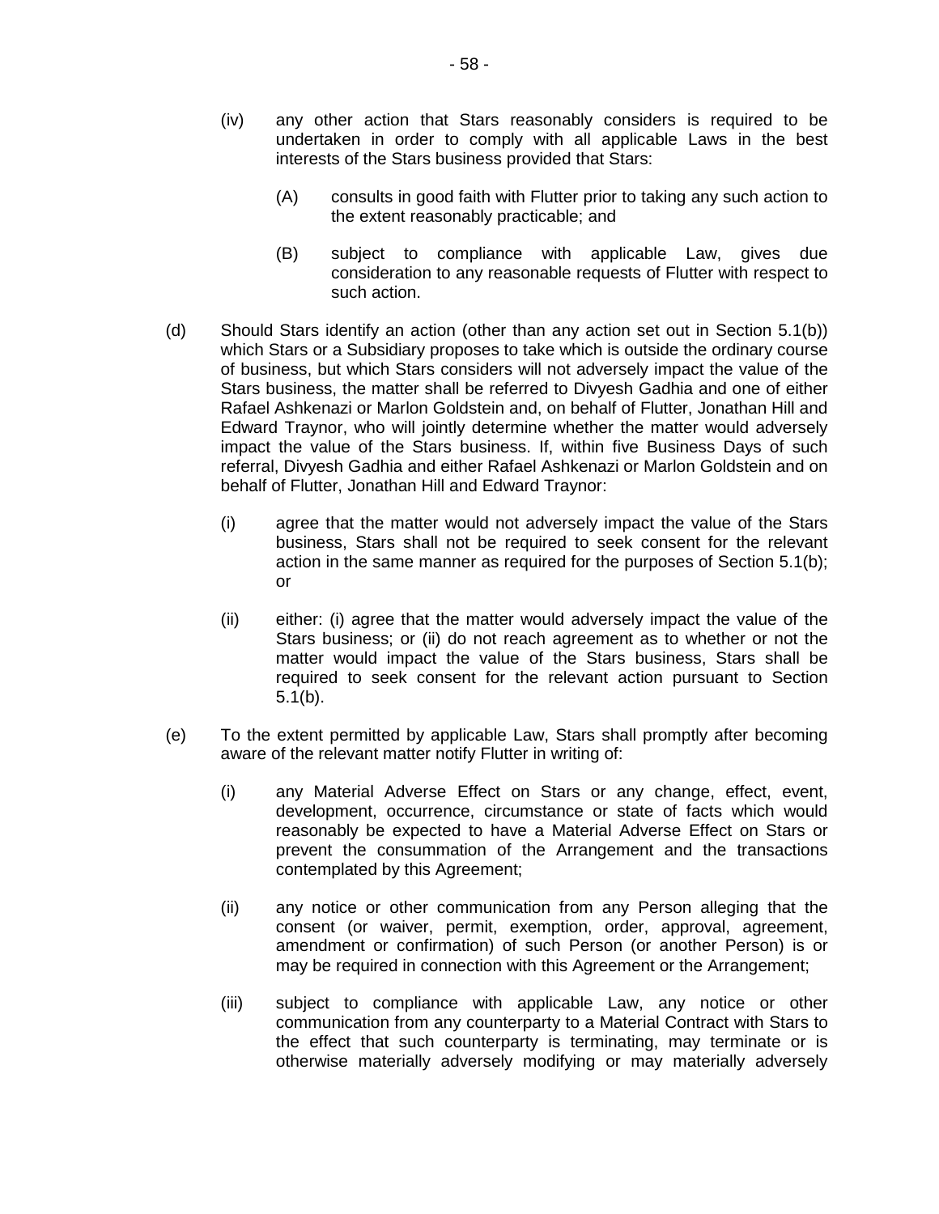(iv) any other action that Stars reasonably considers is required to be undertaken in order to comply with all applicable Laws in the best interests of the Stars business provided that Stars:

(A) consults in good faith with Flutter prior to taking any such action to the extent reasonably practicable; and

(B) subject to compliance with applicable Law, gives due consideration to any reasonable requests of Flutter with respect to such action.

(d) Should Stars identify an action (other than any action set out in Section 5.1(b)) which Stars or a Subsidiary proposes to take which is outside the ordinary course of business, but which Stars considers will not adversely impact the value of the Stars business, the matter shall be referred to Divyesh Gadhia and one of either Rafael Ashkenazi or Marlon Goldstein and, on behalf of Flutter, Jonathan Hill and Edward Traynor, who will jointly determine whether the matter would adversely impact the value of the Stars business. If, within five Business Days of such referral, Divyesh Gadhia and either Rafael Ashkenazi or Marlon Goldstein and on behalf of Flutter, Jonathan Hill and Edward Traynor:

(i) agree that the matter would not adversely impact the value of the Stars business, Stars shall not be required to seek consent for the relevant action in the same manner as required for the purposes of Section 5.1(b); or

(ii) either: (i) agree that the matter would adversely impact the value of the Stars business; or (ii) do not reach agreement as to whether or not the matter would impact the value of the Stars business, Stars shall be required to seek consent for the relevant action pursuant to Section 5.1(b).

(e) To the extent permitted by applicable Law, Stars shall promptly after becoming aware of the relevant matter notify Flutter in writing of:

(i) any Material Adverse Effect on Stars or any change, effect, event, development, occurrence, circumstance or state of facts which would reasonably be expected to have a Material Adverse Effect on Stars or prevent the consummation of the Arrangement and the transactions contemplated by this Agreement;

(ii) any notice or other communication from any Person alleging that the consent (or waiver, permit, exemption, order, approval, agreement, amendment or confirmation) of such Person (or another Person) is or may be required in connection with this Agreement or the Arrangement;

(iii) subject to compliance with applicable Law, any notice or other communication from any counterparty to a Material Contract with Stars to the effect that such counterparty is terminating, may terminate or is otherwise materially adversely modifying or may materially adversely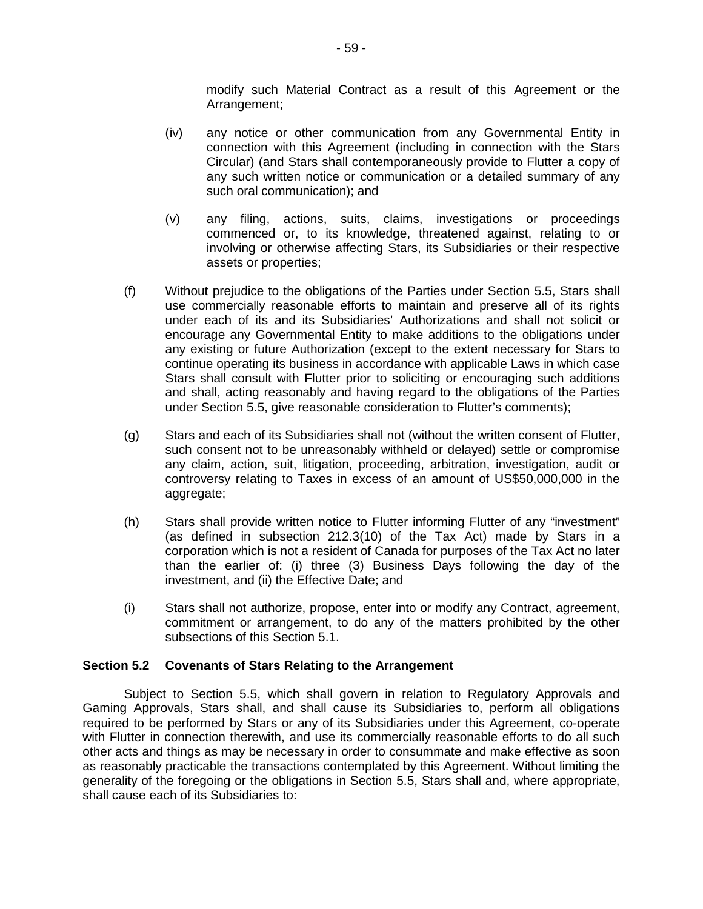modify such Material Contract as a result of this Agreement or the Arrangement;

(iv) any notice or other communication from any Governmental Entity in connection with this Agreement (including in connection with the Stars Circular) (and Stars shall contemporaneously provide to Flutter a copy of any such written notice or communication or a detailed summary of any such oral communication); and

(v) any filing, actions, suits, claims, investigations or proceedings commenced or, to its knowledge, threatened against, relating to or involving or otherwise affecting Stars, its Subsidiaries or their respective assets or properties;

(f) Without prejudice to the obligations of the Parties under Section 5.5, Stars shall use commercially reasonable efforts to maintain and preserve all of its rights under each of its and its Subsidiaries' Authorizations and shall not solicit or encourage any Governmental Entity to make additions to the obligations under any existing or future Authorization (except to the extent necessary for Stars to continue operating its business in accordance with applicable Laws in which case Stars shall consult with Flutter prior to soliciting or encouraging such additions and shall, acting reasonably and having regard to the obligations of the Parties under Section 5.5, give reasonable consideration to Flutter's comments);

(g) Stars and each of its Subsidiaries shall not (without the written consent of Flutter, such consent not to be unreasonably withheld or delayed) settle or compromise any claim, action, suit, litigation, proceeding, arbitration, investigation, audit or controversy relating to Taxes in excess of an amount of US$50,000,000 in the aggregate;

(h) Stars shall provide written notice to Flutter informing Flutter of any "investment" (as defined in subsection 212.3(10) of the Tax Act) made by Stars in a corporation which is not a resident of Canada for purposes of the Tax Act no later than the earlier of: (i) three (3) Business Days following the day of the investment, and (ii) the Effective Date; and

(i) Stars shall not authorize, propose, enter into or modify any Contract, agreement, commitment or arrangement, to do any of the matters prohibited by the other subsections of this Section 5.1.

**Section 5.2 Covenants of Stars Relating to the Arrangement**

Subject to Section 5.5, which shall govern in relation to Regulatory Approvals and Gaming Approvals, Stars shall, and shall cause its Subsidiaries to, perform all obligations required to be performed by Stars or any of its Subsidiaries under this Agreement, co-operate with Flutter in connection therewith, and use its commercially reasonable efforts to do all such other acts and things as may be necessary in order to consummate and make effective as soon as reasonably practicable the transactions contemplated by this Agreement. Without limiting the generality of the foregoing or the obligations in Section 5.5, Stars shall and, where appropriate, shall cause each of its Subsidiaries to: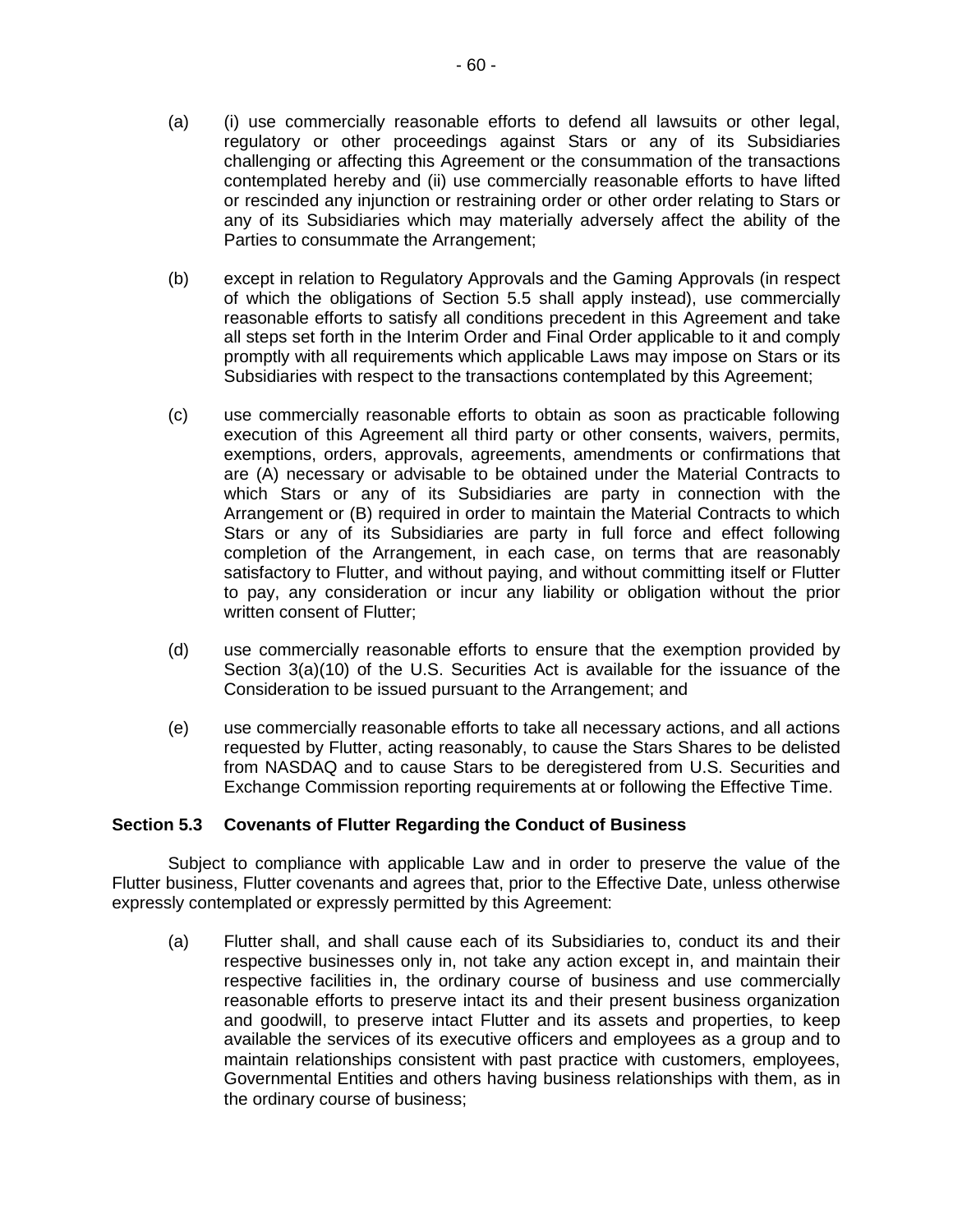(a) (i) use commercially reasonable efforts to defend all lawsuits or other legal, regulatory or other proceedings against Stars or any of its Subsidiaries challenging or affecting this Agreement or the consummation of the transactions contemplated hereby and (ii) use commercially reasonable efforts to have lifted or rescinded any injunction or restraining order or other order relating to Stars or any of its Subsidiaries which may materially adversely affect the ability of the Parties to consummate the Arrangement;

(b) except in relation to Regulatory Approvals and the Gaming Approvals (in respect of which the obligations of Section 5.5 shall apply instead), use commercially reasonable efforts to satisfy all conditions precedent in this Agreement and take all steps set forth in the Interim Order and Final Order applicable to it and comply promptly with all requirements which applicable Laws may impose on Stars or its Subsidiaries with respect to the transactions contemplated by this Agreement;

(c) use commercially reasonable efforts to obtain as soon as practicable following execution of this Agreement all third party or other consents, waivers, permits, exemptions, orders, approvals, agreements, amendments or confirmations that are (A) necessary or advisable to be obtained under the Material Contracts to which Stars or any of its Subsidiaries are party in connection with the Arrangement or (B) required in order to maintain the Material Contracts to which Stars or any of its Subsidiaries are party in full force and effect following completion of the Arrangement, in each case, on terms that are reasonably satisfactory to Flutter, and without paying, and without committing itself or Flutter to pay, any consideration or incur any liability or obligation without the prior written consent of Flutter;

(d) use commercially reasonable efforts to ensure that the exemption provided by Section 3(a)(10) of the U.S. Securities Act is available for the issuance of the Consideration to be issued pursuant to the Arrangement; and

(e) use commercially reasonable efforts to take all necessary actions, and all actions requested by Flutter, acting reasonably, to cause the Stars Shares to be delisted from NASDAQ and to cause Stars to be deregistered from U.S. Securities and Exchange Commission reporting requirements at or following the Effective Time.

### Section 5.3 Covenants of Flutter Regarding the Conduct of Business

Subject to compliance with applicable Law and in order to preserve the value of the Flutter business, Flutter covenants and agrees that, prior to the Effective Date, unless otherwise expressly contemplated or expressly permitted by this Agreement:

(a) Flutter shall, and shall cause each of its Subsidiaries to, conduct its and their respective businesses only in, not take any action except in, and maintain their respective facilities in, the ordinary course of business and use commercially reasonable efforts to preserve intact its and their present business organization and goodwill, to preserve intact Flutter and its assets and properties, to keep available the services of its executive officers and employees as a group and to maintain relationships consistent with past practice with customers, employees, Governmental Entities and others having business relationships with them, as in the ordinary course of business;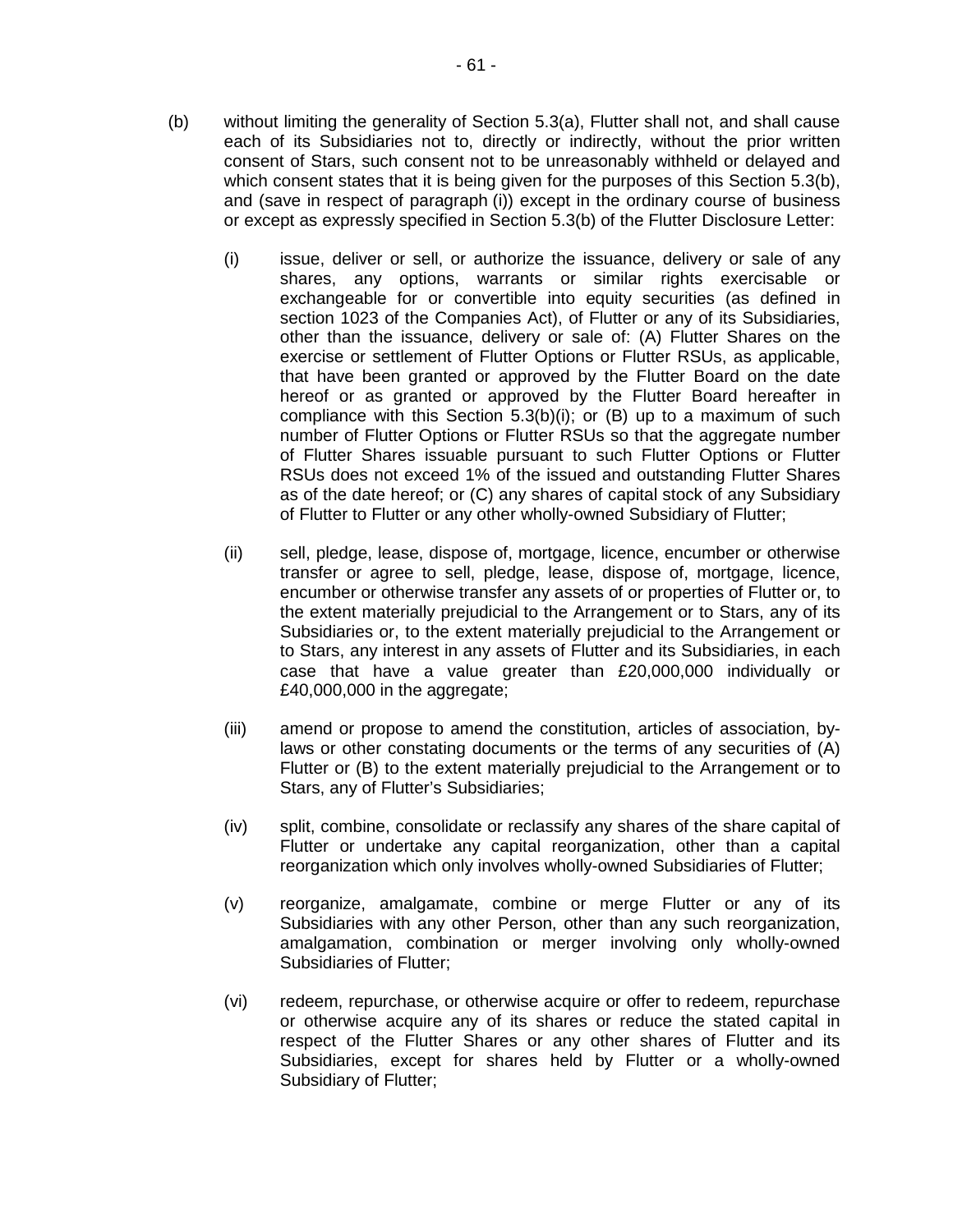(b) without limiting the generality of Section 5.3(a), Flutter shall not, and shall cause each of its Subsidiaries not to, directly or indirectly, without the prior written consent of Stars, such consent not to be unreasonably withheld or delayed and which consent states that it is being given for the purposes of this Section 5.3(b), and (save in respect of paragraph (i)) except in the ordinary course of business or except as expressly specified in Section 5.3(b) of the Flutter Disclosure Letter:

(i) issue, deliver or sell, or authorize the issuance, delivery or sale of any shares, any options, warrants or similar rights exercisable or exchangeable for or convertible into equity securities (as defined in section 1023 of the Companies Act), of Flutter or any of its Subsidiaries, other than the issuance, delivery or sale of: (A) Flutter Shares on the exercise or settlement of Flutter Options or Flutter RSUs, as applicable, that have been granted or approved by the Flutter Board on the date hereof or as granted or approved by the Flutter Board hereafter in compliance with this Section 5.3(b)(i); or (B) up to a maximum of such number of Flutter Options or Flutter RSUs so that the aggregate number of Flutter Shares issuable pursuant to such Flutter Options or Flutter RSUs does not exceed 1% of the issued and outstanding Flutter Shares as of the date hereof; or (C) any shares of capital stock of any Subsidiary of Flutter to Flutter or any other wholly-owned Subsidiary of Flutter;

(ii) sell, pledge, lease, dispose of, mortgage, licence, encumber or otherwise transfer or agree to sell, pledge, lease, dispose of, mortgage, licence, encumber or otherwise transfer any assets of or properties of Flutter or, to the extent materially prejudicial to the Arrangement or to Stars, any of its Subsidiaries or, to the extent materially prejudicial to the Arrangement or to Stars, any interest in any assets of Flutter and its Subsidiaries, in each case that have a value greater than £20,000,000 individually or £40,000,000 in the aggregate;

(iii) amend or propose to amend the constitution, articles of association, by-laws or other constating documents or the terms of any securities of (A) Flutter or (B) to the extent materially prejudicial to the Arrangement or to Stars, any of Flutter's Subsidiaries;

(iv) split, combine, consolidate or reclassify any shares of the share capital of Flutter or undertake any capital reorganization, other than a capital reorganization which only involves wholly-owned Subsidiaries of Flutter;

(v) reorganize, amalgamate, combine or merge Flutter or any of its Subsidiaries with any other Person, other than any such reorganization, amalgamation, combination or merger involving only wholly-owned Subsidiaries of Flutter;

(vi) redeem, repurchase, or otherwise acquire or offer to redeem, repurchase or otherwise acquire any of its shares or reduce the stated capital in respect of the Flutter Shares or any other shares of Flutter and its Subsidiaries, except for shares held by Flutter or a wholly-owned Subsidiary of Flutter;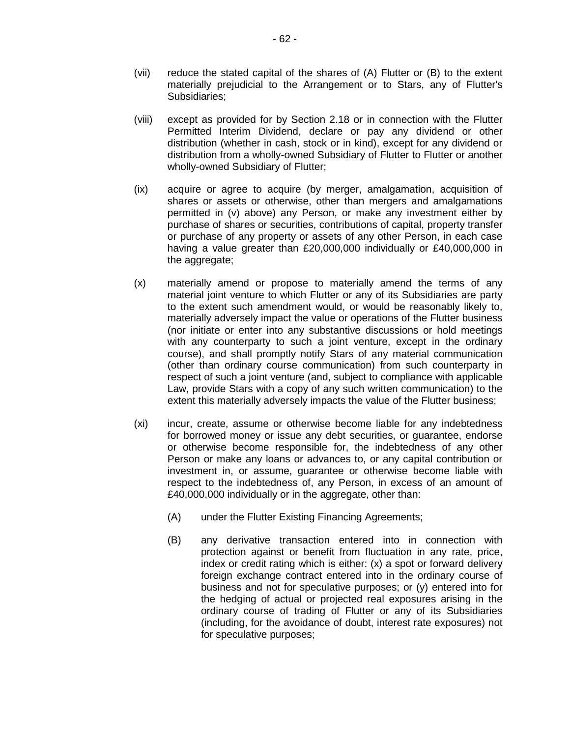(vii) reduce the stated capital of the shares of (A) Flutter or (B) to the extent materially prejudicial to the Arrangement or to Stars, any of Flutter's Subsidiaries;

(viii) except as provided for by Section 2.18 or in connection with the Flutter Permitted Interim Dividend, declare or pay any dividend or other distribution (whether in cash, stock or in kind), except for any dividend or distribution from a wholly-owned Subsidiary of Flutter to Flutter or another wholly-owned Subsidiary of Flutter;

(ix) acquire or agree to acquire (by merger, amalgamation, acquisition of shares or assets or otherwise, other than mergers and amalgamations permitted in (v) above) any Person, or make any investment either by purchase of shares or securities, contributions of capital, property transfer or purchase of any property or assets of any other Person, in each case having a value greater than £20,000,000 individually or £40,000,000 in the aggregate;

(x) materially amend or propose to materially amend the terms of any material joint venture to which Flutter or any of its Subsidiaries are party to the extent such amendment would, or would be reasonably likely to, materially adversely impact the value or operations of the Flutter business (nor initiate or enter into any substantive discussions or hold meetings with any counterparty to such a joint venture, except in the ordinary course), and shall promptly notify Stars of any material communication (other than ordinary course communication) from such counterparty in respect of such a joint venture (and, subject to compliance with applicable Law, provide Stars with a copy of any such written communication) to the extent this materially adversely impacts the value of the Flutter business;

(xi) incur, create, assume or otherwise become liable for any indebtedness for borrowed money or issue any debt securities, or guarantee, endorse or otherwise become responsible for, the indebtedness of any other Person or make any loans or advances to, or any capital contribution or investment in, or assume, guarantee or otherwise become liable with respect to the indebtedness of, any Person, in excess of an amount of £40,000,000 individually or in the aggregate, other than:

    (A) under the Flutter Existing Financing Agreements;

    (B) any derivative transaction entered into in connection with protection against or benefit from fluctuation in any rate, price, index or credit rating which is either: (x) a spot or forward delivery foreign exchange contract entered into in the ordinary course of business and not for speculative purposes; or (y) entered into for the hedging of actual or projected real exposures arising in the ordinary course of trading of Flutter or any of its Subsidiaries (including, for the avoidance of doubt, interest rate exposures) not for speculative purposes;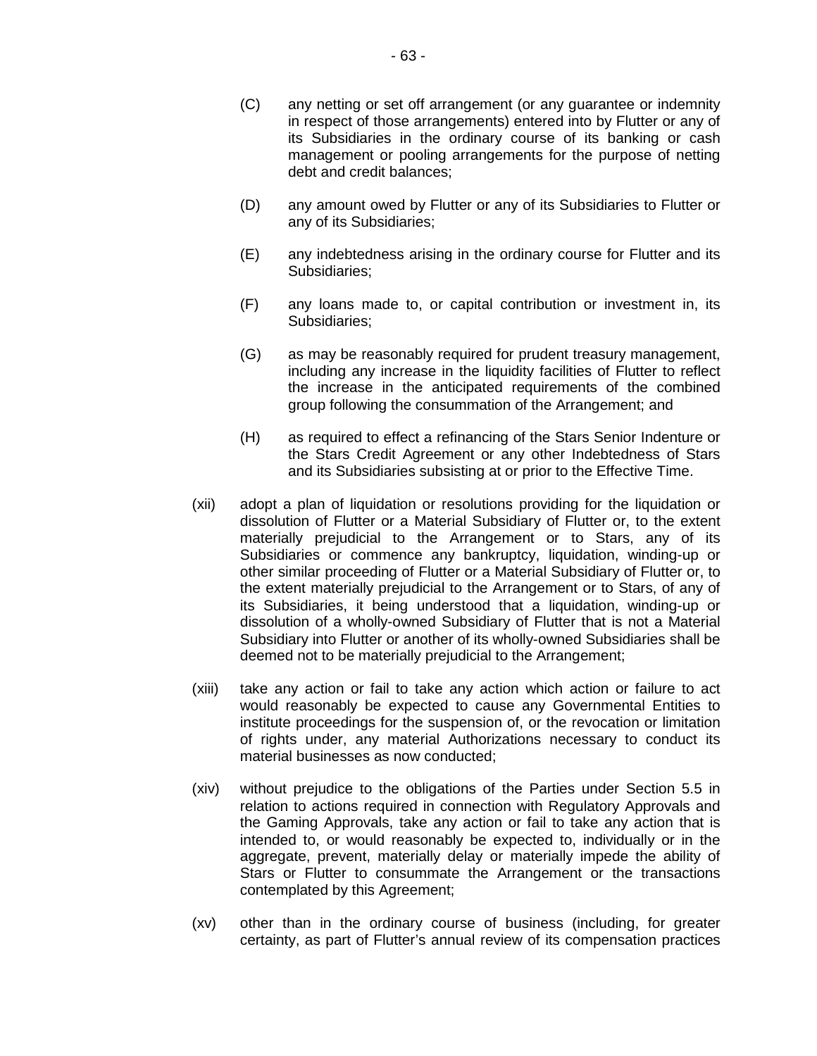(C) any netting or set off arrangement (or any guarantee or indemnity in respect of those arrangements) entered into by Flutter or any of its Subsidiaries in the ordinary course of its banking or cash management or pooling arrangements for the purpose of netting debt and credit balances;

(D) any amount owed by Flutter or any of its Subsidiaries to Flutter or any of its Subsidiaries;

(E) any indebtedness arising in the ordinary course for Flutter and its Subsidiaries;

(F) any loans made to, or capital contribution or investment in, its Subsidiaries;

(G) as may be reasonably required for prudent treasury management, including any increase in the liquidity facilities of Flutter to reflect the increase in the anticipated requirements of the combined group following the consummation of the Arrangement; and

(H) as required to effect a refinancing of the Stars Senior Indenture or the Stars Credit Agreement or any other Indebtedness of Stars and its Subsidiaries subsisting at or prior to the Effective Time.

(xii) adopt a plan of liquidation or resolutions providing for the liquidation or dissolution of Flutter or a Material Subsidiary of Flutter or, to the extent materially prejudicial to the Arrangement or to Stars, any of its Subsidiaries or commence any bankruptcy, liquidation, winding-up or other similar proceeding of Flutter or a Material Subsidiary of Flutter or, to the extent materially prejudicial to the Arrangement or to Stars, of any of its Subsidiaries, it being understood that a liquidation, winding-up or dissolution of a wholly-owned Subsidiary of Flutter that is not a Material Subsidiary into Flutter or another of its wholly-owned Subsidiaries shall be deemed not to be materially prejudicial to the Arrangement;

(xiii) take any action or fail to take any action which action or failure to act would reasonably be expected to cause any Governmental Entities to institute proceedings for the suspension of, or the revocation or limitation of rights under, any material Authorizations necessary to conduct its material businesses as now conducted;

(xiv) without prejudice to the obligations of the Parties under Section 5.5 in relation to actions required in connection with Regulatory Approvals and the Gaming Approvals, take any action or fail to take any action that is intended to, or would reasonably be expected to, individually or in the aggregate, prevent, materially delay or materially impede the ability of Stars or Flutter to consummate the Arrangement or the transactions contemplated by this Agreement;

(xv) other than in the ordinary course of business (including, for greater certainty, as part of Flutter's annual review of its compensation practices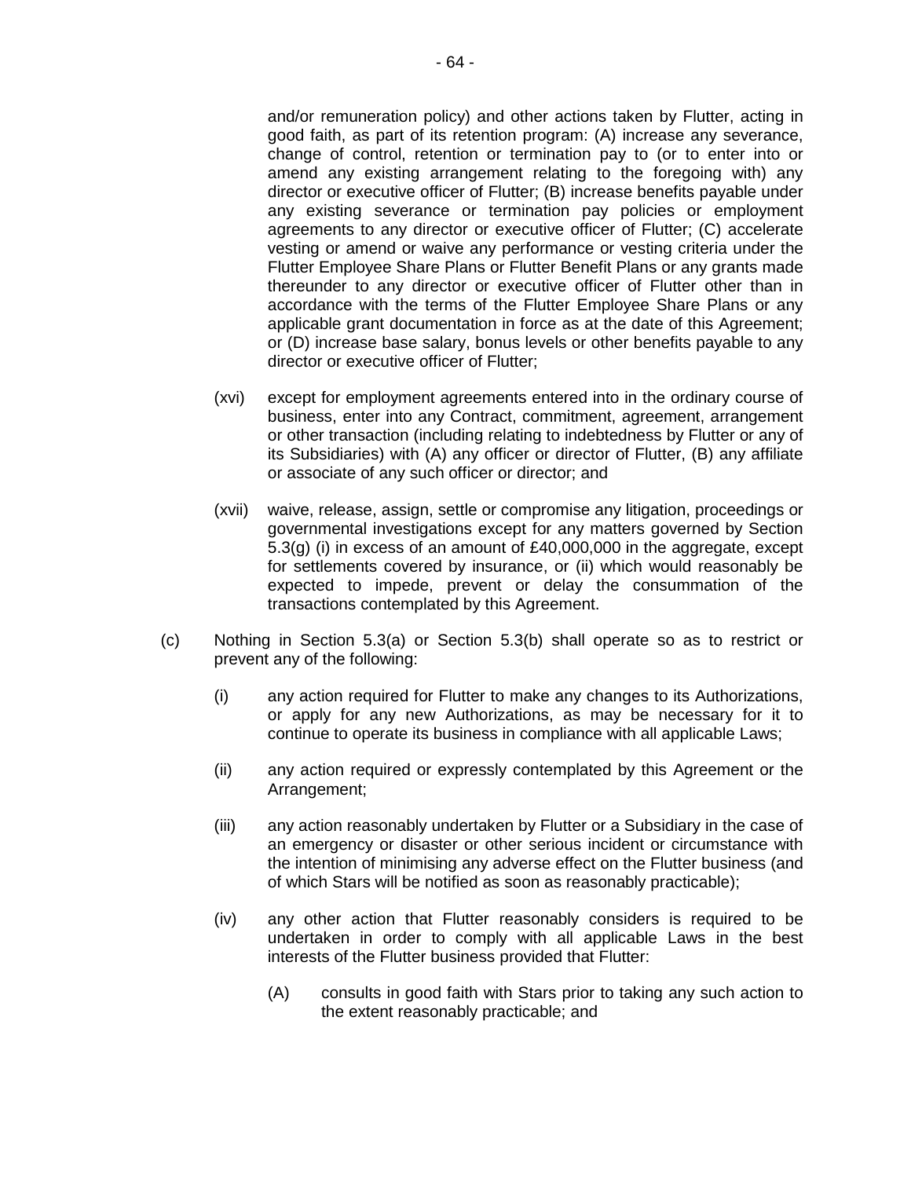and/or remuneration policy) and other actions taken by Flutter, acting in good faith, as part of its retention program: (A) increase any severance, change of control, retention or termination pay to (or to enter into or amend any existing arrangement relating to the foregoing with) any director or executive officer of Flutter; (B) increase benefits payable under any existing severance or termination pay policies or employment agreements to any director or executive officer of Flutter; (C) accelerate vesting or amend or waive any performance or vesting criteria under the Flutter Employee Share Plans or Flutter Benefit Plans or any grants made thereunder to any director or executive officer of Flutter other than in accordance with the terms of the Flutter Employee Share Plans or any applicable grant documentation in force as at the date of this Agreement; or (D) increase base salary, bonus levels or other benefits payable to any director or executive officer of Flutter;

(xvi) except for employment agreements entered into in the ordinary course of business, enter into any Contract, commitment, agreement, arrangement or other transaction (including relating to indebtedness by Flutter or any of its Subsidiaries) with (A) any officer or director of Flutter, (B) any affiliate or associate of any such officer or director; and

(xvii) waive, release, assign, settle or compromise any litigation, proceedings or governmental investigations except for any matters governed by Section 5.3(g) (i) in excess of an amount of £40,000,000 in the aggregate, except for settlements covered by insurance, or (ii) which would reasonably be expected to impede, prevent or delay the consummation of the transactions contemplated by this Agreement.

(c) Nothing in Section 5.3(a) or Section 5.3(b) shall operate so as to restrict or prevent any of the following:

(i) any action required for Flutter to make any changes to its Authorizations, or apply for any new Authorizations, as may be necessary for it to continue to operate its business in compliance with all applicable Laws;

(ii) any action required or expressly contemplated by this Agreement or the Arrangement;

(iii) any action reasonably undertaken by Flutter or a Subsidiary in the case of an emergency or disaster or other serious incident or circumstance with the intention of minimising any adverse effect on the Flutter business (and of which Stars will be notified as soon as reasonably practicable);

(iv) any other action that Flutter reasonably considers is required to be undertaken in order to comply with all applicable Laws in the best interests of the Flutter business provided that Flutter:

(A) consults in good faith with Stars prior to taking any such action to the extent reasonably practicable; and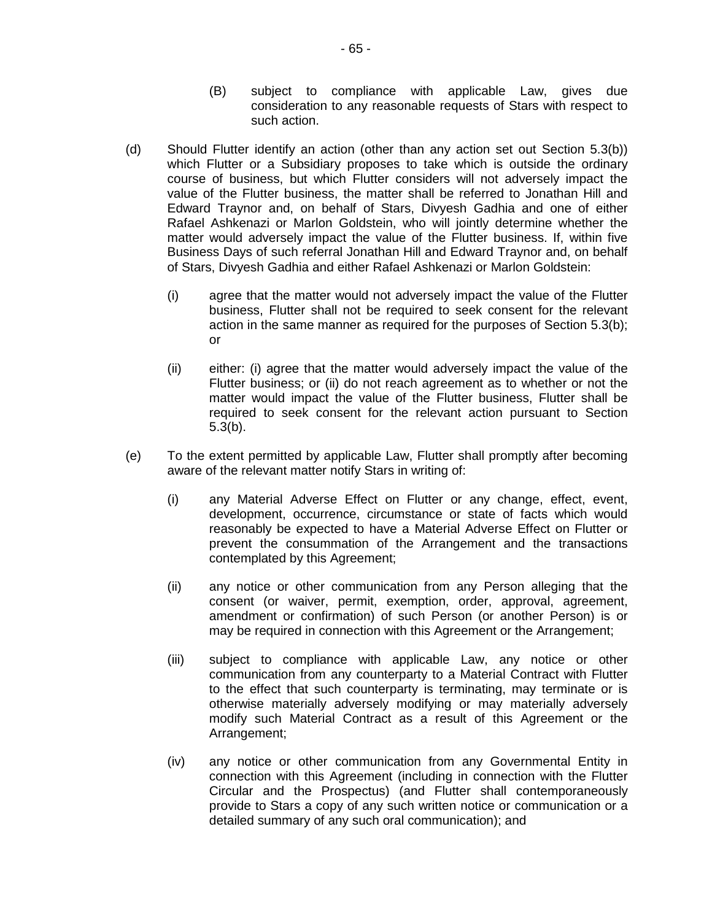(B) subject to compliance with applicable Law, gives due consideration to any reasonable requests of Stars with respect to such action.

(d) Should Flutter identify an action (other than any action set out Section 5.3(b)) which Flutter or a Subsidiary proposes to take which is outside the ordinary course of business, but which Flutter considers will not adversely impact the value of the Flutter business, the matter shall be referred to Jonathan Hill and Edward Traynor and, on behalf of Stars, Divyesh Gadhia and one of either Rafael Ashkenazi or Marlon Goldstein, who will jointly determine whether the matter would adversely impact the value of the Flutter business. If, within five Business Days of such referral Jonathan Hill and Edward Traynor and, on behalf of Stars, Divyesh Gadhia and either Rafael Ashkenazi or Marlon Goldstein:

(i) agree that the matter would not adversely impact the value of the Flutter business, Flutter shall not be required to seek consent for the relevant action in the same manner as required for the purposes of Section 5.3(b); or

(ii) either: (i) agree that the matter would adversely impact the value of the Flutter business; or (ii) do not reach agreement as to whether or not the matter would impact the value of the Flutter business, Flutter shall be required to seek consent for the relevant action pursuant to Section 5.3(b).

(e) To the extent permitted by applicable Law, Flutter shall promptly after becoming aware of the relevant matter notify Stars in writing of:

(i) any Material Adverse Effect on Flutter or any change, effect, event, development, occurrence, circumstance or state of facts which would reasonably be expected to have a Material Adverse Effect on Flutter or prevent the consummation of the Arrangement and the transactions contemplated by this Agreement;

(ii) any notice or other communication from any Person alleging that the consent (or waiver, permit, exemption, order, approval, agreement, amendment or confirmation) of such Person (or another Person) is or may be required in connection with this Agreement or the Arrangement;

(iii) subject to compliance with applicable Law, any notice or other communication from any counterparty to a Material Contract with Flutter to the effect that such counterparty is terminating, may terminate or is otherwise materially adversely modifying or may materially adversely modify such Material Contract as a result of this Agreement or the Arrangement;

(iv) any notice or other communication from any Governmental Entity in connection with this Agreement (including in connection with the Flutter Circular and the Prospectus) (and Flutter shall contemporaneously provide to Stars a copy of any such written notice or communication or a detailed summary of any such oral communication); and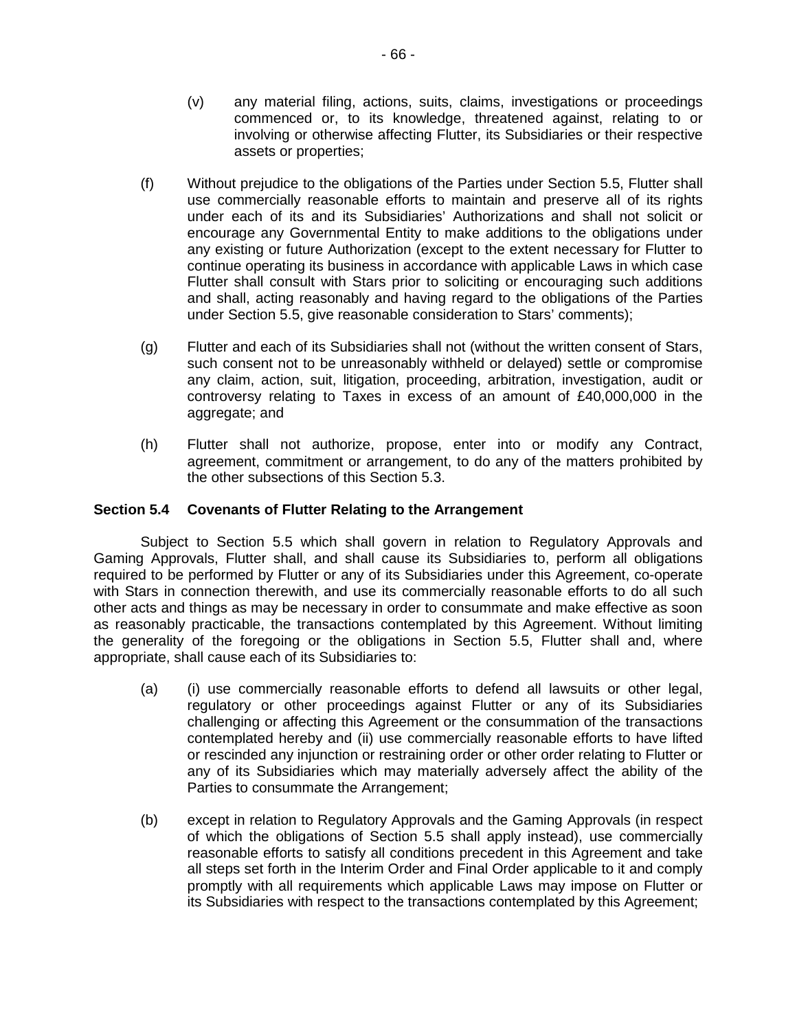(v) any material filing, actions, suits, claims, investigations or proceedings commenced or, to its knowledge, threatened against, relating to or involving or otherwise affecting Flutter, its Subsidiaries or their respective assets or properties;

(f) Without prejudice to the obligations of the Parties under Section 5.5, Flutter shall use commercially reasonable efforts to maintain and preserve all of its rights under each of its and its Subsidiaries' Authorizations and shall not solicit or encourage any Governmental Entity to make additions to the obligations under any existing or future Authorization (except to the extent necessary for Flutter to continue operating its business in accordance with applicable Laws in which case Flutter shall consult with Stars prior to soliciting or encouraging such additions and shall, acting reasonably and having regard to the obligations of the Parties under Section 5.5, give reasonable consideration to Stars' comments);

(g) Flutter and each of its Subsidiaries shall not (without the written consent of Stars, such consent not to be unreasonably withheld or delayed) settle or compromise any claim, action, suit, litigation, proceeding, arbitration, investigation, audit or controversy relating to Taxes in excess of an amount of £40,000,000 in the aggregate; and

(h) Flutter shall not authorize, propose, enter into or modify any Contract, agreement, commitment or arrangement, to do any of the matters prohibited by the other subsections of this Section 5.3.

**Section 5.4 Covenants of Flutter Relating to the Arrangement**

Subject to Section 5.5 which shall govern in relation to Regulatory Approvals and Gaming Approvals, Flutter shall, and shall cause its Subsidiaries to, perform all obligations required to be performed by Flutter or any of its Subsidiaries under this Agreement, co-operate with Stars in connection therewith, and use its commercially reasonable efforts to do all such other acts and things as may be necessary in order to consummate and make effective as soon as reasonably practicable, the transactions contemplated by this Agreement. Without limiting the generality of the foregoing or the obligations in Section 5.5, Flutter shall and, where appropriate, shall cause each of its Subsidiaries to:

(a) (i) use commercially reasonable efforts to defend all lawsuits or other legal, regulatory or other proceedings against Flutter or any of its Subsidiaries challenging or affecting this Agreement or the consummation of the transactions contemplated hereby and (ii) use commercially reasonable efforts to have lifted or rescinded any injunction or restraining order or other order relating to Flutter or any of its Subsidiaries which may materially adversely affect the ability of the Parties to consummate the Arrangement;

(b) except in relation to Regulatory Approvals and the Gaming Approvals (in respect of which the obligations of Section 5.5 shall apply instead), use commercially reasonable efforts to satisfy all conditions precedent in this Agreement and take all steps set forth in the Interim Order and Final Order applicable to it and comply promptly with all requirements which applicable Laws may impose on Flutter or its Subsidiaries with respect to the transactions contemplated by this Agreement;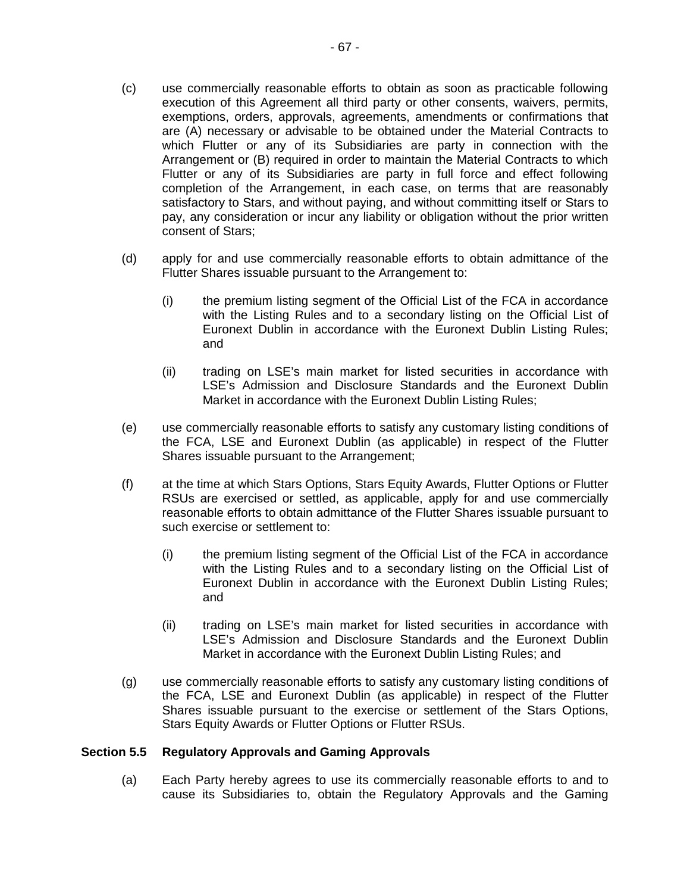(c) use commercially reasonable efforts to obtain as soon as practicable following execution of this Agreement all third party or other consents, waivers, permits, exemptions, orders, approvals, agreements, amendments or confirmations that are (A) necessary or advisable to be obtained under the Material Contracts to which Flutter or any of its Subsidiaries are party in connection with the Arrangement or (B) required in order to maintain the Material Contracts to which Flutter or any of its Subsidiaries are party in full force and effect following completion of the Arrangement, in each case, on terms that are reasonably satisfactory to Stars, and without paying, and without committing itself or Stars to pay, any consideration or incur any liability or obligation without the prior written consent of Stars;

(d) apply for and use commercially reasonable efforts to obtain admittance of the Flutter Shares issuable pursuant to the Arrangement to:

(i) the premium listing segment of the Official List of the FCA in accordance with the Listing Rules and to a secondary listing on the Official List of Euronext Dublin in accordance with the Euronext Dublin Listing Rules; and

(ii) trading on LSE's main market for listed securities in accordance with LSE's Admission and Disclosure Standards and the Euronext Dublin Market in accordance with the Euronext Dublin Listing Rules;

(e) use commercially reasonable efforts to satisfy any customary listing conditions of the FCA, LSE and Euronext Dublin (as applicable) in respect of the Flutter Shares issuable pursuant to the Arrangement;

(f) at the time at which Stars Options, Stars Equity Awards, Flutter Options or Flutter RSUs are exercised or settled, as applicable, apply for and use commercially reasonable efforts to obtain admittance of the Flutter Shares issuable pursuant to such exercise or settlement to:

(i) the premium listing segment of the Official List of the FCA in accordance with the Listing Rules and to a secondary listing on the Official List of Euronext Dublin in accordance with the Euronext Dublin Listing Rules; and

(ii) trading on LSE's main market for listed securities in accordance with LSE's Admission and Disclosure Standards and the Euronext Dublin Market in accordance with the Euronext Dublin Listing Rules; and

(g) use commercially reasonable efforts to satisfy any customary listing conditions of the FCA, LSE and Euronext Dublin (as applicable) in respect of the Flutter Shares issuable pursuant to the exercise or settlement of the Stars Options, Stars Equity Awards or Flutter Options or Flutter RSUs.

### Section 5.5 Regulatory Approvals and Gaming Approvals

(a) Each Party hereby agrees to use its commercially reasonable efforts to and to cause its Subsidiaries to, obtain the Regulatory Approvals and the Gaming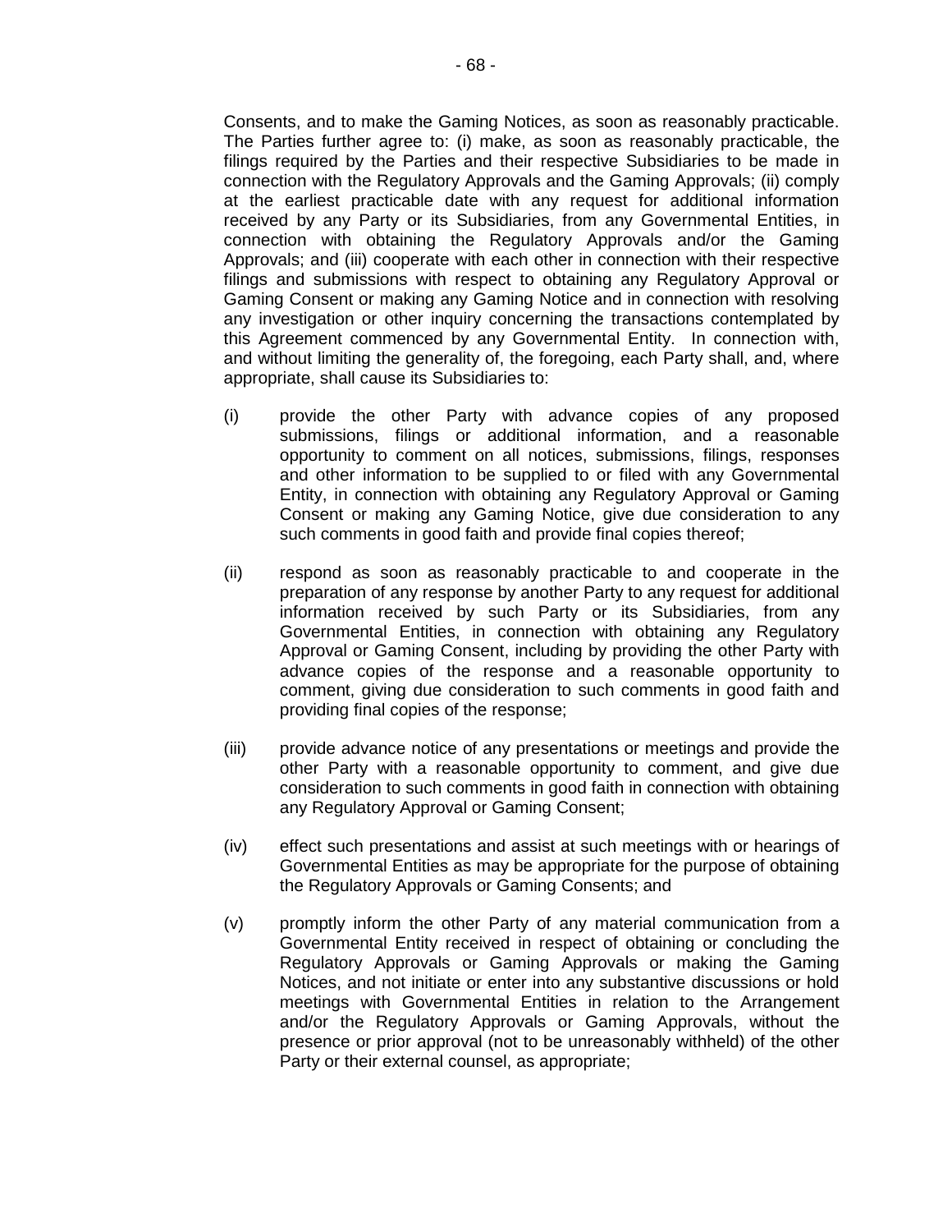Consents, and to make the Gaming Notices, as soon as reasonably practicable. The Parties further agree to: (i) make, as soon as reasonably practicable, the filings required by the Parties and their respective Subsidiaries to be made in connection with the Regulatory Approvals and the Gaming Approvals; (ii) comply at the earliest practicable date with any request for additional information received by any Party or its Subsidiaries, from any Governmental Entities, in connection with obtaining the Regulatory Approvals and/or the Gaming Approvals; and (iii) cooperate with each other in connection with their respective filings and submissions with respect to obtaining any Regulatory Approval or Gaming Consent or making any Gaming Notice and in connection with resolving any investigation or other inquiry concerning the transactions contemplated by this Agreement commenced by any Governmental Entity. In connection with, and without limiting the generality of, the foregoing, each Party shall, and, where appropriate, shall cause its Subsidiaries to:

(i) provide the other Party with advance copies of any proposed submissions, filings or additional information, and a reasonable opportunity to comment on all notices, submissions, filings, responses and other information to be supplied to or filed with any Governmental Entity, in connection with obtaining any Regulatory Approval or Gaming Consent or making any Gaming Notice, give due consideration to any such comments in good faith and provide final copies thereof;

(ii) respond as soon as reasonably practicable to and cooperate in the preparation of any response by another Party to any request for additional information received by such Party or its Subsidiaries, from any Governmental Entities, in connection with obtaining any Regulatory Approval or Gaming Consent, including by providing the other Party with advance copies of the response and a reasonable opportunity to comment, giving due consideration to such comments in good faith and providing final copies of the response;

(iii) provide advance notice of any presentations or meetings and provide the other Party with a reasonable opportunity to comment, and give due consideration to such comments in good faith in connection with obtaining any Regulatory Approval or Gaming Consent;

(iv) effect such presentations and assist at such meetings with or hearings of Governmental Entities as may be appropriate for the purpose of obtaining the Regulatory Approvals or Gaming Consents; and

(v) promptly inform the other Party of any material communication from a Governmental Entity received in respect of obtaining or concluding the Regulatory Approvals or Gaming Approvals or making the Gaming Notices, and not initiate or enter into any substantive discussions or hold meetings with Governmental Entities in relation to the Arrangement and/or the Regulatory Approvals or Gaming Approvals, without the presence or prior approval (not to be unreasonably withheld) of the other Party or their external counsel, as appropriate;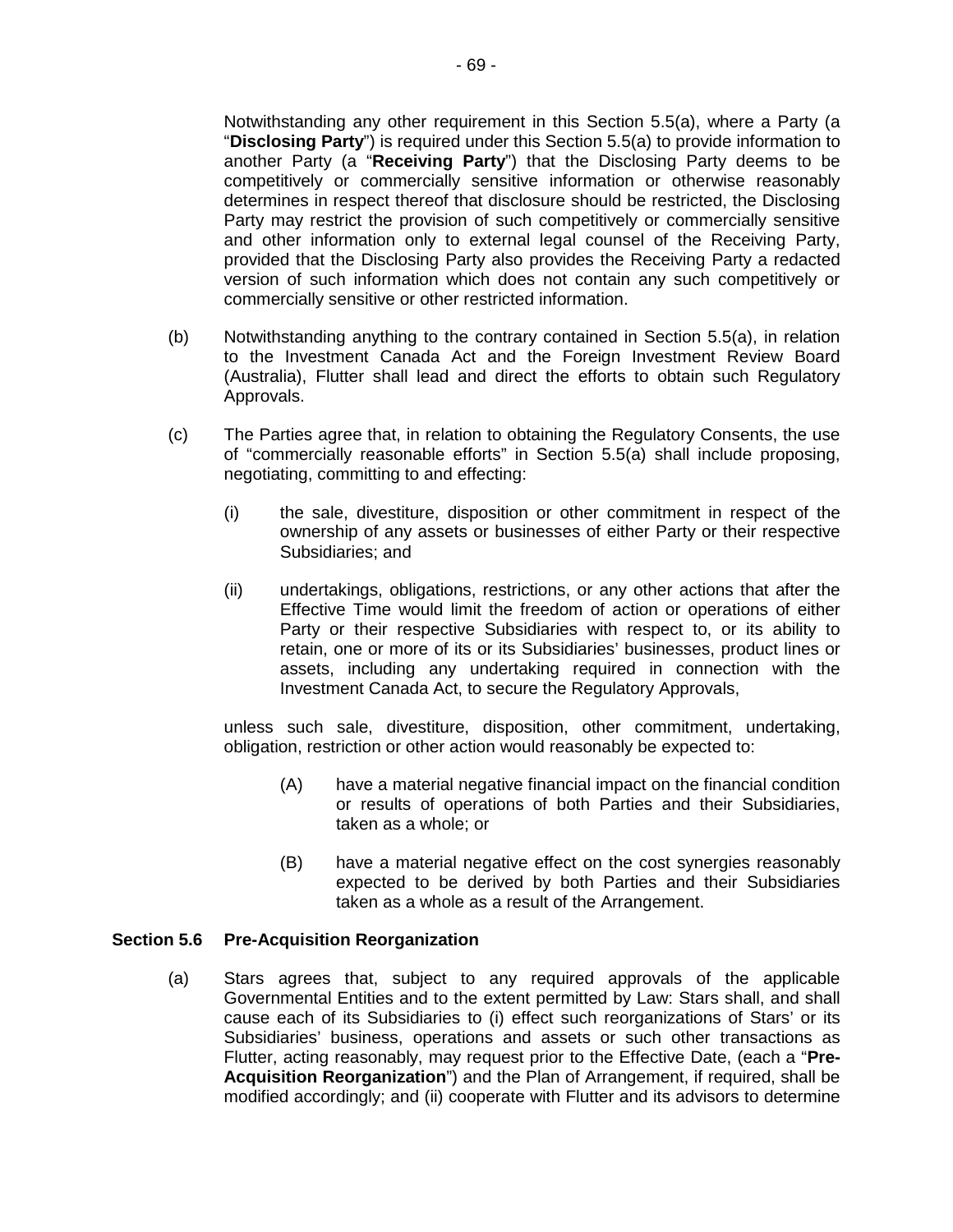Notwithstanding any other requirement in this Section 5.5(a), where a Party (a "**Disclosing Party**") is required under this Section 5.5(a) to provide information to another Party (a "**Receiving Party**") that the Disclosing Party deems to be competitively or commercially sensitive information or otherwise reasonably determines in respect thereof that disclosure should be restricted, the Disclosing Party may restrict the provision of such competitively or commercially sensitive and other information only to external legal counsel of the Receiving Party, provided that the Disclosing Party also provides the Receiving Party a redacted version of such information which does not contain any such competitively or commercially sensitive or other restricted information.

(b) Notwithstanding anything to the contrary contained in Section 5.5(a), in relation to the Investment Canada Act and the Foreign Investment Review Board (Australia), Flutter shall lead and direct the efforts to obtain such Regulatory Approvals.

(c) The Parties agree that, in relation to obtaining the Regulatory Consents, the use of "commercially reasonable efforts" in Section 5.5(a) shall include proposing, negotiating, committing to and effecting:

(i) the sale, divestiture, disposition or other commitment in respect of the ownership of any assets or businesses of either Party or their respective Subsidiaries; and

(ii) undertakings, obligations, restrictions, or any other actions that after the Effective Time would limit the freedom of action or operations of either Party or their respective Subsidiaries with respect to, or its ability to retain, one or more of its or its Subsidiaries' businesses, product lines or assets, including any undertaking required in connection with the Investment Canada Act, to secure the Regulatory Approvals,

unless such sale, divestiture, disposition, other commitment, undertaking, obligation, restriction or other action would reasonably be expected to:

(A) have a material negative financial impact on the financial condition or results of operations of both Parties and their Subsidiaries, taken as a whole; or

(B) have a material negative effect on the cost synergies reasonably expected to be derived by both Parties and their Subsidiaries taken as a whole as a result of the Arrangement.

### Section 5.6 Pre-Acquisition Reorganization

(a) Stars agrees that, subject to any required approvals of the applicable Governmental Entities and to the extent permitted by Law: Stars shall, and shall cause each of its Subsidiaries to (i) effect such reorganizations of Stars' or its Subsidiaries' business, operations and assets or such other transactions as Flutter, acting reasonably, may request prior to the Effective Date, (each a "**Pre-Acquisition Reorganization**") and the Plan of Arrangement, if required, shall be modified accordingly; and (ii) cooperate with Flutter and its advisors to determine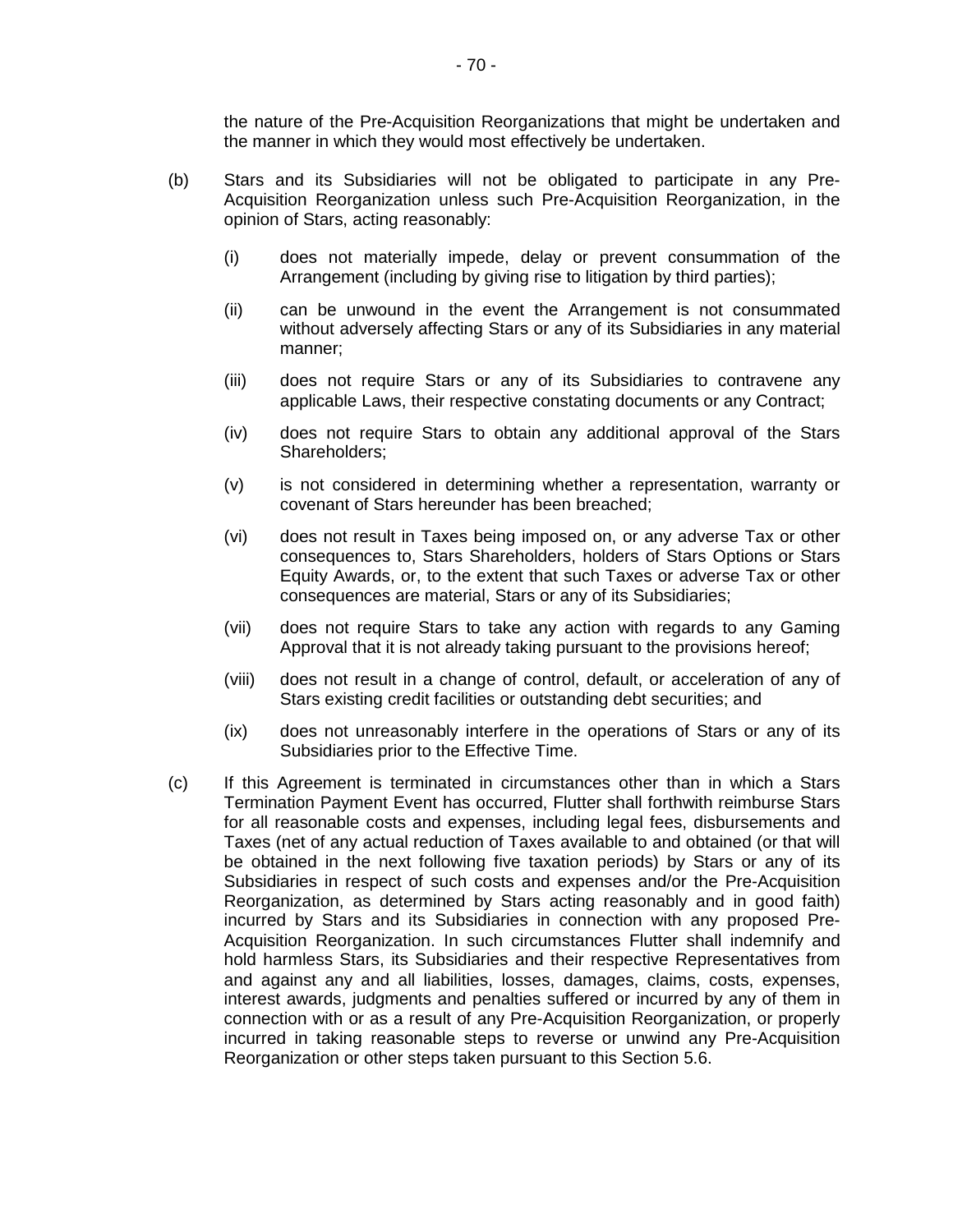the nature of the Pre-Acquisition Reorganizations that might be undertaken and the manner in which they would most effectively be undertaken.

(b) Stars and its Subsidiaries will not be obligated to participate in any Pre-Acquisition Reorganization unless such Pre-Acquisition Reorganization, in the opinion of Stars, acting reasonably:

 (i) does not materially impede, delay or prevent consummation of the Arrangement (including by giving rise to litigation by third parties);

 (ii) can be unwound in the event the Arrangement is not consummated without adversely affecting Stars or any of its Subsidiaries in any material manner;

 (iii) does not require Stars or any of its Subsidiaries to contravene any applicable Laws, their respective constating documents or any Contract;

 (iv) does not require Stars to obtain any additional approval of the Stars Shareholders;

 (v) is not considered in determining whether a representation, warranty or covenant of Stars hereunder has been breached;

 (vi) does not result in Taxes being imposed on, or any adverse Tax or other consequences to, Stars Shareholders, holders of Stars Options or Stars Equity Awards, or, to the extent that such Taxes or adverse Tax or other consequences are material, Stars or any of its Subsidiaries;

 (vii) does not require Stars to take any action with regards to any Gaming Approval that it is not already taking pursuant to the provisions hereof;

 (viii) does not result in a change of control, default, or acceleration of any of Stars existing credit facilities or outstanding debt securities; and

 (ix) does not unreasonably interfere in the operations of Stars or any of its Subsidiaries prior to the Effective Time.

(c) If this Agreement is terminated in circumstances other than in which a Stars Termination Payment Event has occurred, Flutter shall forthwith reimburse Stars for all reasonable costs and expenses, including legal fees, disbursements and Taxes (net of any actual reduction of Taxes available to and obtained (or that will be obtained in the next following five taxation periods) by Stars or any of its Subsidiaries in respect of such costs and expenses and/or the Pre-Acquisition Reorganization, as determined by Stars acting reasonably and in good faith) incurred by Stars and its Subsidiaries in connection with any proposed Pre-Acquisition Reorganization. In such circumstances Flutter shall indemnify and hold harmless Stars, its Subsidiaries and their respective Representatives from and against any and all liabilities, losses, damages, claims, costs, expenses, interest awards, judgments and penalties suffered or incurred by any of them in connection with or as a result of any Pre-Acquisition Reorganization, or properly incurred in taking reasonable steps to reverse or unwind any Pre-Acquisition Reorganization or other steps taken pursuant to this Section 5.6.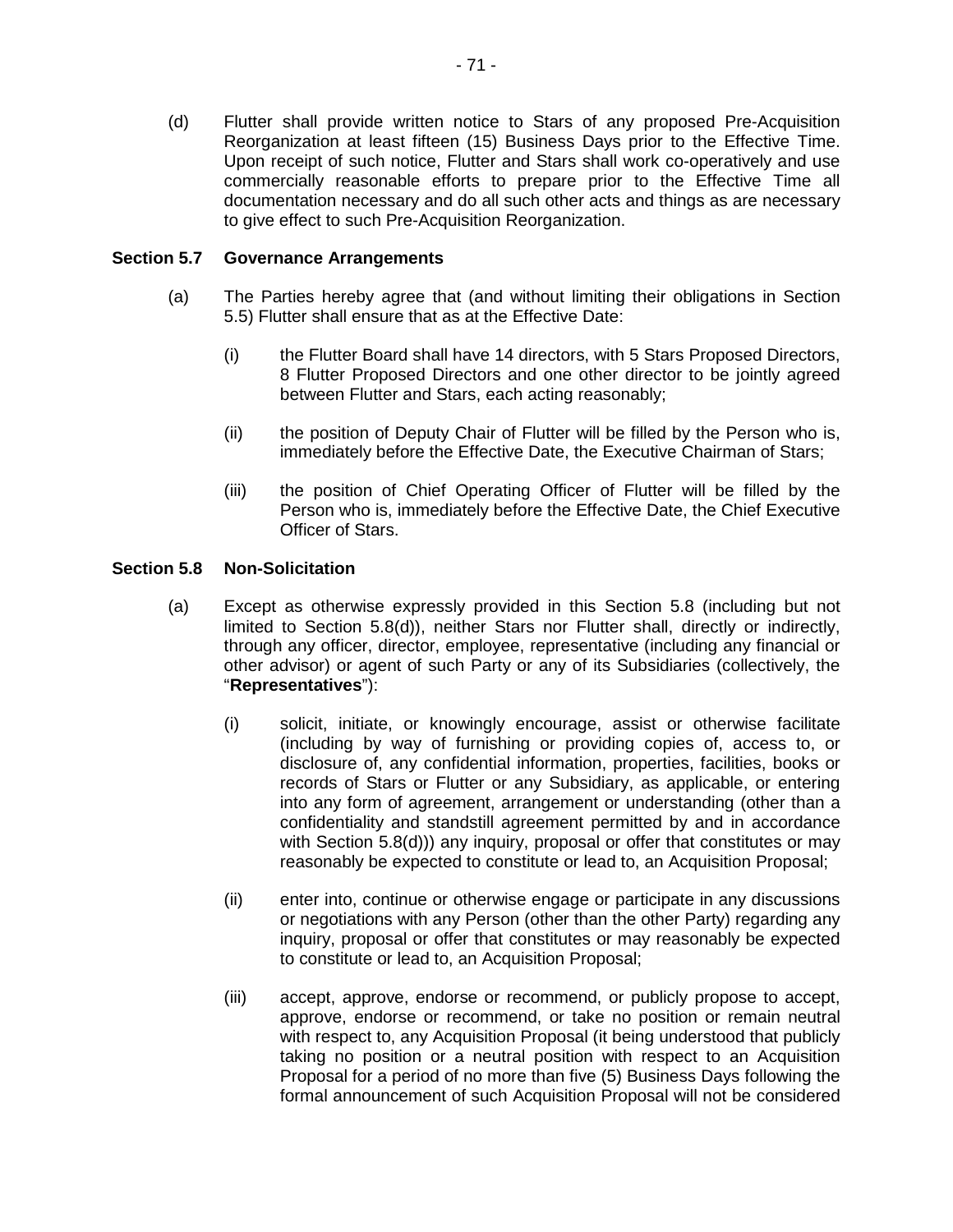(d) Flutter shall provide written notice to Stars of any proposed Pre-Acquisition Reorganization at least fifteen (15) Business Days prior to the Effective Time. Upon receipt of such notice, Flutter and Stars shall work co-operatively and use commercially reasonable efforts to prepare prior to the Effective Time all documentation necessary and do all such other acts and things as are necessary to give effect to such Pre-Acquisition Reorganization.

### Section 5.7 Governance Arrangements

(a) The Parties hereby agree that (and without limiting their obligations in Section 5.5) Flutter shall ensure that as at the Effective Date:

(i) the Flutter Board shall have 14 directors, with 5 Stars Proposed Directors, 8 Flutter Proposed Directors and one other director to be jointly agreed between Flutter and Stars, each acting reasonably;

(ii) the position of Deputy Chair of Flutter will be filled by the Person who is, immediately before the Effective Date, the Executive Chairman of Stars;

(iii) the position of Chief Operating Officer of Flutter will be filled by the Person who is, immediately before the Effective Date, the Chief Executive Officer of Stars.

### Section 5.8 Non-Solicitation

(a) Except as otherwise expressly provided in this Section 5.8 (including but not limited to Section 5.8(d)), neither Stars nor Flutter shall, directly or indirectly, through any officer, director, employee, representative (including any financial or other advisor) or agent of such Party or any of its Subsidiaries (collectively, the "**Representatives**"):

(i) solicit, initiate, or knowingly encourage, assist or otherwise facilitate (including by way of furnishing or providing copies of, access to, or disclosure of, any confidential information, properties, facilities, books or records of Stars or Flutter or any Subsidiary, as applicable, or entering into any form of agreement, arrangement or understanding (other than a confidentiality and standstill agreement permitted by and in accordance with Section 5.8(d))) any inquiry, proposal or offer that constitutes or may reasonably be expected to constitute or lead to, an Acquisition Proposal;

(ii) enter into, continue or otherwise engage or participate in any discussions or negotiations with any Person (other than the other Party) regarding any inquiry, proposal or offer that constitutes or may reasonably be expected to constitute or lead to, an Acquisition Proposal;

(iii) accept, approve, endorse or recommend, or publicly propose to accept, approve, endorse or recommend, or take no position or remain neutral with respect to, any Acquisition Proposal (it being understood that publicly taking no position or a neutral position with respect to an Acquisition Proposal for a period of no more than five (5) Business Days following the formal announcement of such Acquisition Proposal will not be considered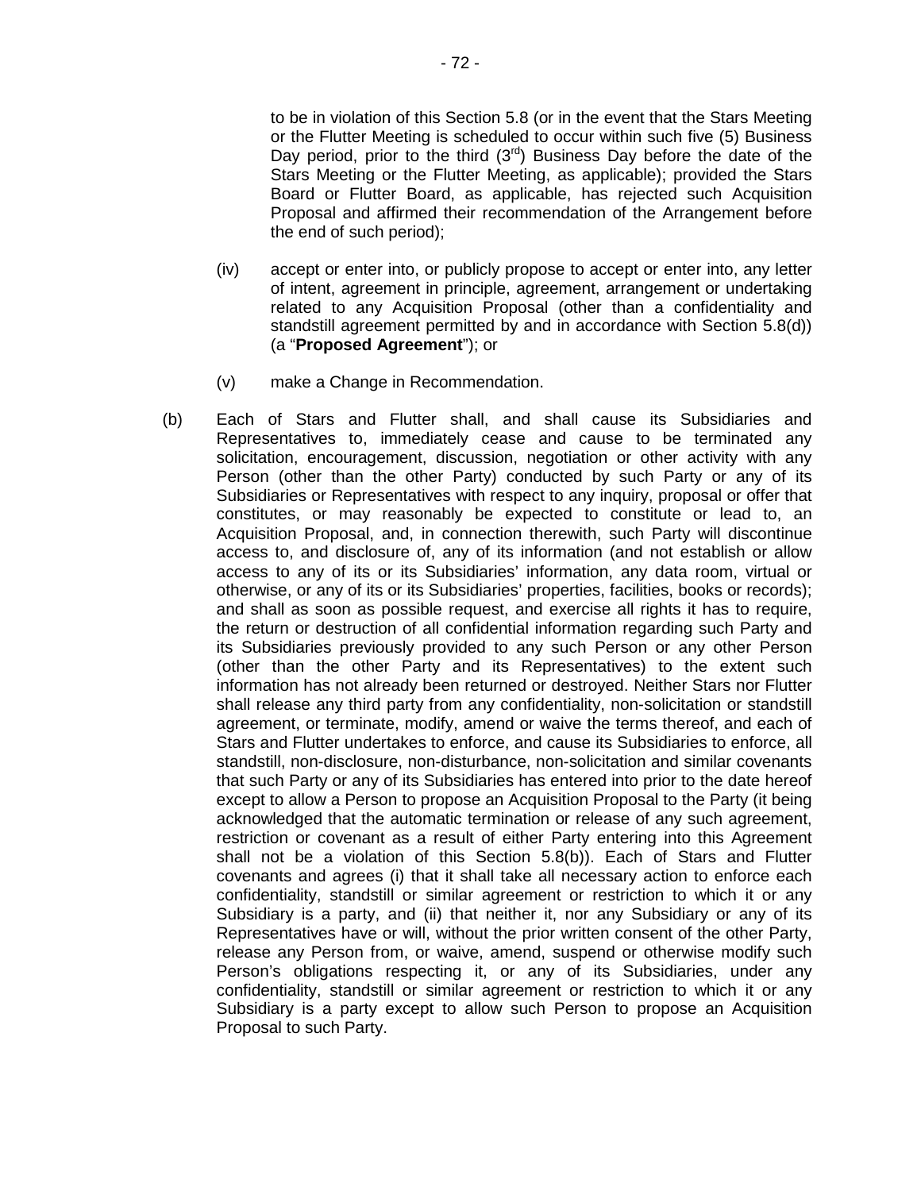to be in violation of this Section 5.8 (or in the event that the Stars Meeting or the Flutter Meeting is scheduled to occur within such five (5) Business Day period, prior to the third (3rd) Business Day before the date of the Stars Meeting or the Flutter Meeting, as applicable); provided the Stars Board or Flutter Board, as applicable, has rejected such Acquisition Proposal and affirmed their recommendation of the Arrangement before the end of such period);

(iv) accept or enter into, or publicly propose to accept or enter into, any letter of intent, agreement in principle, agreement, arrangement or undertaking related to any Acquisition Proposal (other than a confidentiality and standstill agreement permitted by and in accordance with Section 5.8(d)) (a "**Proposed Agreement**"); or

(v) make a Change in Recommendation.

(b) Each of Stars and Flutter shall, and shall cause its Subsidiaries and Representatives to, immediately cease and cause to be terminated any solicitation, encouragement, discussion, negotiation or other activity with any Person (other than the other Party) conducted by such Party or any of its Subsidiaries or Representatives with respect to any inquiry, proposal or offer that constitutes, or may reasonably be expected to constitute or lead to, an Acquisition Proposal, and, in connection therewith, such Party will discontinue access to, and disclosure of, any of its information (and not establish or allow access to any of its or its Subsidiaries' information, any data room, virtual or otherwise, or any of its or its Subsidiaries' properties, facilities, books or records); and shall as soon as possible request, and exercise all rights it has to require, the return or destruction of all confidential information regarding such Party and its Subsidiaries previously provided to any such Person or any other Person (other than the other Party and its Representatives) to the extent such information has not already been returned or destroyed. Neither Stars nor Flutter shall release any third party from any confidentiality, non-solicitation or standstill agreement, or terminate, modify, amend or waive the terms thereof, and each of Stars and Flutter undertakes to enforce, and cause its Subsidiaries to enforce, all standstill, non-disclosure, non-disturbance, non-solicitation and similar covenants that such Party or any of its Subsidiaries has entered into prior to the date hereof except to allow a Person to propose an Acquisition Proposal to the Party (it being acknowledged that the automatic termination or release of any such agreement, restriction or covenant as a result of either Party entering into this Agreement shall not be a violation of this Section 5.8(b)). Each of Stars and Flutter covenants and agrees (i) that it shall take all necessary action to enforce each confidentiality, standstill or similar agreement or restriction to which it or any Subsidiary is a party, and (ii) that neither it, nor any Subsidiary or any of its Representatives have or will, without the prior written consent of the other Party, release any Person from, or waive, amend, suspend or otherwise modify such Person's obligations respecting it, or any of its Subsidiaries, under any confidentiality, standstill or similar agreement or restriction to which it or any Subsidiary is a party except to allow such Person to propose an Acquisition Proposal to such Party.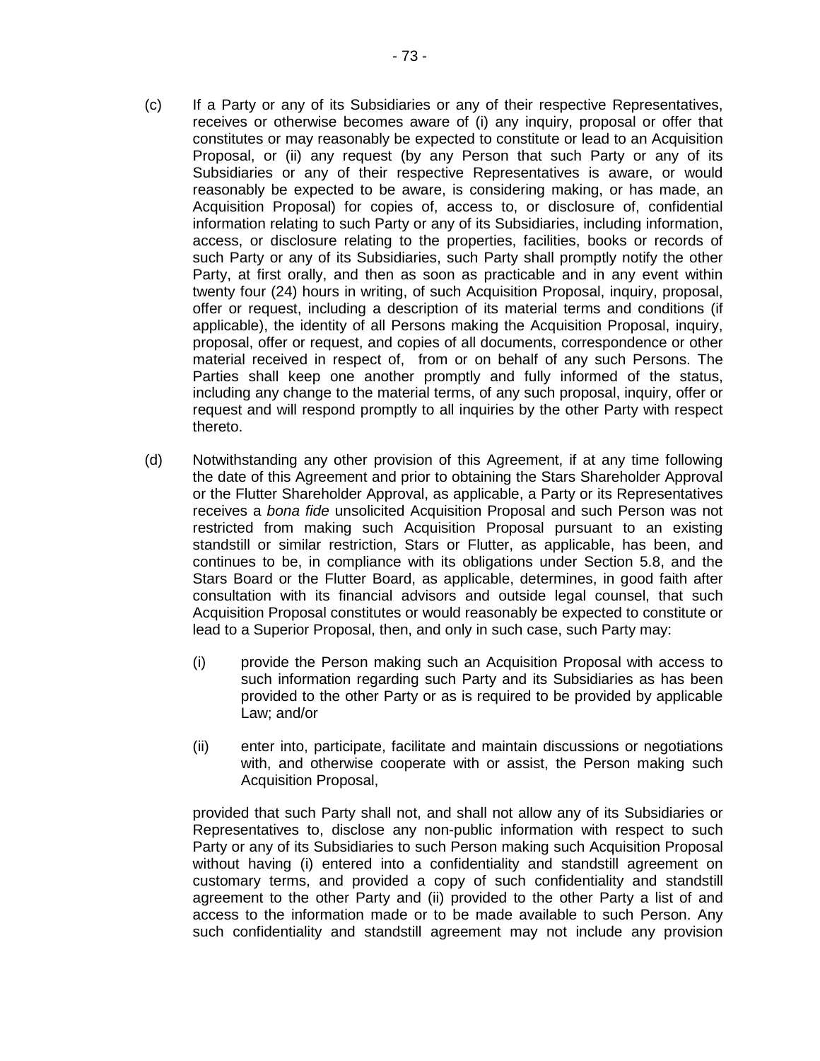(c) If a Party or any of its Subsidiaries or any of their respective Representatives, receives or otherwise becomes aware of (i) any inquiry, proposal or offer that constitutes or may reasonably be expected to constitute or lead to an Acquisition Proposal, or (ii) any request (by any Person that such Party or any of its Subsidiaries or any of their respective Representatives is aware, or would reasonably be expected to be aware, is considering making, or has made, an Acquisition Proposal) for copies of, access to, or disclosure of, confidential information relating to such Party or any of its Subsidiaries, including information, access, or disclosure relating to the properties, facilities, books or records of such Party or any of its Subsidiaries, such Party shall promptly notify the other Party, at first orally, and then as soon as practicable and in any event within twenty four (24) hours in writing, of such Acquisition Proposal, inquiry, proposal, offer or request, including a description of its material terms and conditions (if applicable), the identity of all Persons making the Acquisition Proposal, inquiry, proposal, offer or request, and copies of all documents, correspondence or other material received in respect of, from or on behalf of any such Persons. The Parties shall keep one another promptly and fully informed of the status, including any change to the material terms, of any such proposal, inquiry, offer or request and will respond promptly to all inquiries by the other Party with respect thereto.

(d) Notwithstanding any other provision of this Agreement, if at any time following the date of this Agreement and prior to obtaining the Stars Shareholder Approval or the Flutter Shareholder Approval, as applicable, a Party or its Representatives receives a *bona fide* unsolicited Acquisition Proposal and such Person was not restricted from making such Acquisition Proposal pursuant to an existing standstill or similar restriction, Stars or Flutter, as applicable, has been, and continues to be, in compliance with its obligations under Section 5.8, and the Stars Board or the Flutter Board, as applicable, determines, in good faith after consultation with its financial advisors and outside legal counsel, that such Acquisition Proposal constitutes or would reasonably be expected to constitute or lead to a Superior Proposal, then, and only in such case, such Party may:

   (i) provide the Person making such an Acquisition Proposal with access to such information regarding such Party and its Subsidiaries as has been provided to the other Party or as is required to be provided by applicable Law; and/or

   (ii) enter into, participate, facilitate and maintain discussions or negotiations with, and otherwise cooperate with or assist, the Person making such Acquisition Proposal,

provided that such Party shall not, and shall not allow any of its Subsidiaries or Representatives to, disclose any non-public information with respect to such Party or any of its Subsidiaries to such Person making such Acquisition Proposal without having (i) entered into a confidentiality and standstill agreement on customary terms, and provided a copy of such confidentiality and standstill agreement to the other Party and (ii) provided to the other Party a list of and access to the information made or to be made available to such Person. Any such confidentiality and standstill agreement may not include any provision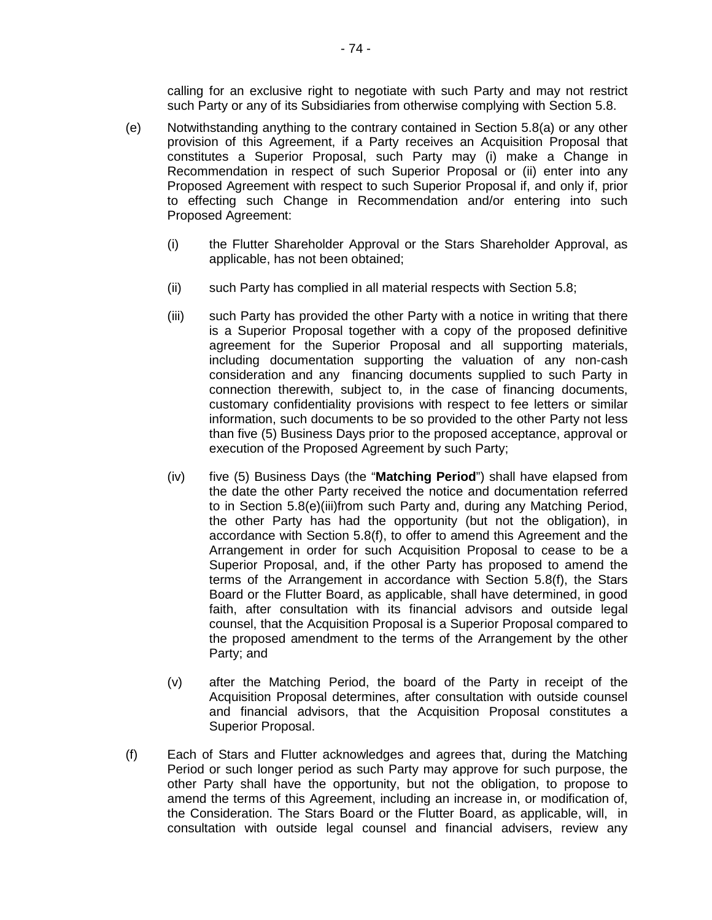calling for an exclusive right to negotiate with such Party and may not restrict such Party or any of its Subsidiaries from otherwise complying with Section 5.8.

(e) Notwithstanding anything to the contrary contained in Section 5.8(a) or any other provision of this Agreement, if a Party receives an Acquisition Proposal that constitutes a Superior Proposal, such Party may (i) make a Change in Recommendation in respect of such Superior Proposal or (ii) enter into any Proposed Agreement with respect to such Superior Proposal if, and only if, prior to effecting such Change in Recommendation and/or entering into such Proposed Agreement:

(i) the Flutter Shareholder Approval or the Stars Shareholder Approval, as applicable, has not been obtained;

(ii) such Party has complied in all material respects with Section 5.8;

(iii) such Party has provided the other Party with a notice in writing that there is a Superior Proposal together with a copy of the proposed definitive agreement for the Superior Proposal and all supporting materials, including documentation supporting the valuation of any non-cash consideration and any financing documents supplied to such Party in connection therewith, subject to, in the case of financing documents, customary confidentiality provisions with respect to fee letters or similar information, such documents to be so provided to the other Party not less than five (5) Business Days prior to the proposed acceptance, approval or execution of the Proposed Agreement by such Party;

(iv) five (5) Business Days (the "**Matching Period**") shall have elapsed from the date the other Party received the notice and documentation referred to in Section 5.8(e)(iii)from such Party and, during any Matching Period, the other Party has had the opportunity (but not the obligation), in accordance with Section 5.8(f), to offer to amend this Agreement and the Arrangement in order for such Acquisition Proposal to cease to be a Superior Proposal, and, if the other Party has proposed to amend the terms of the Arrangement in accordance with Section 5.8(f), the Stars Board or the Flutter Board, as applicable, shall have determined, in good faith, after consultation with its financial advisors and outside legal counsel, that the Acquisition Proposal is a Superior Proposal compared to the proposed amendment to the terms of the Arrangement by the other Party; and

(v) after the Matching Period, the board of the Party in receipt of the Acquisition Proposal determines, after consultation with outside counsel and financial advisors, that the Acquisition Proposal constitutes a Superior Proposal.

(f) Each of Stars and Flutter acknowledges and agrees that, during the Matching Period or such longer period as such Party may approve for such purpose, the other Party shall have the opportunity, but not the obligation, to propose to amend the terms of this Agreement, including an increase in, or modification of, the Consideration. The Stars Board or the Flutter Board, as applicable, will, in consultation with outside legal counsel and financial advisers, review any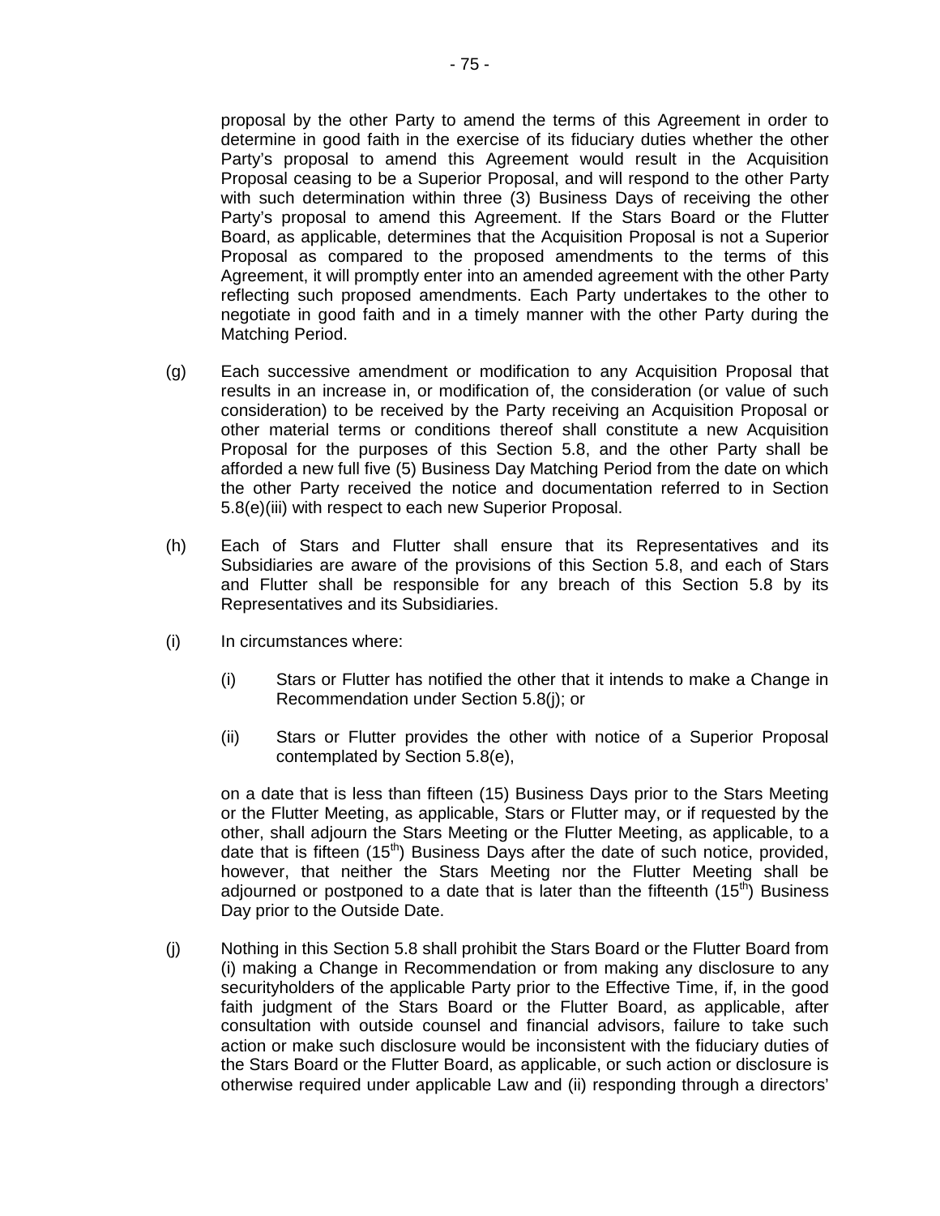proposal by the other Party to amend the terms of this Agreement in order to determine in good faith in the exercise of its fiduciary duties whether the other Party's proposal to amend this Agreement would result in the Acquisition Proposal ceasing to be a Superior Proposal, and will respond to the other Party with such determination within three (3) Business Days of receiving the other Party's proposal to amend this Agreement. If the Stars Board or the Flutter Board, as applicable, determines that the Acquisition Proposal is not a Superior Proposal as compared to the proposed amendments to the terms of this Agreement, it will promptly enter into an amended agreement with the other Party reflecting such proposed amendments. Each Party undertakes to the other to negotiate in good faith and in a timely manner with the other Party during the Matching Period.

(g) Each successive amendment or modification to any Acquisition Proposal that results in an increase in, or modification of, the consideration (or value of such consideration) to be received by the Party receiving an Acquisition Proposal or other material terms or conditions thereof shall constitute a new Acquisition Proposal for the purposes of this Section 5.8, and the other Party shall be afforded a new full five (5) Business Day Matching Period from the date on which the other Party received the notice and documentation referred to in Section 5.8(e)(iii) with respect to each new Superior Proposal.

(h) Each of Stars and Flutter shall ensure that its Representatives and its Subsidiaries are aware of the provisions of this Section 5.8, and each of Stars and Flutter shall be responsible for any breach of this Section 5.8 by its Representatives and its Subsidiaries.

(i) In circumstances where:

  (i) Stars or Flutter has notified the other that it intends to make a Change in Recommendation under Section 5.8(j); or

  (ii) Stars or Flutter provides the other with notice of a Superior Proposal contemplated by Section 5.8(e),

on a date that is less than fifteen (15) Business Days prior to the Stars Meeting or the Flutter Meeting, as applicable, Stars or Flutter may, or if requested by the other, shall adjourn the Stars Meeting or the Flutter Meeting, as applicable, to a date that is fifteen (15th) Business Days after the date of such notice, provided, however, that neither the Stars Meeting nor the Flutter Meeting shall be adjourned or postponed to a date that is later than the fifteenth (15th) Business Day prior to the Outside Date.

(j) Nothing in this Section 5.8 shall prohibit the Stars Board or the Flutter Board from (i) making a Change in Recommendation or from making any disclosure to any securityholders of the applicable Party prior to the Effective Time, if, in the good faith judgment of the Stars Board or the Flutter Board, as applicable, after consultation with outside counsel and financial advisors, failure to take such action or make such disclosure would be inconsistent with the fiduciary duties of the Stars Board or the Flutter Board, as applicable, or such action or disclosure is otherwise required under applicable Law and (ii) responding through a directors'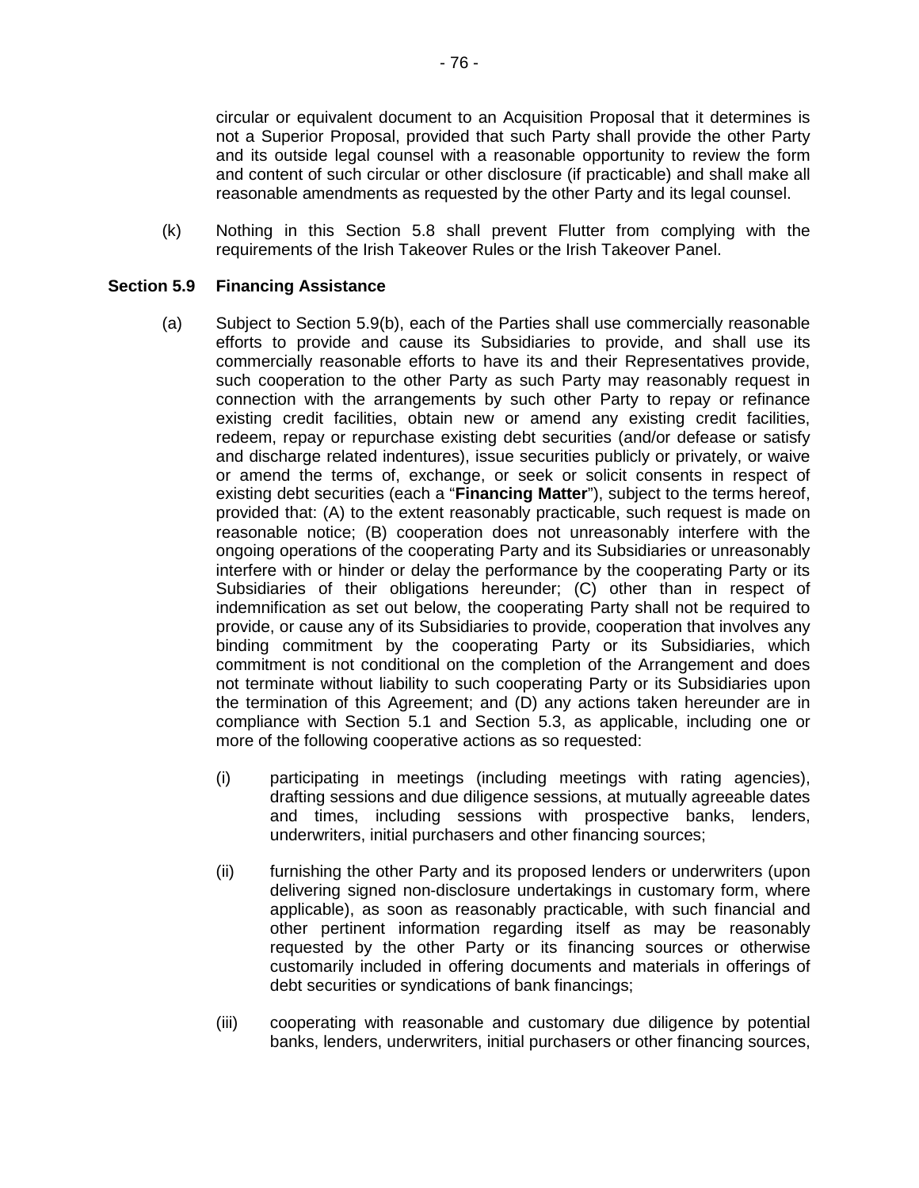circular or equivalent document to an Acquisition Proposal that it determines is not a Superior Proposal, provided that such Party shall provide the other Party and its outside legal counsel with a reasonable opportunity to review the form and content of such circular or other disclosure (if practicable) and shall make all reasonable amendments as requested by the other Party and its legal counsel.

(k) Nothing in this Section 5.8 shall prevent Flutter from complying with the requirements of the Irish Takeover Rules or the Irish Takeover Panel.

**Section 5.9 Financing Assistance**

(a) Subject to Section 5.9(b), each of the Parties shall use commercially reasonable efforts to provide and cause its Subsidiaries to provide, and shall use its commercially reasonable efforts to have its and their Representatives provide, such cooperation to the other Party as such Party may reasonably request in connection with the arrangements by such other Party to repay or refinance existing credit facilities, obtain new or amend any existing credit facilities, redeem, repay or repurchase existing debt securities (and/or defease or satisfy and discharge related indentures), issue securities publicly or privately, or waive or amend the terms of, exchange, or seek or solicit consents in respect of existing debt securities (each a "**Financing Matter**"), subject to the terms hereof, provided that: (A) to the extent reasonably practicable, such request is made on reasonable notice; (B) cooperation does not unreasonably interfere with the ongoing operations of the cooperating Party and its Subsidiaries or unreasonably interfere with or hinder or delay the performance by the cooperating Party or its Subsidiaries of their obligations hereunder; (C) other than in respect of indemnification as set out below, the cooperating Party shall not be required to provide, or cause any of its Subsidiaries to provide, cooperation that involves any binding commitment by the cooperating Party or its Subsidiaries, which commitment is not conditional on the completion of the Arrangement and does not terminate without liability to such cooperating Party or its Subsidiaries upon the termination of this Agreement; and (D) any actions taken hereunder are in compliance with Section 5.1 and Section 5.3, as applicable, including one or more of the following cooperative actions as so requested:

(i) participating in meetings (including meetings with rating agencies), drafting sessions and due diligence sessions, at mutually agreeable dates and times, including sessions with prospective banks, lenders, underwriters, initial purchasers and other financing sources;

(ii) furnishing the other Party and its proposed lenders or underwriters (upon delivering signed non-disclosure undertakings in customary form, where applicable), as soon as reasonably practicable, with such financial and other pertinent information regarding itself as may be reasonably requested by the other Party or its financing sources or otherwise customarily included in offering documents and materials in offerings of debt securities or syndications of bank financings;

(iii) cooperating with reasonable and customary due diligence by potential banks, lenders, underwriters, initial purchasers or other financing sources,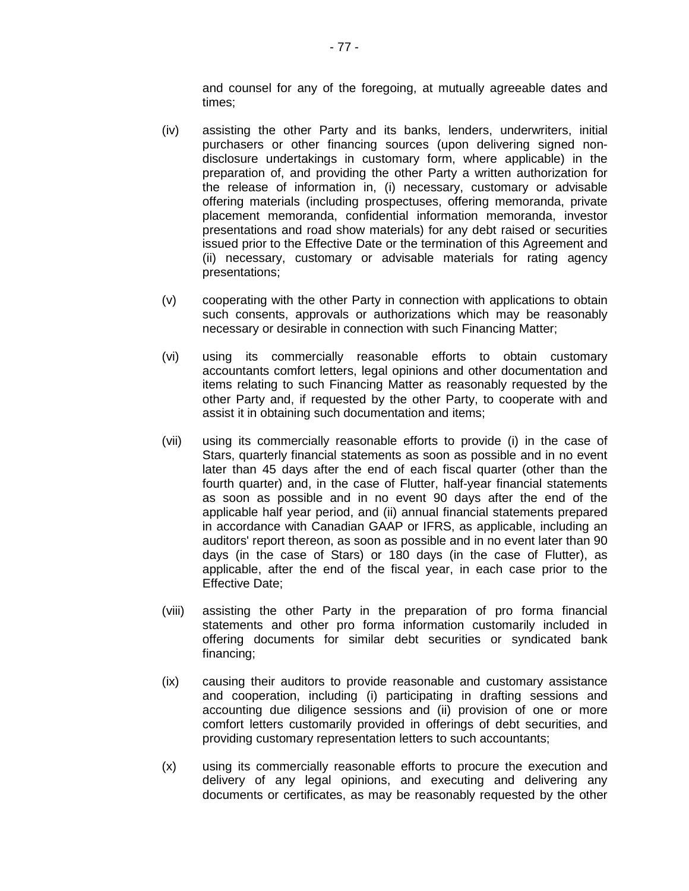and counsel for any of the foregoing, at mutually agreeable dates and times;

(iv) assisting the other Party and its banks, lenders, underwriters, initial purchasers or other financing sources (upon delivering signed non-disclosure undertakings in customary form, where applicable) in the preparation of, and providing the other Party a written authorization for the release of information in, (i) necessary, customary or advisable offering materials (including prospectuses, offering memoranda, private placement memoranda, confidential information memoranda, investor presentations and road show materials) for any debt raised or securities issued prior to the Effective Date or the termination of this Agreement and (ii) necessary, customary or advisable materials for rating agency presentations;

(v) cooperating with the other Party in connection with applications to obtain such consents, approvals or authorizations which may be reasonably necessary or desirable in connection with such Financing Matter;

(vi) using its commercially reasonable efforts to obtain customary accountants comfort letters, legal opinions and other documentation and items relating to such Financing Matter as reasonably requested by the other Party and, if requested by the other Party, to cooperate with and assist it in obtaining such documentation and items;

(vii) using its commercially reasonable efforts to provide (i) in the case of Stars, quarterly financial statements as soon as possible and in no event later than 45 days after the end of each fiscal quarter (other than the fourth quarter) and, in the case of Flutter, half-year financial statements as soon as possible and in no event 90 days after the end of the applicable half year period, and (ii) annual financial statements prepared in accordance with Canadian GAAP or IFRS, as applicable, including an auditors' report thereon, as soon as possible and in no event later than 90 days (in the case of Stars) or 180 days (in the case of Flutter), as applicable, after the end of the fiscal year, in each case prior to the Effective Date;

(viii) assisting the other Party in the preparation of pro forma financial statements and other pro forma information customarily included in offering documents for similar debt securities or syndicated bank financing;

(ix) causing their auditors to provide reasonable and customary assistance and cooperation, including (i) participating in drafting sessions and accounting due diligence sessions and (ii) provision of one or more comfort letters customarily provided in offerings of debt securities, and providing customary representation letters to such accountants;

(x) using its commercially reasonable efforts to procure the execution and delivery of any legal opinions, and executing and delivering any documents or certificates, as may be reasonably requested by the other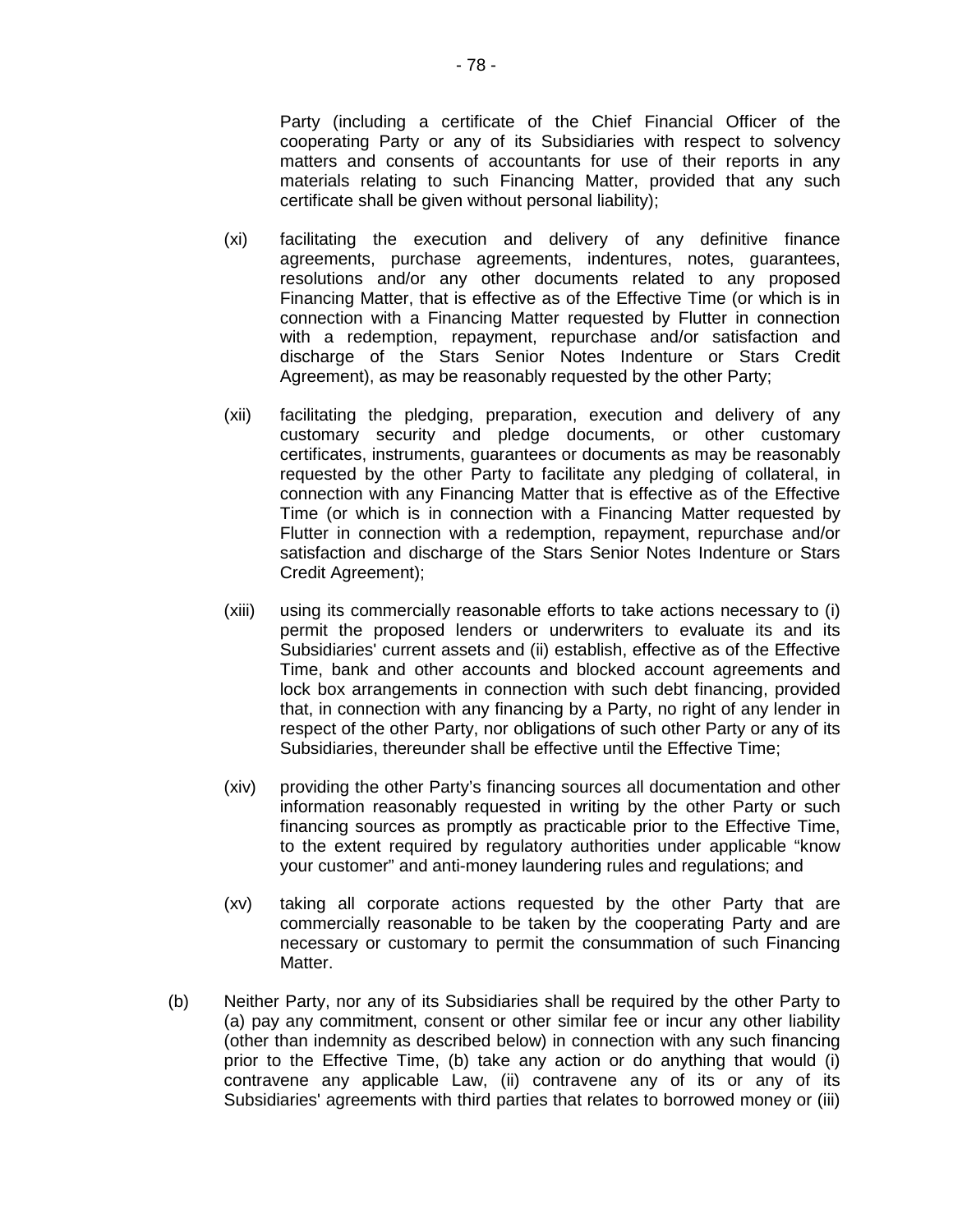Party (including a certificate of the Chief Financial Officer of the cooperating Party or any of its Subsidiaries with respect to solvency matters and consents of accountants for use of their reports in any materials relating to such Financing Matter, provided that any such certificate shall be given without personal liability);

(xi) facilitating the execution and delivery of any definitive finance agreements, purchase agreements, indentures, notes, guarantees, resolutions and/or any other documents related to any proposed Financing Matter, that is effective as of the Effective Time (or which is in connection with a Financing Matter requested by Flutter in connection with a redemption, repayment, repurchase and/or satisfaction and discharge of the Stars Senior Notes Indenture or Stars Credit Agreement), as may be reasonably requested by the other Party;

(xii) facilitating the pledging, preparation, execution and delivery of any customary security and pledge documents, or other customary certificates, instruments, guarantees or documents as may be reasonably requested by the other Party to facilitate any pledging of collateral, in connection with any Financing Matter that is effective as of the Effective Time (or which is in connection with a Financing Matter requested by Flutter in connection with a redemption, repayment, repurchase and/or satisfaction and discharge of the Stars Senior Notes Indenture or Stars Credit Agreement);

(xiii) using its commercially reasonable efforts to take actions necessary to (i) permit the proposed lenders or underwriters to evaluate its and its Subsidiaries' current assets and (ii) establish, effective as of the Effective Time, bank and other accounts and blocked account agreements and lock box arrangements in connection with such debt financing, provided that, in connection with any financing by a Party, no right of any lender in respect of the other Party, nor obligations of such other Party or any of its Subsidiaries, thereunder shall be effective until the Effective Time;

(xiv) providing the other Party's financing sources all documentation and other information reasonably requested in writing by the other Party or such financing sources as promptly as practicable prior to the Effective Time, to the extent required by regulatory authorities under applicable "know your customer" and anti-money laundering rules and regulations; and

(xv) taking all corporate actions requested by the other Party that are commercially reasonable to be taken by the cooperating Party and are necessary or customary to permit the consummation of such Financing Matter.

(b) Neither Party, nor any of its Subsidiaries shall be required by the other Party to (a) pay any commitment, consent or other similar fee or incur any other liability (other than indemnity as described below) in connection with any such financing prior to the Effective Time, (b) take any action or do anything that would (i) contravene any applicable Law, (ii) contravene any of its or any of its Subsidiaries' agreements with third parties that relates to borrowed money or (iii)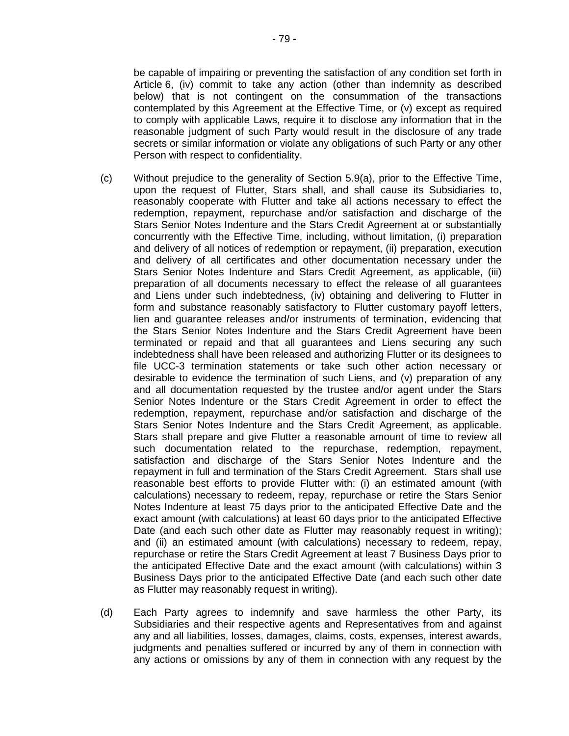be capable of impairing or preventing the satisfaction of any condition set forth in Article 6, (iv) commit to take any action (other than indemnity as described below) that is not contingent on the consummation of the transactions contemplated by this Agreement at the Effective Time, or (v) except as required to comply with applicable Laws, require it to disclose any information that in the reasonable judgment of such Party would result in the disclosure of any trade secrets or similar information or violate any obligations of such Party or any other Person with respect to confidentiality.

(c) Without prejudice to the generality of Section 5.9(a), prior to the Effective Time, upon the request of Flutter, Stars shall, and shall cause its Subsidiaries to, reasonably cooperate with Flutter and take all actions necessary to effect the redemption, repayment, repurchase and/or satisfaction and discharge of the Stars Senior Notes Indenture and the Stars Credit Agreement at or substantially concurrently with the Effective Time, including, without limitation, (i) preparation and delivery of all notices of redemption or repayment, (ii) preparation, execution and delivery of all certificates and other documentation necessary under the Stars Senior Notes Indenture and Stars Credit Agreement, as applicable, (iii) preparation of all documents necessary to effect the release of all guarantees and Liens under such indebtedness, (iv) obtaining and delivering to Flutter in form and substance reasonably satisfactory to Flutter customary payoff letters, lien and guarantee releases and/or instruments of termination, evidencing that the Stars Senior Notes Indenture and the Stars Credit Agreement have been terminated or repaid and that all guarantees and Liens securing any such indebtedness shall have been released and authorizing Flutter or its designees to file UCC-3 termination statements or take such other action necessary or desirable to evidence the termination of such Liens, and (v) preparation of any and all documentation requested by the trustee and/or agent under the Stars Senior Notes Indenture or the Stars Credit Agreement in order to effect the redemption, repayment, repurchase and/or satisfaction and discharge of the Stars Senior Notes Indenture and the Stars Credit Agreement, as applicable. Stars shall prepare and give Flutter a reasonable amount of time to review all such documentation related to the repurchase, redemption, repayment, satisfaction and discharge of the Stars Senior Notes Indenture and the repayment in full and termination of the Stars Credit Agreement. Stars shall use reasonable best efforts to provide Flutter with: (i) an estimated amount (with calculations) necessary to redeem, repay, repurchase or retire the Stars Senior Notes Indenture at least 75 days prior to the anticipated Effective Date and the exact amount (with calculations) at least 60 days prior to the anticipated Effective Date (and each such other date as Flutter may reasonably request in writing); and (ii) an estimated amount (with calculations) necessary to redeem, repay, repurchase or retire the Stars Credit Agreement at least 7 Business Days prior to the anticipated Effective Date and the exact amount (with calculations) within 3 Business Days prior to the anticipated Effective Date (and each such other date as Flutter may reasonably request in writing).

(d) Each Party agrees to indemnify and save harmless the other Party, its Subsidiaries and their respective agents and Representatives from and against any and all liabilities, losses, damages, claims, costs, expenses, interest awards, judgments and penalties suffered or incurred by any of them in connection with any actions or omissions by any of them in connection with any request by the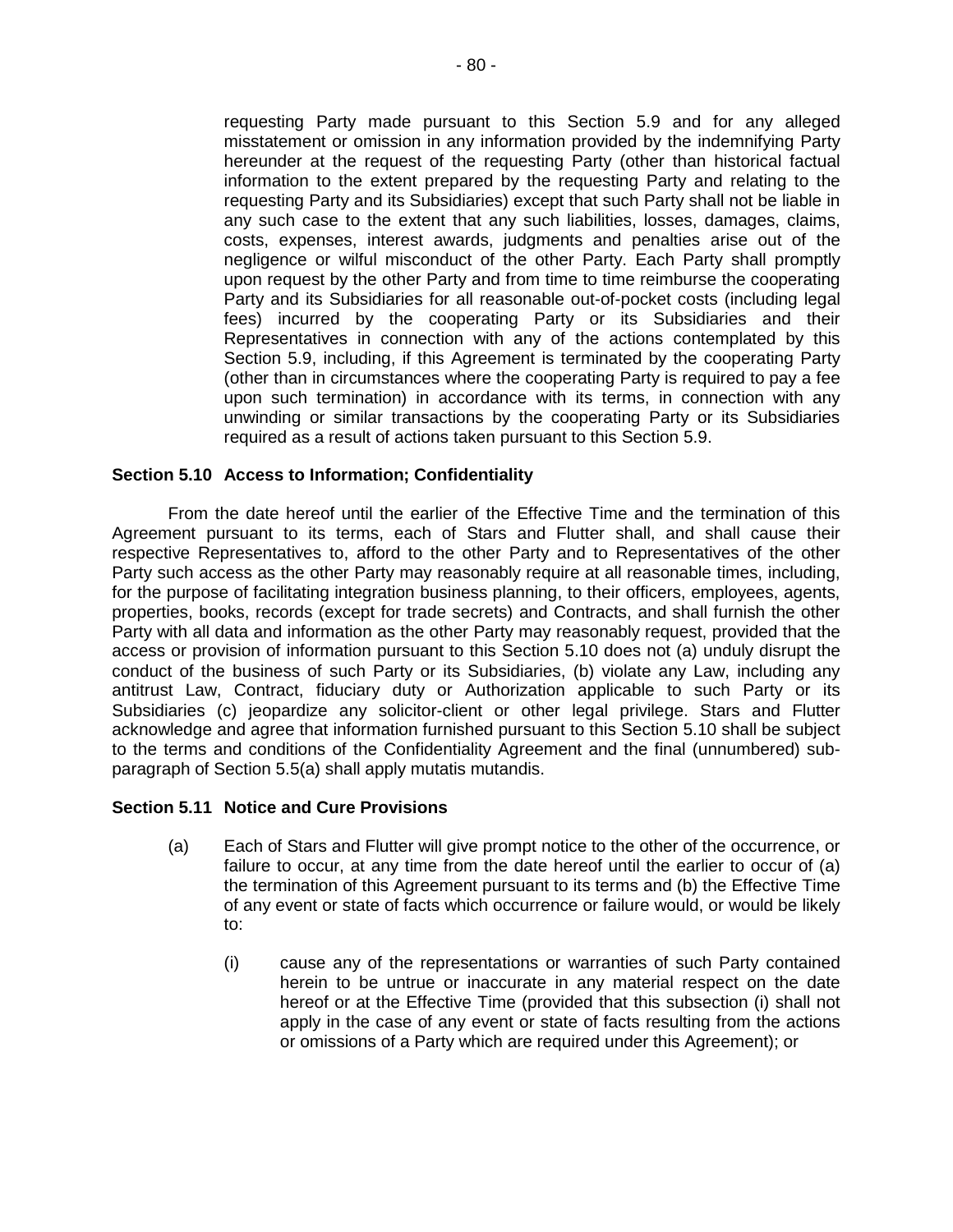requesting Party made pursuant to this Section 5.9 and for any alleged misstatement or omission in any information provided by the indemnifying Party hereunder at the request of the requesting Party (other than historical factual information to the extent prepared by the requesting Party and relating to the requesting Party and its Subsidiaries) except that such Party shall not be liable in any such case to the extent that any such liabilities, losses, damages, claims, costs, expenses, interest awards, judgments and penalties arise out of the negligence or wilful misconduct of the other Party. Each Party shall promptly upon request by the other Party and from time to time reimburse the cooperating Party and its Subsidiaries for all reasonable out-of-pocket costs (including legal fees) incurred by the cooperating Party or its Subsidiaries and their Representatives in connection with any of the actions contemplated by this Section 5.9, including, if this Agreement is terminated by the cooperating Party (other than in circumstances where the cooperating Party is required to pay a fee upon such termination) in accordance with its terms, in connection with any unwinding or similar transactions by the cooperating Party or its Subsidiaries required as a result of actions taken pursuant to this Section 5.9.

**Section 5.10 Access to Information; Confidentiality**

From the date hereof until the earlier of the Effective Time and the termination of this Agreement pursuant to its terms, each of Stars and Flutter shall, and shall cause their respective Representatives to, afford to the other Party and to Representatives of the other Party such access as the other Party may reasonably require at all reasonable times, including, for the purpose of facilitating integration business planning, to their officers, employees, agents, properties, books, records (except for trade secrets) and Contracts, and shall furnish the other Party with all data and information as the other Party may reasonably request, provided that the access or provision of information pursuant to this Section 5.10 does not (a) unduly disrupt the conduct of the business of such Party or its Subsidiaries, (b) violate any Law, including any antitrust Law, Contract, fiduciary duty or Authorization applicable to such Party or its Subsidiaries (c) jeopardize any solicitor-client or other legal privilege. Stars and Flutter acknowledge and agree that information furnished pursuant to this Section 5.10 shall be subject to the terms and conditions of the Confidentiality Agreement and the final (unnumbered) sub-paragraph of Section 5.5(a) shall apply mutatis mutandis.

**Section 5.11 Notice and Cure Provisions**

(a) Each of Stars and Flutter will give prompt notice to the other of the occurrence, or failure to occur, at any time from the date hereof until the earlier to occur of (a) the termination of this Agreement pursuant to its terms and (b) the Effective Time of any event or state of facts which occurrence or failure would, or would be likely to:

(i) cause any of the representations or warranties of such Party contained herein to be untrue or inaccurate in any material respect on the date hereof or at the Effective Time (provided that this subsection (i) shall not apply in the case of any event or state of facts resulting from the actions or omissions of a Party which are required under this Agreement); or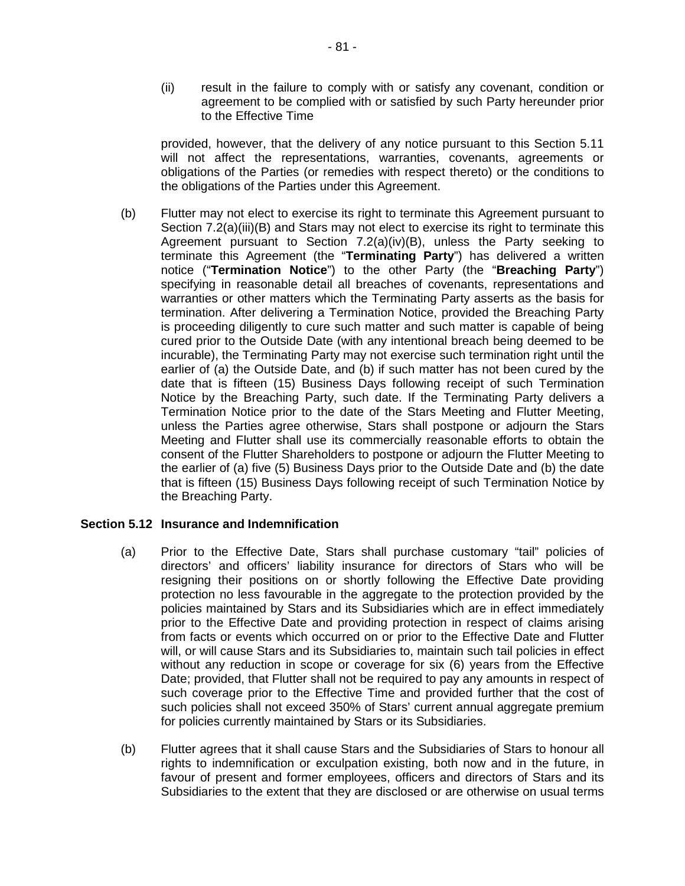(ii) result in the failure to comply with or satisfy any covenant, condition or agreement to be complied with or satisfied by such Party hereunder prior to the Effective Time

provided, however, that the delivery of any notice pursuant to this Section 5.11 will not affect the representations, warranties, covenants, agreements or obligations of the Parties (or remedies with respect thereto) or the conditions to the obligations of the Parties under this Agreement.

(b) Flutter may not elect to exercise its right to terminate this Agreement pursuant to Section 7.2(a)(iii)(B) and Stars may not elect to exercise its right to terminate this Agreement pursuant to Section 7.2(a)(iv)(B), unless the Party seeking to terminate this Agreement (the "**Terminating Party**") has delivered a written notice ("**Termination Notice**") to the other Party (the "**Breaching Party**") specifying in reasonable detail all breaches of covenants, representations and warranties or other matters which the Terminating Party asserts as the basis for termination. After delivering a Termination Notice, provided the Breaching Party is proceeding diligently to cure such matter and such matter is capable of being cured prior to the Outside Date (with any intentional breach being deemed to be incurable), the Terminating Party may not exercise such termination right until the earlier of (a) the Outside Date, and (b) if such matter has not been cured by the date that is fifteen (15) Business Days following receipt of such Termination Notice by the Breaching Party, such date. If the Terminating Party delivers a Termination Notice prior to the date of the Stars Meeting and Flutter Meeting, unless the Parties agree otherwise, Stars shall postpone or adjourn the Stars Meeting and Flutter shall use its commercially reasonable efforts to obtain the consent of the Flutter Shareholders to postpone or adjourn the Flutter Meeting to the earlier of (a) five (5) Business Days prior to the Outside Date and (b) the date that is fifteen (15) Business Days following receipt of such Termination Notice by the Breaching Party.

### Section 5.12 Insurance and Indemnification

(a) Prior to the Effective Date, Stars shall purchase customary "tail" policies of directors' and officers' liability insurance for directors of Stars who will be resigning their positions on or shortly following the Effective Date providing protection no less favourable in the aggregate to the protection provided by the policies maintained by Stars and its Subsidiaries which are in effect immediately prior to the Effective Date and providing protection in respect of claims arising from facts or events which occurred on or prior to the Effective Date and Flutter will, or will cause Stars and its Subsidiaries to, maintain such tail policies in effect without any reduction in scope or coverage for six (6) years from the Effective Date; provided, that Flutter shall not be required to pay any amounts in respect of such coverage prior to the Effective Time and provided further that the cost of such policies shall not exceed 350% of Stars' current annual aggregate premium for policies currently maintained by Stars or its Subsidiaries.

(b) Flutter agrees that it shall cause Stars and the Subsidiaries of Stars to honour all rights to indemnification or exculpation existing, both now and in the future, in favour of present and former employees, officers and directors of Stars and its Subsidiaries to the extent that they are disclosed or are otherwise on usual terms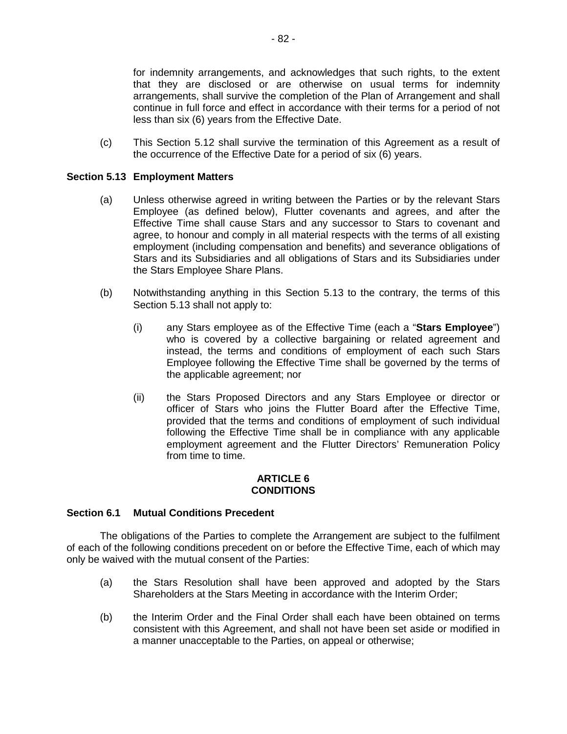for indemnity arrangements, and acknowledges that such rights, to the extent that they are disclosed or are otherwise on usual terms for indemnity arrangements, shall survive the completion of the Plan of Arrangement and shall continue in full force and effect in accordance with their terms for a period of not less than six (6) years from the Effective Date.

(c) This Section 5.12 shall survive the termination of this Agreement as a result of the occurrence of the Effective Date for a period of six (6) years.

**Section 5.13 Employment Matters**

(a) Unless otherwise agreed in writing between the Parties or by the relevant Stars Employee (as defined below), Flutter covenants and agrees, and after the Effective Time shall cause Stars and any successor to Stars to covenant and agree, to honour and comply in all material respects with the terms of all existing employment (including compensation and benefits) and severance obligations of Stars and its Subsidiaries and all obligations of Stars and its Subsidiaries under the Stars Employee Share Plans.

(b) Notwithstanding anything in this Section 5.13 to the contrary, the terms of this Section 5.13 shall not apply to:

(i) any Stars employee as of the Effective Time (each a "**Stars Employee**") who is covered by a collective bargaining or related agreement and instead, the terms and conditions of employment of each such Stars Employee following the Effective Time shall be governed by the terms of the applicable agreement; nor

(ii) the Stars Proposed Directors and any Stars Employee or director or officer of Stars who joins the Flutter Board after the Effective Time, provided that the terms and conditions of employment of such individual following the Effective Time shall be in compliance with any applicable employment agreement and the Flutter Directors' Remuneration Policy from time to time.

## ARTICLE 6
## CONDITIONS

**Section 6.1 Mutual Conditions Precedent**

The obligations of the Parties to complete the Arrangement are subject to the fulfilment of each of the following conditions precedent on or before the Effective Time, each of which may only be waived with the mutual consent of the Parties:

(a) the Stars Resolution shall have been approved and adopted by the Stars Shareholders at the Stars Meeting in accordance with the Interim Order;

(b) the Interim Order and the Final Order shall each have been obtained on terms consistent with this Agreement, and shall not have been set aside or modified in a manner unacceptable to the Parties, on appeal or otherwise;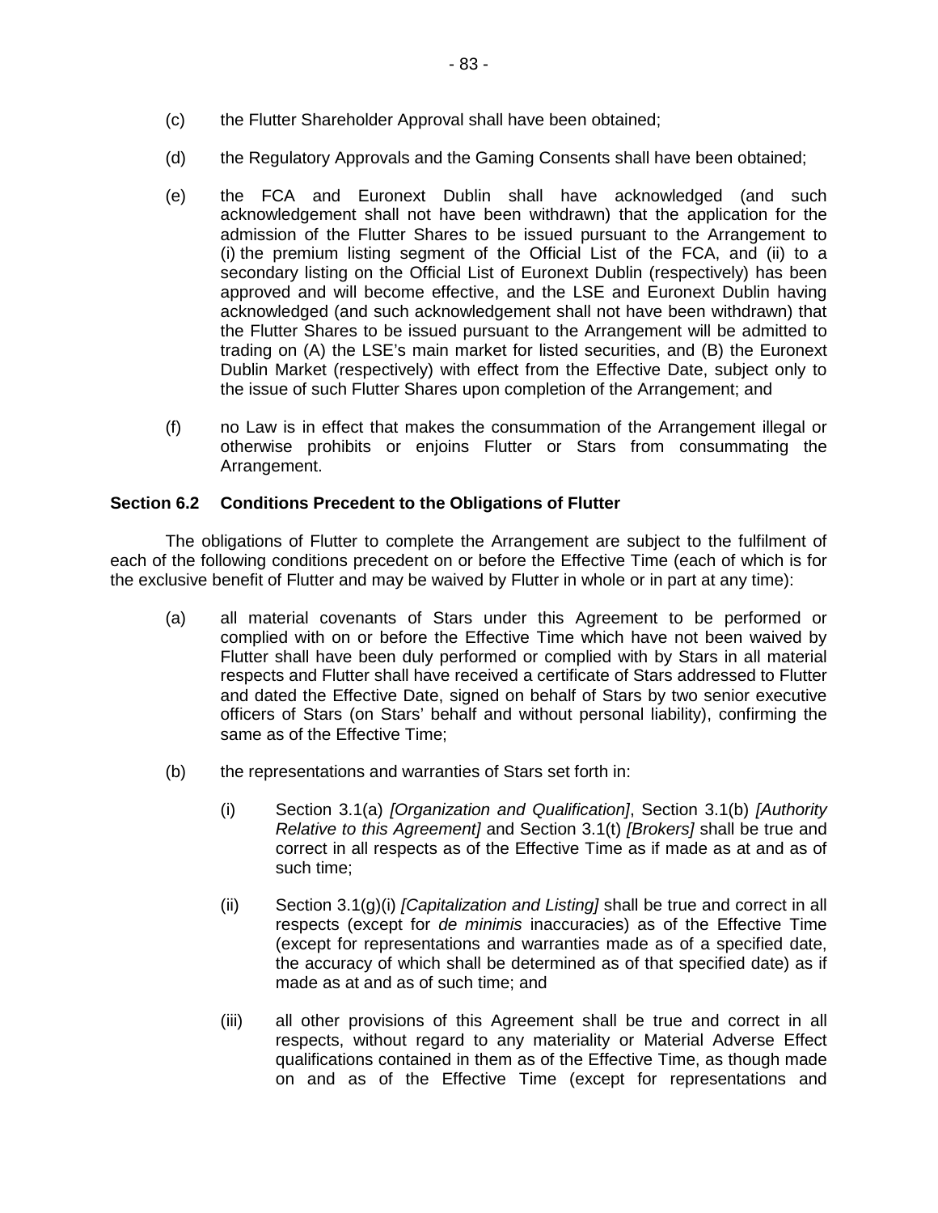(c) the Flutter Shareholder Approval shall have been obtained;

(d) the Regulatory Approvals and the Gaming Consents shall have been obtained;

(e) the FCA and Euronext Dublin shall have acknowledged (and such acknowledgement shall not have been withdrawn) that the application for the admission of the Flutter Shares to be issued pursuant to the Arrangement to (i) the premium listing segment of the Official List of the FCA, and (ii) to a secondary listing on the Official List of Euronext Dublin (respectively) has been approved and will become effective, and the LSE and Euronext Dublin having acknowledged (and such acknowledgement shall not have been withdrawn) that the Flutter Shares to be issued pursuant to the Arrangement will be admitted to trading on (A) the LSE's main market for listed securities, and (B) the Euronext Dublin Market (respectively) with effect from the Effective Date, subject only to the issue of such Flutter Shares upon completion of the Arrangement; and

(f) no Law is in effect that makes the consummation of the Arrangement illegal or otherwise prohibits or enjoins Flutter or Stars from consummating the Arrangement.

**Section 6.2 Conditions Precedent to the Obligations of Flutter**

The obligations of Flutter to complete the Arrangement are subject to the fulfilment of each of the following conditions precedent on or before the Effective Time (each of which is for the exclusive benefit of Flutter and may be waived by Flutter in whole or in part at any time):

(a) all material covenants of Stars under this Agreement to be performed or complied with on or before the Effective Time which have not been waived by Flutter shall have been duly performed or complied with by Stars in all material respects and Flutter shall have received a certificate of Stars addressed to Flutter and dated the Effective Date, signed on behalf of Stars by two senior executive officers of Stars (on Stars' behalf and without personal liability), confirming the same as of the Effective Time;

(b) the representations and warranties of Stars set forth in:

(i) Section 3.1(a) *[Organization and Qualification]*, Section 3.1(b) *[Authority Relative to this Agreement]* and Section 3.1(t) *[Brokers]* shall be true and correct in all respects as of the Effective Time as if made as at and as of such time;

(ii) Section 3.1(g)(i) *[Capitalization and Listing]* shall be true and correct in all respects (except for *de minimis* inaccuracies) as of the Effective Time (except for representations and warranties made as of a specified date, the accuracy of which shall be determined as of that specified date) as if made as at and as of such time; and

(iii) all other provisions of this Agreement shall be true and correct in all respects, without regard to any materiality or Material Adverse Effect qualifications contained in them as of the Effective Time, as though made on and as of the Effective Time (except for representations and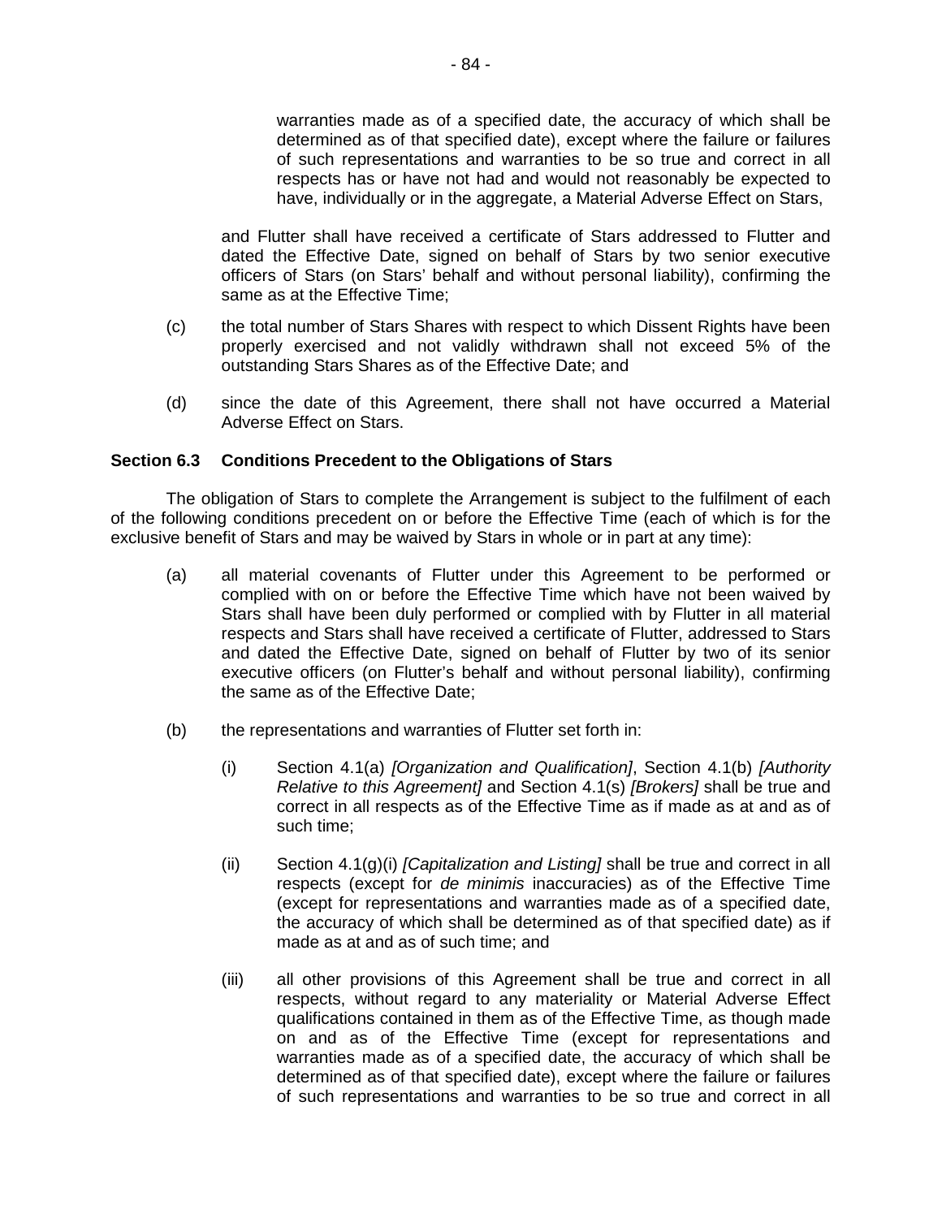warranties made as of a specified date, the accuracy of which shall be determined as of that specified date), except where the failure or failures of such representations and warranties to be so true and correct in all respects has or have not had and would not reasonably be expected to have, individually or in the aggregate, a Material Adverse Effect on Stars,

and Flutter shall have received a certificate of Stars addressed to Flutter and dated the Effective Date, signed on behalf of Stars by two senior executive officers of Stars (on Stars' behalf and without personal liability), confirming the same as at the Effective Time;

(c) the total number of Stars Shares with respect to which Dissent Rights have been properly exercised and not validly withdrawn shall not exceed 5% of the outstanding Stars Shares as of the Effective Date; and

(d) since the date of this Agreement, there shall not have occurred a Material Adverse Effect on Stars.

**Section 6.3 Conditions Precedent to the Obligations of Stars**

The obligation of Stars to complete the Arrangement is subject to the fulfilment of each of the following conditions precedent on or before the Effective Time (each of which is for the exclusive benefit of Stars and may be waived by Stars in whole or in part at any time):

(a) all material covenants of Flutter under this Agreement to be performed or complied with on or before the Effective Time which have not been waived by Stars shall have been duly performed or complied with by Flutter in all material respects and Stars shall have received a certificate of Flutter, addressed to Stars and dated the Effective Date, signed on behalf of Flutter by two of its senior executive officers (on Flutter's behalf and without personal liability), confirming the same as of the Effective Date;

(b) the representations and warranties of Flutter set forth in:

(i) Section 4.1(a) *[Organization and Qualification]*, Section 4.1(b) *[Authority Relative to this Agreement]* and Section 4.1(s) *[Brokers]* shall be true and correct in all respects as of the Effective Time as if made as at and as of such time;

(ii) Section 4.1(g)(i) *[Capitalization and Listing]* shall be true and correct in all respects (except for *de minimis* inaccuracies) as of the Effective Time (except for representations and warranties made as of a specified date, the accuracy of which shall be determined as of that specified date) as if made as at and as of such time; and

(iii) all other provisions of this Agreement shall be true and correct in all respects, without regard to any materiality or Material Adverse Effect qualifications contained in them as of the Effective Time, as though made on and as of the Effective Time (except for representations and warranties made as of a specified date, the accuracy of which shall be determined as of that specified date), except where the failure or failures of such representations and warranties to be so true and correct in all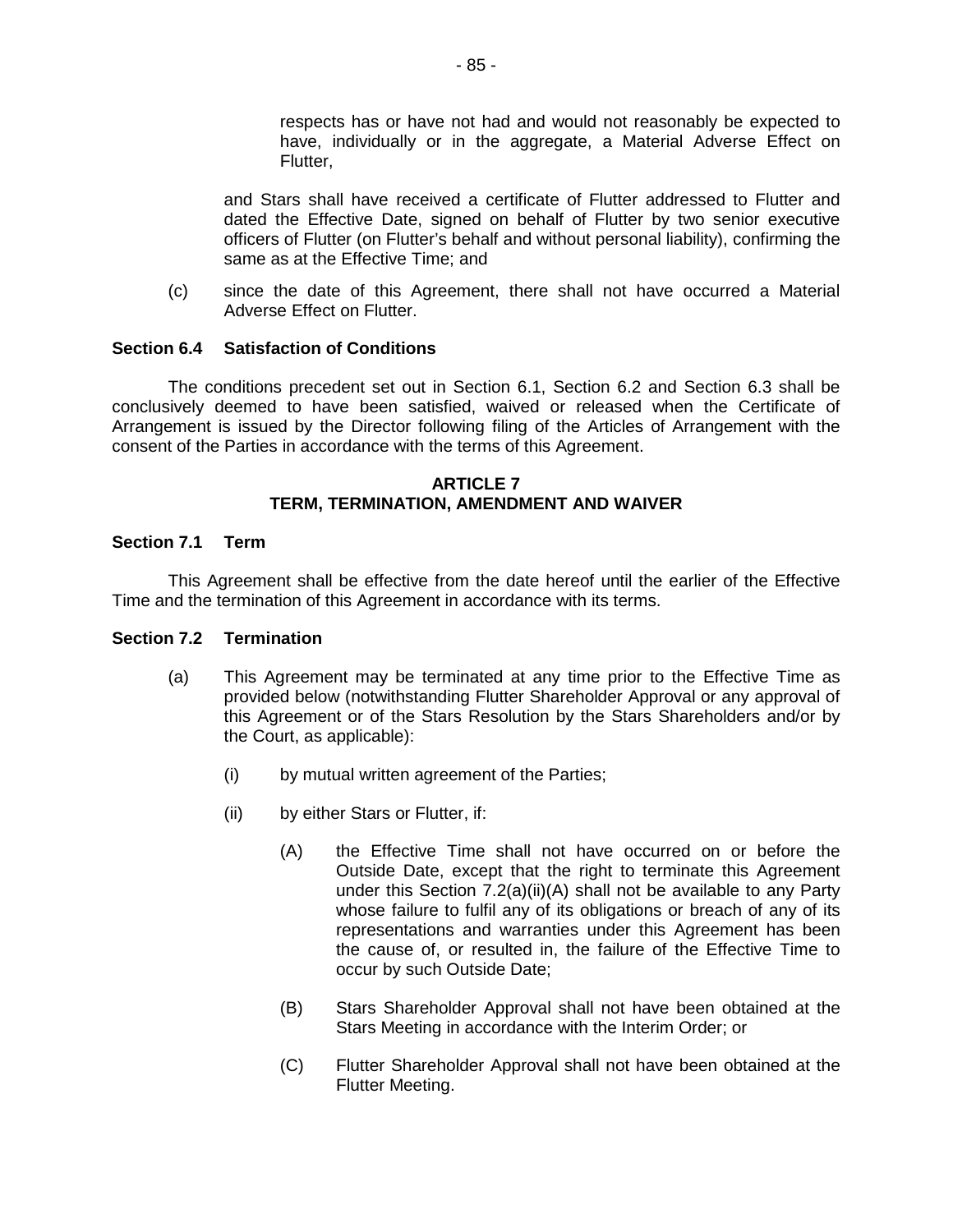respects has or have not had and would not reasonably be expected to have, individually or in the aggregate, a Material Adverse Effect on Flutter,

and Stars shall have received a certificate of Flutter addressed to Flutter and dated the Effective Date, signed on behalf of Flutter by two senior executive officers of Flutter (on Flutter's behalf and without personal liability), confirming the same as at the Effective Time; and

(c) since the date of this Agreement, there shall not have occurred a Material Adverse Effect on Flutter.

**Section 6.4 Satisfaction of Conditions**

The conditions precedent set out in Section 6.1, Section 6.2 and Section 6.3 shall be conclusively deemed to have been satisfied, waived or released when the Certificate of Arrangement is issued by the Director following filing of the Articles of Arrangement with the consent of the Parties in accordance with the terms of this Agreement.

## ARTICLE 7
## TERM, TERMINATION, AMENDMENT AND WAIVER

**Section 7.1 Term**

This Agreement shall be effective from the date hereof until the earlier of the Effective Time and the termination of this Agreement in accordance with its terms.

**Section 7.2 Termination**

(a) This Agreement may be terminated at any time prior to the Effective Time as provided below (notwithstanding Flutter Shareholder Approval or any approval of this Agreement or of the Stars Resolution by the Stars Shareholders and/or by the Court, as applicable):

(i) by mutual written agreement of the Parties;

(ii) by either Stars or Flutter, if:

(A) the Effective Time shall not have occurred on or before the Outside Date, except that the right to terminate this Agreement under this Section 7.2(a)(ii)(A) shall not be available to any Party whose failure to fulfil any of its obligations or breach of any of its representations and warranties under this Agreement has been the cause of, or resulted in, the failure of the Effective Time to occur by such Outside Date;

(B) Stars Shareholder Approval shall not have been obtained at the Stars Meeting in accordance with the Interim Order; or

(C) Flutter Shareholder Approval shall not have been obtained at the Flutter Meeting.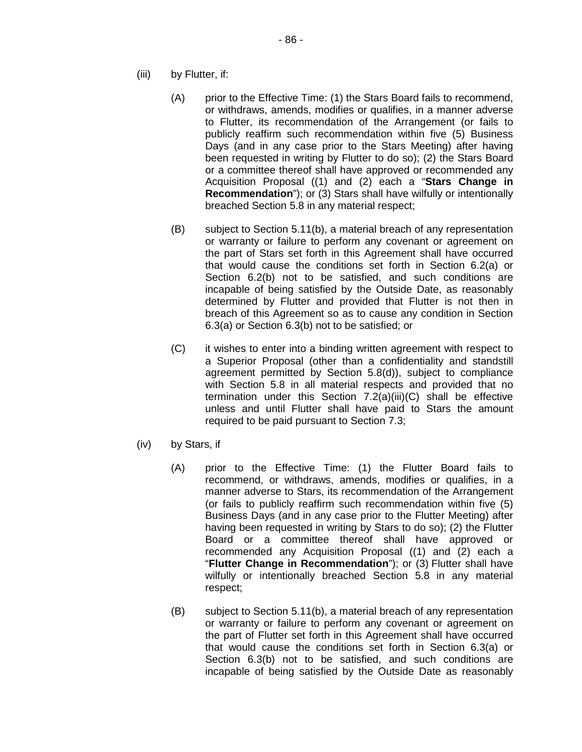(iii) by Flutter, if:

(A) prior to the Effective Time: (1) the Stars Board fails to recommend, or withdraws, amends, modifies or qualifies, in a manner adverse to Flutter, its recommendation of the Arrangement (or fails to publicly reaffirm such recommendation within five (5) Business Days (and in any case prior to the Stars Meeting) after having been requested in writing by Flutter to do so); (2) the Stars Board or a committee thereof shall have approved or recommended any Acquisition Proposal ((1) and (2) each a "**Stars Change in Recommendation**"); or (3) Stars shall have wilfully or intentionally breached Section 5.8 in any material respect;

(B) subject to Section 5.11(b), a material breach of any representation or warranty or failure to perform any covenant or agreement on the part of Stars set forth in this Agreement shall have occurred that would cause the conditions set forth in Section 6.2(a) or Section 6.2(b) not to be satisfied, and such conditions are incapable of being satisfied by the Outside Date, as reasonably determined by Flutter and provided that Flutter is not then in breach of this Agreement so as to cause any condition in Section 6.3(a) or Section 6.3(b) not to be satisfied; or

(C) it wishes to enter into a binding written agreement with respect to a Superior Proposal (other than a confidentiality and standstill agreement permitted by Section 5.8(d)), subject to compliance with Section 5.8 in all material respects and provided that no termination under this Section 7.2(a)(iii)(C) shall be effective unless and until Flutter shall have paid to Stars the amount required to be paid pursuant to Section 7.3;

(iv) by Stars, if

(A) prior to the Effective Time: (1) the Flutter Board fails to recommend, or withdraws, amends, modifies or qualifies, in a manner adverse to Stars, its recommendation of the Arrangement (or fails to publicly reaffirm such recommendation within five (5) Business Days (and in any case prior to the Flutter Meeting) after having been requested in writing by Stars to do so); (2) the Flutter Board or a committee thereof shall have approved or recommended any Acquisition Proposal ((1) and (2) each a "**Flutter Change in Recommendation**"); or (3) Flutter shall have wilfully or intentionally breached Section 5.8 in any material respect;

(B) subject to Section 5.11(b), a material breach of any representation or warranty or failure to perform any covenant or agreement on the part of Flutter set forth in this Agreement shall have occurred that would cause the conditions set forth in Section 6.3(a) or Section 6.3(b) not to be satisfied, and such conditions are incapable of being satisfied by the Outside Date as reasonably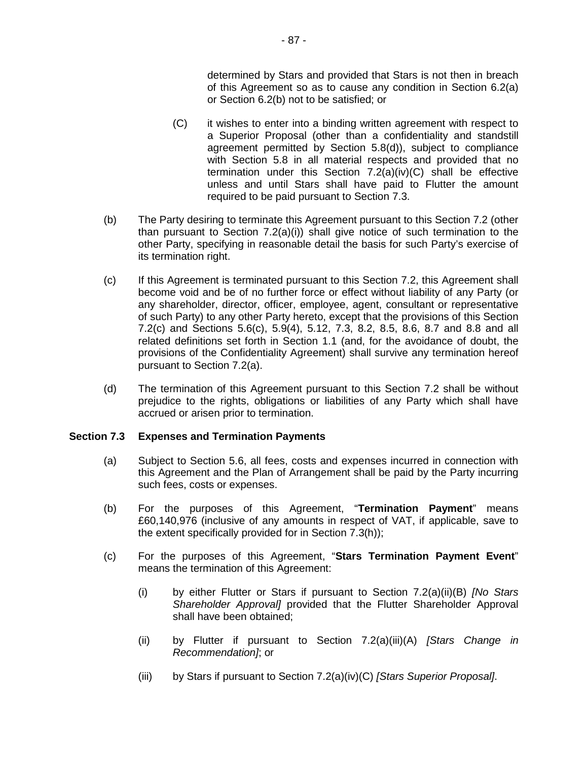determined by Stars and provided that Stars is not then in breach of this Agreement so as to cause any condition in Section 6.2(a) or Section 6.2(b) not to be satisfied; or

(C) it wishes to enter into a binding written agreement with respect to a Superior Proposal (other than a confidentiality and standstill agreement permitted by Section 5.8(d)), subject to compliance with Section 5.8 in all material respects and provided that no termination under this Section 7.2(a)(iv)(C) shall be effective unless and until Stars shall have paid to Flutter the amount required to be paid pursuant to Section 7.3.

(b) The Party desiring to terminate this Agreement pursuant to this Section 7.2 (other than pursuant to Section 7.2(a)(i)) shall give notice of such termination to the other Party, specifying in reasonable detail the basis for such Party's exercise of its termination right.

(c) If this Agreement is terminated pursuant to this Section 7.2, this Agreement shall become void and be of no further force or effect without liability of any Party (or any shareholder, director, officer, employee, agent, consultant or representative of such Party) to any other Party hereto, except that the provisions of this Section 7.2(c) and Sections 5.6(c), 5.9(4), 5.12, 7.3, 8.2, 8.5, 8.6, 8.7 and 8.8 and all related definitions set forth in Section 1.1 (and, for the avoidance of doubt, the provisions of the Confidentiality Agreement) shall survive any termination hereof pursuant to Section 7.2(a).

(d) The termination of this Agreement pursuant to this Section 7.2 shall be without prejudice to the rights, obligations or liabilities of any Party which shall have accrued or arisen prior to termination.

**Section 7.3 Expenses and Termination Payments**

(a) Subject to Section 5.6, all fees, costs and expenses incurred in connection with this Agreement and the Plan of Arrangement shall be paid by the Party incurring such fees, costs or expenses.

(b) For the purposes of this Agreement, "**Termination Payment**" means £60,140,976 (inclusive of any amounts in respect of VAT, if applicable, save to the extent specifically provided for in Section 7.3(h));

(c) For the purposes of this Agreement, "**Stars Termination Payment Event**" means the termination of this Agreement:

(i) by either Flutter or Stars if pursuant to Section 7.2(a)(ii)(B) *[No Stars Shareholder Approval]* provided that the Flutter Shareholder Approval shall have been obtained;

(ii) by Flutter if pursuant to Section 7.2(a)(iii)(A) *[Stars Change in Recommendation]*; or

(iii) by Stars if pursuant to Section 7.2(a)(iv)(C) *[Stars Superior Proposal]*.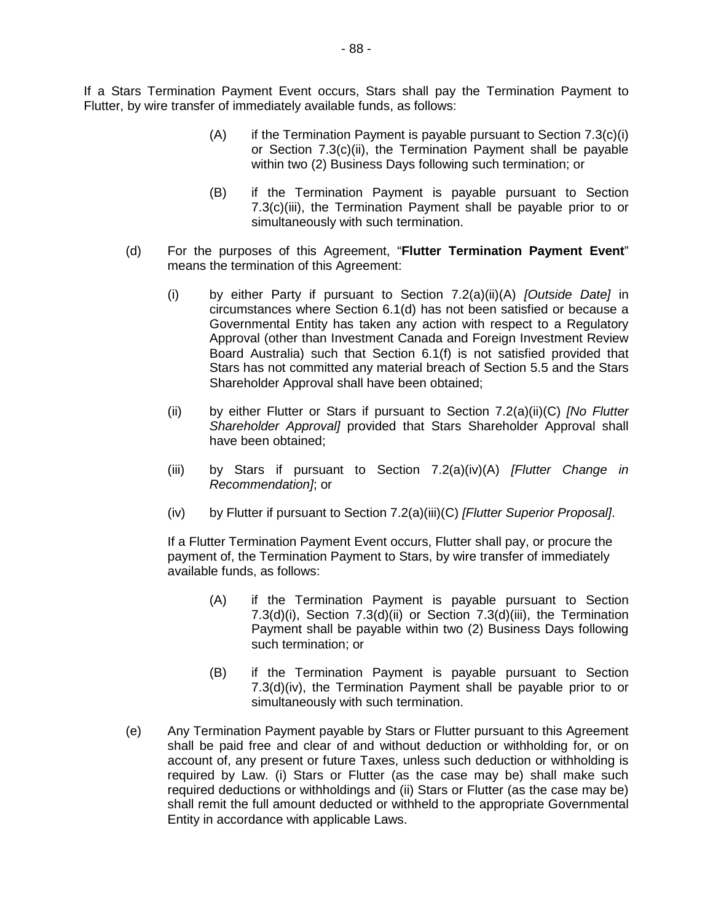If a Stars Termination Payment Event occurs, Stars shall pay the Termination Payment to Flutter, by wire transfer of immediately available funds, as follows:

(A) if the Termination Payment is payable pursuant to Section 7.3(c)(i) or Section 7.3(c)(ii), the Termination Payment shall be payable within two (2) Business Days following such termination; or

(B) if the Termination Payment is payable pursuant to Section 7.3(c)(iii), the Termination Payment shall be payable prior to or simultaneously with such termination.

(d) For the purposes of this Agreement, "**Flutter Termination Payment Event**" means the termination of this Agreement:

(i) by either Party if pursuant to Section 7.2(a)(ii)(A) *[Outside Date]* in circumstances where Section 6.1(d) has not been satisfied or because a Governmental Entity has taken any action with respect to a Regulatory Approval (other than Investment Canada and Foreign Investment Review Board Australia) such that Section 6.1(f) is not satisfied provided that Stars has not committed any material breach of Section 5.5 and the Stars Shareholder Approval shall have been obtained;

(ii) by either Flutter or Stars if pursuant to Section 7.2(a)(ii)(C) *[No Flutter Shareholder Approval]* provided that Stars Shareholder Approval shall have been obtained;

(iii) by Stars if pursuant to Section 7.2(a)(iv)(A) *[Flutter Change in Recommendation]*; or

(iv) by Flutter if pursuant to Section 7.2(a)(iii)(C) *[Flutter Superior Proposal]*.

If a Flutter Termination Payment Event occurs, Flutter shall pay, or procure the payment of, the Termination Payment to Stars, by wire transfer of immediately available funds, as follows:

(A) if the Termination Payment is payable pursuant to Section 7.3(d)(i), Section 7.3(d)(ii) or Section 7.3(d)(iii), the Termination Payment shall be payable within two (2) Business Days following such termination; or

(B) if the Termination Payment is payable pursuant to Section 7.3(d)(iv), the Termination Payment shall be payable prior to or simultaneously with such termination.

(e) Any Termination Payment payable by Stars or Flutter pursuant to this Agreement shall be paid free and clear of and without deduction or withholding for, or on account of, any present or future Taxes, unless such deduction or withholding is required by Law. (i) Stars or Flutter (as the case may be) shall make such required deductions or withholdings and (ii) Stars or Flutter (as the case may be) shall remit the full amount deducted or withheld to the appropriate Governmental Entity in accordance with applicable Laws.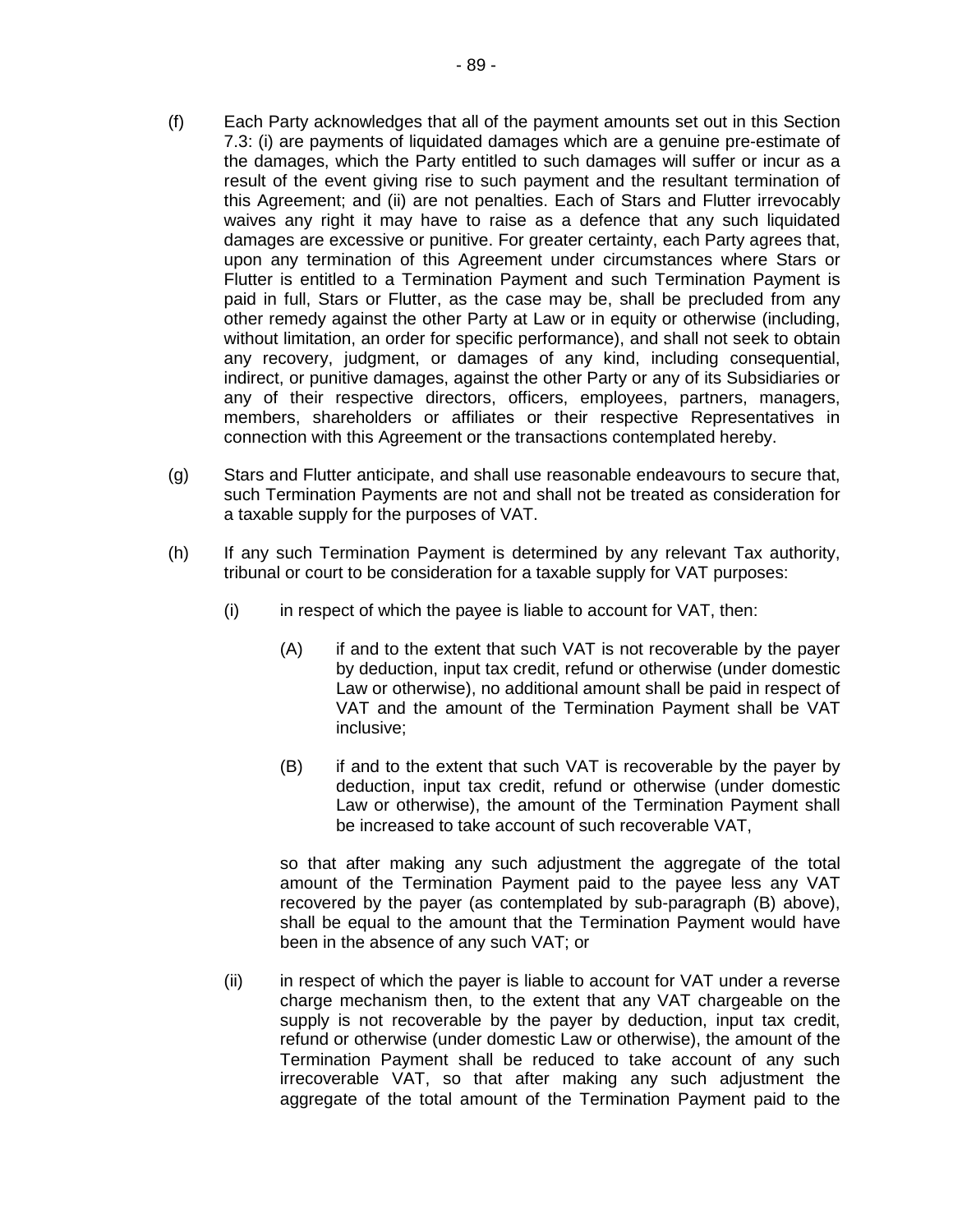(f) Each Party acknowledges that all of the payment amounts set out in this Section 7.3: (i) are payments of liquidated damages which are a genuine pre-estimate of the damages, which the Party entitled to such damages will suffer or incur as a result of the event giving rise to such payment and the resultant termination of this Agreement; and (ii) are not penalties. Each of Stars and Flutter irrevocably waives any right it may have to raise as a defence that any such liquidated damages are excessive or punitive. For greater certainty, each Party agrees that, upon any termination of this Agreement under circumstances where Stars or Flutter is entitled to a Termination Payment and such Termination Payment is paid in full, Stars or Flutter, as the case may be, shall be precluded from any other remedy against the other Party at Law or in equity or otherwise (including, without limitation, an order for specific performance), and shall not seek to obtain any recovery, judgment, or damages of any kind, including consequential, indirect, or punitive damages, against the other Party or any of its Subsidiaries or any of their respective directors, officers, employees, partners, managers, members, shareholders or affiliates or their respective Representatives in connection with this Agreement or the transactions contemplated hereby.

(g) Stars and Flutter anticipate, and shall use reasonable endeavours to secure that, such Termination Payments are not and shall not be treated as consideration for a taxable supply for the purposes of VAT.

(h) If any such Termination Payment is determined by any relevant Tax authority, tribunal or court to be consideration for a taxable supply for VAT purposes:

 (i) in respect of which the payee is liable to account for VAT, then:

  (A) if and to the extent that such VAT is not recoverable by the payer by deduction, input tax credit, refund or otherwise (under domestic Law or otherwise), no additional amount shall be paid in respect of VAT and the amount of the Termination Payment shall be VAT inclusive;

  (B) if and to the extent that such VAT is recoverable by the payer by deduction, input tax credit, refund or otherwise (under domestic Law or otherwise), the amount of the Termination Payment shall be increased to take account of such recoverable VAT,

 so that after making any such adjustment the aggregate of the total amount of the Termination Payment paid to the payee less any VAT recovered by the payer (as contemplated by sub-paragraph (B) above), shall be equal to the amount that the Termination Payment would have been in the absence of any such VAT; or

 (ii) in respect of which the payer is liable to account for VAT under a reverse charge mechanism then, to the extent that any VAT chargeable on the supply is not recoverable by the payer by deduction, input tax credit, refund or otherwise (under domestic Law or otherwise), the amount of the Termination Payment shall be reduced to take account of any such irrecoverable VAT, so that after making any such adjustment the aggregate of the total amount of the Termination Payment paid to the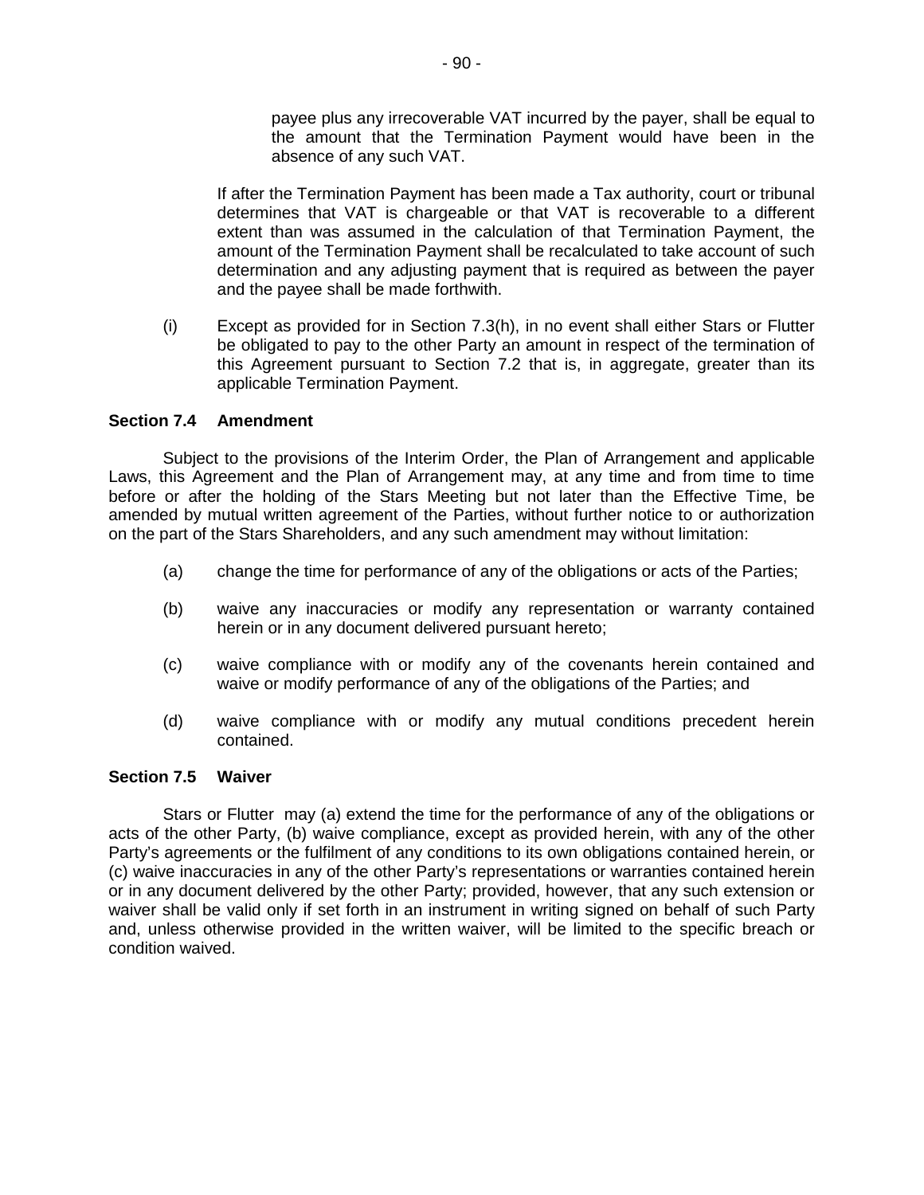payee plus any irrecoverable VAT incurred by the payer, shall be equal to the amount that the Termination Payment would have been in the absence of any such VAT.

If after the Termination Payment has been made a Tax authority, court or tribunal determines that VAT is chargeable or that VAT is recoverable to a different extent than was assumed in the calculation of that Termination Payment, the amount of the Termination Payment shall be recalculated to take account of such determination and any adjusting payment that is required as between the payer and the payee shall be made forthwith.

(i) Except as provided for in Section 7.3(h), in no event shall either Stars or Flutter be obligated to pay to the other Party an amount in respect of the termination of this Agreement pursuant to Section 7.2 that is, in aggregate, greater than its applicable Termination Payment.

**Section 7.4 Amendment**

Subject to the provisions of the Interim Order, the Plan of Arrangement and applicable Laws, this Agreement and the Plan of Arrangement may, at any time and from time to time before or after the holding of the Stars Meeting but not later than the Effective Time, be amended by mutual written agreement of the Parties, without further notice to or authorization on the part of the Stars Shareholders, and any such amendment may without limitation:

(a) change the time for performance of any of the obligations or acts of the Parties;

(b) waive any inaccuracies or modify any representation or warranty contained herein or in any document delivered pursuant hereto;

(c) waive compliance with or modify any of the covenants herein contained and waive or modify performance of any of the obligations of the Parties; and

(d) waive compliance with or modify any mutual conditions precedent herein contained.

**Section 7.5 Waiver**

Stars or Flutter may (a) extend the time for the performance of any of the obligations or acts of the other Party, (b) waive compliance, except as provided herein, with any of the other Party's agreements or the fulfilment of any conditions to its own obligations contained herein, or (c) waive inaccuracies in any of the other Party's representations or warranties contained herein or in any document delivered by the other Party; provided, however, that any such extension or waiver shall be valid only if set forth in an instrument in writing signed on behalf of such Party and, unless otherwise provided in the written waiver, will be limited to the specific breach or condition waived.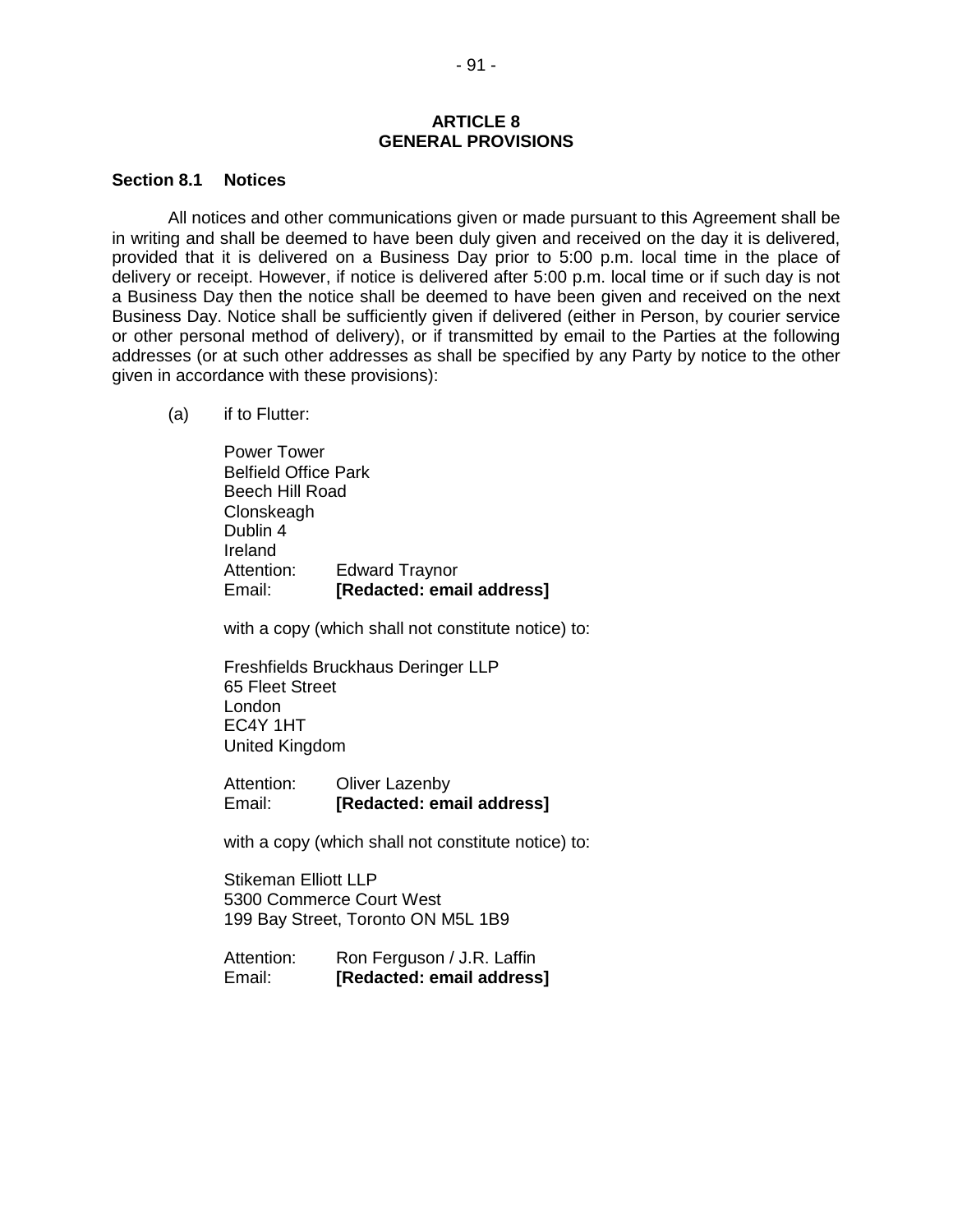# ARTICLE 8
# GENERAL PROVISIONS

### Section 8.1 Notices

All notices and other communications given or made pursuant to this Agreement shall be in writing and shall be deemed to have been duly given and received on the day it is delivered, provided that it is delivered on a Business Day prior to 5:00 p.m. local time in the place of delivery or receipt. However, if notice is delivered after 5:00 p.m. local time or if such day is not a Business Day then the notice shall be deemed to have been given and received on the next Business Day. Notice shall be sufficiently given if delivered (either in Person, by courier service or other personal method of delivery), or if transmitted by email to the Parties at the following addresses (or at such other addresses as shall be specified by any Party by notice to the other given in accordance with these provisions):

(a) if to Flutter:

Power Tower
Belfield Office Park
Beech Hill Road
Clonskeagh
Dublin 4
Ireland
Attention: Edward Traynor
Email: **[Redacted: email address]**

with a copy (which shall not constitute notice) to:

Freshfields Bruckhaus Deringer LLP
65 Fleet Street
London
EC4Y 1HT
United Kingdom

Attention: Oliver Lazenby
Email: **[Redacted: email address]**

with a copy (which shall not constitute notice) to:

Stikeman Elliott LLP
5300 Commerce Court West
199 Bay Street, Toronto ON M5L 1B9

Attention: Ron Ferguson / J.R. Laffin
Email: **[Redacted: email address]**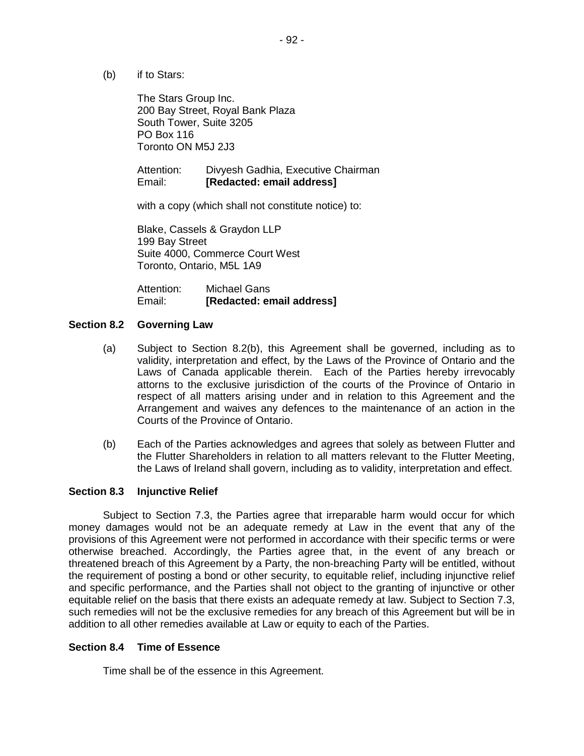(b) if to Stars:

The Stars Group Inc.
200 Bay Street, Royal Bank Plaza
South Tower, Suite 3205
PO Box 116
Toronto ON M5J 2J3

Attention: Divyesh Gadhia, Executive Chairman
Email: **[Redacted: email address]**

with a copy (which shall not constitute notice) to:

Blake, Cassels & Graydon LLP
199 Bay Street
Suite 4000, Commerce Court West
Toronto, Ontario, M5L 1A9

Attention: Michael Gans
Email: **[Redacted: email address]**

### Section 8.2 Governing Law

(a) Subject to Section 8.2(b), this Agreement shall be governed, including as to validity, interpretation and effect, by the Laws of the Province of Ontario and the Laws of Canada applicable therein. Each of the Parties hereby irrevocably attorns to the exclusive jurisdiction of the courts of the Province of Ontario in respect of all matters arising under and in relation to this Agreement and the Arrangement and waives any defences to the maintenance of an action in the Courts of the Province of Ontario.

(b) Each of the Parties acknowledges and agrees that solely as between Flutter and the Flutter Shareholders in relation to all matters relevant to the Flutter Meeting, the Laws of Ireland shall govern, including as to validity, interpretation and effect.

### Section 8.3 Injunctive Relief

Subject to Section 7.3, the Parties agree that irreparable harm would occur for which money damages would not be an adequate remedy at Law in the event that any of the provisions of this Agreement were not performed in accordance with their specific terms or were otherwise breached. Accordingly, the Parties agree that, in the event of any breach or threatened breach of this Agreement by a Party, the non-breaching Party will be entitled, without the requirement of posting a bond or other security, to equitable relief, including injunctive relief and specific performance, and the Parties shall not object to the granting of injunctive or other equitable relief on the basis that there exists an adequate remedy at law. Subject to Section 7.3, such remedies will not be the exclusive remedies for any breach of this Agreement but will be in addition to all other remedies available at Law or equity to each of the Parties.

### Section 8.4 Time of Essence

Time shall be of the essence in this Agreement.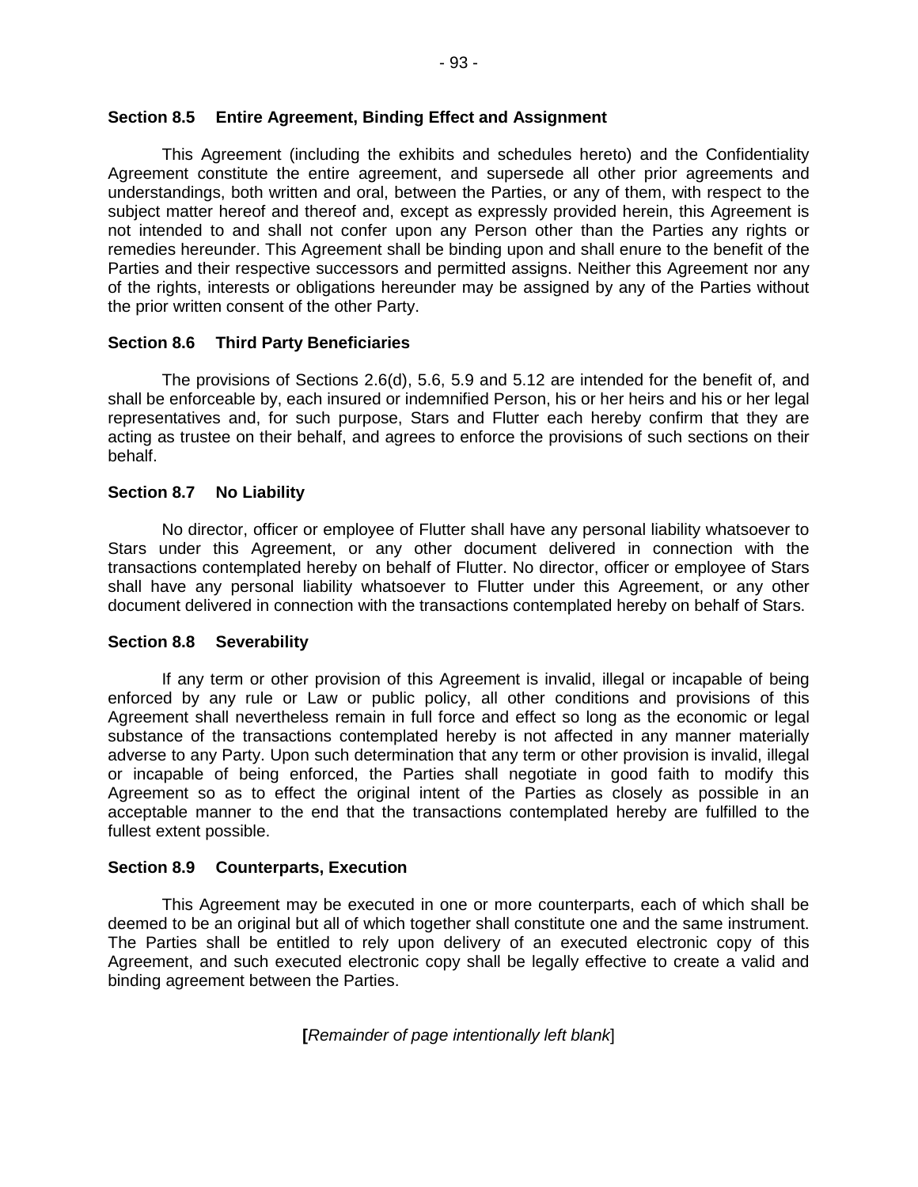### Section 8.5 Entire Agreement, Binding Effect and Assignment

This Agreement (including the exhibits and schedules hereto) and the Confidentiality Agreement constitute the entire agreement, and supersede all other prior agreements and understandings, both written and oral, between the Parties, or any of them, with respect to the subject matter hereof and thereof and, except as expressly provided herein, this Agreement is not intended to and shall not confer upon any Person other than the Parties any rights or remedies hereunder. This Agreement shall be binding upon and shall enure to the benefit of the Parties and their respective successors and permitted assigns. Neither this Agreement nor any of the rights, interests or obligations hereunder may be assigned by any of the Parties without the prior written consent of the other Party.

### Section 8.6 Third Party Beneficiaries

The provisions of Sections 2.6(d), 5.6, 5.9 and 5.12 are intended for the benefit of, and shall be enforceable by, each insured or indemnified Person, his or her heirs and his or her legal representatives and, for such purpose, Stars and Flutter each hereby confirm that they are acting as trustee on their behalf, and agrees to enforce the provisions of such sections on their behalf.

### Section 8.7 No Liability

No director, officer or employee of Flutter shall have any personal liability whatsoever to Stars under this Agreement, or any other document delivered in connection with the transactions contemplated hereby on behalf of Flutter. No director, officer or employee of Stars shall have any personal liability whatsoever to Flutter under this Agreement, or any other document delivered in connection with the transactions contemplated hereby on behalf of Stars.

### Section 8.8 Severability

If any term or other provision of this Agreement is invalid, illegal or incapable of being enforced by any rule or Law or public policy, all other conditions and provisions of this Agreement shall nevertheless remain in full force and effect so long as the economic or legal substance of the transactions contemplated hereby is not affected in any manner materially adverse to any Party. Upon such determination that any term or other provision is invalid, illegal or incapable of being enforced, the Parties shall negotiate in good faith to modify this Agreement so as to effect the original intent of the Parties as closely as possible in an acceptable manner to the end that the transactions contemplated hereby are fulfilled to the fullest extent possible.

### Section 8.9 Counterparts, Execution

This Agreement may be executed in one or more counterparts, each of which shall be deemed to be an original but all of which together shall constitute one and the same instrument. The Parties shall be entitled to rely upon delivery of an executed electronic copy of this Agreement, and such executed electronic copy shall be legally effective to create a valid and binding agreement between the Parties.

[*Remainder of page intentionally left blank*]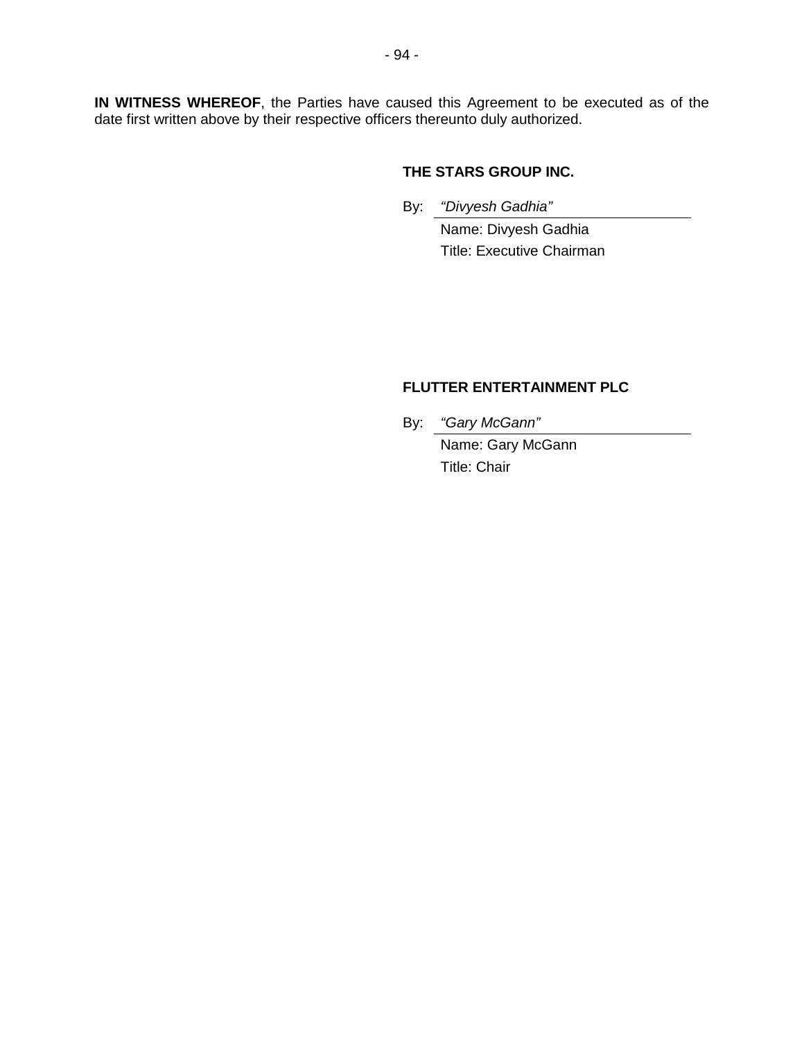**IN WITNESS WHEREOF**, the Parties have caused this Agreement to be executed as of the date first written above by their respective officers thereunto duly authorized.

**THE STARS GROUP INC.**

By: *"Divyesh Gadhia"*
Name: Divyesh Gadhia
Title: Executive Chairman

**FLUTTER ENTERTAINMENT PLC**

By: *"Gary McGann"*
Name: Gary McGann
Title: Chair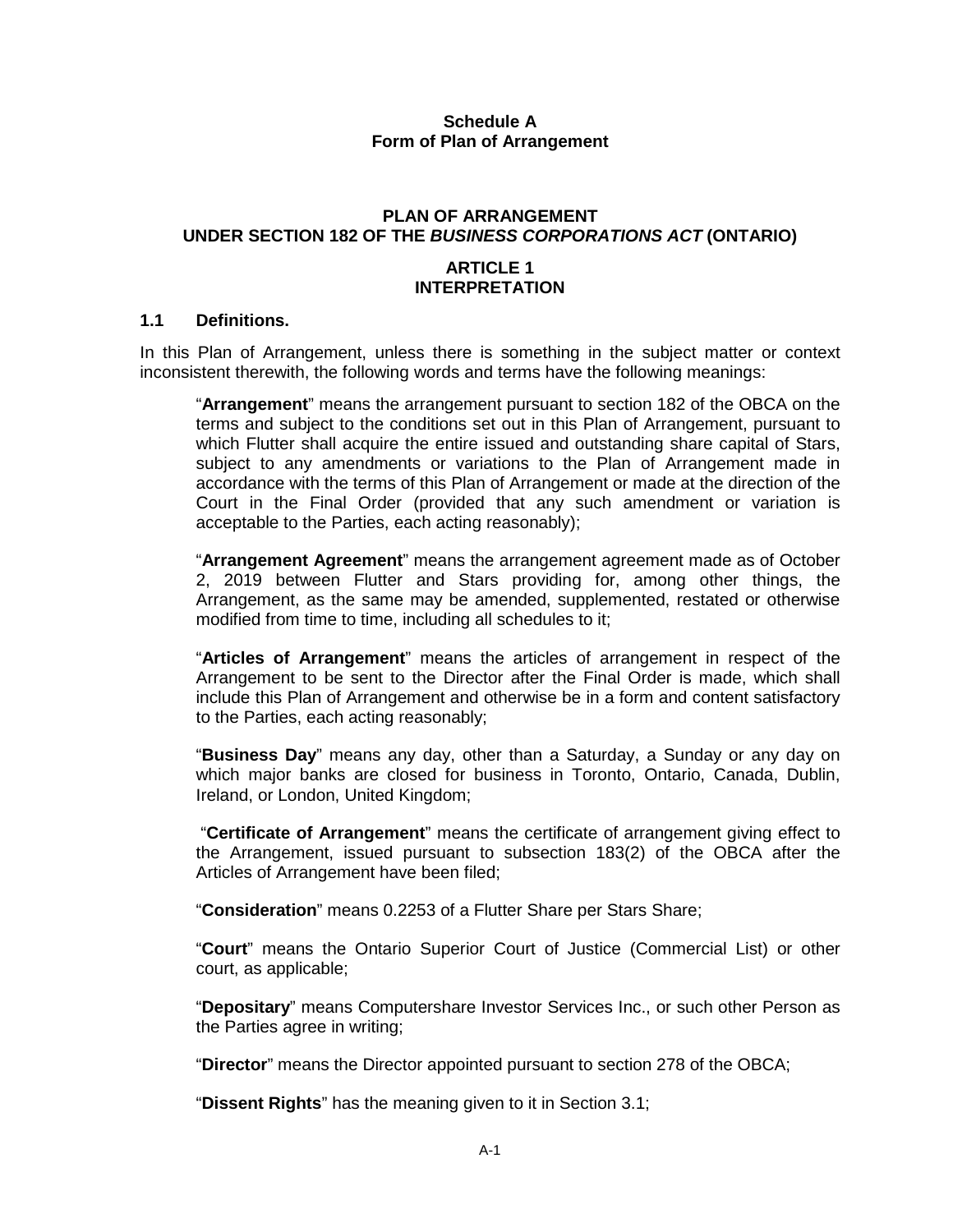**Schedule A**
**Form of Plan of Arrangement**

## PLAN OF ARRANGEMENT
## UNDER SECTION 182 OF THE *BUSINESS CORPORATIONS ACT* (ONTARIO)

## ARTICLE 1
## INTERPRETATION

### 1.1 Definitions.

In this Plan of Arrangement, unless there is something in the subject matter or context inconsistent therewith, the following words and terms have the following meanings:

> "**Arrangement**" means the arrangement pursuant to section 182 of the OBCA on the terms and subject to the conditions set out in this Plan of Arrangement, pursuant to which Flutter shall acquire the entire issued and outstanding share capital of Stars, subject to any amendments or variations to the Plan of Arrangement made in accordance with the terms of this Plan of Arrangement or made at the direction of the Court in the Final Order (provided that any such amendment or variation is acceptable to the Parties, each acting reasonably);
>
> "**Arrangement Agreement**" means the arrangement agreement made as of October 2, 2019 between Flutter and Stars providing for, among other things, the Arrangement, as the same may be amended, supplemented, restated or otherwise modified from time to time, including all schedules to it;
>
> "**Articles of Arrangement**" means the articles of arrangement in respect of the Arrangement to be sent to the Director after the Final Order is made, which shall include this Plan of Arrangement and otherwise be in a form and content satisfactory to the Parties, each acting reasonably;
>
> "**Business Day**" means any day, other than a Saturday, a Sunday or any day on which major banks are closed for business in Toronto, Ontario, Canada, Dublin, Ireland, or London, United Kingdom;
>
> "**Certificate of Arrangement**" means the certificate of arrangement giving effect to the Arrangement, issued pursuant to subsection 183(2) of the OBCA after the Articles of Arrangement have been filed;
>
> "**Consideration**" means 0.2253 of a Flutter Share per Stars Share;
>
> "**Court**" means the Ontario Superior Court of Justice (Commercial List) or other court, as applicable;
>
> "**Depositary**" means Computershare Investor Services Inc., or such other Person as the Parties agree in writing;
>
> "**Director**" means the Director appointed pursuant to section 278 of the OBCA;
>
> "**Dissent Rights**" has the meaning given to it in Section 3.1;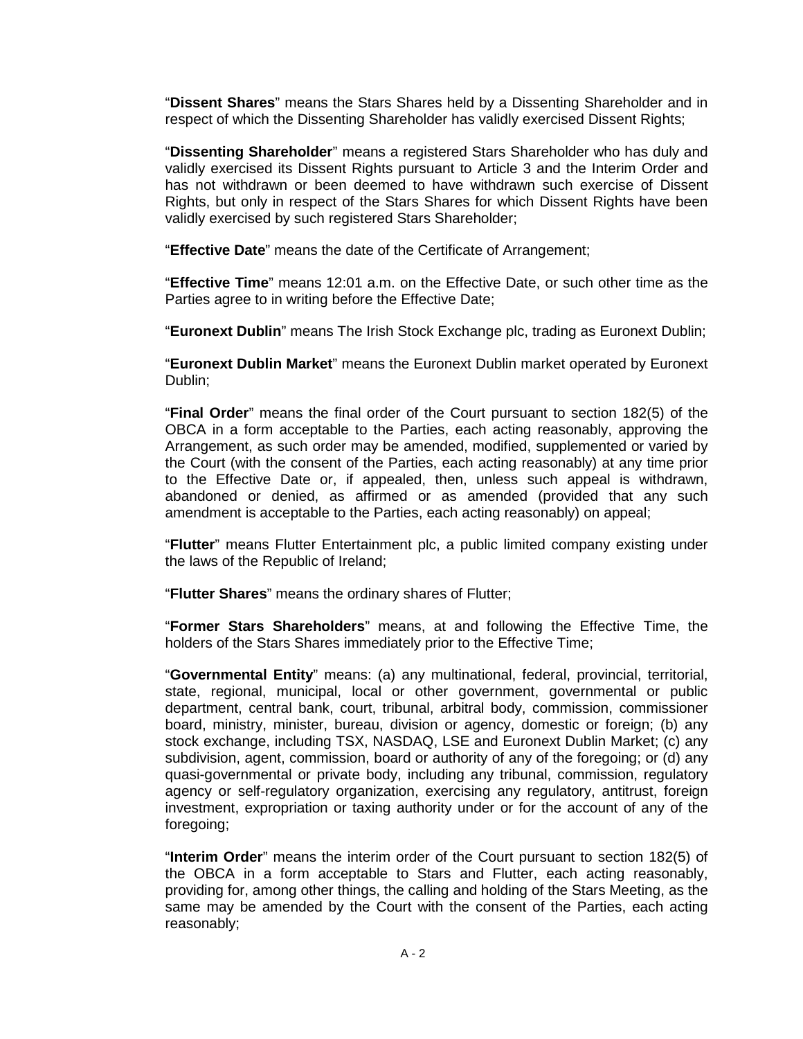"**Dissent Shares**" means the Stars Shares held by a Dissenting Shareholder and in respect of which the Dissenting Shareholder has validly exercised Dissent Rights;

"**Dissenting Shareholder**" means a registered Stars Shareholder who has duly and validly exercised its Dissent Rights pursuant to Article 3 and the Interim Order and has not withdrawn or been deemed to have withdrawn such exercise of Dissent Rights, but only in respect of the Stars Shares for which Dissent Rights have been validly exercised by such registered Stars Shareholder;

"**Effective Date**" means the date of the Certificate of Arrangement;

"**Effective Time**" means 12:01 a.m. on the Effective Date, or such other time as the Parties agree to in writing before the Effective Date;

"**Euronext Dublin**" means The Irish Stock Exchange plc, trading as Euronext Dublin;

"**Euronext Dublin Market**" means the Euronext Dublin market operated by Euronext Dublin;

"**Final Order**" means the final order of the Court pursuant to section 182(5) of the OBCA in a form acceptable to the Parties, each acting reasonably, approving the Arrangement, as such order may be amended, modified, supplemented or varied by the Court (with the consent of the Parties, each acting reasonably) at any time prior to the Effective Date or, if appealed, then, unless such appeal is withdrawn, abandoned or denied, as affirmed or as amended (provided that any such amendment is acceptable to the Parties, each acting reasonably) on appeal;

"**Flutter**" means Flutter Entertainment plc, a public limited company existing under the laws of the Republic of Ireland;

"**Flutter Shares**" means the ordinary shares of Flutter;

"**Former Stars Shareholders**" means, at and following the Effective Time, the holders of the Stars Shares immediately prior to the Effective Time;

"**Governmental Entity**" means: (a) any multinational, federal, provincial, territorial, state, regional, municipal, local or other government, governmental or public department, central bank, court, tribunal, arbitral body, commission, commissioner board, ministry, minister, bureau, division or agency, domestic or foreign; (b) any stock exchange, including TSX, NASDAQ, LSE and Euronext Dublin Market; (c) any subdivision, agent, commission, board or authority of any of the foregoing; or (d) any quasi-governmental or private body, including any tribunal, commission, regulatory agency or self-regulatory organization, exercising any regulatory, antitrust, foreign investment, expropriation or taxing authority under or for the account of any of the foregoing;

"**Interim Order**" means the interim order of the Court pursuant to section 182(5) of the OBCA in a form acceptable to Stars and Flutter, each acting reasonably, providing for, among other things, the calling and holding of the Stars Meeting, as the same may be amended by the Court with the consent of the Parties, each acting reasonably;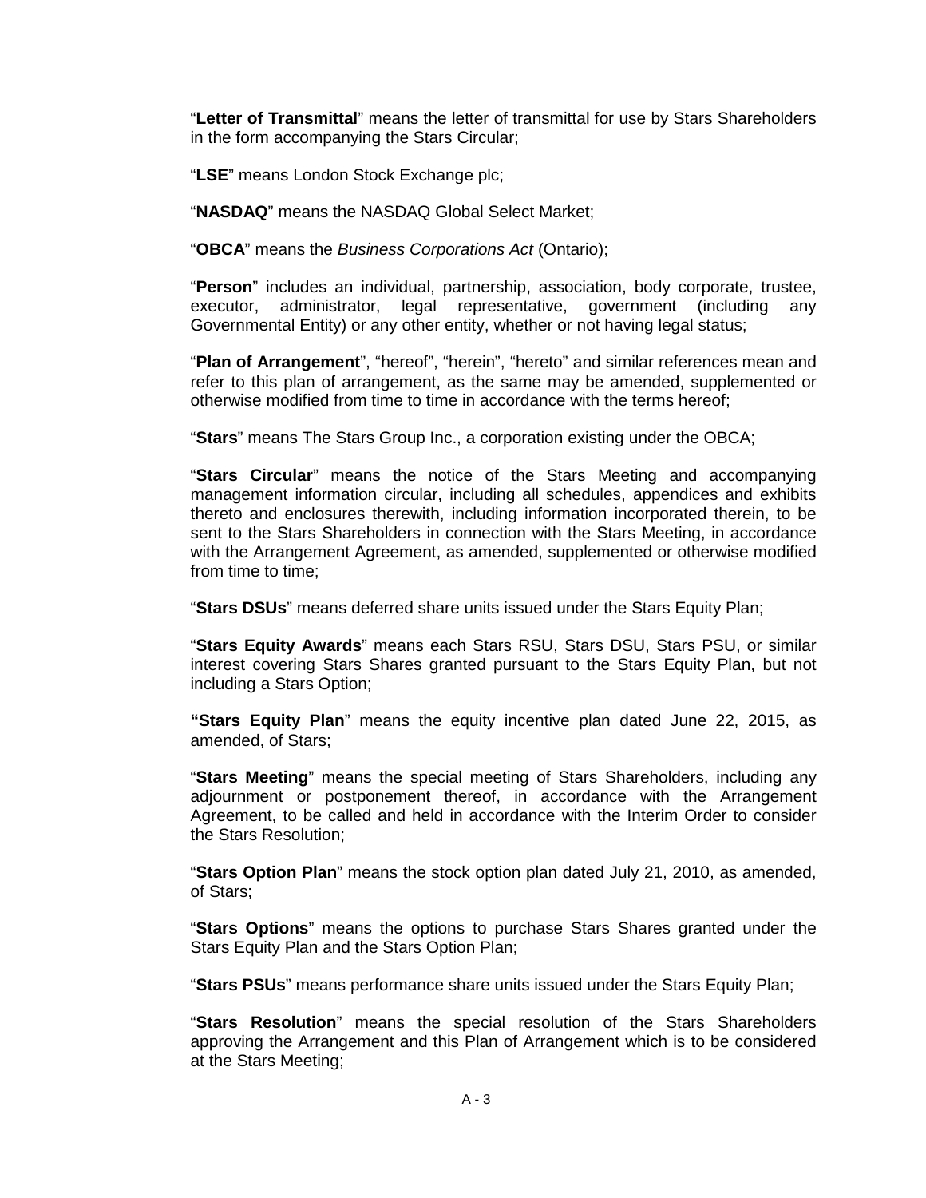"**Letter of Transmittal**" means the letter of transmittal for use by Stars Shareholders in the form accompanying the Stars Circular;

"**LSE**" means London Stock Exchange plc;

"**NASDAQ**" means the NASDAQ Global Select Market;

"**OBCA**" means the *Business Corporations Act* (Ontario);

"**Person**" includes an individual, partnership, association, body corporate, trustee, executor, administrator, legal representative, government (including any Governmental Entity) or any other entity, whether or not having legal status;

"**Plan of Arrangement**", "hereof", "herein", "hereto" and similar references mean and refer to this plan of arrangement, as the same may be amended, supplemented or otherwise modified from time to time in accordance with the terms hereof;

"**Stars**" means The Stars Group Inc., a corporation existing under the OBCA;

"**Stars Circular**" means the notice of the Stars Meeting and accompanying management information circular, including all schedules, appendices and exhibits thereto and enclosures therewith, including information incorporated therein, to be sent to the Stars Shareholders in connection with the Stars Meeting, in accordance with the Arrangement Agreement, as amended, supplemented or otherwise modified from time to time;

"**Stars DSUs**" means deferred share units issued under the Stars Equity Plan;

"**Stars Equity Awards**" means each Stars RSU, Stars DSU, Stars PSU, or similar interest covering Stars Shares granted pursuant to the Stars Equity Plan, but not including a Stars Option;

"**Stars Equity Plan**" means the equity incentive plan dated June 22, 2015, as amended, of Stars;

"**Stars Meeting**" means the special meeting of Stars Shareholders, including any adjournment or postponement thereof, in accordance with the Arrangement Agreement, to be called and held in accordance with the Interim Order to consider the Stars Resolution;

"**Stars Option Plan**" means the stock option plan dated July 21, 2010, as amended, of Stars;

"**Stars Options**" means the options to purchase Stars Shares granted under the Stars Equity Plan and the Stars Option Plan;

"**Stars PSUs**" means performance share units issued under the Stars Equity Plan;

"**Stars Resolution**" means the special resolution of the Stars Shareholders approving the Arrangement and this Plan of Arrangement which is to be considered at the Stars Meeting;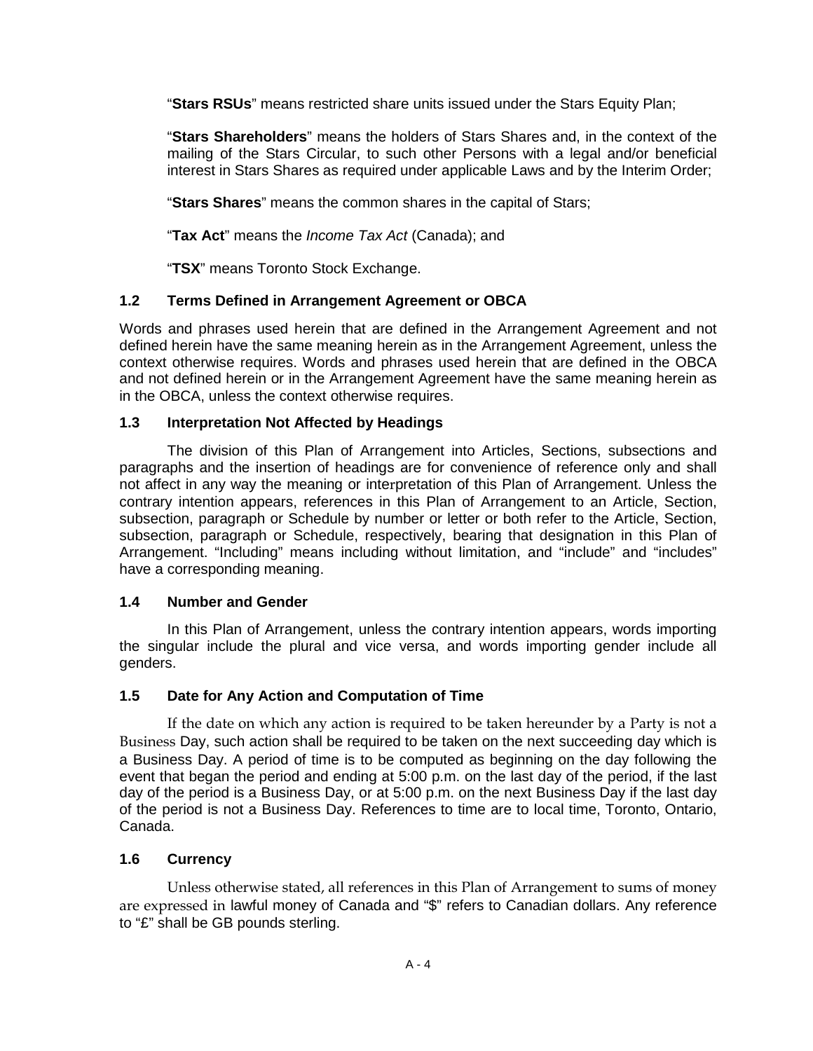"**Stars RSUs**" means restricted share units issued under the Stars Equity Plan;

"**Stars Shareholders**" means the holders of Stars Shares and, in the context of the mailing of the Stars Circular, to such other Persons with a legal and/or beneficial interest in Stars Shares as required under applicable Laws and by the Interim Order;

"**Stars Shares**" means the common shares in the capital of Stars;

"**Tax Act**" means the *Income Tax Act* (Canada); and

"**TSX**" means Toronto Stock Exchange.

### 1.2 Terms Defined in Arrangement Agreement or OBCA

Words and phrases used herein that are defined in the Arrangement Agreement and not defined herein have the same meaning herein as in the Arrangement Agreement, unless the context otherwise requires. Words and phrases used herein that are defined in the OBCA and not defined herein or in the Arrangement Agreement have the same meaning herein as in the OBCA, unless the context otherwise requires.

### 1.3 Interpretation Not Affected by Headings

The division of this Plan of Arrangement into Articles, Sections, subsections and paragraphs and the insertion of headings are for convenience of reference only and shall not affect in any way the meaning or interpretation of this Plan of Arrangement. Unless the contrary intention appears, references in this Plan of Arrangement to an Article, Section, subsection, paragraph or Schedule by number or letter or both refer to the Article, Section, subsection, paragraph or Schedule, respectively, bearing that designation in this Plan of Arrangement. "Including" means including without limitation, and "include" and "includes" have a corresponding meaning.

### 1.4 Number and Gender

In this Plan of Arrangement, unless the contrary intention appears, words importing the singular include the plural and vice versa, and words importing gender include all genders.

### 1.5 Date for Any Action and Computation of Time

If the date on which any action is required to be taken hereunder by a Party is not a Business Day, such action shall be required to be taken on the next succeeding day which is a Business Day. A period of time is to be computed as beginning on the day following the event that began the period and ending at 5:00 p.m. on the last day of the period, if the last day of the period is a Business Day, or at 5:00 p.m. on the next Business Day if the last day of the period is not a Business Day. References to time are to local time, Toronto, Ontario, Canada.

### 1.6 Currency

Unless otherwise stated, all references in this Plan of Arrangement to sums of money are expressed in lawful money of Canada and "$" refers to Canadian dollars. Any reference to "£" shall be GB pounds sterling.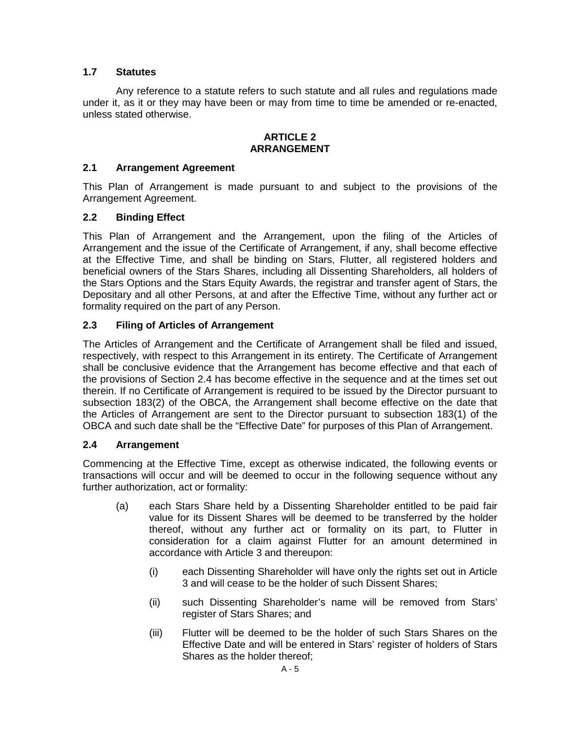### 1.7 Statutes

Any reference to a statute refers to such statute and all rules and regulations made under it, as it or they may have been or may from time to time be amended or re-enacted, unless stated otherwise.

## ARTICLE 2
## ARRANGEMENT

### 2.1 Arrangement Agreement

This Plan of Arrangement is made pursuant to and subject to the provisions of the Arrangement Agreement.

### 2.2 Binding Effect

This Plan of Arrangement and the Arrangement, upon the filing of the Articles of Arrangement and the issue of the Certificate of Arrangement, if any, shall become effective at the Effective Time, and shall be binding on Stars, Flutter, all registered holders and beneficial owners of the Stars Shares, including all Dissenting Shareholders, all holders of the Stars Options and the Stars Equity Awards, the registrar and transfer agent of Stars, the Depositary and all other Persons, at and after the Effective Time, without any further act or formality required on the part of any Person.

### 2.3 Filing of Articles of Arrangement

The Articles of Arrangement and the Certificate of Arrangement shall be filed and issued, respectively, with respect to this Arrangement in its entirety. The Certificate of Arrangement shall be conclusive evidence that the Arrangement has become effective and that each of the provisions of Section 2.4 has become effective in the sequence and at the times set out therein. If no Certificate of Arrangement is required to be issued by the Director pursuant to subsection 183(2) of the OBCA, the Arrangement shall become effective on the date that the Articles of Arrangement are sent to the Director pursuant to subsection 183(1) of the OBCA and such date shall be the "Effective Date" for purposes of this Plan of Arrangement.

### 2.4 Arrangement

Commencing at the Effective Time, except as otherwise indicated, the following events or transactions will occur and will be deemed to occur in the following sequence without any further authorization, act or formality:

(a) each Stars Share held by a Dissenting Shareholder entitled to be paid fair value for its Dissent Shares will be deemed to be transferred by the holder thereof, without any further act or formality on its part, to Flutter in consideration for a claim against Flutter for an amount determined in accordance with Article 3 and thereupon:

   (i) each Dissenting Shareholder will have only the rights set out in Article 3 and will cease to be the holder of such Dissent Shares;

   (ii) such Dissenting Shareholder's name will be removed from Stars' register of Stars Shares; and

   (iii) Flutter will be deemed to be the holder of such Stars Shares on the Effective Date and will be entered in Stars' register of holders of Stars Shares as the holder thereof;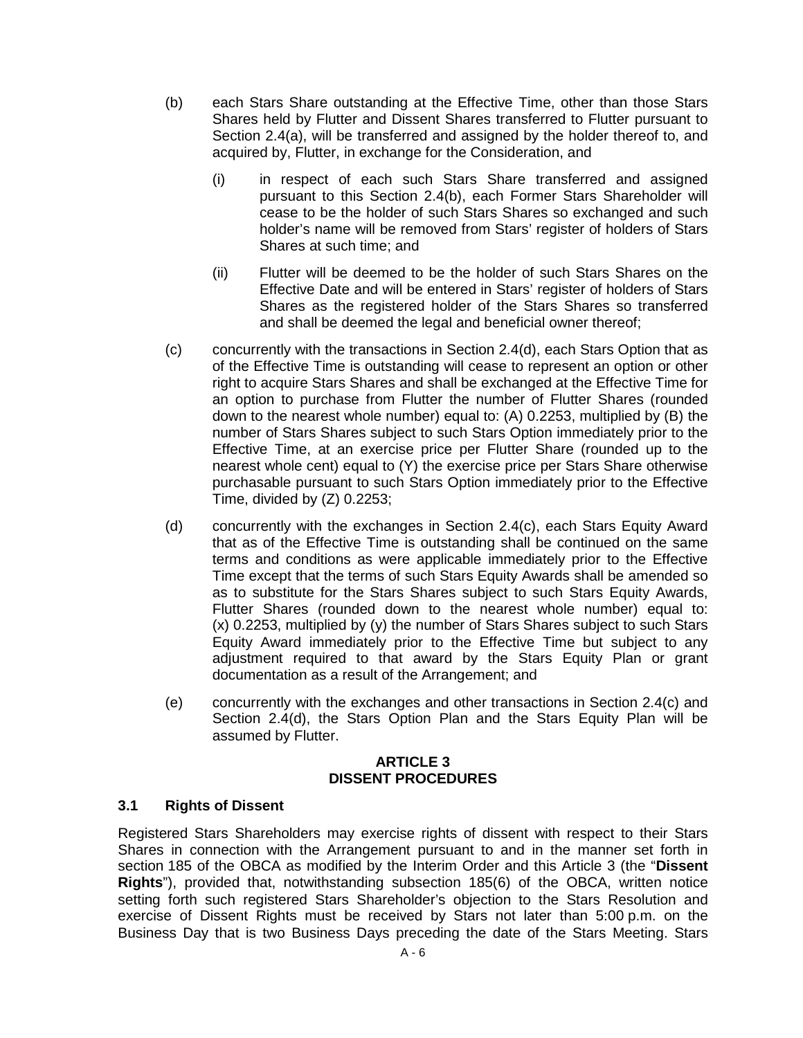(b) each Stars Share outstanding at the Effective Time, other than those Stars Shares held by Flutter and Dissent Shares transferred to Flutter pursuant to Section 2.4(a), will be transferred and assigned by the holder thereof to, and acquired by, Flutter, in exchange for the Consideration, and

  (i) in respect of each such Stars Share transferred and assigned pursuant to this Section 2.4(b), each Former Stars Shareholder will cease to be the holder of such Stars Shares so exchanged and such holder's name will be removed from Stars' register of holders of Stars Shares at such time; and

  (ii) Flutter will be deemed to be the holder of such Stars Shares on the Effective Date and will be entered in Stars' register of holders of Stars Shares as the registered holder of the Stars Shares so transferred and shall be deemed the legal and beneficial owner thereof;

(c) concurrently with the transactions in Section 2.4(d), each Stars Option that as of the Effective Time is outstanding will cease to represent an option or other right to acquire Stars Shares and shall be exchanged at the Effective Time for an option to purchase from Flutter the number of Flutter Shares (rounded down to the nearest whole number) equal to: (A) 0.2253, multiplied by (B) the number of Stars Shares subject to such Stars Option immediately prior to the Effective Time, at an exercise price per Flutter Share (rounded up to the nearest whole cent) equal to (Y) the exercise price per Stars Share otherwise purchasable pursuant to such Stars Option immediately prior to the Effective Time, divided by (Z) 0.2253;

(d) concurrently with the exchanges in Section 2.4(c), each Stars Equity Award that as of the Effective Time is outstanding shall be continued on the same terms and conditions as were applicable immediately prior to the Effective Time except that the terms of such Stars Equity Awards shall be amended so as to substitute for the Stars Shares subject to such Stars Equity Awards, Flutter Shares (rounded down to the nearest whole number) equal to: (x) 0.2253, multiplied by (y) the number of Stars Shares subject to such Stars Equity Award immediately prior to the Effective Time but subject to any adjustment required to that award by the Stars Equity Plan or grant documentation as a result of the Arrangement; and

(e) concurrently with the exchanges and other transactions in Section 2.4(c) and Section 2.4(d), the Stars Option Plan and the Stars Equity Plan will be assumed by Flutter.

## ARTICLE 3
## DISSENT PROCEDURES

### 3.1 Rights of Dissent

Registered Stars Shareholders may exercise rights of dissent with respect to their Stars Shares in connection with the Arrangement pursuant to and in the manner set forth in section 185 of the OBCA as modified by the Interim Order and this Article 3 (the "**Dissent Rights**"), provided that, notwithstanding subsection 185(6) of the OBCA, written notice setting forth such registered Stars Shareholder's objection to the Stars Resolution and exercise of Dissent Rights must be received by Stars not later than 5:00 p.m. on the Business Day that is two Business Days preceding the date of the Stars Meeting. Stars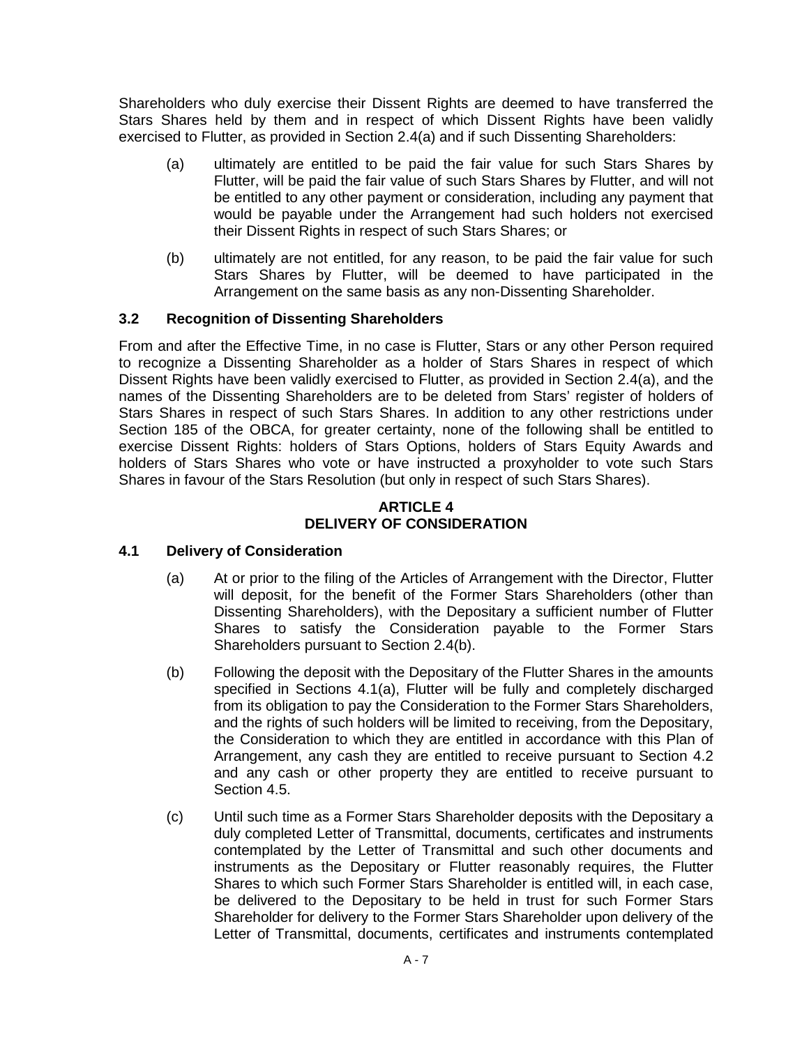Shareholders who duly exercise their Dissent Rights are deemed to have transferred the Stars Shares held by them and in respect of which Dissent Rights have been validly exercised to Flutter, as provided in Section 2.4(a) and if such Dissenting Shareholders:

(a) ultimately are entitled to be paid the fair value for such Stars Shares by Flutter, will be paid the fair value of such Stars Shares by Flutter, and will not be entitled to any other payment or consideration, including any payment that would be payable under the Arrangement had such holders not exercised their Dissent Rights in respect of such Stars Shares; or

(b) ultimately are not entitled, for any reason, to be paid the fair value for such Stars Shares by Flutter, will be deemed to have participated in the Arrangement on the same basis as any non-Dissenting Shareholder.

### 3.2 Recognition of Dissenting Shareholders

From and after the Effective Time, in no case is Flutter, Stars or any other Person required to recognize a Dissenting Shareholder as a holder of Stars Shares in respect of which Dissent Rights have been validly exercised to Flutter, as provided in Section 2.4(a), and the names of the Dissenting Shareholders are to be deleted from Stars' register of holders of Stars Shares in respect of such Stars Shares. In addition to any other restrictions under Section 185 of the OBCA, for greater certainty, none of the following shall be entitled to exercise Dissent Rights: holders of Stars Options, holders of Stars Equity Awards and holders of Stars Shares who vote or have instructed a proxyholder to vote such Stars Shares in favour of the Stars Resolution (but only in respect of such Stars Shares).

## ARTICLE 4
## DELIVERY OF CONSIDERATION

### 4.1 Delivery of Consideration

(a) At or prior to the filing of the Articles of Arrangement with the Director, Flutter will deposit, for the benefit of the Former Stars Shareholders (other than Dissenting Shareholders), with the Depositary a sufficient number of Flutter Shares to satisfy the Consideration payable to the Former Stars Shareholders pursuant to Section 2.4(b).

(b) Following the deposit with the Depositary of the Flutter Shares in the amounts specified in Sections 4.1(a), Flutter will be fully and completely discharged from its obligation to pay the Consideration to the Former Stars Shareholders, and the rights of such holders will be limited to receiving, from the Depositary, the Consideration to which they are entitled in accordance with this Plan of Arrangement, any cash they are entitled to receive pursuant to Section 4.2 and any cash or other property they are entitled to receive pursuant to Section 4.5.

(c) Until such time as a Former Stars Shareholder deposits with the Depositary a duly completed Letter of Transmittal, documents, certificates and instruments contemplated by the Letter of Transmittal and such other documents and instruments as the Depositary or Flutter reasonably requires, the Flutter Shares to which such Former Stars Shareholder is entitled will, in each case, be delivered to the Depositary to be held in trust for such Former Stars Shareholder for delivery to the Former Stars Shareholder upon delivery of the Letter of Transmittal, documents, certificates and instruments contemplated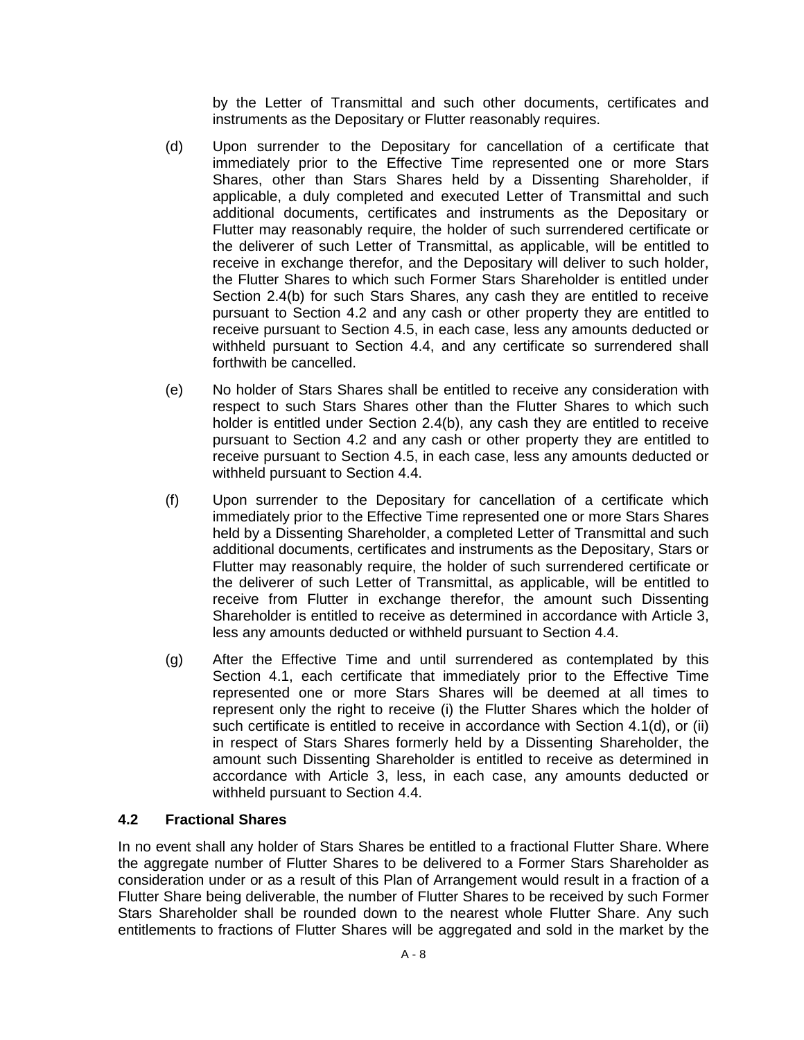by the Letter of Transmittal and such other documents, certificates and instruments as the Depositary or Flutter reasonably requires.

(d) Upon surrender to the Depositary for cancellation of a certificate that immediately prior to the Effective Time represented one or more Stars Shares, other than Stars Shares held by a Dissenting Shareholder, if applicable, a duly completed and executed Letter of Transmittal and such additional documents, certificates and instruments as the Depositary or Flutter may reasonably require, the holder of such surrendered certificate or the deliverer of such Letter of Transmittal, as applicable, will be entitled to receive in exchange therefor, and the Depositary will deliver to such holder, the Flutter Shares to which such Former Stars Shareholder is entitled under Section 2.4(b) for such Stars Shares, any cash they are entitled to receive pursuant to Section 4.2 and any cash or other property they are entitled to receive pursuant to Section 4.5, in each case, less any amounts deducted or withheld pursuant to Section 4.4, and any certificate so surrendered shall forthwith be cancelled.

(e) No holder of Stars Shares shall be entitled to receive any consideration with respect to such Stars Shares other than the Flutter Shares to which such holder is entitled under Section 2.4(b), any cash they are entitled to receive pursuant to Section 4.2 and any cash or other property they are entitled to receive pursuant to Section 4.5, in each case, less any amounts deducted or withheld pursuant to Section 4.4.

(f) Upon surrender to the Depositary for cancellation of a certificate which immediately prior to the Effective Time represented one or more Stars Shares held by a Dissenting Shareholder, a completed Letter of Transmittal and such additional documents, certificates and instruments as the Depositary, Stars or Flutter may reasonably require, the holder of such surrendered certificate or the deliverer of such Letter of Transmittal, as applicable, will be entitled to receive from Flutter in exchange therefor, the amount such Dissenting Shareholder is entitled to receive as determined in accordance with Article 3, less any amounts deducted or withheld pursuant to Section 4.4.

(g) After the Effective Time and until surrendered as contemplated by this Section 4.1, each certificate that immediately prior to the Effective Time represented one or more Stars Shares will be deemed at all times to represent only the right to receive (i) the Flutter Shares which the holder of such certificate is entitled to receive in accordance with Section 4.1(d), or (ii) in respect of Stars Shares formerly held by a Dissenting Shareholder, the amount such Dissenting Shareholder is entitled to receive as determined in accordance with Article 3, less, in each case, any amounts deducted or withheld pursuant to Section 4.4.

### 4.2 Fractional Shares

In no event shall any holder of Stars Shares be entitled to a fractional Flutter Share. Where the aggregate number of Flutter Shares to be delivered to a Former Stars Shareholder as consideration under or as a result of this Plan of Arrangement would result in a fraction of a Flutter Share being deliverable, the number of Flutter Shares to be received by such Former Stars Shareholder shall be rounded down to the nearest whole Flutter Share. Any such entitlements to fractions of Flutter Shares will be aggregated and sold in the market by the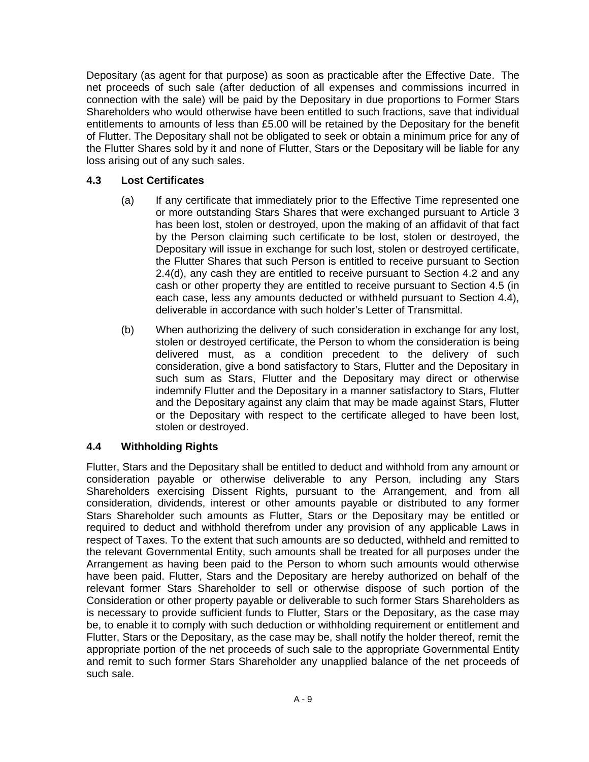Depositary (as agent for that purpose) as soon as practicable after the Effective Date. The net proceeds of such sale (after deduction of all expenses and commissions incurred in connection with the sale) will be paid by the Depositary in due proportions to Former Stars Shareholders who would otherwise have been entitled to such fractions, save that individual entitlements to amounts of less than £5.00 will be retained by the Depositary for the benefit of Flutter. The Depositary shall not be obligated to seek or obtain a minimum price for any of the Flutter Shares sold by it and none of Flutter, Stars or the Depositary will be liable for any loss arising out of any such sales.

### 4.3 Lost Certificates

(a) If any certificate that immediately prior to the Effective Time represented one or more outstanding Stars Shares that were exchanged pursuant to Article 3 has been lost, stolen or destroyed, upon the making of an affidavit of that fact by the Person claiming such certificate to be lost, stolen or destroyed, the Depositary will issue in exchange for such lost, stolen or destroyed certificate, the Flutter Shares that such Person is entitled to receive pursuant to Section 2.4(d), any cash they are entitled to receive pursuant to Section 4.2 and any cash or other property they are entitled to receive pursuant to Section 4.5 (in each case, less any amounts deducted or withheld pursuant to Section 4.4), deliverable in accordance with such holder's Letter of Transmittal.

(b) When authorizing the delivery of such consideration in exchange for any lost, stolen or destroyed certificate, the Person to whom the consideration is being delivered must, as a condition precedent to the delivery of such consideration, give a bond satisfactory to Stars, Flutter and the Depositary in such sum as Stars, Flutter and the Depositary may direct or otherwise indemnify Flutter and the Depositary in a manner satisfactory to Stars, Flutter and the Depositary against any claim that may be made against Stars, Flutter or the Depositary with respect to the certificate alleged to have been lost, stolen or destroyed.

### 4.4 Withholding Rights

Flutter, Stars and the Depositary shall be entitled to deduct and withhold from any amount or consideration payable or otherwise deliverable to any Person, including any Stars Shareholders exercising Dissent Rights, pursuant to the Arrangement, and from all consideration, dividends, interest or other amounts payable or distributed to any former Stars Shareholder such amounts as Flutter, Stars or the Depositary may be entitled or required to deduct and withhold therefrom under any provision of any applicable Laws in respect of Taxes. To the extent that such amounts are so deducted, withheld and remitted to the relevant Governmental Entity, such amounts shall be treated for all purposes under the Arrangement as having been paid to the Person to whom such amounts would otherwise have been paid. Flutter, Stars and the Depositary are hereby authorized on behalf of the relevant former Stars Shareholder to sell or otherwise dispose of such portion of the Consideration or other property payable or deliverable to such former Stars Shareholders as is necessary to provide sufficient funds to Flutter, Stars or the Depositary, as the case may be, to enable it to comply with such deduction or withholding requirement or entitlement and Flutter, Stars or the Depositary, as the case may be, shall notify the holder thereof, remit the appropriate portion of the net proceeds of such sale to the appropriate Governmental Entity and remit to such former Stars Shareholder any unapplied balance of the net proceeds of such sale.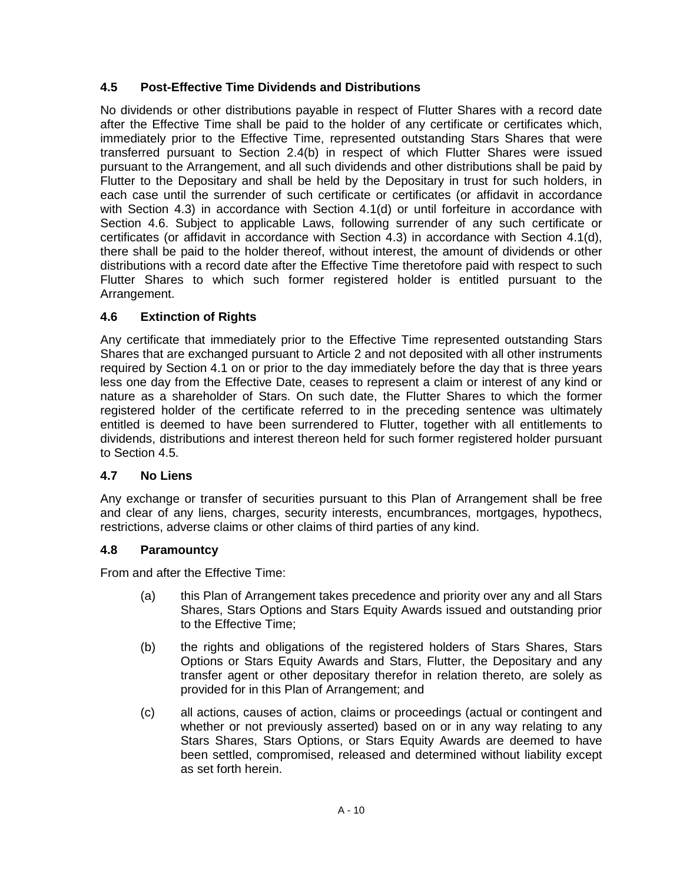### 4.5 Post-Effective Time Dividends and Distributions

No dividends or other distributions payable in respect of Flutter Shares with a record date after the Effective Time shall be paid to the holder of any certificate or certificates which, immediately prior to the Effective Time, represented outstanding Stars Shares that were transferred pursuant to Section 2.4(b) in respect of which Flutter Shares were issued pursuant to the Arrangement, and all such dividends and other distributions shall be paid by Flutter to the Depositary and shall be held by the Depositary in trust for such holders, in each case until the surrender of such certificate or certificates (or affidavit in accordance with Section 4.3) in accordance with Section 4.1(d) or until forfeiture in accordance with Section 4.6. Subject to applicable Laws, following surrender of any such certificate or certificates (or affidavit in accordance with Section 4.3) in accordance with Section 4.1(d), there shall be paid to the holder thereof, without interest, the amount of dividends or other distributions with a record date after the Effective Time theretofore paid with respect to such Flutter Shares to which such former registered holder is entitled pursuant to the Arrangement.

### 4.6 Extinction of Rights

Any certificate that immediately prior to the Effective Time represented outstanding Stars Shares that are exchanged pursuant to Article 2 and not deposited with all other instruments required by Section 4.1 on or prior to the day immediately before the day that is three years less one day from the Effective Date, ceases to represent a claim or interest of any kind or nature as a shareholder of Stars. On such date, the Flutter Shares to which the former registered holder of the certificate referred to in the preceding sentence was ultimately entitled is deemed to have been surrendered to Flutter, together with all entitlements to dividends, distributions and interest thereon held for such former registered holder pursuant to Section 4.5.

### 4.7 No Liens

Any exchange or transfer of securities pursuant to this Plan of Arrangement shall be free and clear of any liens, charges, security interests, encumbrances, mortgages, hypothecs, restrictions, adverse claims or other claims of third parties of any kind.

### 4.8 Paramountcy

From and after the Effective Time:

(a) this Plan of Arrangement takes precedence and priority over any and all Stars Shares, Stars Options and Stars Equity Awards issued and outstanding prior to the Effective Time;

(b) the rights and obligations of the registered holders of Stars Shares, Stars Options or Stars Equity Awards and Stars, Flutter, the Depositary and any transfer agent or other depositary therefor in relation thereto, are solely as provided for in this Plan of Arrangement; and

(c) all actions, causes of action, claims or proceedings (actual or contingent and whether or not previously asserted) based on or in any way relating to any Stars Shares, Stars Options, or Stars Equity Awards are deemed to have been settled, compromised, released and determined without liability except as set forth herein.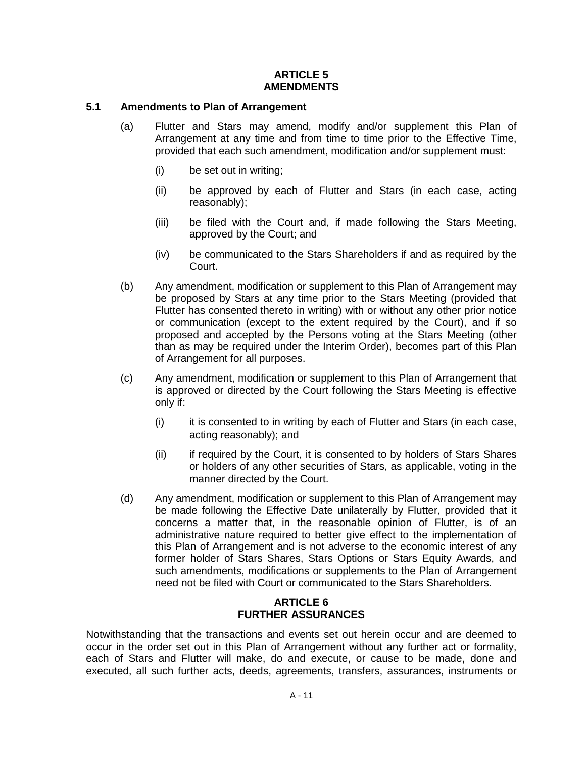## ARTICLE 5
## AMENDMENTS

### 5.1 Amendments to Plan of Arrangement

(a) Flutter and Stars may amend, modify and/or supplement this Plan of Arrangement at any time and from time to time prior to the Effective Time, provided that each such amendment, modification and/or supplement must:

(i) be set out in writing;

(ii) be approved by each of Flutter and Stars (in each case, acting reasonably);

(iii) be filed with the Court and, if made following the Stars Meeting, approved by the Court; and

(iv) be communicated to the Stars Shareholders if and as required by the Court.

(b) Any amendment, modification or supplement to this Plan of Arrangement may be proposed by Stars at any time prior to the Stars Meeting (provided that Flutter has consented thereto in writing) with or without any other prior notice or communication (except to the extent required by the Court), and if so proposed and accepted by the Persons voting at the Stars Meeting (other than as may be required under the Interim Order), becomes part of this Plan of Arrangement for all purposes.

(c) Any amendment, modification or supplement to this Plan of Arrangement that is approved or directed by the Court following the Stars Meeting is effective only if:

(i) it is consented to in writing by each of Flutter and Stars (in each case, acting reasonably); and

(ii) if required by the Court, it is consented to by holders of Stars Shares or holders of any other securities of Stars, as applicable, voting in the manner directed by the Court.

(d) Any amendment, modification or supplement to this Plan of Arrangement may be made following the Effective Date unilaterally by Flutter, provided that it concerns a matter that, in the reasonable opinion of Flutter, is of an administrative nature required to better give effect to the implementation of this Plan of Arrangement and is not adverse to the economic interest of any former holder of Stars Shares, Stars Options or Stars Equity Awards, and such amendments, modifications or supplements to the Plan of Arrangement need not be filed with Court or communicated to the Stars Shareholders.

## ARTICLE 6
## FURTHER ASSURANCES

Notwithstanding that the transactions and events set out herein occur and are deemed to occur in the order set out in this Plan of Arrangement without any further act or formality, each of Stars and Flutter will make, do and execute, or cause to be made, done and executed, all such further acts, deeds, agreements, transfers, assurances, instruments or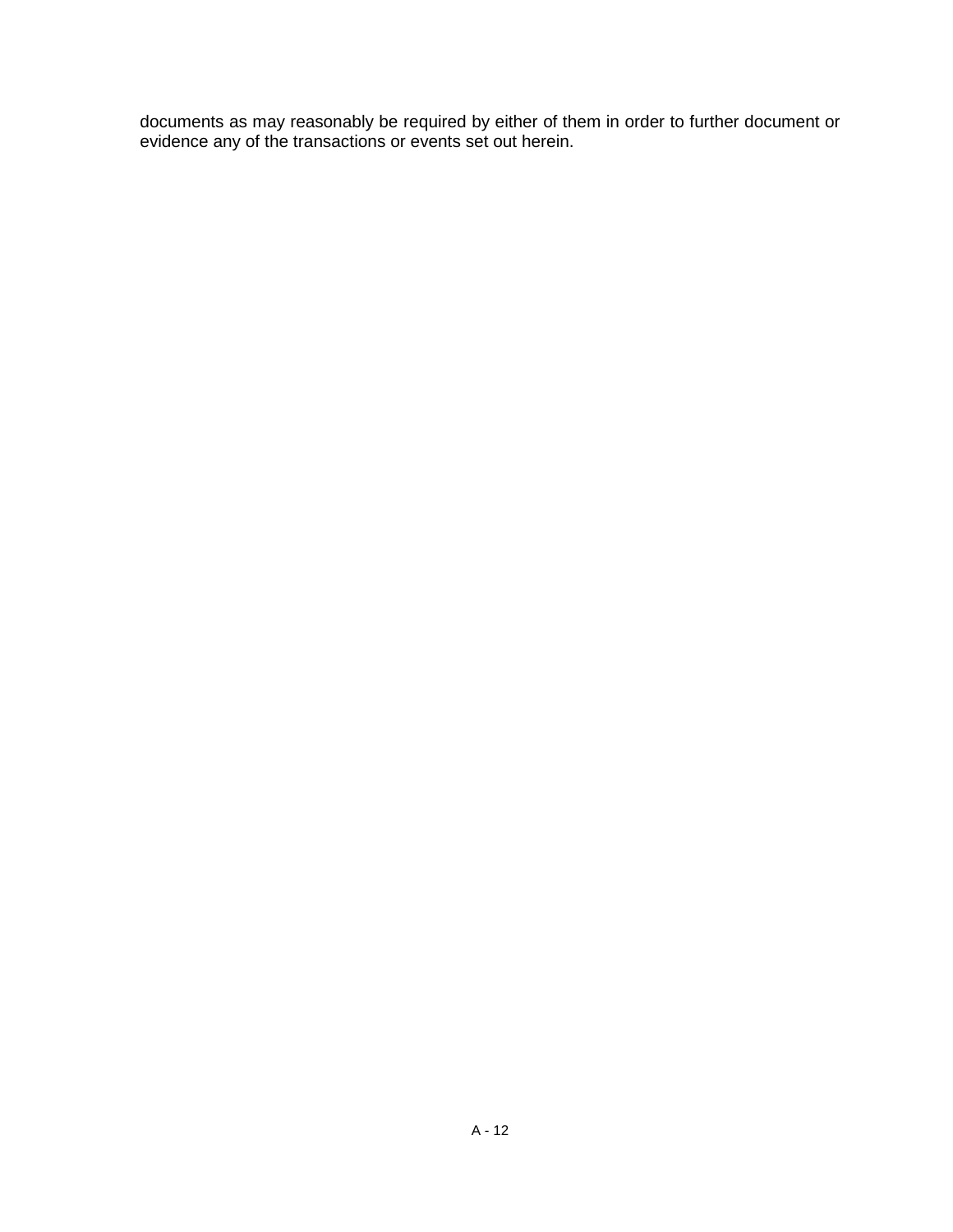documents as may reasonably be required by either of them in order to further document or evidence any of the transactions or events set out herein.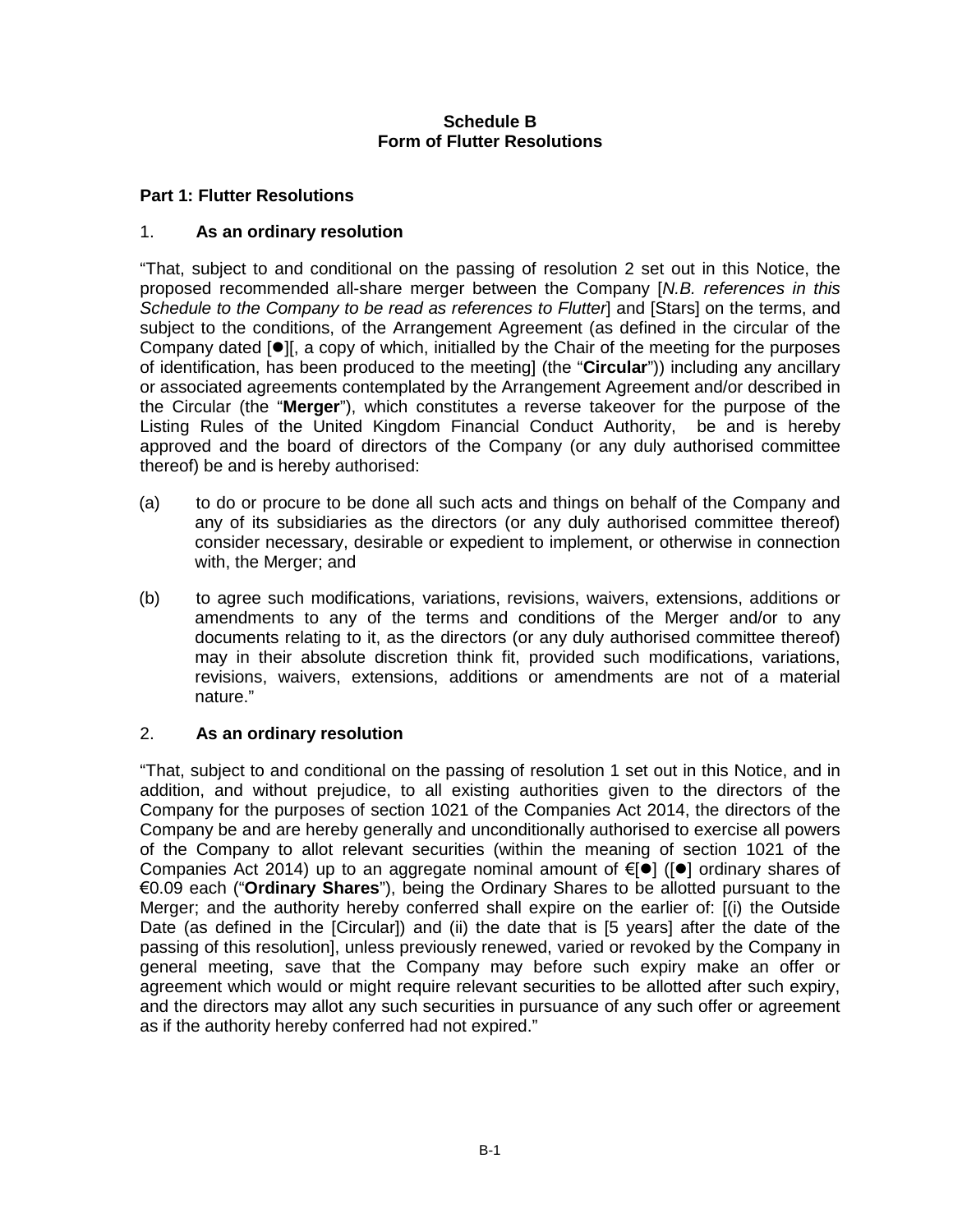**Schedule B**
**Form of Flutter Resolutions**

**Part 1: Flutter Resolutions**

1. **As an ordinary resolution**

"That, subject to and conditional on the passing of resolution 2 set out in this Notice, the proposed recommended all-share merger between the Company [*N.B. references in this Schedule to the Company to be read as references to Flutter*] and [Stars] on the terms, and subject to the conditions, of the Arrangement Agreement (as defined in the circular of the Company dated [●][, a copy of which, initialled by the Chair of the meeting for the purposes of identification, has been produced to the meeting] (the "**Circular**")) including any ancillary or associated agreements contemplated by the Arrangement Agreement and/or described in the Circular (the "**Merger**"), which constitutes a reverse takeover for the purpose of the Listing Rules of the United Kingdom Financial Conduct Authority, be and is hereby approved and the board of directors of the Company (or any duly authorised committee thereof) be and is hereby authorised:

(a) to do or procure to be done all such acts and things on behalf of the Company and any of its subsidiaries as the directors (or any duly authorised committee thereof) consider necessary, desirable or expedient to implement, or otherwise in connection with, the Merger; and

(b) to agree such modifications, variations, revisions, waivers, extensions, additions or amendments to any of the terms and conditions of the Merger and/or to any documents relating to it, as the directors (or any duly authorised committee thereof) may in their absolute discretion think fit, provided such modifications, variations, revisions, waivers, extensions, additions or amendments are not of a material nature."

2. **As an ordinary resolution**

"That, subject to and conditional on the passing of resolution 1 set out in this Notice, and in addition, and without prejudice, to all existing authorities given to the directors of the Company for the purposes of section 1021 of the Companies Act 2014, the directors of the Company be and are hereby generally and unconditionally authorised to exercise all powers of the Company to allot relevant securities (within the meaning of section 1021 of the Companies Act 2014) up to an aggregate nominal amount of €[●] ([●] ordinary shares of €0.09 each ("**Ordinary Shares**"), being the Ordinary Shares to be allotted pursuant to the Merger; and the authority hereby conferred shall expire on the earlier of: [(i) the Outside Date (as defined in the [Circular]) and (ii) the date that is [5 years] after the date of the passing of this resolution], unless previously renewed, varied or revoked by the Company in general meeting, save that the Company may before such expiry make an offer or agreement which would or might require relevant securities to be allotted after such expiry, and the directors may allot any such securities in pursuance of any such offer or agreement as if the authority hereby conferred had not expired."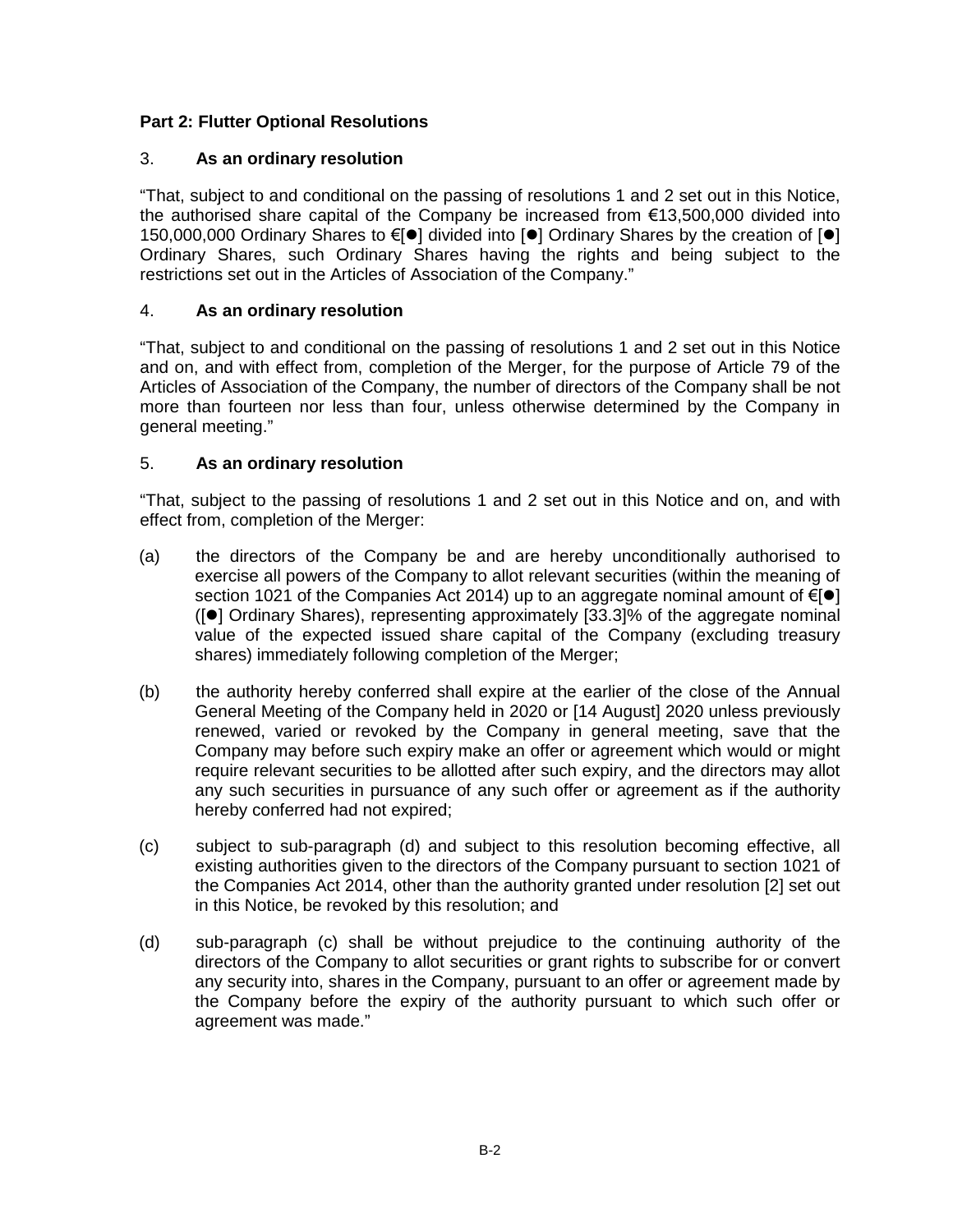**Part 2: Flutter Optional Resolutions**

3. **As an ordinary resolution**

"That, subject to and conditional on the passing of resolutions 1 and 2 set out in this Notice, the authorised share capital of the Company be increased from €13,500,000 divided into 150,000,000 Ordinary Shares to €[●] divided into [●] Ordinary Shares by the creation of [●] Ordinary Shares, such Ordinary Shares having the rights and being subject to the restrictions set out in the Articles of Association of the Company."

4. **As an ordinary resolution**

"That, subject to and conditional on the passing of resolutions 1 and 2 set out in this Notice and on, and with effect from, completion of the Merger, for the purpose of Article 79 of the Articles of Association of the Company, the number of directors of the Company shall be not more than fourteen nor less than four, unless otherwise determined by the Company in general meeting."

5. **As an ordinary resolution**

"That, subject to the passing of resolutions 1 and 2 set out in this Notice and on, and with effect from, completion of the Merger:

(a) the directors of the Company be and are hereby unconditionally authorised to exercise all powers of the Company to allot relevant securities (within the meaning of section 1021 of the Companies Act 2014) up to an aggregate nominal amount of €[●] ([●] Ordinary Shares), representing approximately [33.3]% of the aggregate nominal value of the expected issued share capital of the Company (excluding treasury shares) immediately following completion of the Merger;

(b) the authority hereby conferred shall expire at the earlier of the close of the Annual General Meeting of the Company held in 2020 or [14 August] 2020 unless previously renewed, varied or revoked by the Company in general meeting, save that the Company may before such expiry make an offer or agreement which would or might require relevant securities to be allotted after such expiry, and the directors may allot any such securities in pursuance of any such offer or agreement as if the authority hereby conferred had not expired;

(c) subject to sub-paragraph (d) and subject to this resolution becoming effective, all existing authorities given to the directors of the Company pursuant to section 1021 of the Companies Act 2014, other than the authority granted under resolution [2] set out in this Notice, be revoked by this resolution; and

(d) sub-paragraph (c) shall be without prejudice to the continuing authority of the directors of the Company to allot securities or grant rights to subscribe for or convert any security into, shares in the Company, pursuant to an offer or agreement made by the Company before the expiry of the authority pursuant to which such offer or agreement was made."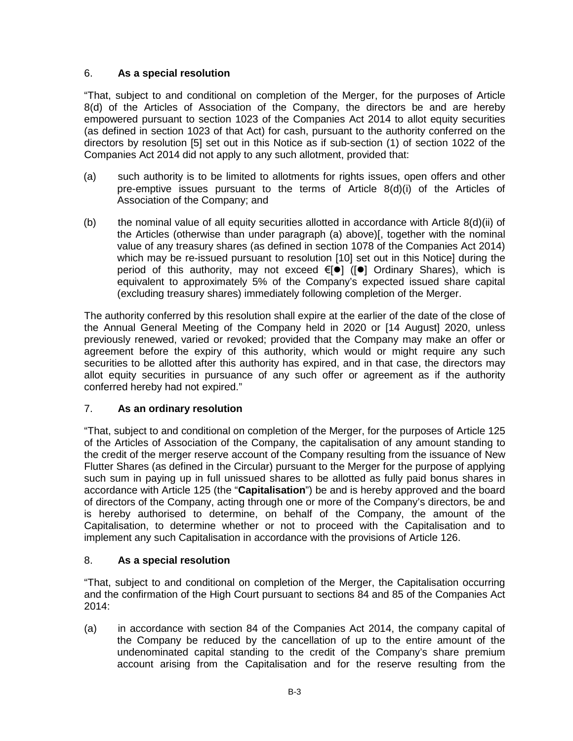6. **As a special resolution**

"That, subject to and conditional on completion of the Merger, for the purposes of Article 8(d) of the Articles of Association of the Company, the directors be and are hereby empowered pursuant to section 1023 of the Companies Act 2014 to allot equity securities (as defined in section 1023 of that Act) for cash, pursuant to the authority conferred on the directors by resolution [5] set out in this Notice as if sub-section (1) of section 1022 of the Companies Act 2014 did not apply to any such allotment, provided that:

(a) such authority is to be limited to allotments for rights issues, open offers and other pre-emptive issues pursuant to the terms of Article 8(d)(i) of the Articles of Association of the Company; and

(b) the nominal value of all equity securities allotted in accordance with Article 8(d)(ii) of the Articles (otherwise than under paragraph (a) above)[, together with the nominal value of any treasury shares (as defined in section 1078 of the Companies Act 2014) which may be re-issued pursuant to resolution [10] set out in this Notice] during the period of this authority, may not exceed €[●] ([●] Ordinary Shares), which is equivalent to approximately 5% of the Company's expected issued share capital (excluding treasury shares) immediately following completion of the Merger.

The authority conferred by this resolution shall expire at the earlier of the date of the close of the Annual General Meeting of the Company held in 2020 or [14 August] 2020, unless previously renewed, varied or revoked; provided that the Company may make an offer or agreement before the expiry of this authority, which would or might require any such securities to be allotted after this authority has expired, and in that case, the directors may allot equity securities in pursuance of any such offer or agreement as if the authority conferred hereby had not expired."

7. **As an ordinary resolution**

"That, subject to and conditional on completion of the Merger, for the purposes of Article 125 of the Articles of Association of the Company, the capitalisation of any amount standing to the credit of the merger reserve account of the Company resulting from the issuance of New Flutter Shares (as defined in the Circular) pursuant to the Merger for the purpose of applying such sum in paying up in full unissued shares to be allotted as fully paid bonus shares in accordance with Article 125 (the "**Capitalisation**") be and is hereby approved and the board of directors of the Company, acting through one or more of the Company's directors, be and is hereby authorised to determine, on behalf of the Company, the amount of the Capitalisation, to determine whether or not to proceed with the Capitalisation and to implement any such Capitalisation in accordance with the provisions of Article 126.

8. **As a special resolution**

"That, subject to and conditional on completion of the Merger, the Capitalisation occurring and the confirmation of the High Court pursuant to sections 84 and 85 of the Companies Act 2014:

(a) in accordance with section 84 of the Companies Act 2014, the company capital of the Company be reduced by the cancellation of up to the entire amount of the undenominated capital standing to the credit of the Company's share premium account arising from the Capitalisation and for the reserve resulting from the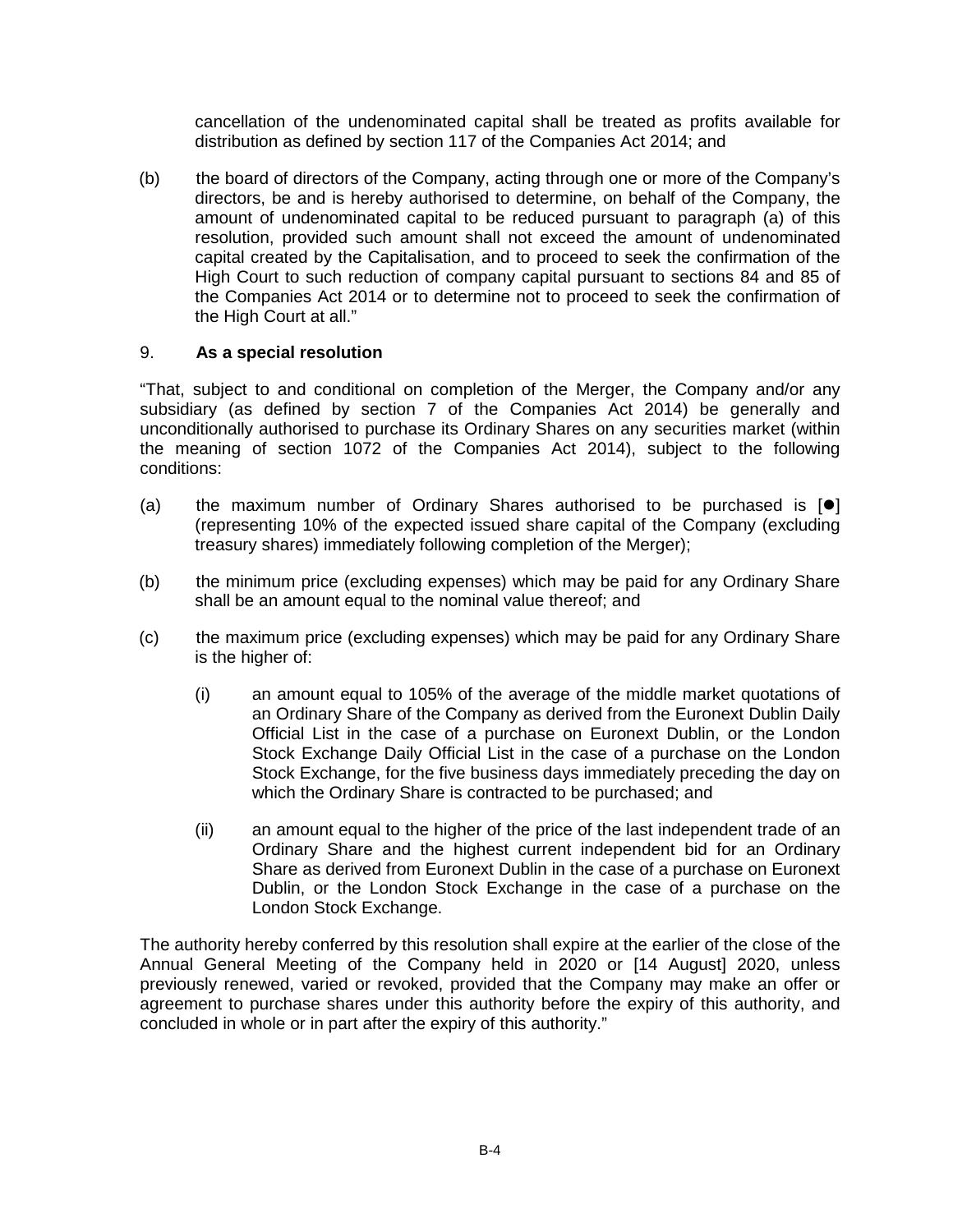cancellation of the undenominated capital shall be treated as profits available for distribution as defined by section 117 of the Companies Act 2014; and

(b) the board of directors of the Company, acting through one or more of the Company's directors, be and is hereby authorised to determine, on behalf of the Company, the amount of undenominated capital to be reduced pursuant to paragraph (a) of this resolution, provided such amount shall not exceed the amount of undenominated capital created by the Capitalisation, and to proceed to seek the confirmation of the High Court to such reduction of company capital pursuant to sections 84 and 85 of the Companies Act 2014 or to determine not to proceed to seek the confirmation of the High Court at all."

9. **As a special resolution**

"That, subject to and conditional on completion of the Merger, the Company and/or any subsidiary (as defined by section 7 of the Companies Act 2014) be generally and unconditionally authorised to purchase its Ordinary Shares on any securities market (within the meaning of section 1072 of the Companies Act 2014), subject to the following conditions:

(a) the maximum number of Ordinary Shares authorised to be purchased is [●] (representing 10% of the expected issued share capital of the Company (excluding treasury shares) immediately following completion of the Merger);

(b) the minimum price (excluding expenses) which may be paid for any Ordinary Share shall be an amount equal to the nominal value thereof; and

(c) the maximum price (excluding expenses) which may be paid for any Ordinary Share is the higher of:

   (i) an amount equal to 105% of the average of the middle market quotations of an Ordinary Share of the Company as derived from the Euronext Dublin Daily Official List in the case of a purchase on Euronext Dublin, or the London Stock Exchange Daily Official List in the case of a purchase on the London Stock Exchange, for the five business days immediately preceding the day on which the Ordinary Share is contracted to be purchased; and

   (ii) an amount equal to the higher of the price of the last independent trade of an Ordinary Share and the highest current independent bid for an Ordinary Share as derived from Euronext Dublin in the case of a purchase on Euronext Dublin, or the London Stock Exchange in the case of a purchase on the London Stock Exchange.

The authority hereby conferred by this resolution shall expire at the earlier of the close of the Annual General Meeting of the Company held in 2020 or [14 August] 2020, unless previously renewed, varied or revoked, provided that the Company may make an offer or agreement to purchase shares under this authority before the expiry of this authority, and concluded in whole or in part after the expiry of this authority."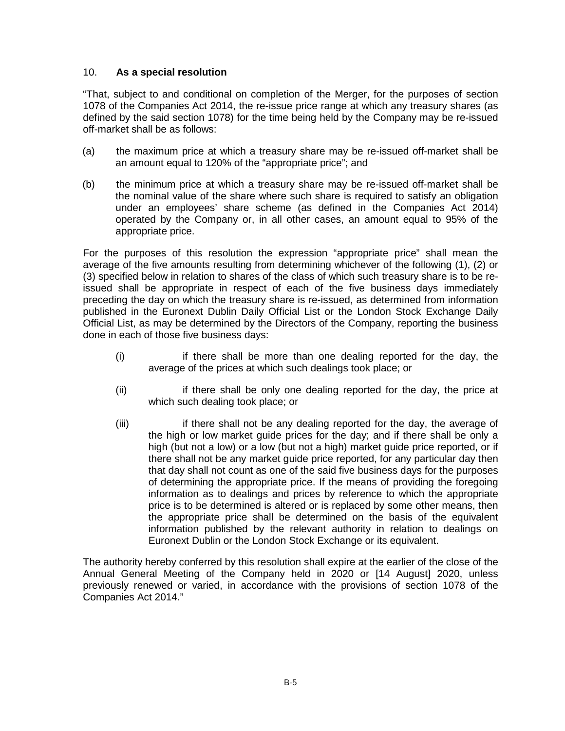10. **As a special resolution**

"That, subject to and conditional on completion of the Merger, for the purposes of section 1078 of the Companies Act 2014, the re-issue price range at which any treasury shares (as defined by the said section 1078) for the time being held by the Company may be re-issued off-market shall be as follows:

(a) the maximum price at which a treasury share may be re-issued off-market shall be an amount equal to 120% of the "appropriate price"; and

(b) the minimum price at which a treasury share may be re-issued off-market shall be the nominal value of the share where such share is required to satisfy an obligation under an employees' share scheme (as defined in the Companies Act 2014) operated by the Company or, in all other cases, an amount equal to 95% of the appropriate price.

For the purposes of this resolution the expression "appropriate price" shall mean the average of the five amounts resulting from determining whichever of the following (1), (2) or (3) specified below in relation to shares of the class of which such treasury share is to be re-issued shall be appropriate in respect of each of the five business days immediately preceding the day on which the treasury share is re-issued, as determined from information published in the Euronext Dublin Daily Official List or the London Stock Exchange Daily Official List, as may be determined by the Directors of the Company, reporting the business done in each of those five business days:

(i) if there shall be more than one dealing reported for the day, the average of the prices at which such dealings took place; or

(ii) if there shall be only one dealing reported for the day, the price at which such dealing took place; or

(iii) if there shall not be any dealing reported for the day, the average of the high or low market guide prices for the day; and if there shall be only a high (but not a low) or a low (but not a high) market guide price reported, or if there shall not be any market guide price reported, for any particular day then that day shall not count as one of the said five business days for the purposes of determining the appropriate price. If the means of providing the foregoing information as to dealings and prices by reference to which the appropriate price is to be determined is altered or is replaced by some other means, then the appropriate price shall be determined on the basis of the equivalent information published by the relevant authority in relation to dealings on Euronext Dublin or the London Stock Exchange or its equivalent.

The authority hereby conferred by this resolution shall expire at the earlier of the close of the Annual General Meeting of the Company held in 2020 or [14 August] 2020, unless previously renewed or varied, in accordance with the provisions of section 1078 of the Companies Act 2014."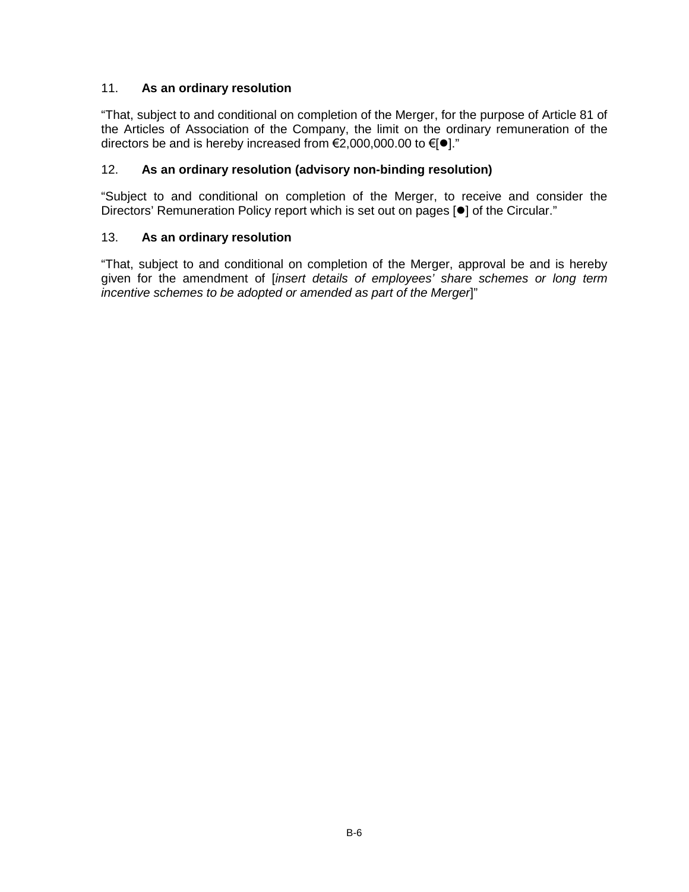11. **As an ordinary resolution**

"That, subject to and conditional on completion of the Merger, for the purpose of Article 81 of the Articles of Association of the Company, the limit on the ordinary remuneration of the directors be and is hereby increased from €2,000,000.00 to €[●]."

12. **As an ordinary resolution (advisory non-binding resolution)**

"Subject to and conditional on completion of the Merger, to receive and consider the Directors' Remuneration Policy report which is set out on pages [●] of the Circular."

13. **As an ordinary resolution**

"That, subject to and conditional on completion of the Merger, approval be and is hereby given for the amendment of [*insert details of employees' share schemes or long term incentive schemes to be adopted or amended as part of the Merger*]"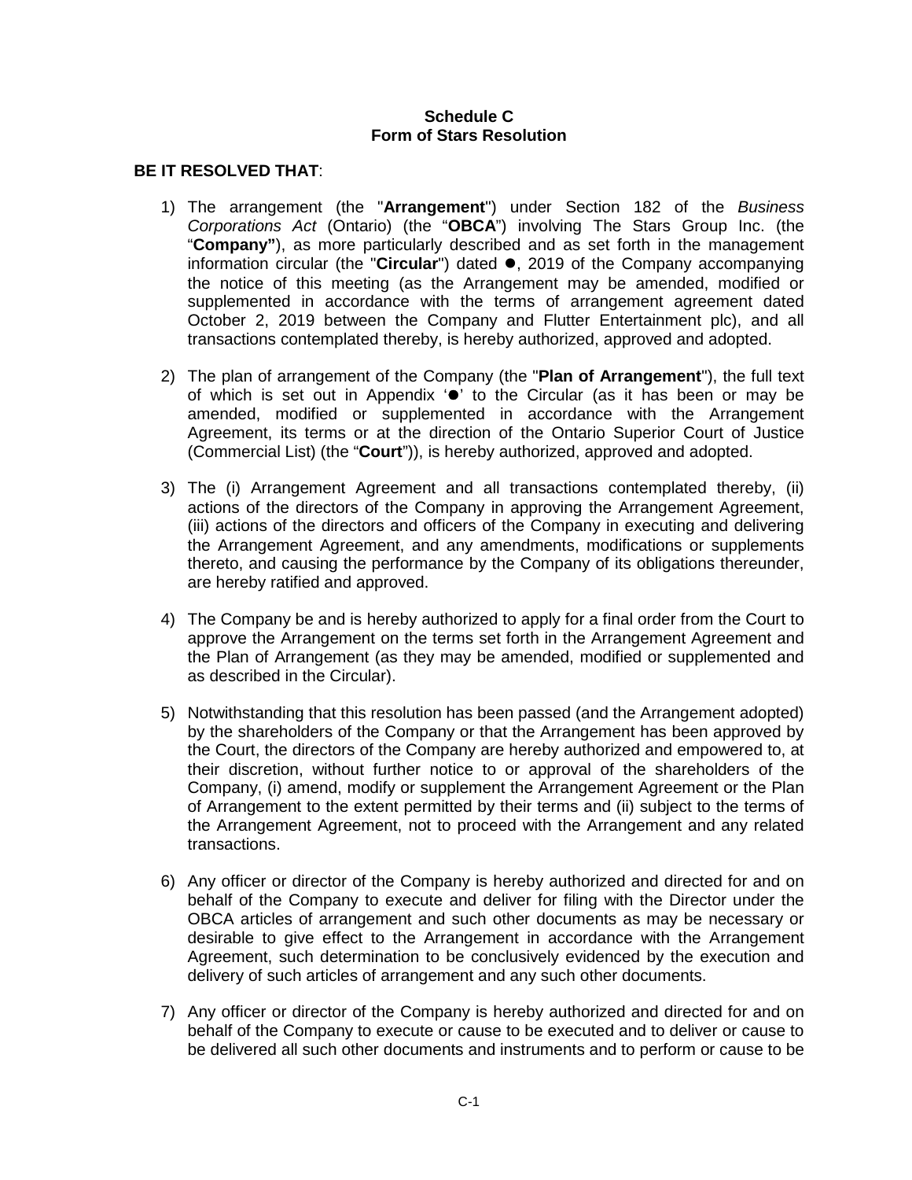**Schedule C**
**Form of Stars Resolution**

**BE IT RESOLVED THAT**:

1) The arrangement (the "**Arrangement**") under Section 182 of the *Business Corporations Act* (Ontario) (the "**OBCA**") involving The Stars Group Inc. (the "**Company"**), as more particularly described and as set forth in the management information circular (the "**Circular**") dated ●, 2019 of the Company accompanying the notice of this meeting (as the Arrangement may be amended, modified or supplemented in accordance with the terms of arrangement agreement dated October 2, 2019 between the Company and Flutter Entertainment plc), and all transactions contemplated thereby, is hereby authorized, approved and adopted.

2) The plan of arrangement of the Company (the "**Plan of Arrangement**"), the full text of which is set out in Appendix '●' to the Circular (as it has been or may be amended, modified or supplemented in accordance with the Arrangement Agreement, its terms or at the direction of the Ontario Superior Court of Justice (Commercial List) (the "**Court**")), is hereby authorized, approved and adopted.

3) The (i) Arrangement Agreement and all transactions contemplated thereby, (ii) actions of the directors of the Company in approving the Arrangement Agreement, (iii) actions of the directors and officers of the Company in executing and delivering the Arrangement Agreement, and any amendments, modifications or supplements thereto, and causing the performance by the Company of its obligations thereunder, are hereby ratified and approved.

4) The Company be and is hereby authorized to apply for a final order from the Court to approve the Arrangement on the terms set forth in the Arrangement Agreement and the Plan of Arrangement (as they may be amended, modified or supplemented and as described in the Circular).

5) Notwithstanding that this resolution has been passed (and the Arrangement adopted) by the shareholders of the Company or that the Arrangement has been approved by the Court, the directors of the Company are hereby authorized and empowered to, at their discretion, without further notice to or approval of the shareholders of the Company, (i) amend, modify or supplement the Arrangement Agreement or the Plan of Arrangement to the extent permitted by their terms and (ii) subject to the terms of the Arrangement Agreement, not to proceed with the Arrangement and any related transactions.

6) Any officer or director of the Company is hereby authorized and directed for and on behalf of the Company to execute and deliver for filing with the Director under the OBCA articles of arrangement and such other documents as may be necessary or desirable to give effect to the Arrangement in accordance with the Arrangement Agreement, such determination to be conclusively evidenced by the execution and delivery of such articles of arrangement and any such other documents.

7) Any officer or director of the Company is hereby authorized and directed for and on behalf of the Company to execute or cause to be executed and to deliver or cause to be delivered all such other documents and instruments and to perform or cause to be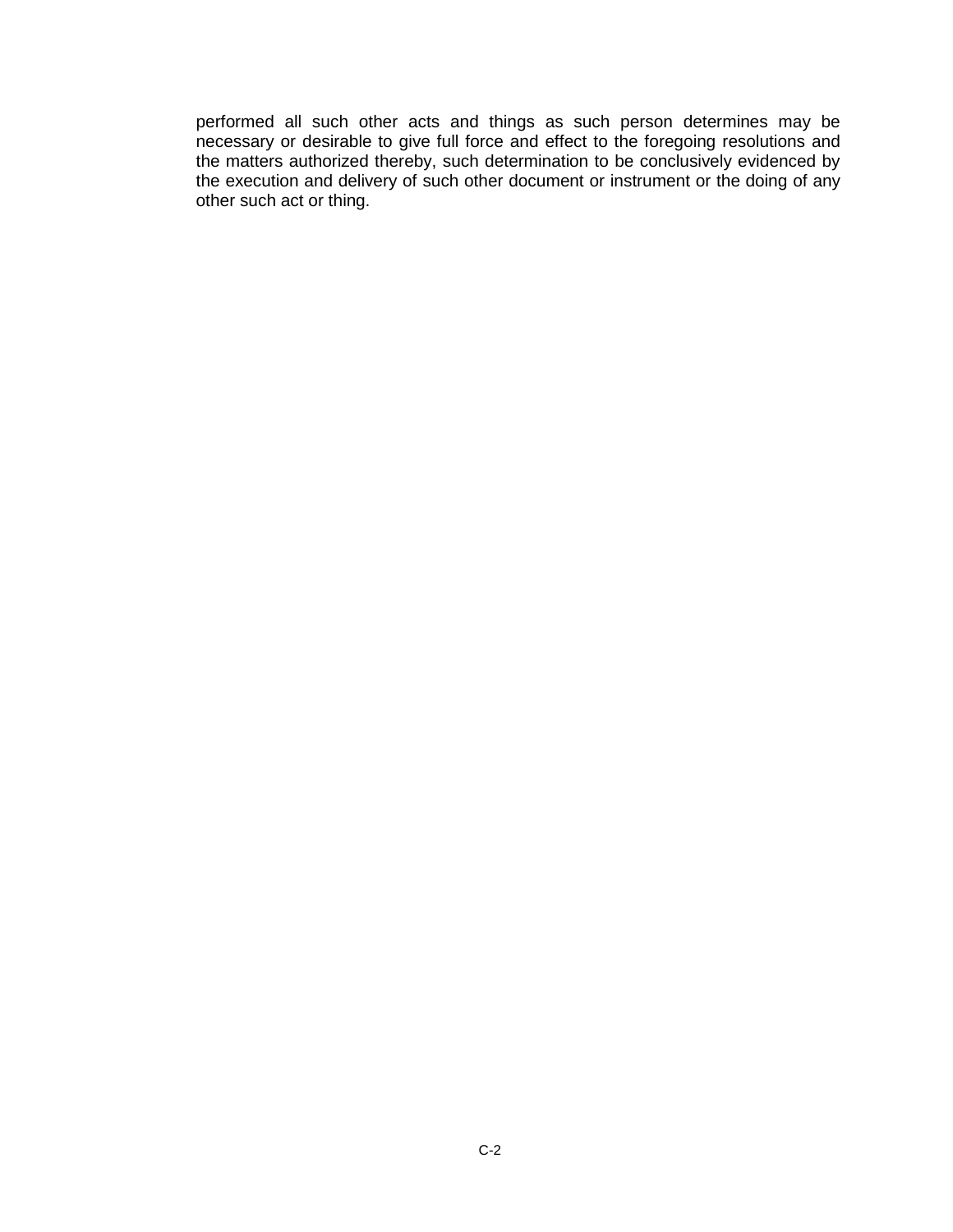performed all such other acts and things as such person determines may be necessary or desirable to give full force and effect to the foregoing resolutions and the matters authorized thereby, such determination to be conclusively evidenced by the execution and delivery of such other document or instrument or the doing of any other such act or thing.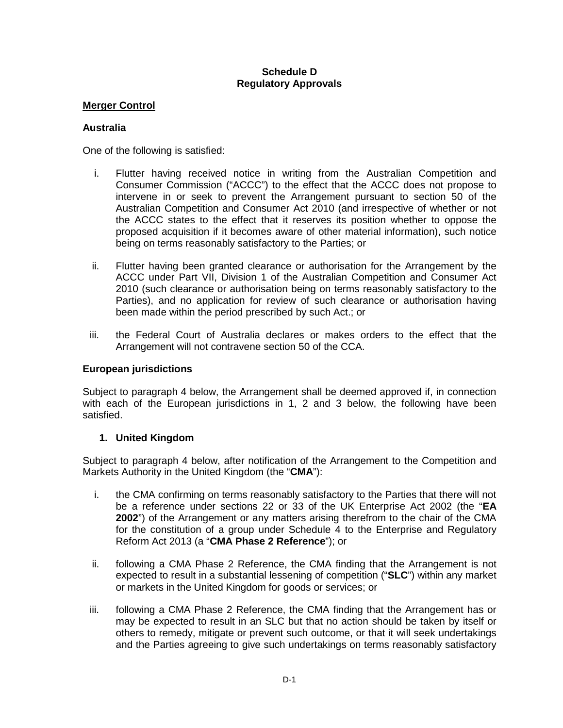**Schedule D**
**Regulatory Approvals**

**Merger Control**

**Australia**

One of the following is satisfied:

i. Flutter having received notice in writing from the Australian Competition and Consumer Commission ("ACCC") to the effect that the ACCC does not propose to intervene in or seek to prevent the Arrangement pursuant to section 50 of the Australian Competition and Consumer Act 2010 (and irrespective of whether or not the ACCC states to the effect that it reserves its position whether to oppose the proposed acquisition if it becomes aware of other material information), such notice being on terms reasonably satisfactory to the Parties; or

ii. Flutter having been granted clearance or authorisation for the Arrangement by the ACCC under Part VII, Division 1 of the Australian Competition and Consumer Act 2010 (such clearance or authorisation being on terms reasonably satisfactory to the Parties), and no application for review of such clearance or authorisation having been made within the period prescribed by such Act.; or

iii. the Federal Court of Australia declares or makes orders to the effect that the Arrangement will not contravene section 50 of the CCA.

**European jurisdictions**

Subject to paragraph 4 below, the Arrangement shall be deemed approved if, in connection with each of the European jurisdictions in 1, 2 and 3 below, the following have been satisfied.

**1. United Kingdom**

Subject to paragraph 4 below, after notification of the Arrangement to the Competition and Markets Authority in the United Kingdom (the "**CMA**"):

i. the CMA confirming on terms reasonably satisfactory to the Parties that there will not be a reference under sections 22 or 33 of the UK Enterprise Act 2002 (the "**EA 2002**") of the Arrangement or any matters arising therefrom to the chair of the CMA for the constitution of a group under Schedule 4 to the Enterprise and Regulatory Reform Act 2013 (a "**CMA Phase 2 Reference**"); or

ii. following a CMA Phase 2 Reference, the CMA finding that the Arrangement is not expected to result in a substantial lessening of competition ("**SLC**") within any market or markets in the United Kingdom for goods or services; or

iii. following a CMA Phase 2 Reference, the CMA finding that the Arrangement has or may be expected to result in an SLC but that no action should be taken by itself or others to remedy, mitigate or prevent such outcome, or that it will seek undertakings and the Parties agreeing to give such undertakings on terms reasonably satisfactory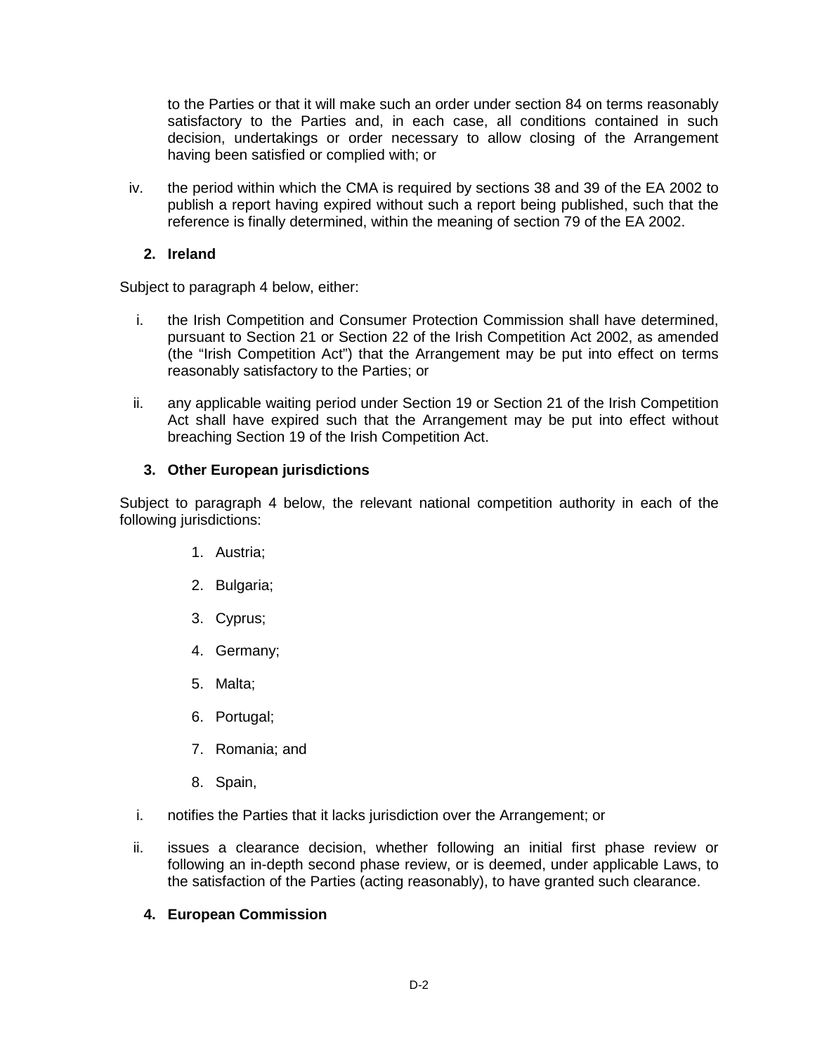to the Parties or that it will make such an order under section 84 on terms reasonably satisfactory to the Parties and, in each case, all conditions contained in such decision, undertakings or order necessary to allow closing of the Arrangement having been satisfied or complied with; or

iv. the period within which the CMA is required by sections 38 and 39 of the EA 2002 to publish a report having expired without such a report being published, such that the reference is finally determined, within the meaning of section 79 of the EA 2002.

**2. Ireland**

Subject to paragraph 4 below, either:

i. the Irish Competition and Consumer Protection Commission shall have determined, pursuant to Section 21 or Section 22 of the Irish Competition Act 2002, as amended (the "Irish Competition Act") that the Arrangement may be put into effect on terms reasonably satisfactory to the Parties; or

ii. any applicable waiting period under Section 19 or Section 21 of the Irish Competition Act shall have expired such that the Arrangement may be put into effect without breaching Section 19 of the Irish Competition Act.

**3. Other European jurisdictions**

Subject to paragraph 4 below, the relevant national competition authority in each of the following jurisdictions:

1. Austria;
2. Bulgaria;
3. Cyprus;
4. Germany;
5. Malta;
6. Portugal;
7. Romania; and
8. Spain,

i. notifies the Parties that it lacks jurisdiction over the Arrangement; or

ii. issues a clearance decision, whether following an initial first phase review or following an in-depth second phase review, or is deemed, under applicable Laws, to the satisfaction of the Parties (acting reasonably), to have granted such clearance.

**4. European Commission**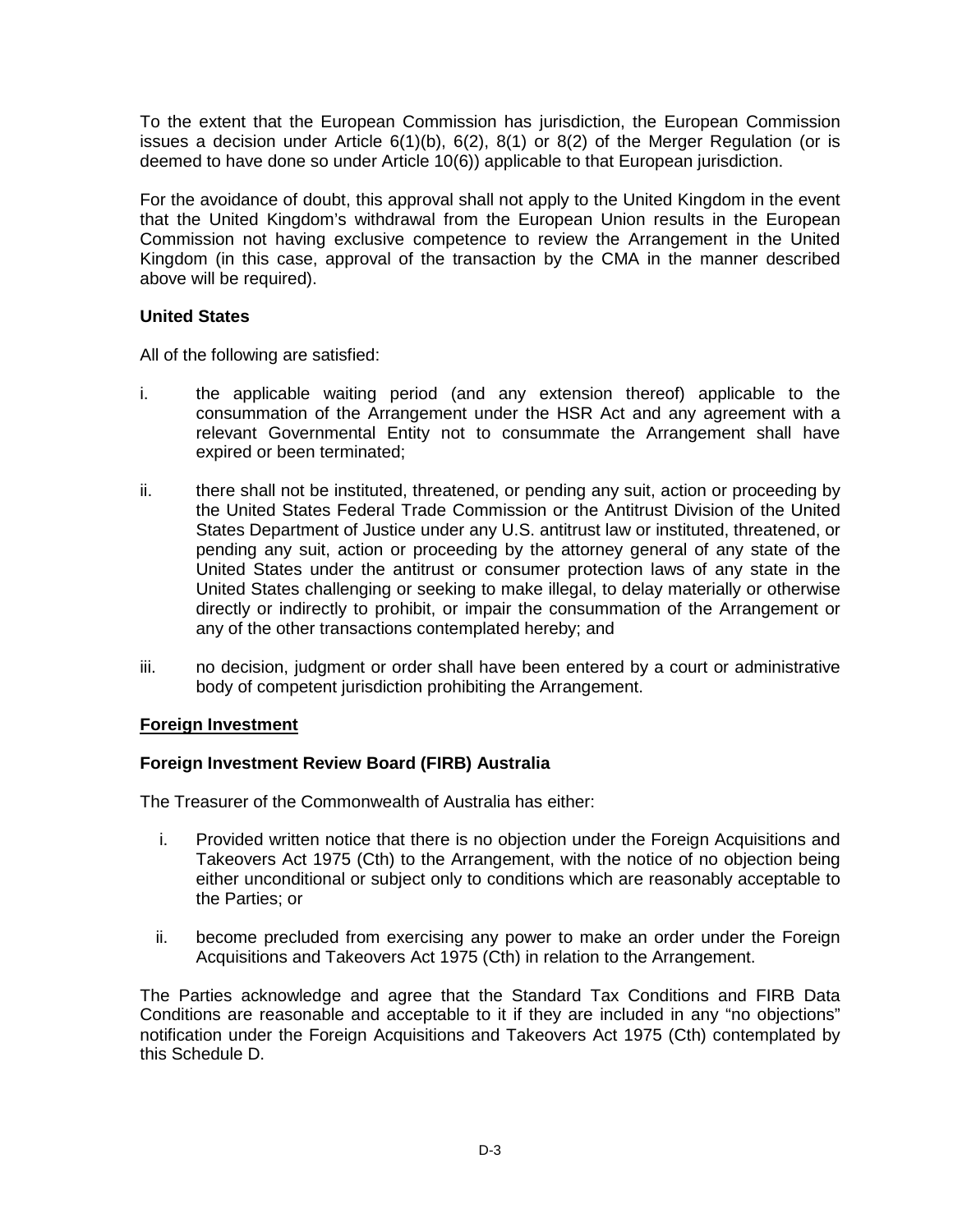To the extent that the European Commission has jurisdiction, the European Commission issues a decision under Article 6(1)(b), 6(2), 8(1) or 8(2) of the Merger Regulation (or is deemed to have done so under Article 10(6)) applicable to that European jurisdiction.

For the avoidance of doubt, this approval shall not apply to the United Kingdom in the event that the United Kingdom's withdrawal from the European Union results in the European Commission not having exclusive competence to review the Arrangement in the United Kingdom (in this case, approval of the transaction by the CMA in the manner described above will be required).

**United States**

All of the following are satisfied:

i. the applicable waiting period (and any extension thereof) applicable to the consummation of the Arrangement under the HSR Act and any agreement with a relevant Governmental Entity not to consummate the Arrangement shall have expired or been terminated;

ii. there shall not be instituted, threatened, or pending any suit, action or proceeding by the United States Federal Trade Commission or the Antitrust Division of the United States Department of Justice under any U.S. antitrust law or instituted, threatened, or pending any suit, action or proceeding by the attorney general of any state of the United States under the antitrust or consumer protection laws of any state in the United States challenging or seeking to make illegal, to delay materially or otherwise directly or indirectly to prohibit, or impair the consummation of the Arrangement or any of the other transactions contemplated hereby; and

iii. no decision, judgment or order shall have been entered by a court or administrative body of competent jurisdiction prohibiting the Arrangement.

**<u>Foreign Investment</u>**

**Foreign Investment Review Board (FIRB) Australia**

The Treasurer of the Commonwealth of Australia has either:

i. Provided written notice that there is no objection under the Foreign Acquisitions and Takeovers Act 1975 (Cth) to the Arrangement, with the notice of no objection being either unconditional or subject only to conditions which are reasonably acceptable to the Parties; or

ii. become precluded from exercising any power to make an order under the Foreign Acquisitions and Takeovers Act 1975 (Cth) in relation to the Arrangement.

The Parties acknowledge and agree that the Standard Tax Conditions and FIRB Data Conditions are reasonable and acceptable to it if they are included in any "no objections" notification under the Foreign Acquisitions and Takeovers Act 1975 (Cth) contemplated by this Schedule D.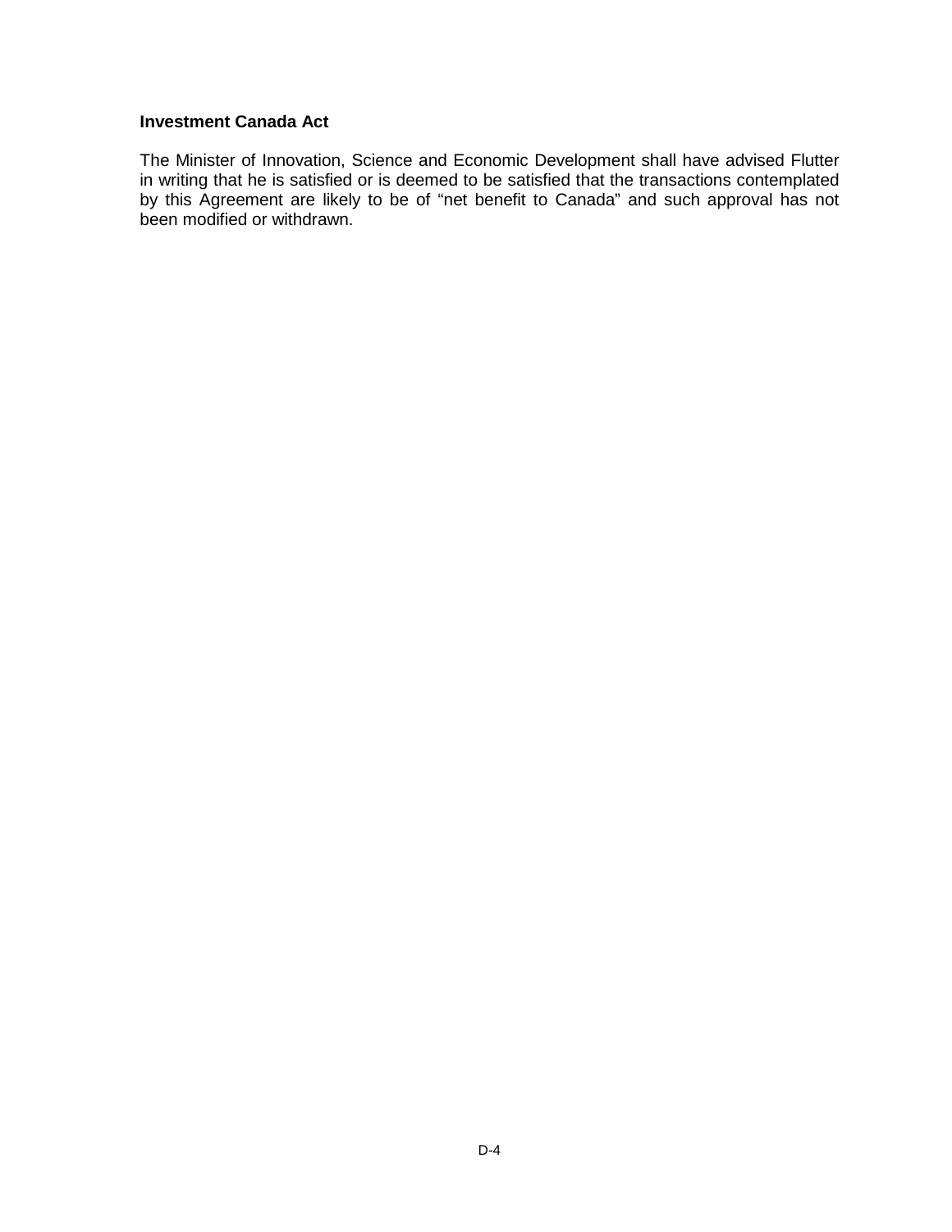**Investment Canada Act**

The Minister of Innovation, Science and Economic Development shall have advised Flutter in writing that he is satisfied or is deemed to be satisfied that the transactions contemplated by this Agreement are likely to be of "net benefit to Canada" and such approval has not been modified or withdrawn.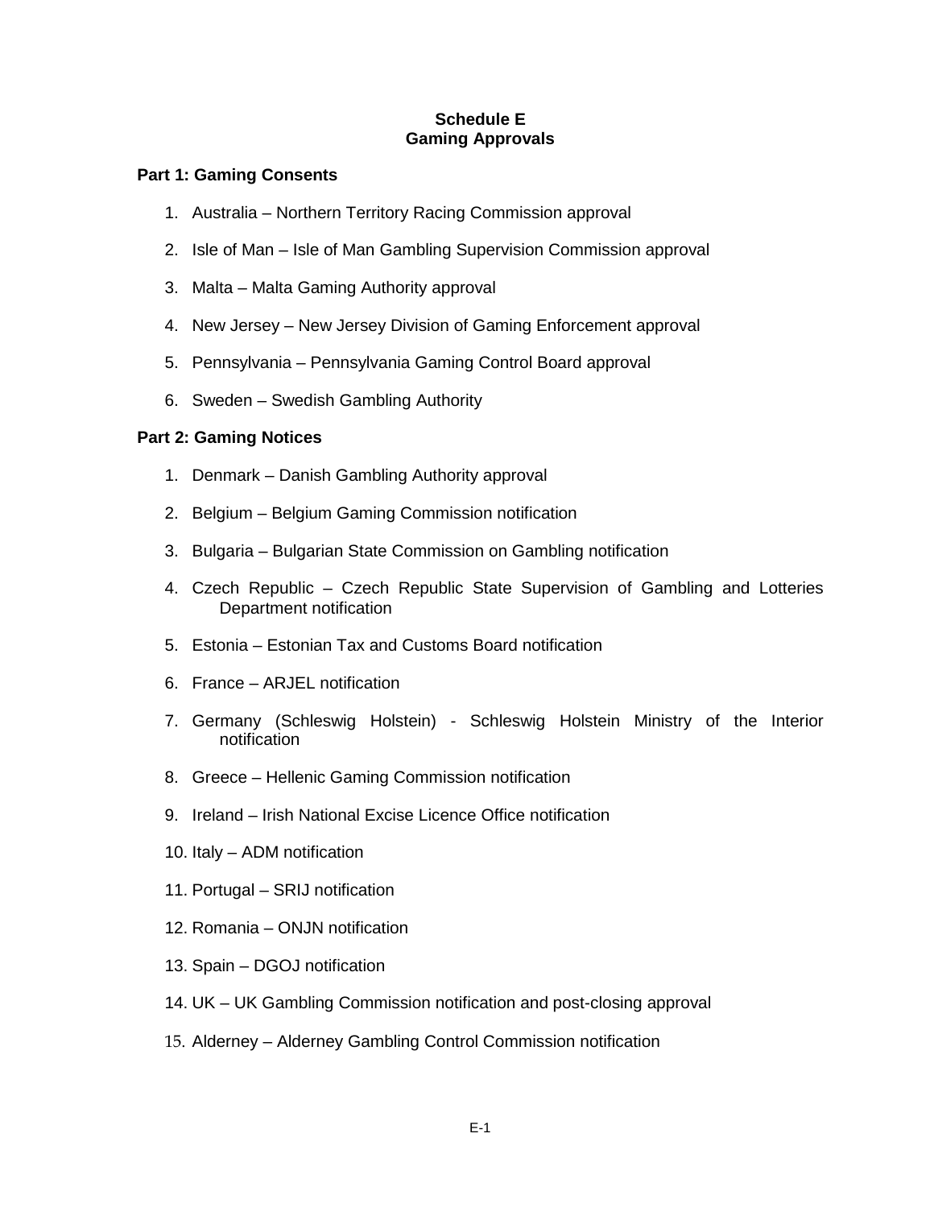**Schedule E**
**Gaming Approvals**

**Part 1: Gaming Consents**

1. Australia – Northern Territory Racing Commission approval
2. Isle of Man – Isle of Man Gambling Supervision Commission approval
3. Malta – Malta Gaming Authority approval
4. New Jersey – New Jersey Division of Gaming Enforcement approval
5. Pennsylvania – Pennsylvania Gaming Control Board approval
6. Sweden – Swedish Gambling Authority

**Part 2: Gaming Notices**

1. Denmark – Danish Gambling Authority approval
2. Belgium – Belgium Gaming Commission notification
3. Bulgaria – Bulgarian State Commission on Gambling notification
4. Czech Republic – Czech Republic State Supervision of Gambling and Lotteries Department notification
5. Estonia – Estonian Tax and Customs Board notification
6. France – ARJEL notification
7. Germany (Schleswig Holstein) - Schleswig Holstein Ministry of the Interior notification
8. Greece – Hellenic Gaming Commission notification
9. Ireland – Irish National Excise Licence Office notification
10. Italy – ADM notification
11. Portugal – SRIJ notification
12. Romania – ONJN notification
13. Spain – DGOJ notification
14. UK – UK Gambling Commission notification and post-closing approval
15. Alderney – Alderney Gambling Control Commission notification